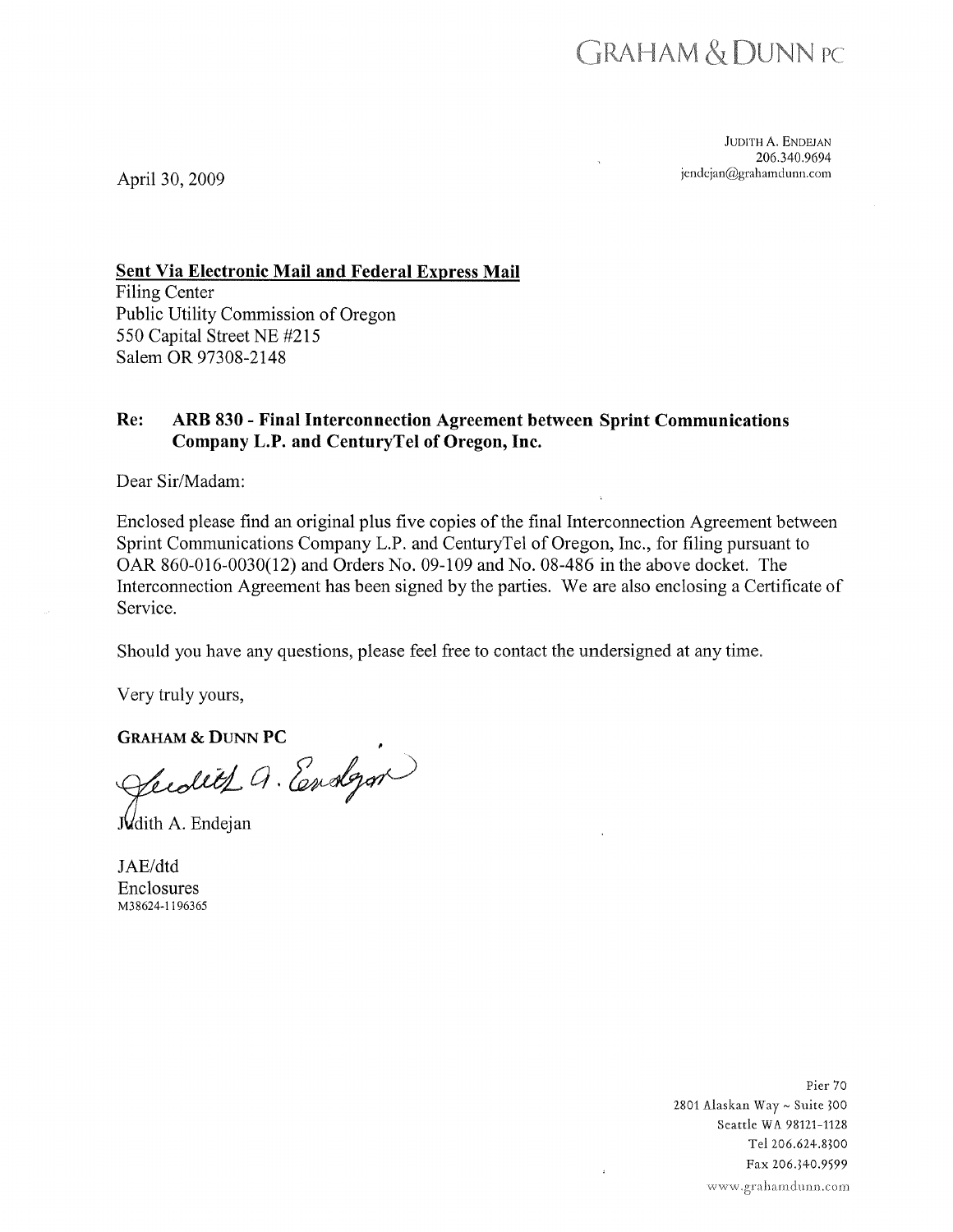GRAHAM & DUNN PC

JUDITH A. ENDEJAN
206.340.9694
jendejan@grahamdunn.com

April 30, 2009

**Sent Via Electronic Mail and Federal Express Mail**
Filing Center
Public Utility Commission of Oregon
550 Capital Street NE #215
Salem OR 97308-2148

**Re: ARB 830 - Final Interconnection Agreement between Sprint Communications Company L.P. and CenturyTel of Oregon, Inc.**

Dear Sir/Madam:

Enclosed please find an original plus five copies of the final Interconnection Agreement between Sprint Communications Company L.P. and CenturyTel of Oregon, Inc., for filing pursuant to OAR 860-016-0030(12) and Orders No. 09-109 and No. 08-486 in the above docket. The Interconnection Agreement has been signed by the parties. We are also enclosing a Certificate of Service.

Should you have any questions, please feel free to contact the undersigned at any time.

Very truly yours,

**GRAHAM & DUNN PC**

Judith A. Endejan

JAE/dtd
Enclosures
M38624-1196365

Pier 70
2801 Alaskan Way ~ Suite 300
Seattle WA 98121-1128
Tel 206.624.8300
Fax 206.340.9599
www.grahamdunn.com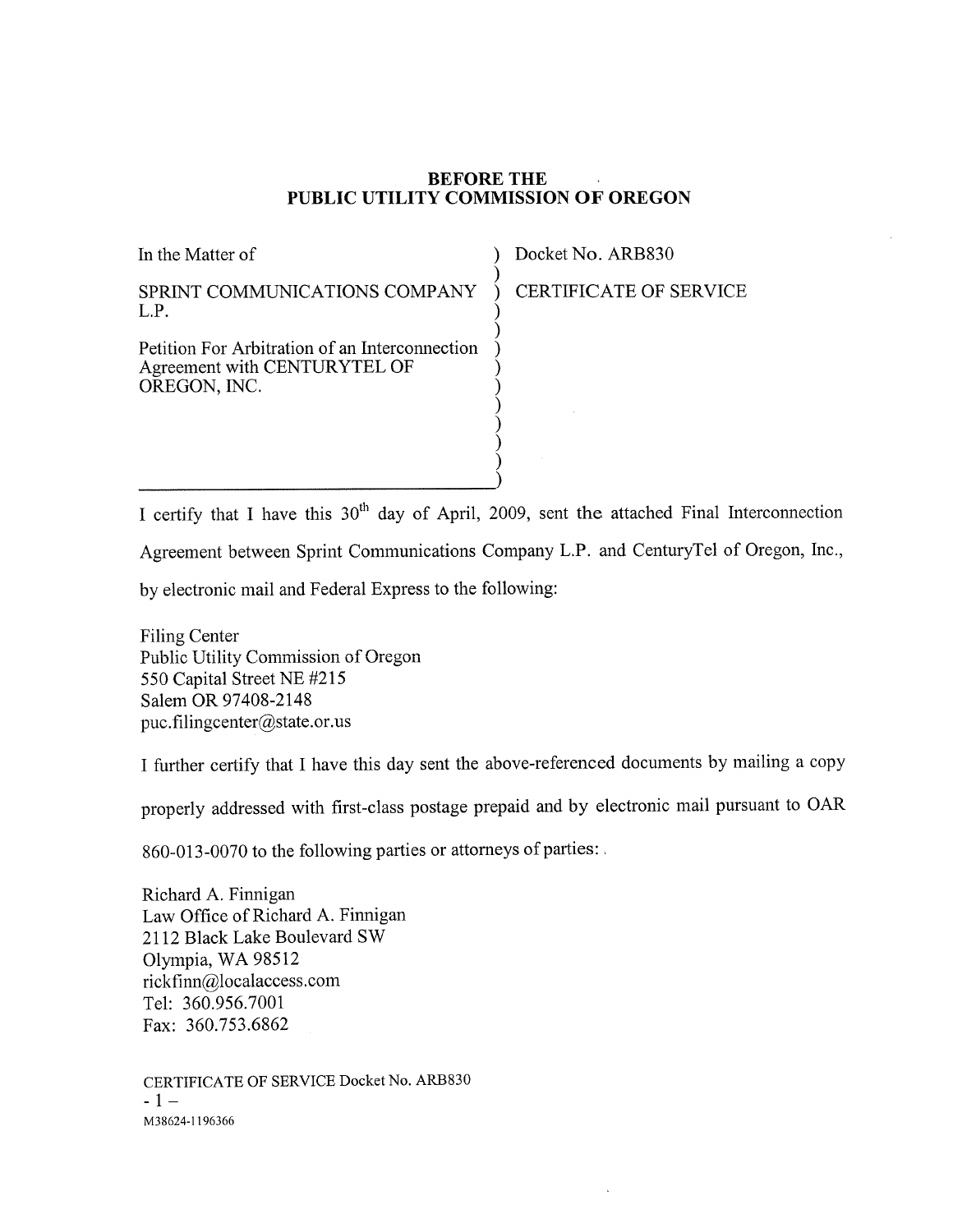**BEFORE THE**
**PUBLIC UTILITY COMMISSION OF OREGON**

| | |
|---|---|
| In the Matter of<br><br>SPRINT COMMUNICATIONS COMPANY L.P.<br><br>Petition For Arbitration of an Interconnection Agreement with CENTURYTEL OF OREGON, INC. | Docket No. ARB830<br><br>CERTIFICATE OF SERVICE |

I certify that I have this 30th day of April, 2009, sent the attached Final Interconnection Agreement between Sprint Communications Company L.P. and CenturyTel of Oregon, Inc., by electronic mail and Federal Express to the following:

Filing Center
Public Utility Commission of Oregon
550 Capital Street NE #215
Salem OR 97408-2148
puc.filingcenter@state.or.us

I further certify that I have this day sent the above-referenced documents by mailing a copy properly addressed with first-class postage prepaid and by electronic mail pursuant to OAR 860-013-0070 to the following parties or attorneys of parties:

Richard A. Finnigan
Law Office of Richard A. Finnigan
2112 Black Lake Boulevard SW
Olympia, WA 98512
rickfinn@localaccess.com
Tel: 360.956.7001
Fax: 360.753.6862

CERTIFICATE OF SERVICE Docket No. ARB830
M38624-1196366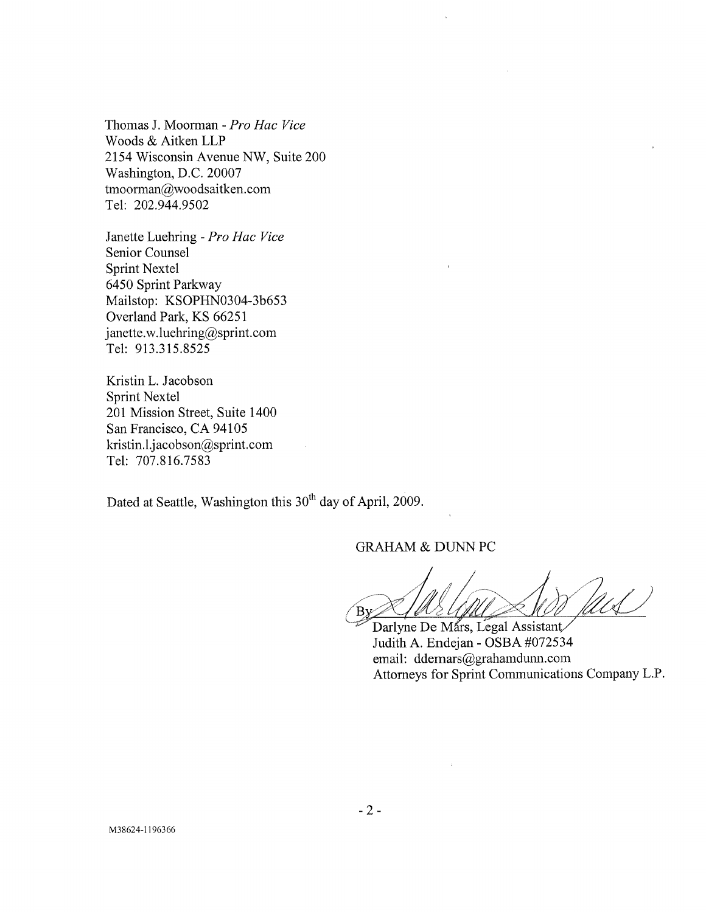Thomas J. Moorman - *Pro Hac Vice*
Woods & Aitken LLP
2154 Wisconsin Avenue NW, Suite 200
Washington, D.C. 20007
tmoorman@woodsaitken.com
Tel: 202.944.9502

Janette Luehring - *Pro Hac Vice*
Senior Counsel
Sprint Nextel
6450 Sprint Parkway
Mailstop: KSOPHN0304-3b653
Overland Park, KS 66251
janette.w.luehring@sprint.com
Tel: 913.315.8525

Kristin L. Jacobson
Sprint Nextel
201 Mission Street, Suite 1400
San Francisco, CA 94105
kristin.l.jacobson@sprint.com
Tel: 707.816.7583

Dated at Seattle, Washington this 30th day of April, 2009.

GRAHAM & DUNN PC

By ____________________
Darlyne De Mars, Legal Assistant
Judith A. Endejan - OSBA #072534
email: ddemars@grahamdunn.com
Attorneys for Sprint Communications Company L.P.

M38624-1196366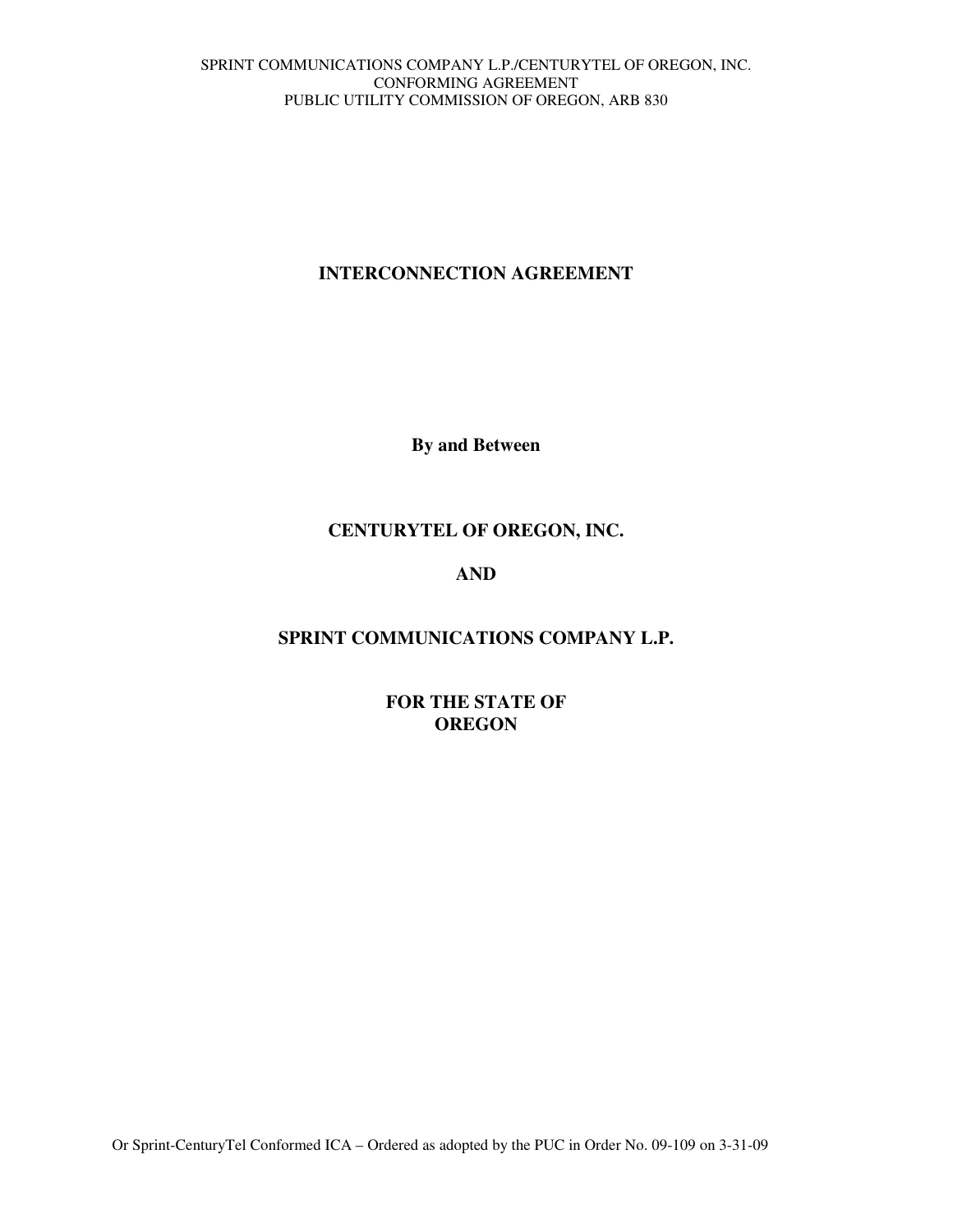# INTERCONNECTION AGREEMENT

**By and Between**

**CENTURYTEL OF OREGON, INC.**

**AND**

**SPRINT COMMUNICATIONS COMPANY L.P.**

**FOR THE STATE OF OREGON**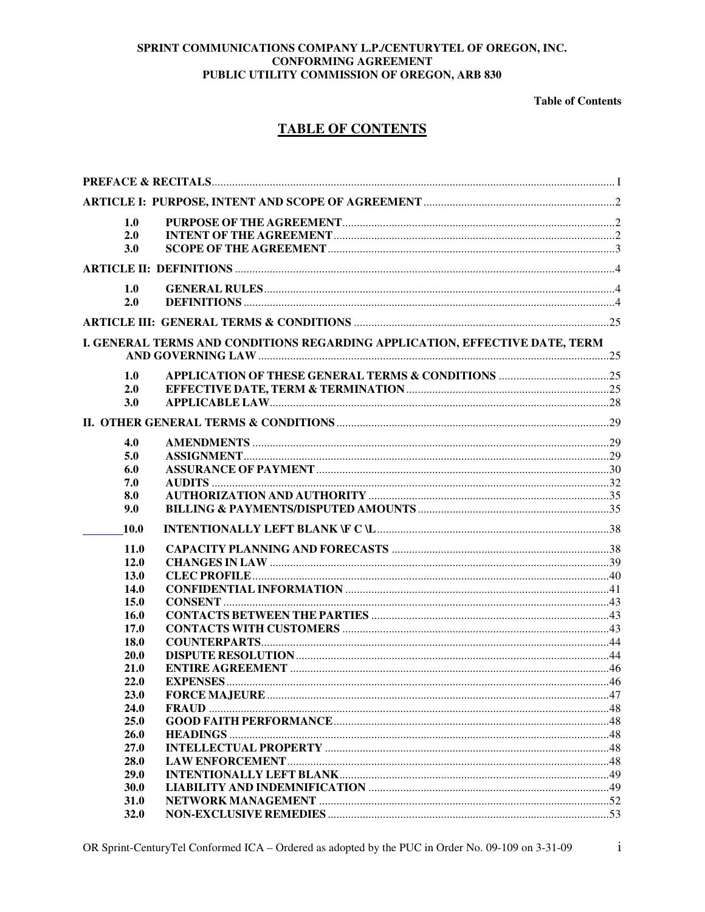**SPRINT COMMUNICATIONS COMPANY L.P./CENTURYTEL OF OREGON, INC.**
**CONFORMING AGREEMENT**
**PUBLIC UTILITY COMMISSION OF OREGON, ARB 830**

# TABLE OF CONTENTS

| | | |
|---|---|---|
| **PREFACE & RECITALS** | | I |
| **ARTICLE I: PURPOSE, INTENT AND SCOPE OF AGREEMENT** | | 2 |
| **1.0** | **PURPOSE OF THE AGREEMENT** | 2 |
| **2.0** | **INTENT OF THE AGREEMENT** | 2 |
| **3.0** | **SCOPE OF THE AGREEMENT** | 3 |
| **ARTICLE II: DEFINITIONS** | | 4 |
| **1.0** | **GENERAL RULES** | 4 |
| **2.0** | **DEFINITIONS** | 4 |
| **ARTICLE III: GENERAL TERMS & CONDITIONS** | | 25 |
| **I. GENERAL TERMS AND CONDITIONS REGARDING APPLICATION, EFFECTIVE DATE, TERM AND GOVERNING LAW** | | 25 |
| **1.0** | **APPLICATION OF THESE GENERAL TERMS & CONDITIONS** | 25 |
| **2.0** | **EFFECTIVE DATE, TERM & TERMINATION** | 25 |
| **3.0** | **APPLICABLE LAW** | 28 |
| **II. OTHER GENERAL TERMS & CONDITIONS** | | 29 |
| **4.0** | **AMENDMENTS** | 29 |
| **5.0** | **ASSIGNMENT** | 29 |
| **6.0** | **ASSURANCE OF PAYMENT** | 30 |
| **7.0** | **AUDITS** | 32 |
| **8.0** | **AUTHORIZATION AND AUTHORITY** | 35 |
| **9.0** | **BILLING & PAYMENTS/DISPUTED AMOUNTS** | 35 |
| **10.0** | **INTENTIONALLY LEFT BLANK \F C \L** | 38 |
| **11.0** | **CAPACITY PLANNING AND FORECASTS** | 38 |
| **12.0** | **CHANGES IN LAW** | 39 |
| **13.0** | **CLEC PROFILE** | 40 |
| **14.0** | **CONFIDENTIAL INFORMATION** | 41 |
| **15.0** | **CONSENT** | 43 |
| **16.0** | **CONTACTS BETWEEN THE PARTIES** | 43 |
| **17.0** | **CONTACTS WITH CUSTOMERS** | 43 |
| **18.0** | **COUNTERPARTS** | 44 |
| **20.0** | **DISPUTE RESOLUTION** | 44 |
| **21.0** | **ENTIRE AGREEMENT** | 46 |
| **22.0** | **EXPENSES** | 46 |
| **23.0** | **FORCE MAJEURE** | 47 |
| **24.0** | **FRAUD** | 48 |
| **25.0** | **GOOD FAITH PERFORMANCE** | 48 |
| **26.0** | **HEADINGS** | 48 |
| **27.0** | **INTELLECTUAL PROPERTY** | 48 |
| **28.0** | **LAW ENFORCEMENT** | 48 |
| **29.0** | **INTENTIONALLY LEFT BLANK** | 49 |
| **30.0** | **LIABILITY AND INDEMNIFICATION** | 49 |
| **31.0** | **NETWORK MANAGEMENT** | 52 |
| **32.0** | **NON-EXCLUSIVE REMEDIES** | 53 |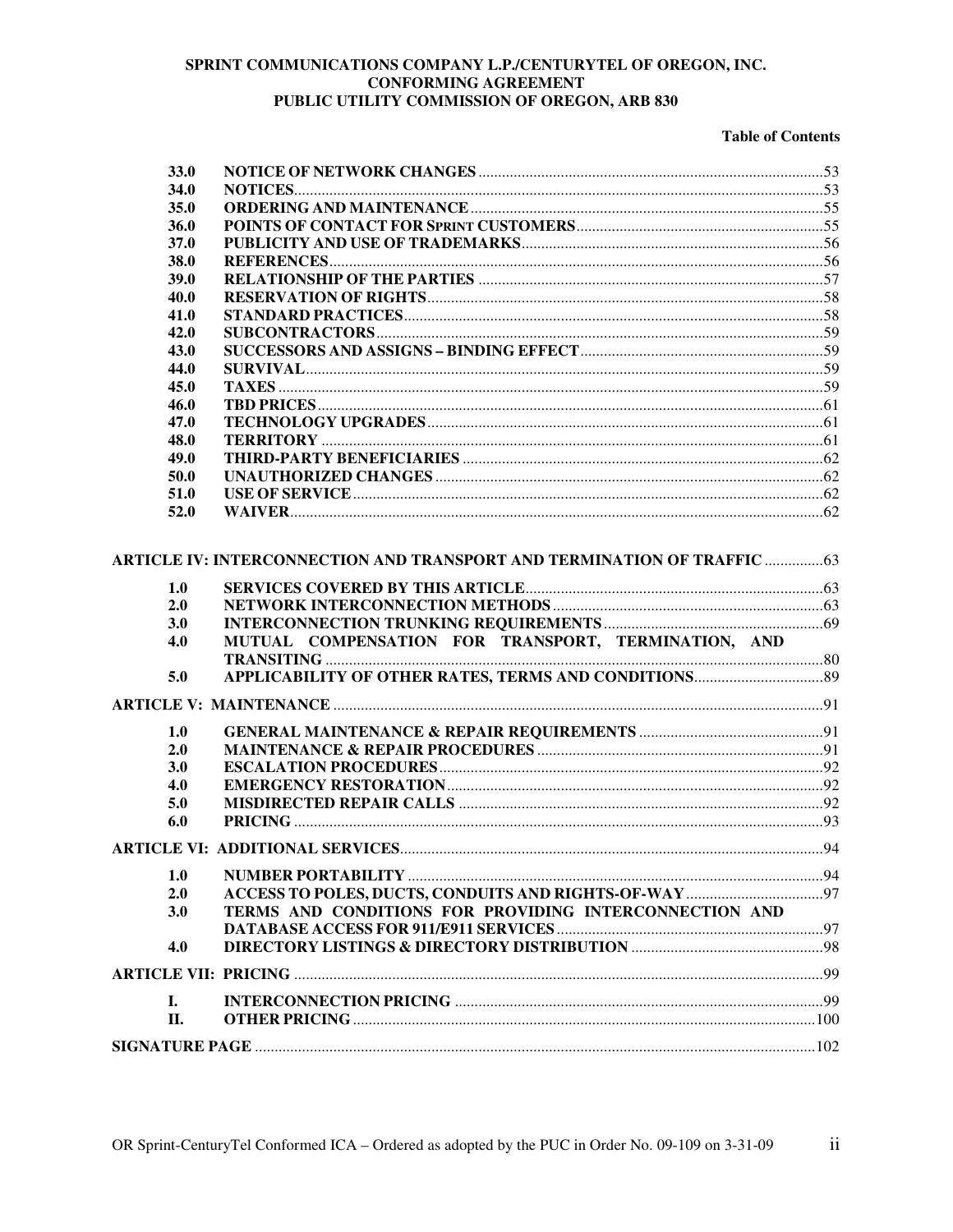**SPRINT COMMUNICATIONS COMPANY L.P./CENTURYTEL OF OREGON, INC.**
**CONFORMING AGREEMENT**
**PUBLIC UTILITY COMMISSION OF OREGON, ARB 830**

**Table of Contents**

| | | |
|---|---|---|
| 33.0 | NOTICE OF NETWORK CHANGES | 53 |
| 34.0 | NOTICES | 53 |
| 35.0 | ORDERING AND MAINTENANCE | 55 |
| 36.0 | POINTS OF CONTACT FOR SPRINT CUSTOMERS | 55 |
| 37.0 | PUBLICITY AND USE OF TRADEMARKS | 56 |
| 38.0 | REFERENCES | 56 |
| 39.0 | RELATIONSHIP OF THE PARTIES | 57 |
| 40.0 | RESERVATION OF RIGHTS | 58 |
| 41.0 | STANDARD PRACTICES | 58 |
| 42.0 | SUBCONTRACTORS | 59 |
| 43.0 | SUCCESSORS AND ASSIGNS – BINDING EFFECT | 59 |
| 44.0 | SURVIVAL | 59 |
| 45.0 | TAXES | 59 |
| 46.0 | TBD PRICES | 61 |
| 47.0 | TECHNOLOGY UPGRADES | 61 |
| 48.0 | TERRITORY | 61 |
| 49.0 | THIRD-PARTY BENEFICIARIES | 62 |
| 50.0 | UNAUTHORIZED CHANGES | 62 |
| 51.0 | USE OF SERVICE | 62 |
| 52.0 | WAIVER | 62 |

**ARTICLE IV: INTERCONNECTION AND TRANSPORT AND TERMINATION OF TRAFFIC** ... 63

| | | |
|---|---|---|
| 1.0 | SERVICES COVERED BY THIS ARTICLE | 63 |
| 2.0 | NETWORK INTERCONNECTION METHODS | 63 |
| 3.0 | INTERCONNECTION TRUNKING REQUIREMENTS | 69 |
| 4.0 | MUTUAL COMPENSATION FOR TRANSPORT, TERMINATION, AND TRANSITING | 80 |
| 5.0 | APPLICABILITY OF OTHER RATES, TERMS AND CONDITIONS | 89 |

**ARTICLE V: MAINTENANCE** ... 91

| | | |
|---|---|---|
| 1.0 | GENERAL MAINTENANCE & REPAIR REQUIREMENTS | 91 |
| 2.0 | MAINTENANCE & REPAIR PROCEDURES | 91 |
| 3.0 | ESCALATION PROCEDURES | 92 |
| 4.0 | EMERGENCY RESTORATION | 92 |
| 5.0 | MISDIRECTED REPAIR CALLS | 92 |
| 6.0 | PRICING | 93 |

**ARTICLE VI: ADDITIONAL SERVICES** ... 94

| | | |
|---|---|---|
| 1.0 | NUMBER PORTABILITY | 94 |
| 2.0 | ACCESS TO POLES, DUCTS, CONDUITS AND RIGHTS-OF-WAY | 97 |
| 3.0 | TERMS AND CONDITIONS FOR PROVIDING INTERCONNECTION AND DATABASE ACCESS FOR 911/E911 SERVICES | 97 |
| 4.0 | DIRECTORY LISTINGS & DIRECTORY DISTRIBUTION | 98 |

**ARTICLE VII: PRICING** ... 99

| | | |
|---|---|---|
| I. | INTERCONNECTION PRICING | 99 |
| II. | OTHER PRICING | 100 |

**SIGNATURE PAGE** ... 102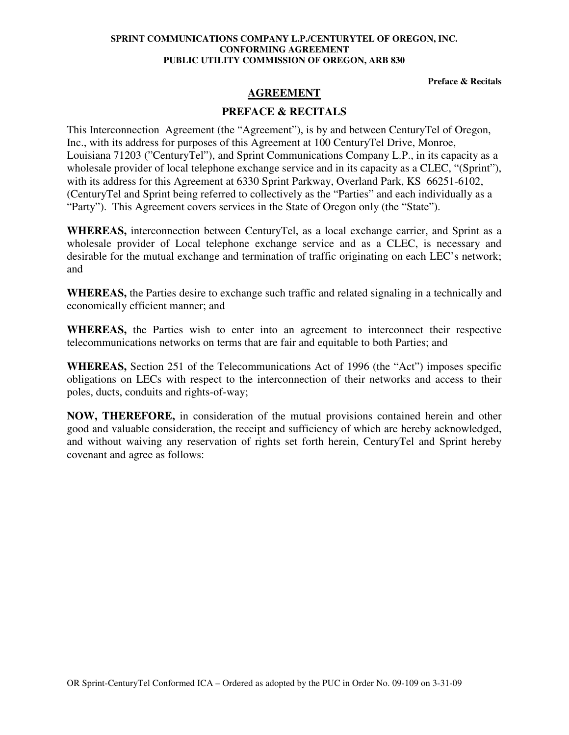## AGREEMENT

## PREFACE & RECITALS

This Interconnection Agreement (the "Agreement"), is by and between CenturyTel of Oregon, Inc., with its address for purposes of this Agreement at 100 CenturyTel Drive, Monroe, Louisiana 71203 ("CenturyTel"), and Sprint Communications Company L.P., in its capacity as a wholesale provider of local telephone exchange service and in its capacity as a CLEC, "(Sprint"), with its address for this Agreement at 6330 Sprint Parkway, Overland Park, KS 66251-6102, (CenturyTel and Sprint being referred to collectively as the "Parties" and each individually as a "Party"). This Agreement covers services in the State of Oregon only (the "State").

**WHEREAS,** interconnection between CenturyTel, as a local exchange carrier, and Sprint as a wholesale provider of Local telephone exchange service and as a CLEC, is necessary and desirable for the mutual exchange and termination of traffic originating on each LEC's network; and

**WHEREAS,** the Parties desire to exchange such traffic and related signaling in a technically and economically efficient manner; and

**WHEREAS,** the Parties wish to enter into an agreement to interconnect their respective telecommunications networks on terms that are fair and equitable to both Parties; and

**WHEREAS,** Section 251 of the Telecommunications Act of 1996 (the "Act") imposes specific obligations on LECs with respect to the interconnection of their networks and access to their poles, ducts, conduits and rights-of-way;

**NOW, THEREFORE,** in consideration of the mutual provisions contained herein and other good and valuable consideration, the receipt and sufficiency of which are hereby acknowledged, and without waiving any reservation of rights set forth herein, CenturyTel and Sprint hereby covenant and agree as follows: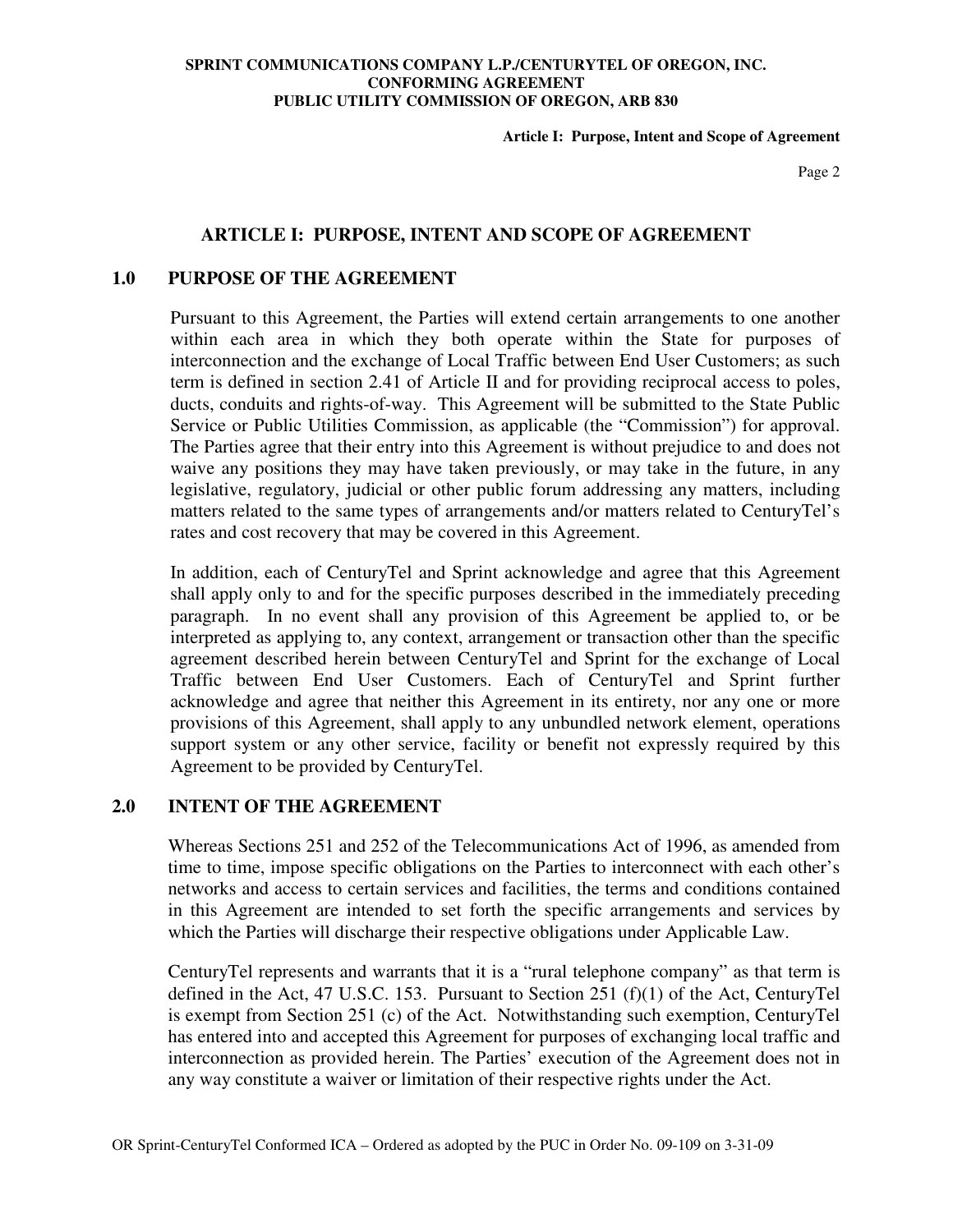# ARTICLE I: PURPOSE, INTENT AND SCOPE OF AGREEMENT

## 1.0 PURPOSE OF THE AGREEMENT

Pursuant to this Agreement, the Parties will extend certain arrangements to one another within each area in which they both operate within the State for purposes of interconnection and the exchange of Local Traffic between End User Customers; as such term is defined in section 2.41 of Article II and for providing reciprocal access to poles, ducts, conduits and rights-of-way. This Agreement will be submitted to the State Public Service or Public Utilities Commission, as applicable (the "Commission") for approval. The Parties agree that their entry into this Agreement is without prejudice to and does not waive any positions they may have taken previously, or may take in the future, in any legislative, regulatory, judicial or other public forum addressing any matters, including matters related to the same types of arrangements and/or matters related to CenturyTel's rates and cost recovery that may be covered in this Agreement.

In addition, each of CenturyTel and Sprint acknowledge and agree that this Agreement shall apply only to and for the specific purposes described in the immediately preceding paragraph. In no event shall any provision of this Agreement be applied to, or be interpreted as applying to, any context, arrangement or transaction other than the specific agreement described herein between CenturyTel and Sprint for the exchange of Local Traffic between End User Customers. Each of CenturyTel and Sprint further acknowledge and agree that neither this Agreement in its entirety, nor any one or more provisions of this Agreement, shall apply to any unbundled network element, operations support system or any other service, facility or benefit not expressly required by this Agreement to be provided by CenturyTel.

## 2.0 INTENT OF THE AGREEMENT

Whereas Sections 251 and 252 of the Telecommunications Act of 1996, as amended from time to time, impose specific obligations on the Parties to interconnect with each other's networks and access to certain services and facilities, the terms and conditions contained in this Agreement are intended to set forth the specific arrangements and services by which the Parties will discharge their respective obligations under Applicable Law.

CenturyTel represents and warrants that it is a "rural telephone company" as that term is defined in the Act, 47 U.S.C. 153. Pursuant to Section 251 (f)(1) of the Act, CenturyTel is exempt from Section 251 (c) of the Act. Notwithstanding such exemption, CenturyTel has entered into and accepted this Agreement for purposes of exchanging local traffic and interconnection as provided herein. The Parties' execution of the Agreement does not in any way constitute a waiver or limitation of their respective rights under the Act.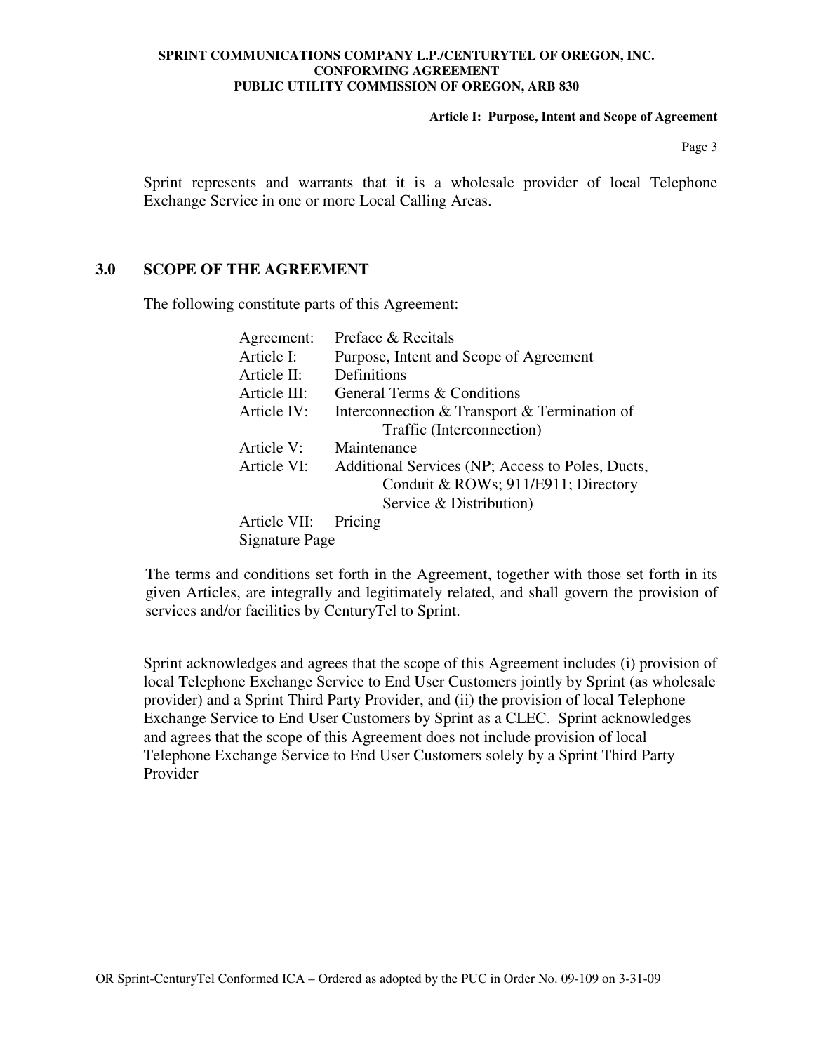Sprint represents and warrants that it is a wholesale provider of local Telephone Exchange Service in one or more Local Calling Areas.

## 3.0 SCOPE OF THE AGREEMENT

The following constitute parts of this Agreement:

| | |
|---|---|
| Agreement: | Preface & Recitals |
| Article I: | Purpose, Intent and Scope of Agreement |
| Article II: | Definitions |
| Article III: | General Terms & Conditions |
| Article IV: | Interconnection & Transport & Termination of Traffic (Interconnection) |
| Article V: | Maintenance |
| Article VI: | Additional Services (NP; Access to Poles, Ducts, Conduit & ROWs; 911/E911; Directory Service & Distribution) |
| Article VII: | Pricing |
| Signature Page | |

The terms and conditions set forth in the Agreement, together with those set forth in its given Articles, are integrally and legitimately related, and shall govern the provision of services and/or facilities by CenturyTel to Sprint.

Sprint acknowledges and agrees that the scope of this Agreement includes (i) provision of local Telephone Exchange Service to End User Customers jointly by Sprint (as wholesale provider) and a Sprint Third Party Provider, and (ii) the provision of local Telephone Exchange Service to End User Customers by Sprint as a CLEC. Sprint acknowledges and agrees that the scope of this Agreement does not include provision of local Telephone Exchange Service to End User Customers solely by a Sprint Third Party Provider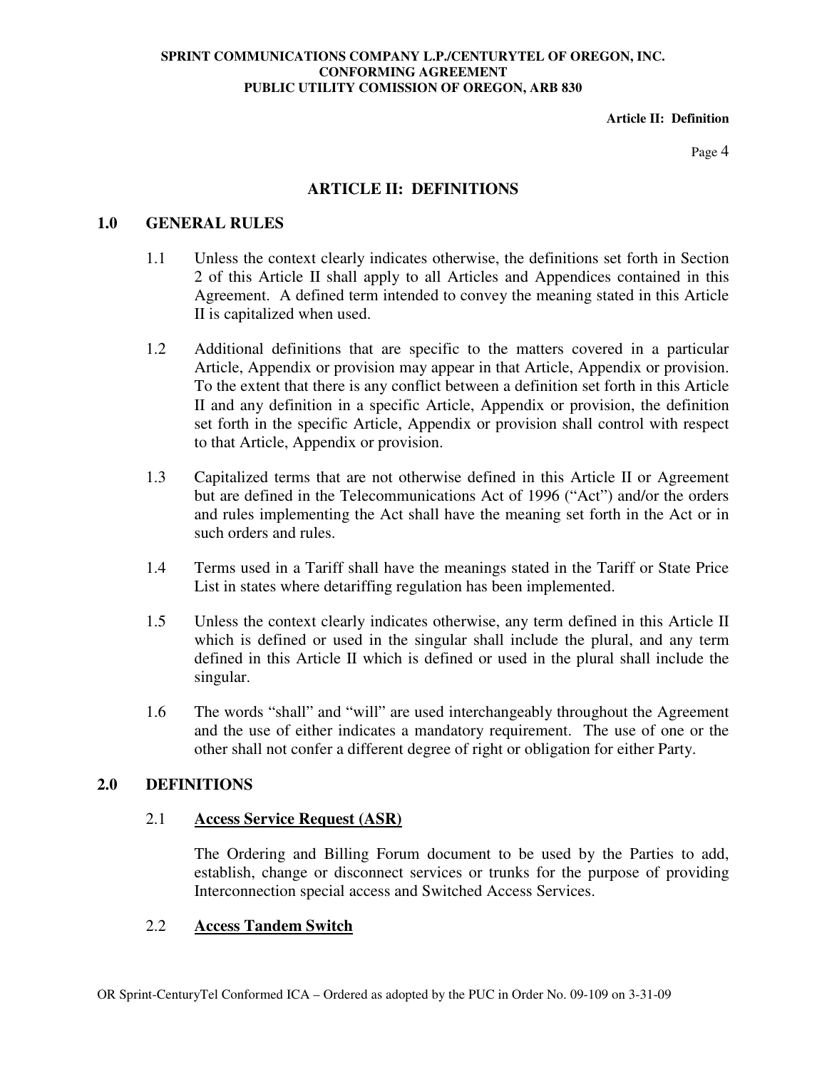# ARTICLE II: DEFINITIONS

## 1.0 GENERAL RULES

1.1 Unless the context clearly indicates otherwise, the definitions set forth in Section 2 of this Article II shall apply to all Articles and Appendices contained in this Agreement. A defined term intended to convey the meaning stated in this Article II is capitalized when used.

1.2 Additional definitions that are specific to the matters covered in a particular Article, Appendix or provision may appear in that Article, Appendix or provision. To the extent that there is any conflict between a definition set forth in this Article II and any definition in a specific Article, Appendix or provision, the definition set forth in the specific Article, Appendix or provision shall control with respect to that Article, Appendix or provision.

1.3 Capitalized terms that are not otherwise defined in this Article II or Agreement but are defined in the Telecommunications Act of 1996 ("Act") and/or the orders and rules implementing the Act shall have the meaning set forth in the Act or in such orders and rules.

1.4 Terms used in a Tariff shall have the meanings stated in the Tariff or State Price List in states where detariffing regulation has been implemented.

1.5 Unless the context clearly indicates otherwise, any term defined in this Article II which is defined or used in the singular shall include the plural, and any term defined in this Article II which is defined or used in the plural shall include the singular.

1.6 The words "shall" and "will" are used interchangeably throughout the Agreement and the use of either indicates a mandatory requirement. The use of one or the other shall not confer a different degree of right or obligation for either Party.

## 2.0 DEFINITIONS

2.1 **Access Service Request (ASR)**

The Ordering and Billing Forum document to be used by the Parties to add, establish, change or disconnect services or trunks for the purpose of providing Interconnection special access and Switched Access Services.

2.2 **Access Tandem Switch**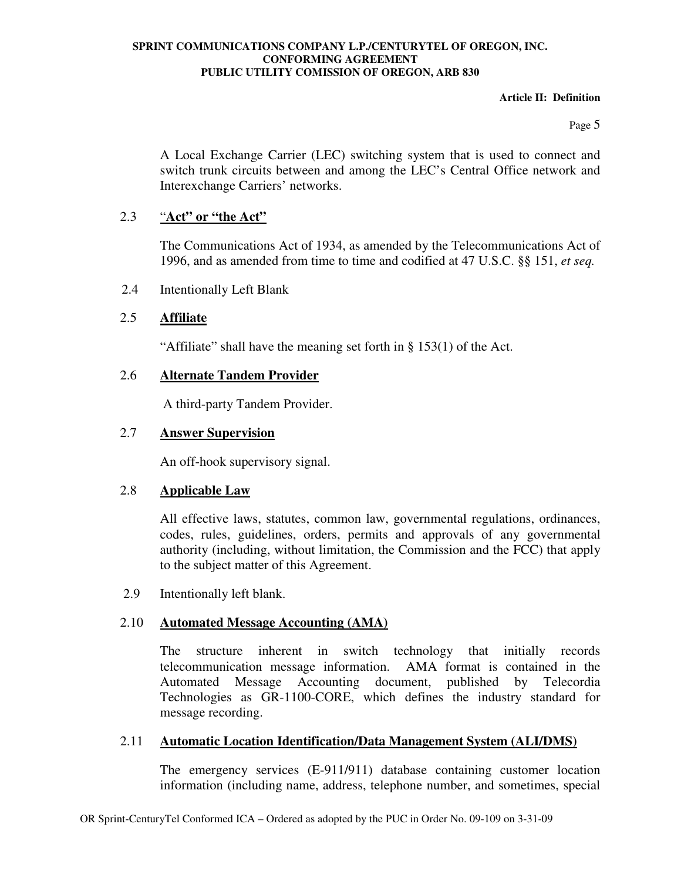A Local Exchange Carrier (LEC) switching system that is used to connect and switch trunk circuits between and among the LEC's Central Office network and Interexchange Carriers' networks.

2.3 "**Act" or "the Act"**

The Communications Act of 1934, as amended by the Telecommunications Act of 1996, and as amended from time to time and codified at 47 U.S.C. §§ 151, *et seq.*

2.4 Intentionally Left Blank

2.5 **Affiliate**

"Affiliate" shall have the meaning set forth in § 153(1) of the Act.

2.6 **Alternate Tandem Provider**

A third-party Tandem Provider.

2.7 **Answer Supervision**

An off-hook supervisory signal.

2.8 **Applicable Law**

All effective laws, statutes, common law, governmental regulations, ordinances, codes, rules, guidelines, orders, permits and approvals of any governmental authority (including, without limitation, the Commission and the FCC) that apply to the subject matter of this Agreement.

2.9 Intentionally left blank.

2.10 **Automated Message Accounting (AMA)**

The structure inherent in switch technology that initially records telecommunication message information. AMA format is contained in the Automated Message Accounting document, published by Telecordia Technologies as GR-1100-CORE, which defines the industry standard for message recording.

2.11 **Automatic Location Identification/Data Management System (ALI/DMS)**

The emergency services (E-911/911) database containing customer location information (including name, address, telephone number, and sometimes, special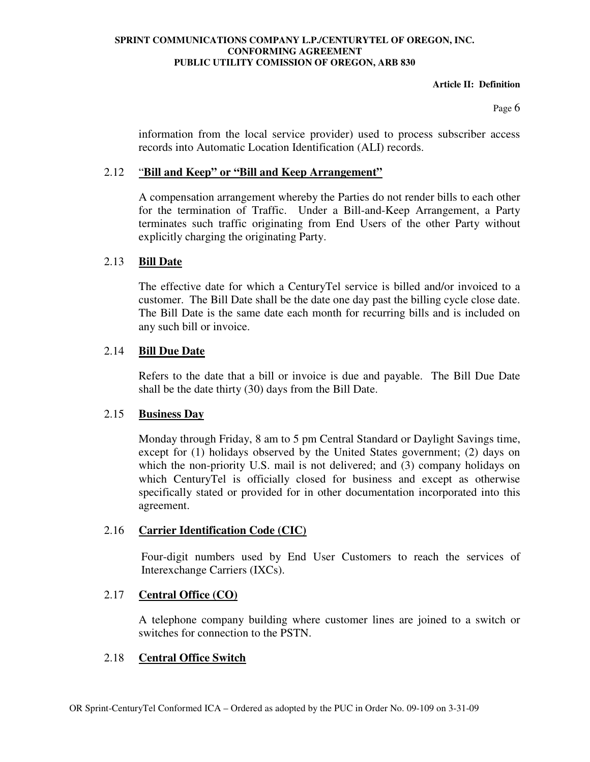information from the local service provider) used to process subscriber access records into Automatic Location Identification (ALI) records.

2.12 **"Bill and Keep" or "Bill and Keep Arrangement"**

A compensation arrangement whereby the Parties do not render bills to each other for the termination of Traffic. Under a Bill-and-Keep Arrangement, a Party terminates such traffic originating from End Users of the other Party without explicitly charging the originating Party.

2.13 **Bill Date**

The effective date for which a CenturyTel service is billed and/or invoiced to a customer. The Bill Date shall be the date one day past the billing cycle close date. The Bill Date is the same date each month for recurring bills and is included on any such bill or invoice.

2.14 **Bill Due Date**

Refers to the date that a bill or invoice is due and payable. The Bill Due Date shall be the date thirty (30) days from the Bill Date.

2.15 **Business Day**

Monday through Friday, 8 am to 5 pm Central Standard or Daylight Savings time, except for (1) holidays observed by the United States government; (2) days on which the non-priority U.S. mail is not delivered; and (3) company holidays on which CenturyTel is officially closed for business and except as otherwise specifically stated or provided for in other documentation incorporated into this agreement.

2.16 **Carrier Identification Code (CIC)**

Four-digit numbers used by End User Customers to reach the services of Interexchange Carriers (IXCs).

2.17 **Central Office (CO)**

A telephone company building where customer lines are joined to a switch or switches for connection to the PSTN.

2.18 **Central Office Switch**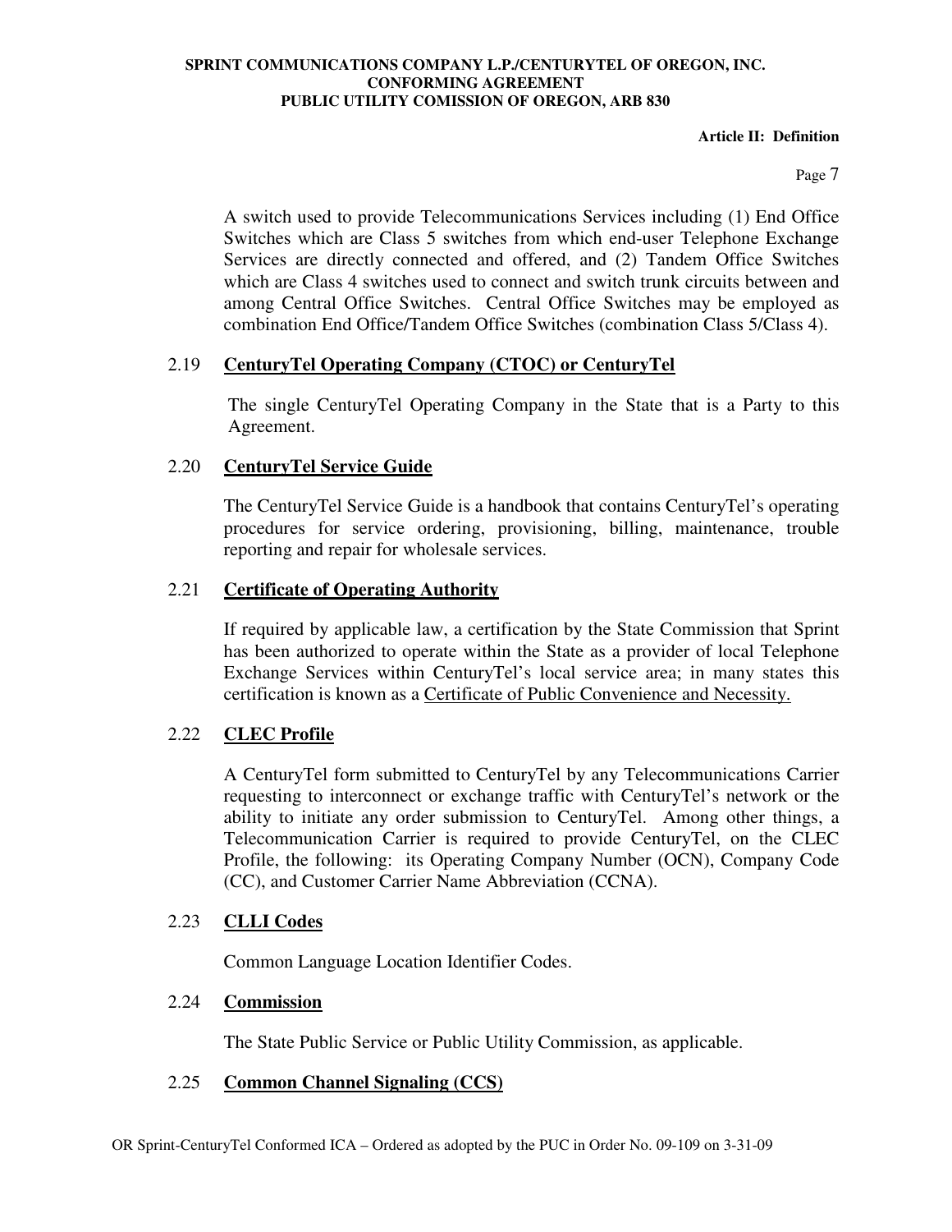A switch used to provide Telecommunications Services including (1) End Office Switches which are Class 5 switches from which end-user Telephone Exchange Services are directly connected and offered, and (2) Tandem Office Switches which are Class 4 switches used to connect and switch trunk circuits between and among Central Office Switches. Central Office Switches may be employed as combination End Office/Tandem Office Switches (combination Class 5/Class 4).

2.19 **CenturyTel Operating Company (CTOC) or CenturyTel**

The single CenturyTel Operating Company in the State that is a Party to this Agreement.

2.20 **CenturyTel Service Guide**

The CenturyTel Service Guide is a handbook that contains CenturyTel's operating procedures for service ordering, provisioning, billing, maintenance, trouble reporting and repair for wholesale services.

2.21 **Certificate of Operating Authority**

If required by applicable law, a certification by the State Commission that Sprint has been authorized to operate within the State as a provider of local Telephone Exchange Services within CenturyTel's local service area; in many states this certification is known as a Certificate of Public Convenience and Necessity.

2.22 **CLEC Profile**

A CenturyTel form submitted to CenturyTel by any Telecommunications Carrier requesting to interconnect or exchange traffic with CenturyTel's network or the ability to initiate any order submission to CenturyTel. Among other things, a Telecommunication Carrier is required to provide CenturyTel, on the CLEC Profile, the following: its Operating Company Number (OCN), Company Code (CC), and Customer Carrier Name Abbreviation (CCNA).

2.23 **CLLI Codes**

Common Language Location Identifier Codes.

2.24 **Commission**

The State Public Service or Public Utility Commission, as applicable.

2.25 **Common Channel Signaling (CCS)**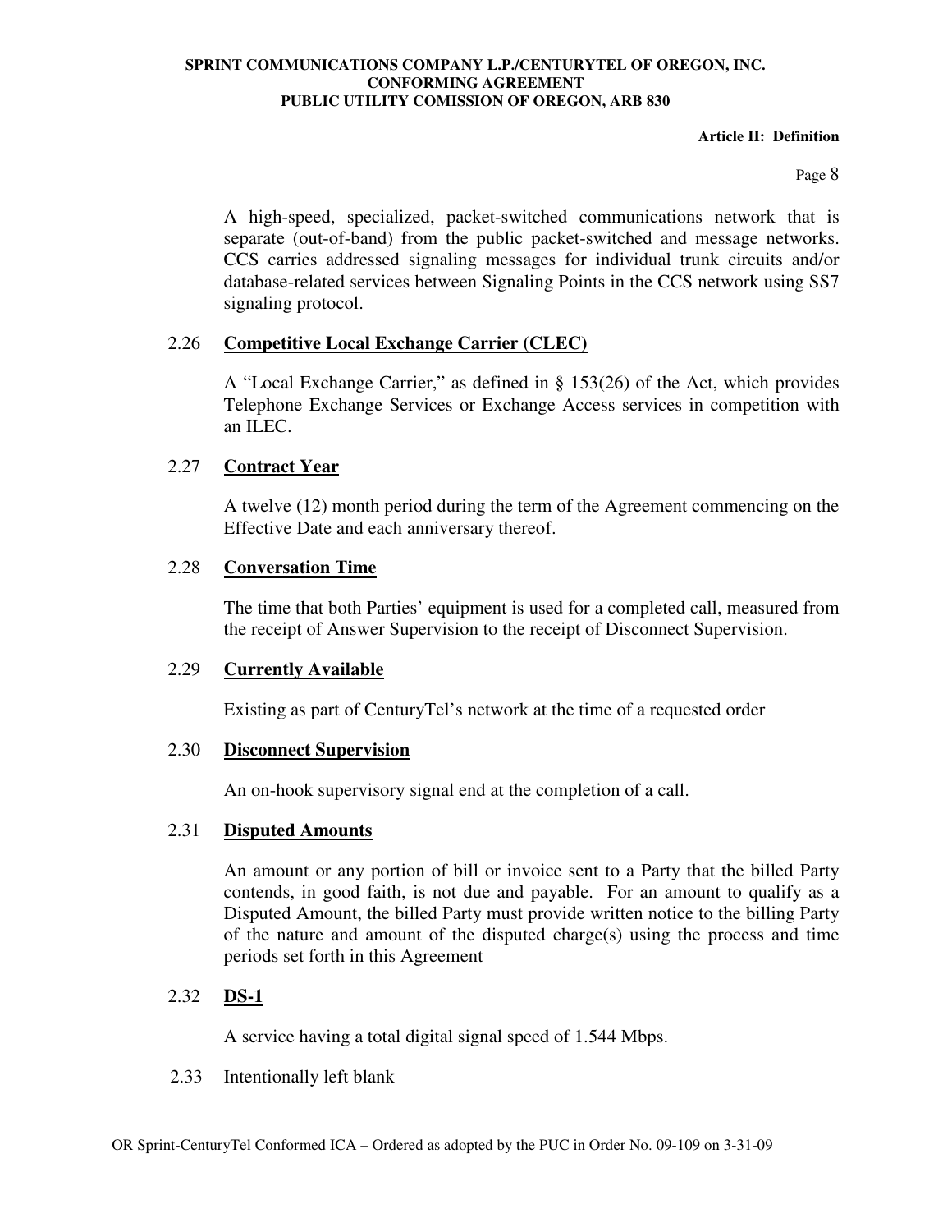A high-speed, specialized, packet-switched communications network that is separate (out-of-band) from the public packet-switched and message networks. CCS carries addressed signaling messages for individual trunk circuits and/or database-related services between Signaling Points in the CCS network using SS7 signaling protocol.

### 2.26 **Competitive Local Exchange Carrier (CLEC)**

A "Local Exchange Carrier," as defined in § 153(26) of the Act, which provides Telephone Exchange Services or Exchange Access services in competition with an ILEC.

### 2.27 **Contract Year**

A twelve (12) month period during the term of the Agreement commencing on the Effective Date and each anniversary thereof.

### 2.28 **Conversation Time**

The time that both Parties' equipment is used for a completed call, measured from the receipt of Answer Supervision to the receipt of Disconnect Supervision.

### 2.29 **Currently Available**

Existing as part of CenturyTel's network at the time of a requested order

### 2.30 **Disconnect Supervision**

An on-hook supervisory signal end at the completion of a call.

### 2.31 **Disputed Amounts**

An amount or any portion of bill or invoice sent to a Party that the billed Party contends, in good faith, is not due and payable. For an amount to qualify as a Disputed Amount, the billed Party must provide written notice to the billing Party of the nature and amount of the disputed charge(s) using the process and time periods set forth in this Agreement

### 2.32 **DS-1**

A service having a total digital signal speed of 1.544 Mbps.

2.33 Intentionally left blank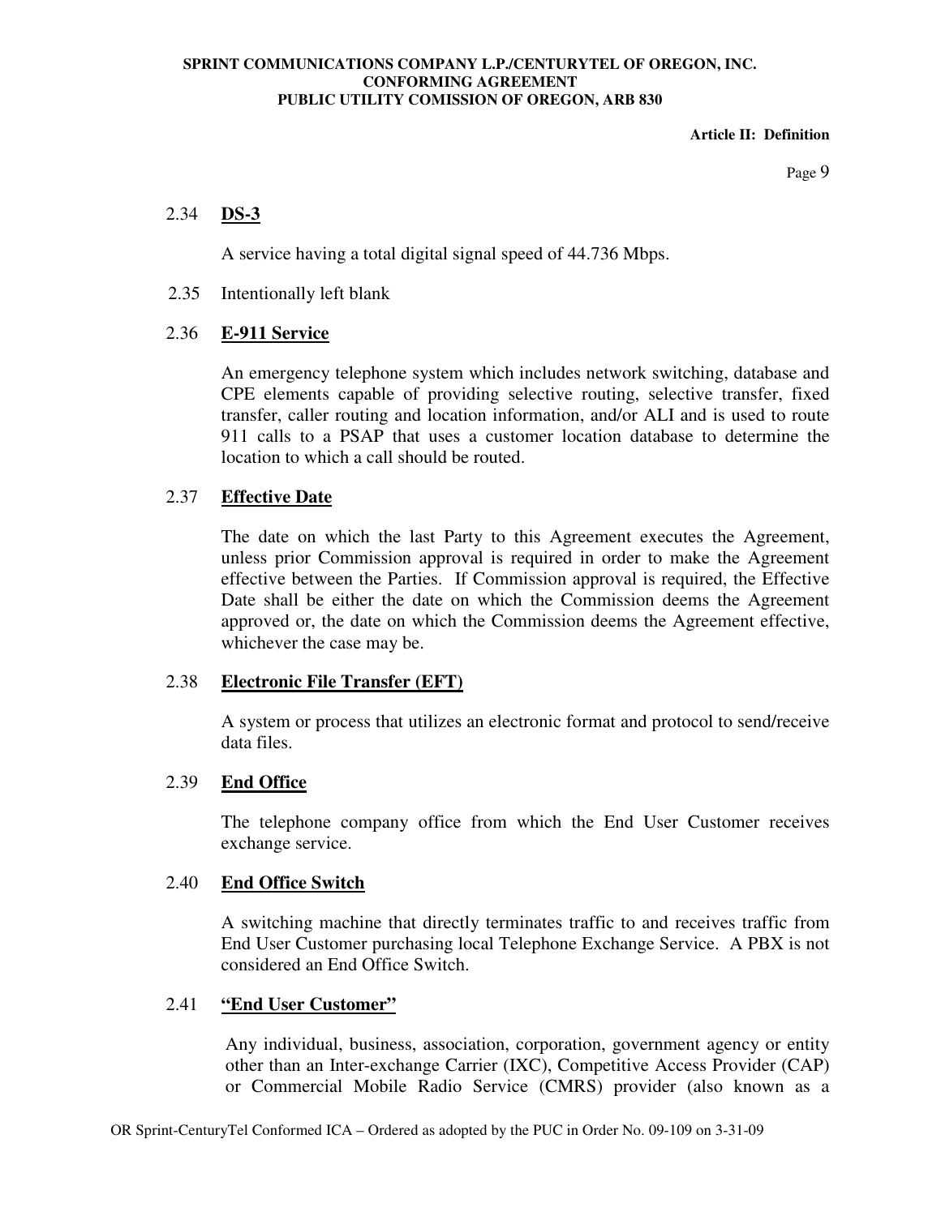2.34 **DS-3**

A service having a total digital signal speed of 44.736 Mbps.

2.35 Intentionally left blank

2.36 **E-911 Service**

An emergency telephone system which includes network switching, database and CPE elements capable of providing selective routing, selective transfer, fixed transfer, caller routing and location information, and/or ALI and is used to route 911 calls to a PSAP that uses a customer location database to determine the location to which a call should be routed.

2.37 **Effective Date**

The date on which the last Party to this Agreement executes the Agreement, unless prior Commission approval is required in order to make the Agreement effective between the Parties. If Commission approval is required, the Effective Date shall be either the date on which the Commission deems the Agreement approved or, the date on which the Commission deems the Agreement effective, whichever the case may be.

2.38 **Electronic File Transfer (EFT)**

A system or process that utilizes an electronic format and protocol to send/receive data files.

2.39 **End Office**

The telephone company office from which the End User Customer receives exchange service.

2.40 **End Office Switch**

A switching machine that directly terminates traffic to and receives traffic from End User Customer purchasing local Telephone Exchange Service. A PBX is not considered an End Office Switch.

2.41 **"End User Customer"**

Any individual, business, association, corporation, government agency or entity other than an Inter-exchange Carrier (IXC), Competitive Access Provider (CAP) or Commercial Mobile Radio Service (CMRS) provider (also known as a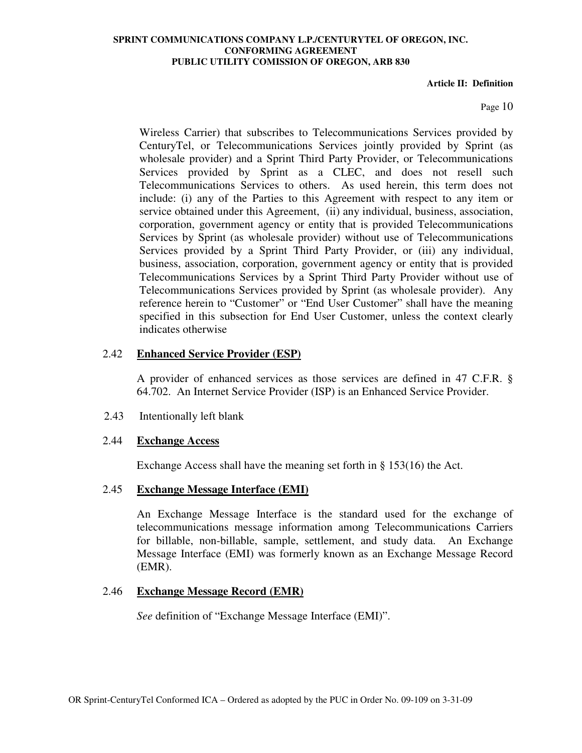Wireless Carrier) that subscribes to Telecommunications Services provided by CenturyTel, or Telecommunications Services jointly provided by Sprint (as wholesale provider) and a Sprint Third Party Provider, or Telecommunications Services provided by Sprint as a CLEC, and does not resell such Telecommunications Services to others. As used herein, this term does not include: (i) any of the Parties to this Agreement with respect to any item or service obtained under this Agreement, (ii) any individual, business, association, corporation, government agency or entity that is provided Telecommunications Services by Sprint (as wholesale provider) without use of Telecommunications Services provided by a Sprint Third Party Provider, or (iii) any individual, business, association, corporation, government agency or entity that is provided Telecommunications Services by a Sprint Third Party Provider without use of Telecommunications Services provided by Sprint (as wholesale provider). Any reference herein to "Customer" or "End User Customer" shall have the meaning specified in this subsection for End User Customer, unless the context clearly indicates otherwise

2.42 **Enhanced Service Provider (ESP)**

A provider of enhanced services as those services are defined in 47 C.F.R. § 64.702. An Internet Service Provider (ISP) is an Enhanced Service Provider.

2.43 Intentionally left blank

2.44 **Exchange Access**

Exchange Access shall have the meaning set forth in § 153(16) the Act.

2.45 **Exchange Message Interface (EMI)**

An Exchange Message Interface is the standard used for the exchange of telecommunications message information among Telecommunications Carriers for billable, non-billable, sample, settlement, and study data. An Exchange Message Interface (EMI) was formerly known as an Exchange Message Record (EMR).

2.46 **Exchange Message Record (EMR)**

*See* definition of "Exchange Message Interface (EMI)".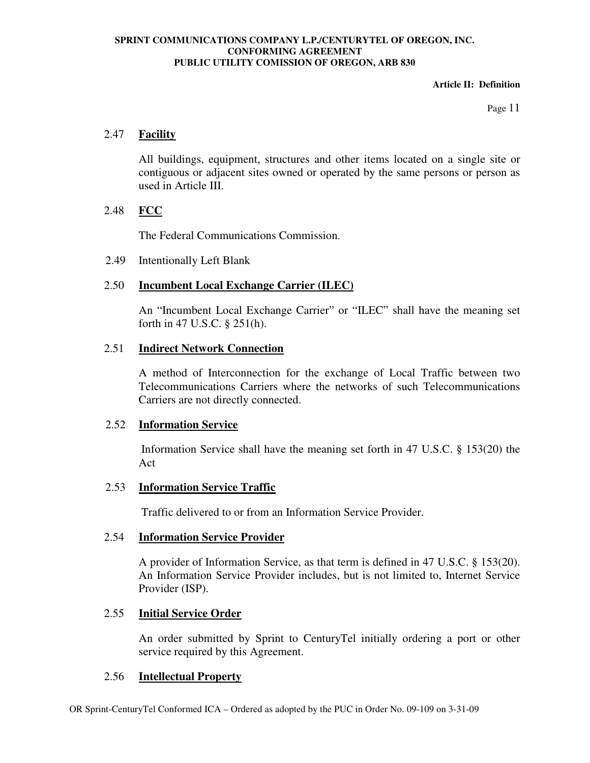### 2.47 **Facility**

All buildings, equipment, structures and other items located on a single site or contiguous or adjacent sites owned or operated by the same persons or person as used in Article III.

### 2.48 **FCC**

The Federal Communications Commission.

### 2.49 Intentionally Left Blank

### 2.50 **Incumbent Local Exchange Carrier (ILEC)**

An "Incumbent Local Exchange Carrier" or "ILEC" shall have the meaning set forth in 47 U.S.C. § 251(h).

### 2.51 **Indirect Network Connection**

A method of Interconnection for the exchange of Local Traffic between two Telecommunications Carriers where the networks of such Telecommunications Carriers are not directly connected.

### 2.52 **Information Service**

Information Service shall have the meaning set forth in 47 U.S.C. § 153(20) the Act

### 2.53 **Information Service Traffic**

Traffic delivered to or from an Information Service Provider.

### 2.54 **Information Service Provider**

A provider of Information Service, as that term is defined in 47 U.S.C. § 153(20). An Information Service Provider includes, but is not limited to, Internet Service Provider (ISP).

### 2.55 **Initial Service Order**

An order submitted by Sprint to CenturyTel initially ordering a port or other service required by this Agreement.

### 2.56 **Intellectual Property**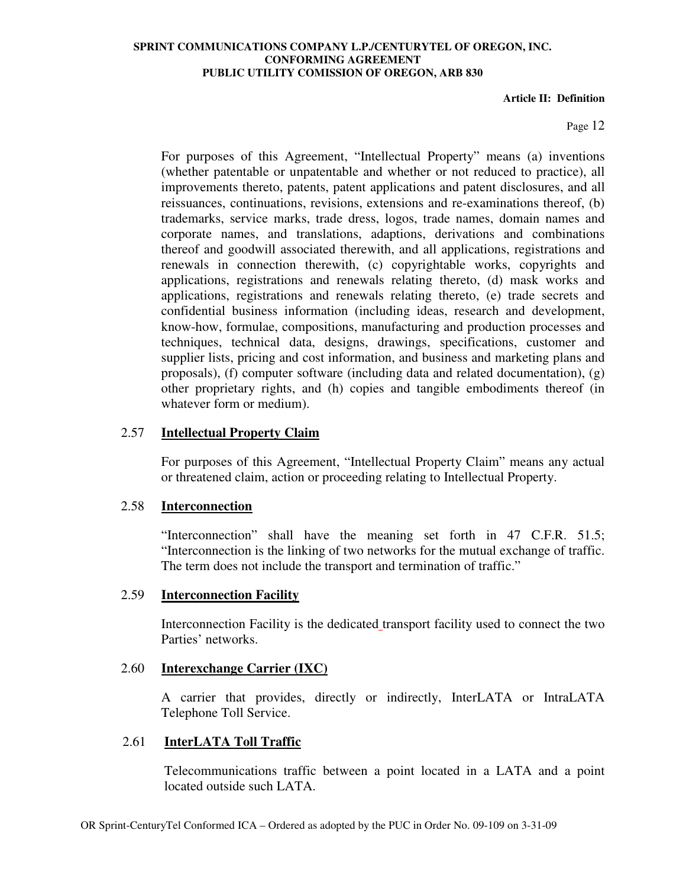For purposes of this Agreement, "Intellectual Property" means (a) inventions (whether patentable or unpatentable and whether or not reduced to practice), all improvements thereto, patents, patent applications and patent disclosures, and all reissuances, continuations, revisions, extensions and re-examinations thereof, (b) trademarks, service marks, trade dress, logos, trade names, domain names and corporate names, and translations, adaptions, derivations and combinations thereof and goodwill associated therewith, and all applications, registrations and renewals in connection therewith, (c) copyrightable works, copyrights and applications, registrations and renewals relating thereto, (d) mask works and applications, registrations and renewals relating thereto, (e) trade secrets and confidential business information (including ideas, research and development, know-how, formulae, compositions, manufacturing and production processes and techniques, technical data, designs, drawings, specifications, customer and supplier lists, pricing and cost information, and business and marketing plans and proposals), (f) computer software (including data and related documentation), (g) other proprietary rights, and (h) copies and tangible embodiments thereof (in whatever form or medium).

### 2.57 **Intellectual Property Claim**

For purposes of this Agreement, "Intellectual Property Claim" means any actual or threatened claim, action or proceeding relating to Intellectual Property.

### 2.58 **Interconnection**

"Interconnection" shall have the meaning set forth in 47 C.F.R. 51.5; "Interconnection is the linking of two networks for the mutual exchange of traffic. The term does not include the transport and termination of traffic."

### 2.59 **Interconnection Facility**

Interconnection Facility is the dedicated transport facility used to connect the two Parties' networks.

### 2.60 **Interexchange Carrier (IXC)**

A carrier that provides, directly or indirectly, InterLATA or IntraLATA Telephone Toll Service.

### 2.61 **InterLATA Toll Traffic**

Telecommunications traffic between a point located in a LATA and a point located outside such LATA.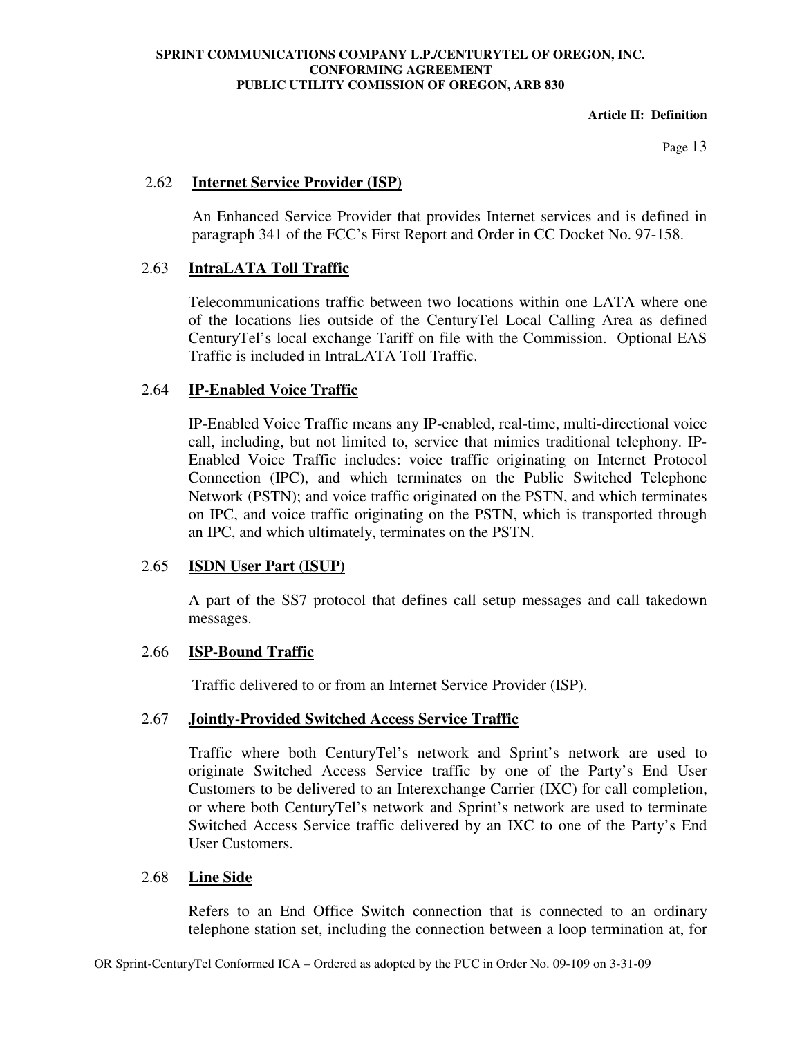### 2.62 **Internet Service Provider (ISP)**

An Enhanced Service Provider that provides Internet services and is defined in paragraph 341 of the FCC's First Report and Order in CC Docket No. 97-158.

### 2.63 **IntraLATA Toll Traffic**

Telecommunications traffic between two locations within one LATA where one of the locations lies outside of the CenturyTel Local Calling Area as defined CenturyTel's local exchange Tariff on file with the Commission. Optional EAS Traffic is included in IntraLATA Toll Traffic.

### 2.64 **IP-Enabled Voice Traffic**

IP-Enabled Voice Traffic means any IP-enabled, real-time, multi-directional voice call, including, but not limited to, service that mimics traditional telephony. IP-Enabled Voice Traffic includes: voice traffic originating on Internet Protocol Connection (IPC), and which terminates on the Public Switched Telephone Network (PSTN); and voice traffic originated on the PSTN, and which terminates on IPC, and voice traffic originating on the PSTN, which is transported through an IPC, and which ultimately, terminates on the PSTN.

### 2.65 **ISDN User Part (ISUP)**

A part of the SS7 protocol that defines call setup messages and call takedown messages.

### 2.66 **ISP-Bound Traffic**

Traffic delivered to or from an Internet Service Provider (ISP).

### 2.67 **Jointly-Provided Switched Access Service Traffic**

Traffic where both CenturyTel's network and Sprint's network are used to originate Switched Access Service traffic by one of the Party's End User Customers to be delivered to an Interexchange Carrier (IXC) for call completion, or where both CenturyTel's network and Sprint's network are used to terminate Switched Access Service traffic delivered by an IXC to one of the Party's End User Customers.

### 2.68 **Line Side**

Refers to an End Office Switch connection that is connected to an ordinary telephone station set, including the connection between a loop termination at, for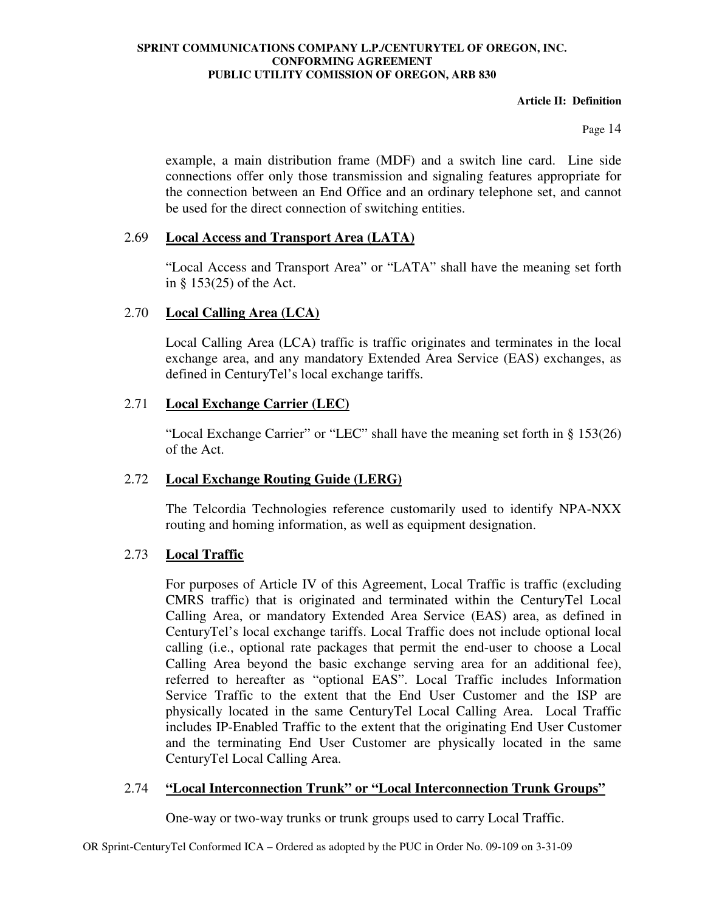example, a main distribution frame (MDF) and a switch line card. Line side connections offer only those transmission and signaling features appropriate for the connection between an End Office and an ordinary telephone set, and cannot be used for the direct connection of switching entities.

2.69 **Local Access and Transport Area (LATA)**

"Local Access and Transport Area" or "LATA" shall have the meaning set forth in § 153(25) of the Act.

2.70 **Local Calling Area (LCA)**

Local Calling Area (LCA) traffic is traffic originates and terminates in the local exchange area, and any mandatory Extended Area Service (EAS) exchanges, as defined in CenturyTel's local exchange tariffs.

2.71 **Local Exchange Carrier (LEC)**

"Local Exchange Carrier" or "LEC" shall have the meaning set forth in § 153(26) of the Act.

2.72 **Local Exchange Routing Guide (LERG)**

The Telcordia Technologies reference customarily used to identify NPA-NXX routing and homing information, as well as equipment designation.

2.73 **Local Traffic**

For purposes of Article IV of this Agreement, Local Traffic is traffic (excluding CMRS traffic) that is originated and terminated within the CenturyTel Local Calling Area, or mandatory Extended Area Service (EAS) area, as defined in CenturyTel's local exchange tariffs. Local Traffic does not include optional local calling (i.e., optional rate packages that permit the end-user to choose a Local Calling Area beyond the basic exchange serving area for an additional fee), referred to hereafter as "optional EAS". Local Traffic includes Information Service Traffic to the extent that the End User Customer and the ISP are physically located in the same CenturyTel Local Calling Area. Local Traffic includes IP-Enabled Traffic to the extent that the originating End User Customer and the terminating End User Customer are physically located in the same CenturyTel Local Calling Area.

2.74 **"Local Interconnection Trunk" or "Local Interconnection Trunk Groups"**

One-way or two-way trunks or trunk groups used to carry Local Traffic.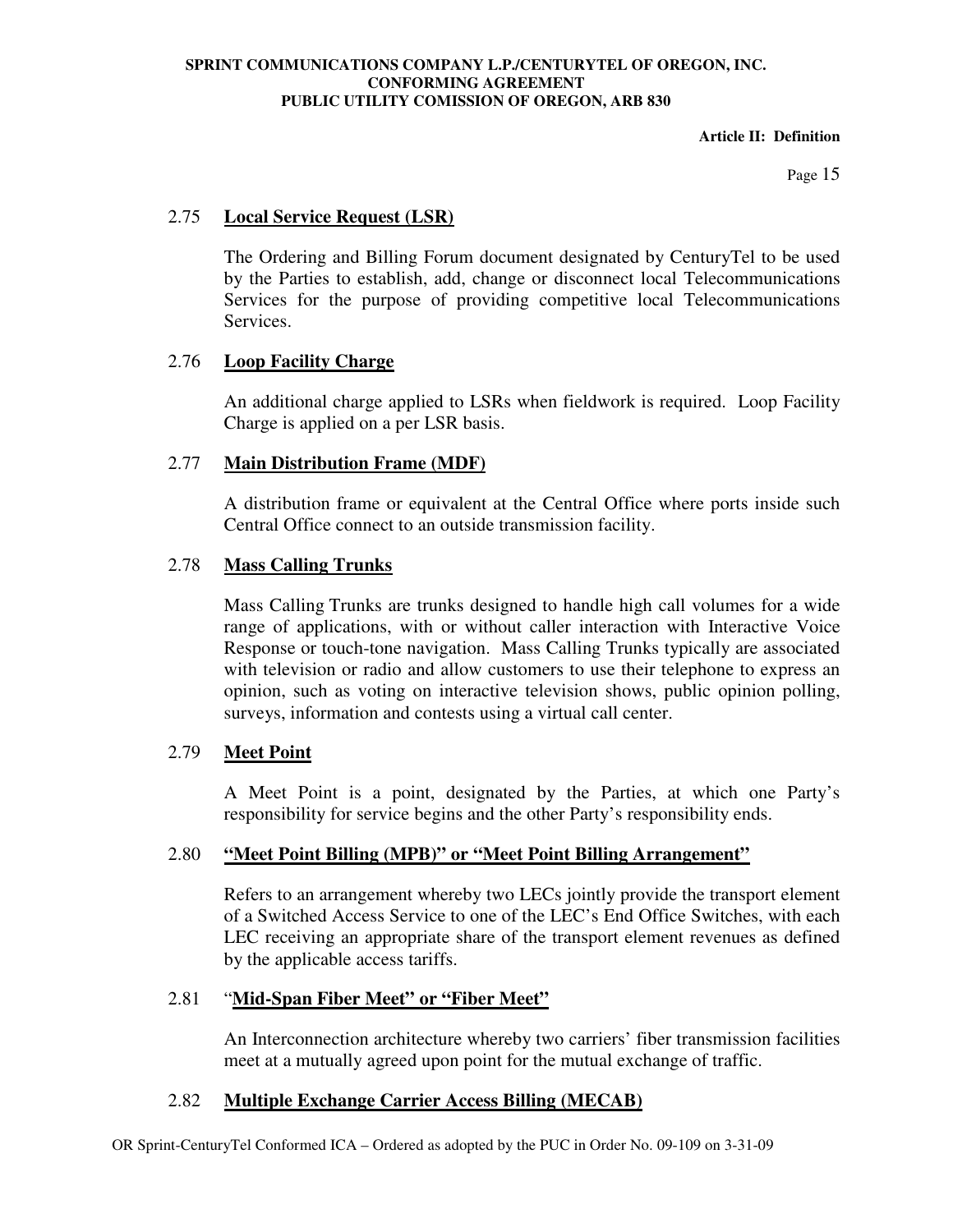### 2.75 **Local Service Request (LSR)**

The Ordering and Billing Forum document designated by CenturyTel to be used by the Parties to establish, add, change or disconnect local Telecommunications Services for the purpose of providing competitive local Telecommunications Services.

### 2.76 **Loop Facility Charge**

An additional charge applied to LSRs when fieldwork is required. Loop Facility Charge is applied on a per LSR basis.

### 2.77 **Main Distribution Frame (MDF)**

A distribution frame or equivalent at the Central Office where ports inside such Central Office connect to an outside transmission facility.

### 2.78 **Mass Calling Trunks**

Mass Calling Trunks are trunks designed to handle high call volumes for a wide range of applications, with or without caller interaction with Interactive Voice Response or touch-tone navigation. Mass Calling Trunks typically are associated with television or radio and allow customers to use their telephone to express an opinion, such as voting on interactive television shows, public opinion polling, surveys, information and contests using a virtual call center.

### 2.79 **Meet Point**

A Meet Point is a point, designated by the Parties, at which one Party's responsibility for service begins and the other Party's responsibility ends.

### 2.80 **"Meet Point Billing (MPB)" or "Meet Point Billing Arrangement"**

Refers to an arrangement whereby two LECs jointly provide the transport element of a Switched Access Service to one of the LEC's End Office Switches, with each LEC receiving an appropriate share of the transport element revenues as defined by the applicable access tariffs.

### 2.81 "**Mid-Span Fiber Meet" or "Fiber Meet"**

An Interconnection architecture whereby two carriers' fiber transmission facilities meet at a mutually agreed upon point for the mutual exchange of traffic.

### 2.82 **Multiple Exchange Carrier Access Billing (MECAB)**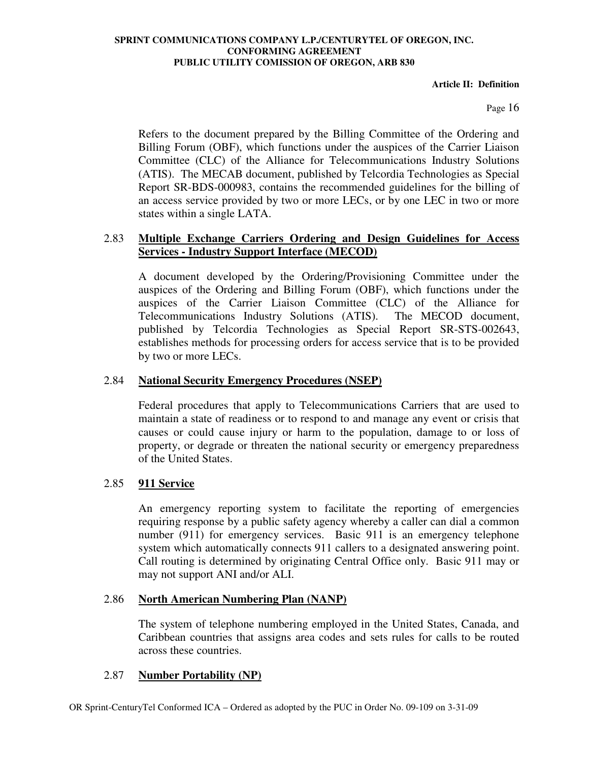Refers to the document prepared by the Billing Committee of the Ordering and Billing Forum (OBF), which functions under the auspices of the Carrier Liaison Committee (CLC) of the Alliance for Telecomunications Industry Solutions (ATIS). The MECAB document, published by Telcordia Technologies as Special Report SR-BDS-000983, contains the recommended guidelines for the billing of an access service provided by two or more LECs, or by one LEC in two or more states within a single LATA.

2.83 **Multiple Exchange Carriers Ordering and Design Guidelines for Access Services - Industry Support Interface (MECOD)**

A document developed by the Ordering/Provisioning Committee under the auspices of the Ordering and Billing Forum (OBF), which functions under the auspices of the Carrier Liaison Committee (CLC) of the Alliance for Telecommunications Industry Solutions (ATIS). The MECOD document, published by Telcordia Technologies as Special Report SR-STS-002643, establishes methods for processing orders for access service that is to be provided by two or more LECs.

2.84 **National Security Emergency Procedures (NSEP)**

Federal procedures that apply to Telecommunications Carriers that are used to maintain a state of readiness or to respond to and manage any event or crisis that causes or could cause injury or harm to the population, damage to or loss of property, or degrade or threaten the national security or emergency preparedness of the United States.

2.85 **911 Service**

An emergency reporting system to facilitate the reporting of emergencies requiring response by a public safety agency whereby a caller can dial a common number (911) for emergency services. Basic 911 is an emergency telephone system which automatically connects 911 callers to a designated answering point. Call routing is determined by originating Central Office only. Basic 911 may or may not support ANI and/or ALI.

2.86 **North American Numbering Plan (NANP)**

The system of telephone numbering employed in the United States, Canada, and Caribbean countries that assigns area codes and sets rules for calls to be routed across these countries.

2.87 **Number Portability (NP)**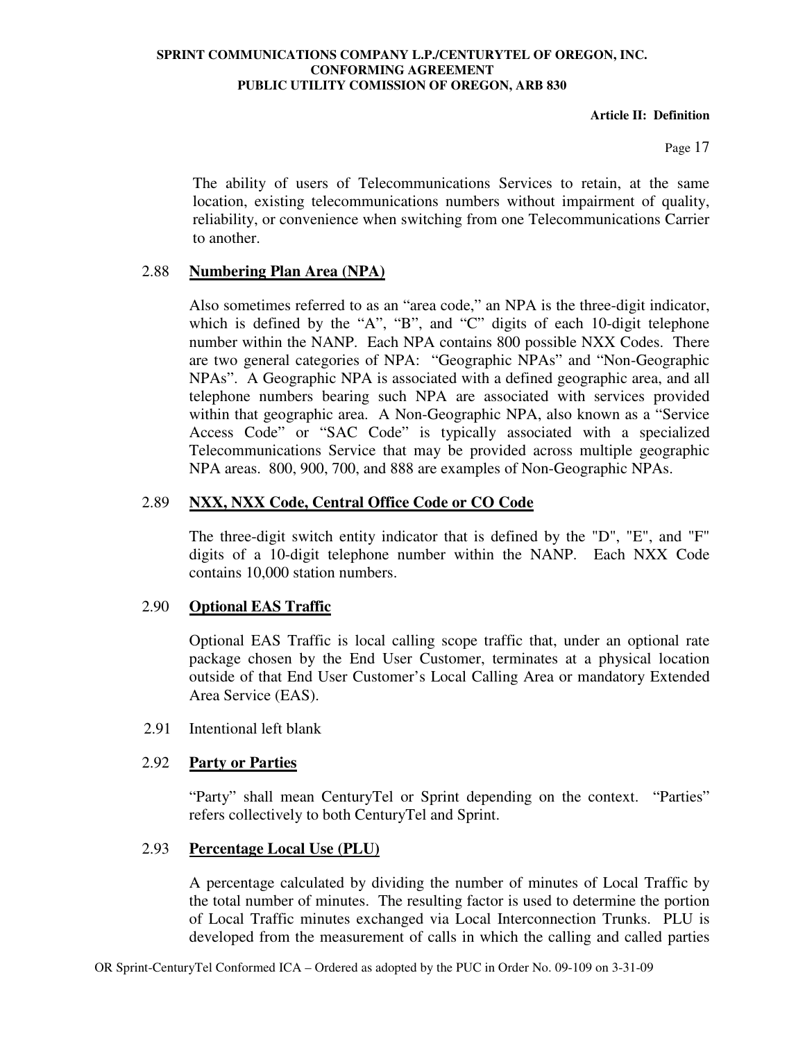The ability of users of Telecommunications Services to retain, at the same location, existing telecommunications numbers without impairment of quality, reliability, or convenience when switching from one Telecommunications Carrier to another.

2.88 **Numbering Plan Area (NPA)**

Also sometimes referred to as an "area code," an NPA is the three-digit indicator, which is defined by the "A", "B", and "C" digits of each 10-digit telephone number within the NANP. Each NPA contains 800 possible NXX Codes. There are two general categories of NPA: "Geographic NPAs" and "Non-Geographic NPAs". A Geographic NPA is associated with a defined geographic area, and all telephone numbers bearing such NPA are associated with services provided within that geographic area. A Non-Geographic NPA, also known as a "Service Access Code" or "SAC Code" is typically associated with a specialized Telecommunications Service that may be provided across multiple geographic NPA areas. 800, 900, 700, and 888 are examples of Non-Geographic NPAs.

2.89 **NXX, NXX Code, Central Office Code or CO Code**

The three-digit switch entity indicator that is defined by the "D", "E", and "F" digits of a 10-digit telephone number within the NANP. Each NXX Code contains 10,000 station numbers.

2.90 **Optional EAS Traffic**

Optional EAS Traffic is local calling scope traffic that, under an optional rate package chosen by the End User Customer, terminates at a physical location outside of that End User Customer's Local Calling Area or mandatory Extended Area Service (EAS).

2.91 Intentional left blank

2.92 **Party or Parties**

"Party" shall mean CenturyTel or Sprint depending on the context. "Parties" refers collectively to both CenturyTel and Sprint.

2.93 **Percentage Local Use (PLU)**

A percentage calculated by dividing the number of minutes of Local Traffic by the total number of minutes. The resulting factor is used to determine the portion of Local Traffic minutes exchanged via Local Interconnection Trunks. PLU is developed from the measurement of calls in which the calling and called parties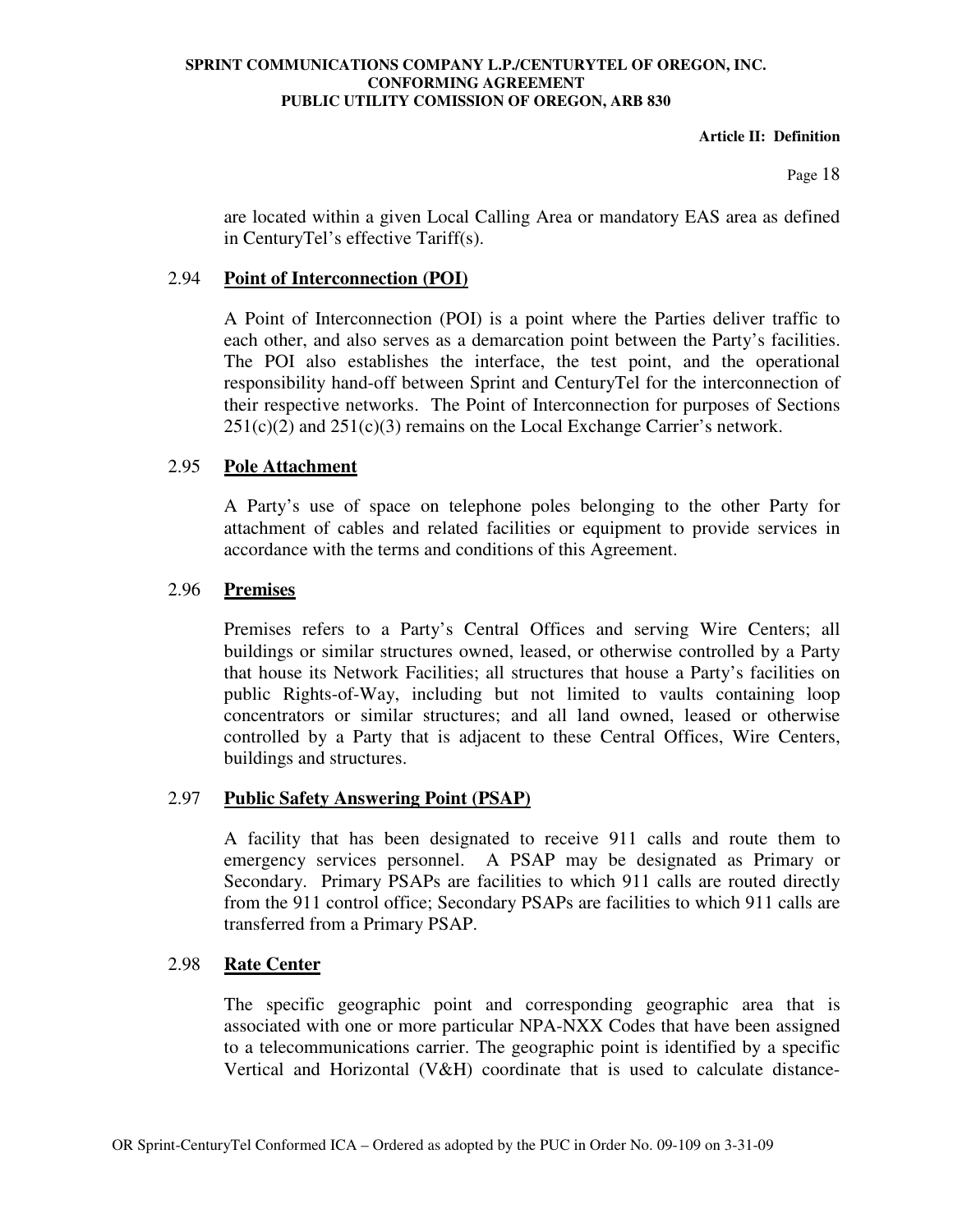are located within a given Local Calling Area or mandatory EAS area as defined in CenturyTel's effective Tariff(s).

### 2.94 **Point of Interconnection (POI)**

A Point of Interconnection (POI) is a point where the Parties deliver traffic to each other, and also serves as a demarcation point between the Party's facilities. The POI also establishes the interface, the test point, and the operational responsibility hand-off between Sprint and CenturyTel for the interconnection of their respective networks. The Point of Interconnection for purposes of Sections 251(c)(2) and 251(c)(3) remains on the Local Exchange Carrier's network.

### 2.95 **Pole Attachment**

A Party's use of space on telephone poles belonging to the other Party for attachment of cables and related facilities or equipment to provide services in accordance with the terms and conditions of this Agreement.

### 2.96 **Premises**

Premises refers to a Party's Central Offices and serving Wire Centers; all buildings or similar structures owned, leased, or otherwise controlled by a Party that house its Network Facilities; all structures that house a Party's facilities on public Rights-of-Way, including but not limited to vaults containing loop concentrators or similar structures; and all land owned, leased or otherwise controlled by a Party that is adjacent to these Central Offices, Wire Centers, buildings and structures.

### 2.97 **Public Safety Answering Point (PSAP)**

A facility that has been designated to receive 911 calls and route them to emergency services personnel. A PSAP may be designated as Primary or Secondary. Primary PSAPs are facilities to which 911 calls are routed directly from the 911 control office; Secondary PSAPs are facilities to which 911 calls are transferred from a Primary PSAP.

### 2.98 **Rate Center**

The specific geographic point and corresponding geographic area that is associated with one or more particular NPA-NXX Codes that have been assigned to a telecommunications carrier. The geographic point is identified by a specific Vertical and Horizontal (V&H) coordinate that is used to calculate distance-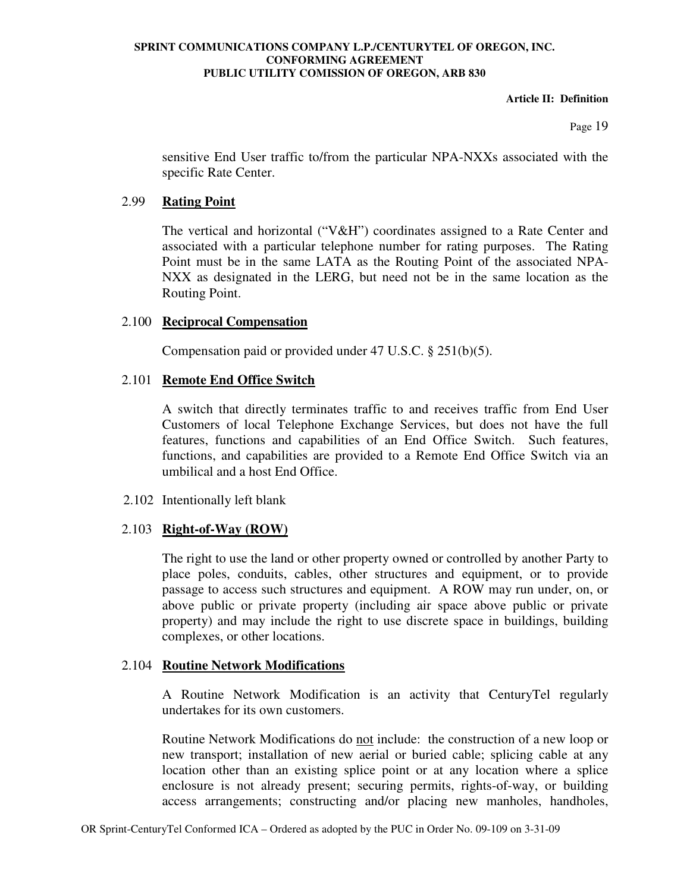sensitive End User traffic to/from the particular NPA-NXXs associated with the specific Rate Center.

### 2.99 **Rating Point**

The vertical and horizontal ("V&H") coordinates assigned to a Rate Center and associated with a particular telephone number for rating purposes. The Rating Point must be in the same LATA as the Routing Point of the associated NPA-NXX as designated in the LERG, but need not be in the same location as the Routing Point.

### 2.100 **Reciprocal Compensation**

Compensation paid or provided under 47 U.S.C. § 251(b)(5).

### 2.101 **Remote End Office Switch**

A switch that directly terminates traffic to and receives traffic from End User Customers of local Telephone Exchange Services, but does not have the full features, functions and capabilities of an End Office Switch. Such features, functions, and capabilities are provided to a Remote End Office Switch via an umbilical and a host End Office.

2.102 Intentionally left blank

### 2.103 **Right-of-Way (ROW)**

The right to use the land or other property owned or controlled by another Party to place poles, conduits, cables, other structures and equipment, or to provide passage to access such structures and equipment. A ROW may run under, on, or above public or private property (including air space above public or private property) and may include the right to use discrete space in buildings, building complexes, or other locations.

### 2.104 **Routine Network Modifications**

A Routine Network Modification is an activity that CenturyTel regularly undertakes for its own customers.

Routine Network Modifications do not include: the construction of a new loop or new transport; installation of new aerial or buried cable; splicing cable at any location other than an existing splice point or at any location where a splice enclosure is not already present; securing permits, rights-of-way, or building access arrangements; constructing and/or placing new manholes, handholes,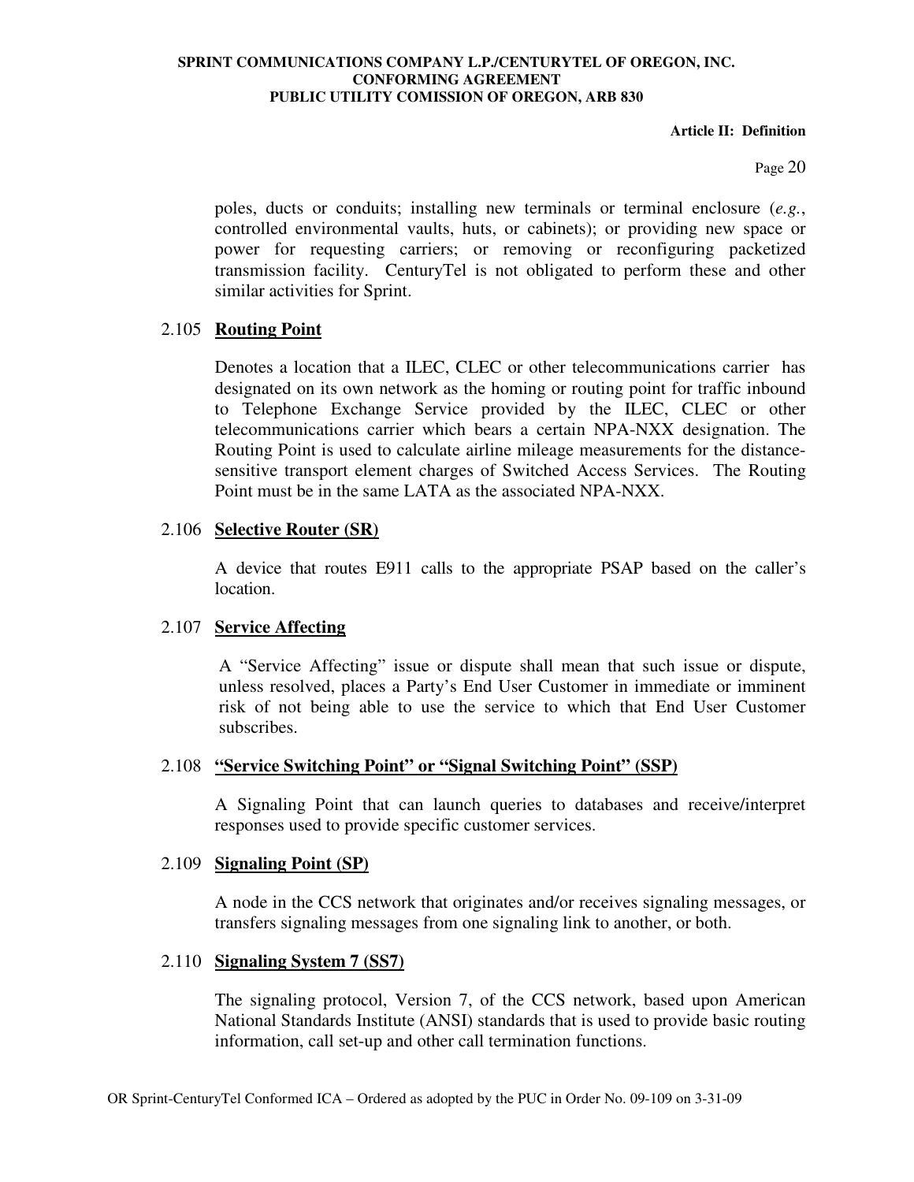poles, ducts or conduits; installing new terminals or terminal enclosure (*e.g.*, controlled environmental vaults, huts, or cabinets); or providing new space or power for requesting carriers; or removing or reconfiguring packetized transmission facility. CenturyTel is not obligated to perform these and other similar activities for Sprint.

2.105 **Routing Point**

Denotes a location that a ILEC, CLEC or other telecommunications carrier has designated on its own network as the homing or routing point for traffic inbound to Telephone Exchange Service provided by the ILEC, CLEC or other telecommunications carrier which bears a certain NPA-NXX designation. The Routing Point is used to calculate airline mileage measurements for the distance-sensitive transport element charges of Switched Access Services. The Routing Point must be in the same LATA as the associated NPA-NXX.

2.106 **Selective Router (SR)**

A device that routes E911 calls to the appropriate PSAP based on the caller's location.

2.107 **Service Affecting**

A "Service Affecting" issue or dispute shall mean that such issue or dispute, unless resolved, places a Party's End User Customer in immediate or imminent risk of not being able to use the service to which that End User Customer subscribes.

2.108 **"Service Switching Point" or "Signal Switching Point" (SSP)**

A Signaling Point that can launch queries to databases and receive/interpret responses used to provide specific customer services.

2.109 **Signaling Point (SP)**

A node in the CCS network that originates and/or receives signaling messages, or transfers signaling messages from one signaling link to another, or both.

2.110 **Signaling System 7 (SS7)**

The signaling protocol, Version 7, of the CCS network, based upon American National Standards Institute (ANSI) standards that is used to provide basic routing information, call set-up and other call termination functions.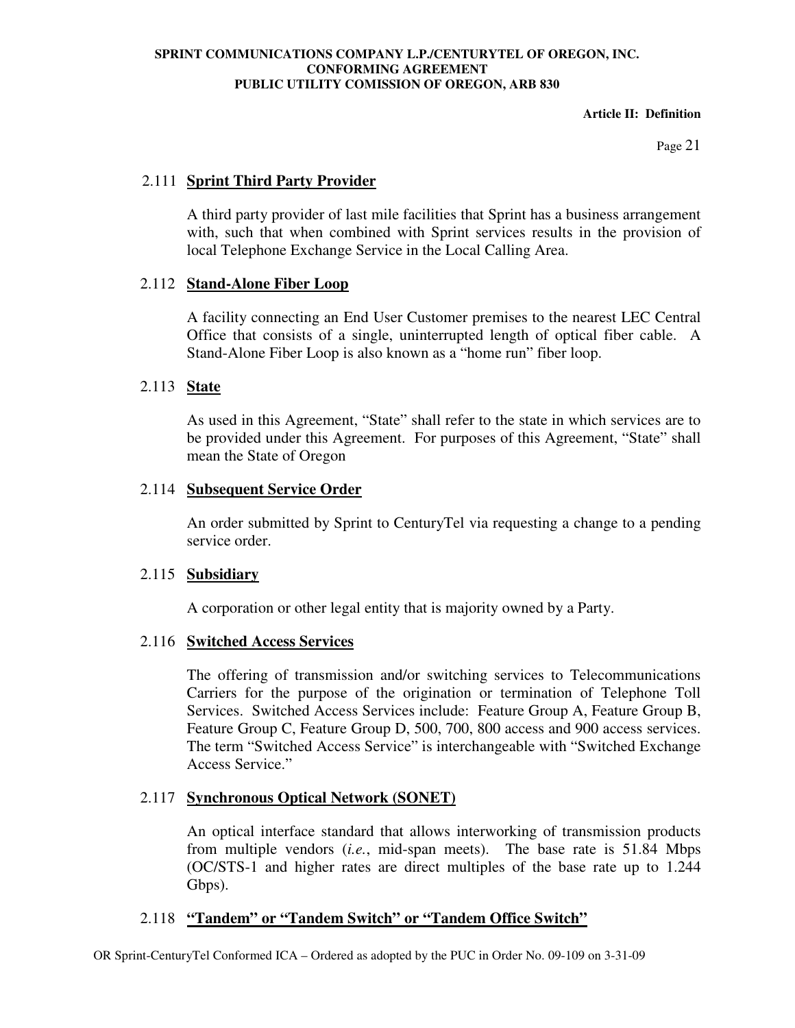### 2.111 **Sprint Third Party Provider**

A third party provider of last mile facilities that Sprint has a business arrangement with, such that when combined with Sprint services results in the provision of local Telephone Exchange Service in the Local Calling Area.

### 2.112 **Stand-Alone Fiber Loop**

A facility connecting an End User Customer premises to the nearest LEC Central Office that consists of a single, uninterrupted length of optical fiber cable. A Stand-Alone Fiber Loop is also known as a "home run" fiber loop.

### 2.113 **State**

As used in this Agreement, "State" shall refer to the state in which services are to be provided under this Agreement. For purposes of this Agreement, "State" shall mean the State of Oregon

### 2.114 **Subsequent Service Order**

An order submitted by Sprint to CenturyTel via requesting a change to a pending service order.

### 2.115 **Subsidiary**

A corporation or other legal entity that is majority owned by a Party.

### 2.116 **Switched Access Services**

The offering of transmission and/or switching services to Telecommunications Carriers for the purpose of the origination or termination of Telephone Toll Services. Switched Access Services include: Feature Group A, Feature Group B, Feature Group C, Feature Group D, 500, 700, 800 access and 900 access services. The term "Switched Access Service" is interchangeable with "Switched Exchange Access Service."

### 2.117 **Synchronous Optical Network (SONET)**

An optical interface standard that allows interworking of transmission products from multiple vendors (*i.e.*, mid-span meets). The base rate is 51.84 Mbps (OC/STS-1 and higher rates are direct multiples of the base rate up to 1.244 Gbps).

### 2.118 **"Tandem" or "Tandem Switch" or "Tandem Office Switch"**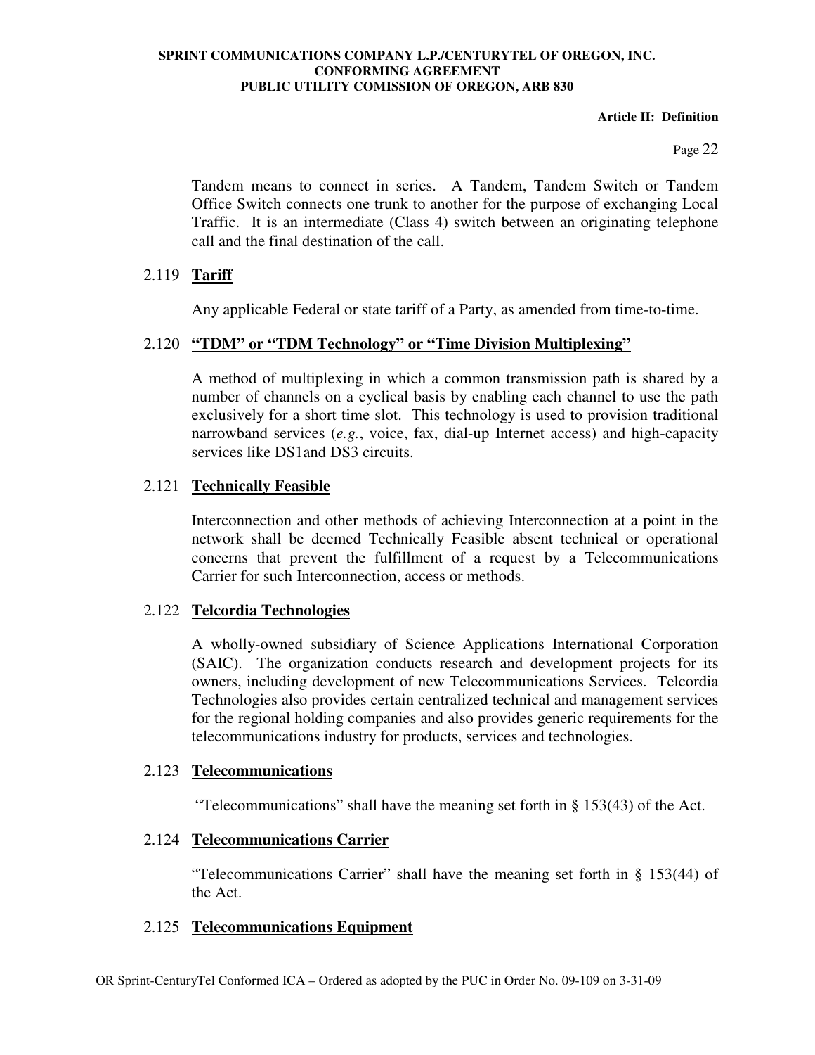Tandem means to connect in series. A Tandem, Tandem Switch or Tandem Office Switch connects one trunk to another for the purpose of exchanging Local Traffic. It is an intermediate (Class 4) switch between an originating telephone call and the final destination of the call.

### 2.119 **Tariff**

Any applicable Federal or state tariff of a Party, as amended from time-to-time.

### 2.120 **"TDM" or "TDM Technology" or "Time Division Multiplexing"**

A method of multiplexing in which a common transmission path is shared by a number of channels on a cyclical basis by enabling each channel to use the path exclusively for a short time slot. This technology is used to provision traditional narrowband services (*e.g.*, voice, fax, dial-up Internet access) and high-capacity services like DS1and DS3 circuits.

### 2.121 **Technically Feasible**

Interconnection and other methods of achieving Interconnection at a point in the network shall be deemed Technically Feasible absent technical or operational concerns that prevent the fulfillment of a request by a Telecommunications Carrier for such Interconnection, access or methods.

### 2.122 **Telcordia Technologies**

A wholly-owned subsidiary of Science Applications International Corporation (SAIC). The organization conducts research and development projects for its owners, including development of new Telecommunications Services. Telcordia Technologies also provides certain centralized technical and management services for the regional holding companies and also provides generic requirements for the telecommunications industry for products, services and technologies.

### 2.123 **Telecommunications**

"Telecommunications" shall have the meaning set forth in § 153(43) of the Act.

### 2.124 **Telecommunications Carrier**

"Telecommunications Carrier" shall have the meaning set forth in § 153(44) of the Act.

### 2.125 **Telecommunications Equipment**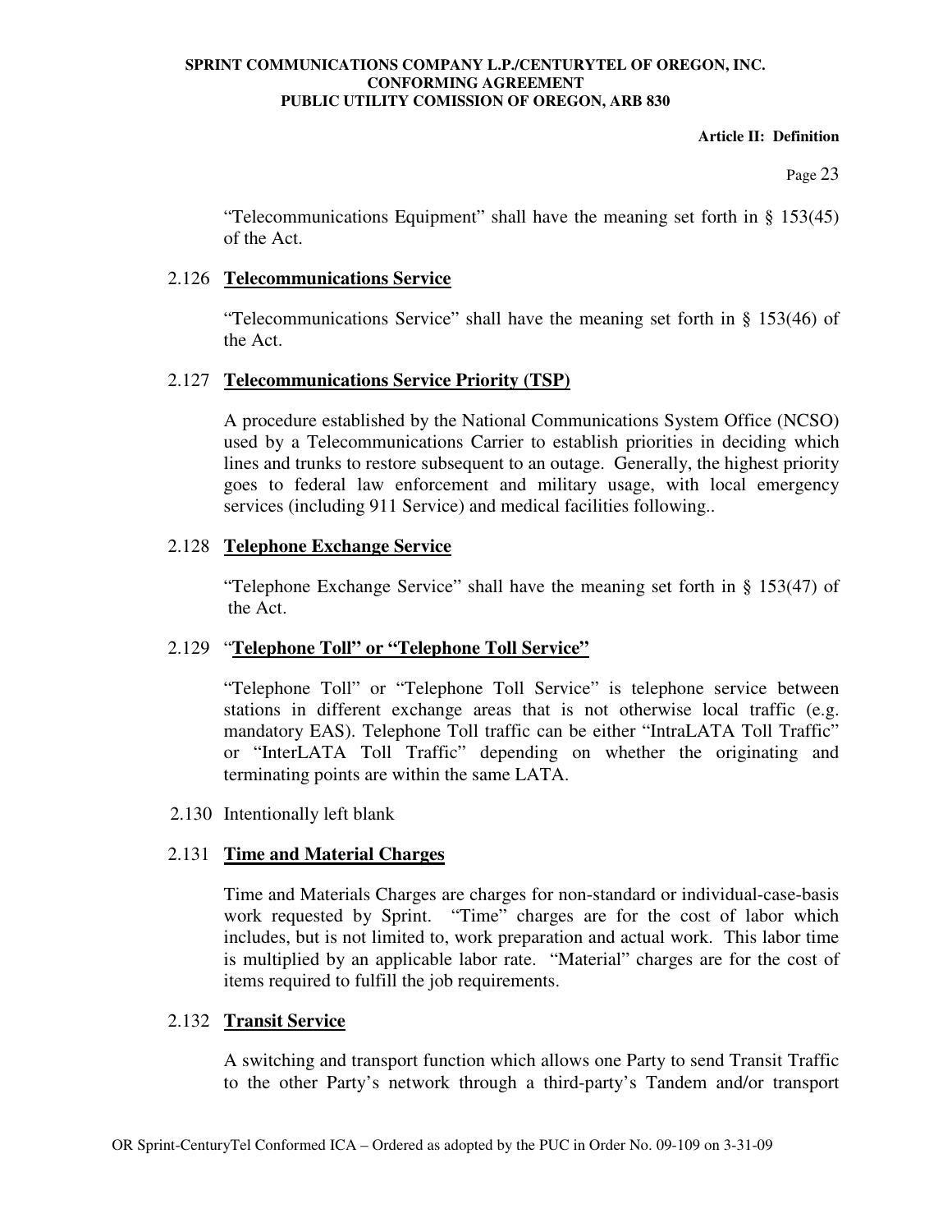"Telecommunications Equipment" shall have the meaning set forth in § 153(45) of the Act.

### 2.126 **Telecommunications Service**

"Telecommunications Service" shall have the meaning set forth in § 153(46) of the Act.

### 2.127 **Telecommunications Service Priority (TSP)**

A procedure established by the National Communications System Office (NCSO) used by a Telecommunications Carrier to establish priorities in deciding which lines and trunks to restore subsequent to an outage. Generally, the highest priority goes to federal law enforcement and military usage, with local emergency services (including 911 Service) and medical facilities following..

### 2.128 **Telephone Exchange Service**

"Telephone Exchange Service" shall have the meaning set forth in § 153(47) of the Act.

### 2.129 "**Telephone Toll" or "Telephone Toll Service"**

"Telephone Toll" or "Telephone Toll Service" is telephone service between stations in different exchange areas that is not otherwise local traffic (e.g. mandatory EAS). Telephone Toll traffic can be either "IntraLATA Toll Traffic" or "InterLATA Toll Traffic" depending on whether the originating and terminating points are within the same LATA.

2.130 Intentionally left blank

### 2.131 **Time and Material Charges**

Time and Materials Charges are charges for non-standard or individual-case-basis work requested by Sprint. "Time" charges are for the cost of labor which includes, but is not limited to, work preparation and actual work. This labor time is multiplied by an applicable labor rate. "Material" charges are for the cost of items required to fulfill the job requirements.

### 2.132 **Transit Service**

A switching and transport function which allows one Party to send Transit Traffic to the other Party's network through a third-party's Tandem and/or transport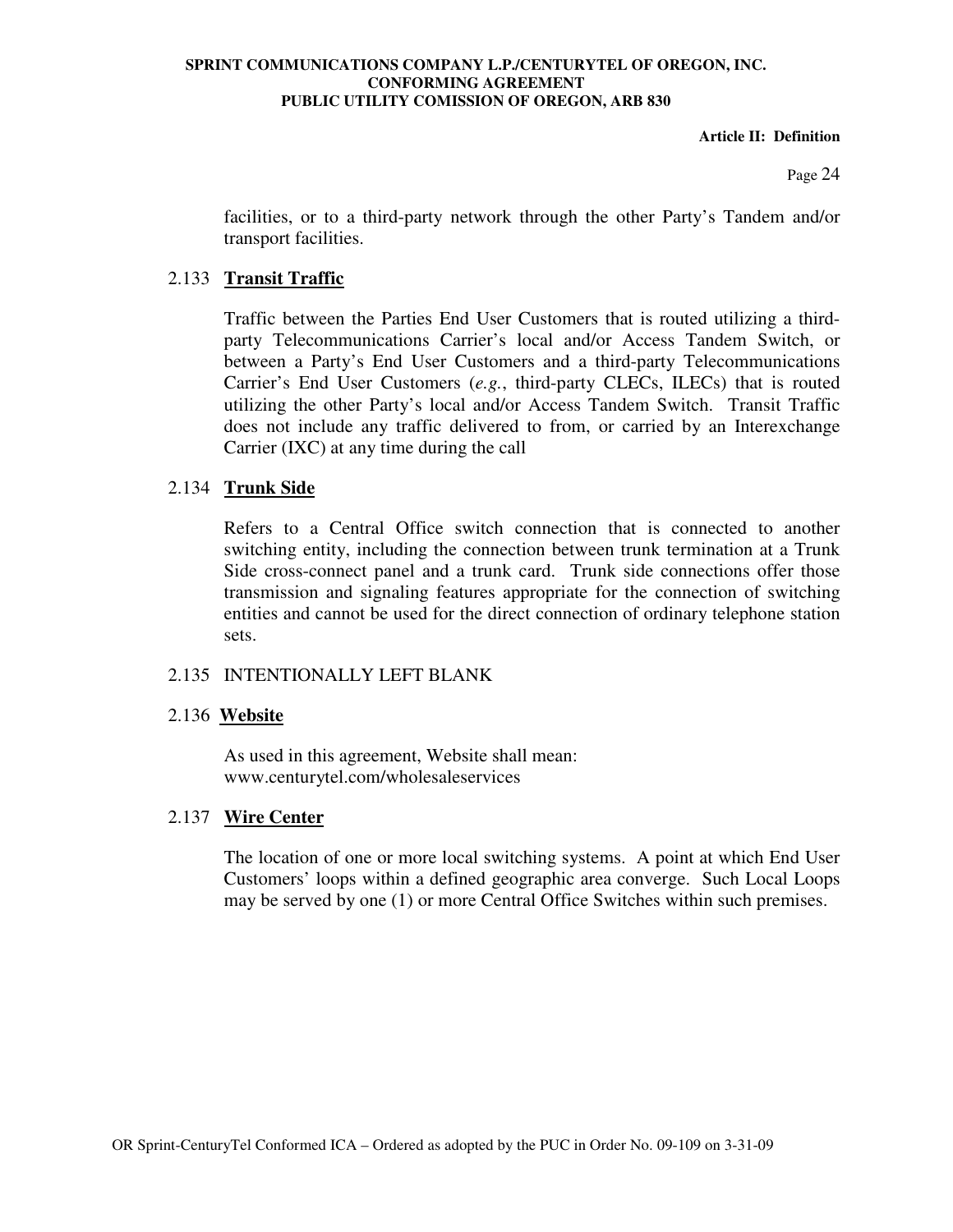facilities, or to a third-party network through the other Party's Tandem and/or transport facilities.

2.133 **Transit Traffic**

Traffic between the Parties End User Customers that is routed utilizing a third-party Telecommunications Carrier's local and/or Access Tandem Switch, or between a Party's End User Customers and a third-party Telecommunications Carrier's End User Customers (*e.g.*, third-party CLECs, ILECs) that is routed utilizing the other Party's local and/or Access Tandem Switch. Transit Traffic does not include any traffic delivered to from, or carried by an Interexchange Carrier (IXC) at any time during the call

2.134 **Trunk Side**

Refers to a Central Office switch connection that is connected to another switching entity, including the connection between trunk termination at a Trunk Side cross-connect panel and a trunk card. Trunk side connections offer those transmission and signaling features appropriate for the connection of switching entities and cannot be used for the direct connection of ordinary telephone station sets.

2.135 INTENTIONALLY LEFT BLANK

2.136 **Website**

As used in this agreement, Website shall mean:
www.centurytel.com/wholesaleservices

2.137 **Wire Center**

The location of one or more local switching systems. A point at which End User Customers' loops within a defined geographic area converge. Such Local Loops may be served by one (1) or more Central Office Switches within such premises.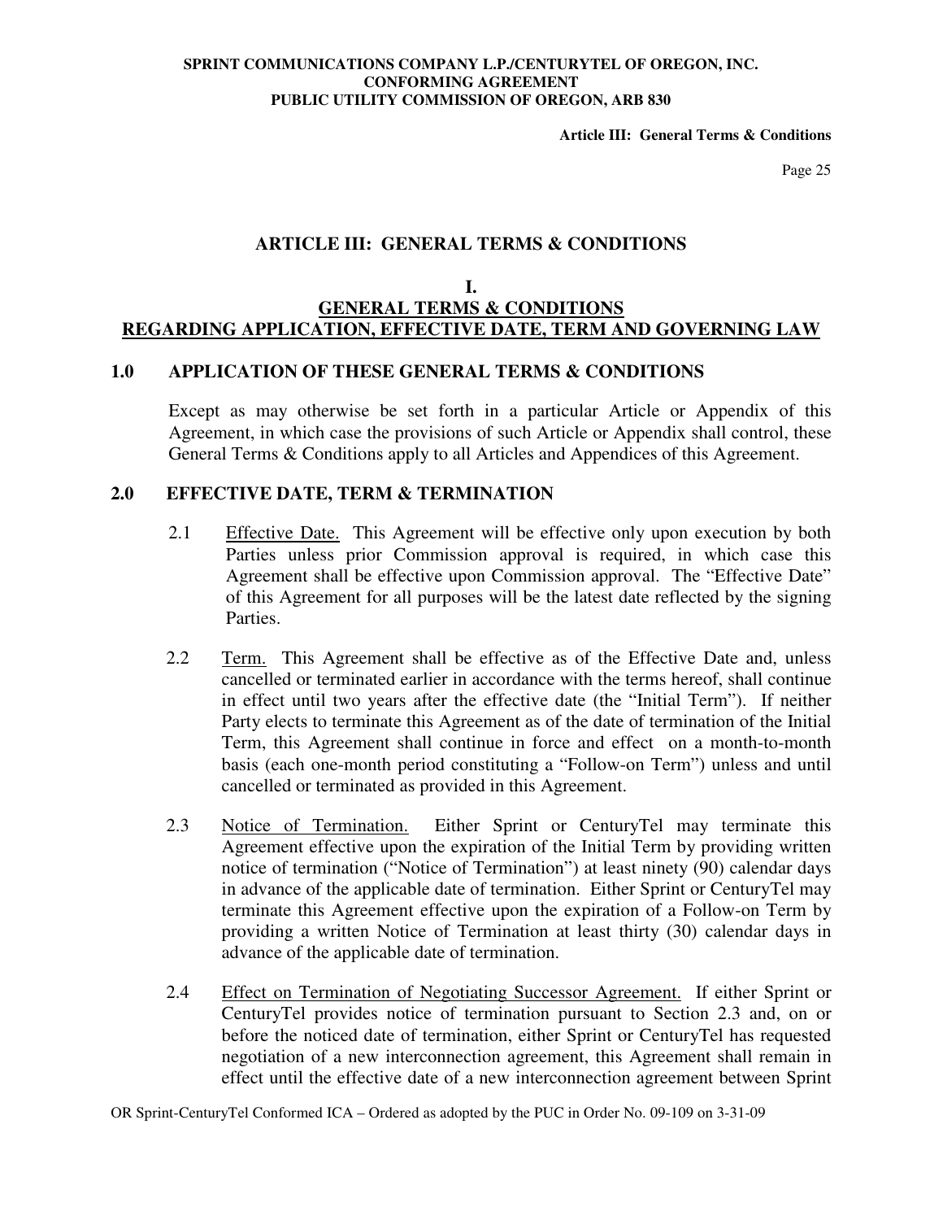# ARTICLE III: GENERAL TERMS & CONDITIONS

## I. GENERAL TERMS & CONDITIONS REGARDING APPLICATION, EFFECTIVE DATE, TERM AND GOVERNING LAW

### 1.0 APPLICATION OF THESE GENERAL TERMS & CONDITIONS

Except as may otherwise be set forth in a particular Article or Appendix of this Agreement, in which case the provisions of such Article or Appendix shall control, these General Terms & Conditions apply to all Articles and Appendices of this Agreement.

### 2.0 EFFECTIVE DATE, TERM & TERMINATION

2.1 Effective Date. This Agreement will be effective only upon execution by both Parties unless prior Commission approval is required, in which case this Agreement shall be effective upon Commission approval. The "Effective Date" of this Agreement for all purposes will be the latest date reflected by the signing Parties.

2.2 Term. This Agreement shall be effective as of the Effective Date and, unless cancelled or terminated earlier in accordance with the terms hereof, shall continue in effect until two years after the effective date (the "Initial Term"). If neither Party elects to terminate this Agreement as of the date of termination of the Initial Term, this Agreement shall continue in force and effect on a month-to-month basis (each one-month period constituting a "Follow-on Term") unless and until cancelled or terminated as provided in this Agreement.

2.3 Notice of Termination. Either Sprint or CenturyTel may terminate this Agreement effective upon the expiration of the Initial Term by providing written notice of termination ("Notice of Termination") at least ninety (90) calendar days in advance of the applicable date of termination. Either Sprint or CenturyTel may terminate this Agreement effective upon the expiration of a Follow-on Term by providing a written Notice of Termination at least thirty (30) calendar days in advance of the applicable date of termination.

2.4 Effect on Termination of Negotiating Successor Agreement. If either Sprint or CenturyTel provides notice of termination pursuant to Section 2.3 and, on or before the noticed date of termination, either Sprint or CenturyTel has requested negotiation of a new interconnection agreement, this Agreement shall remain in effect until the effective date of a new interconnection agreement between Sprint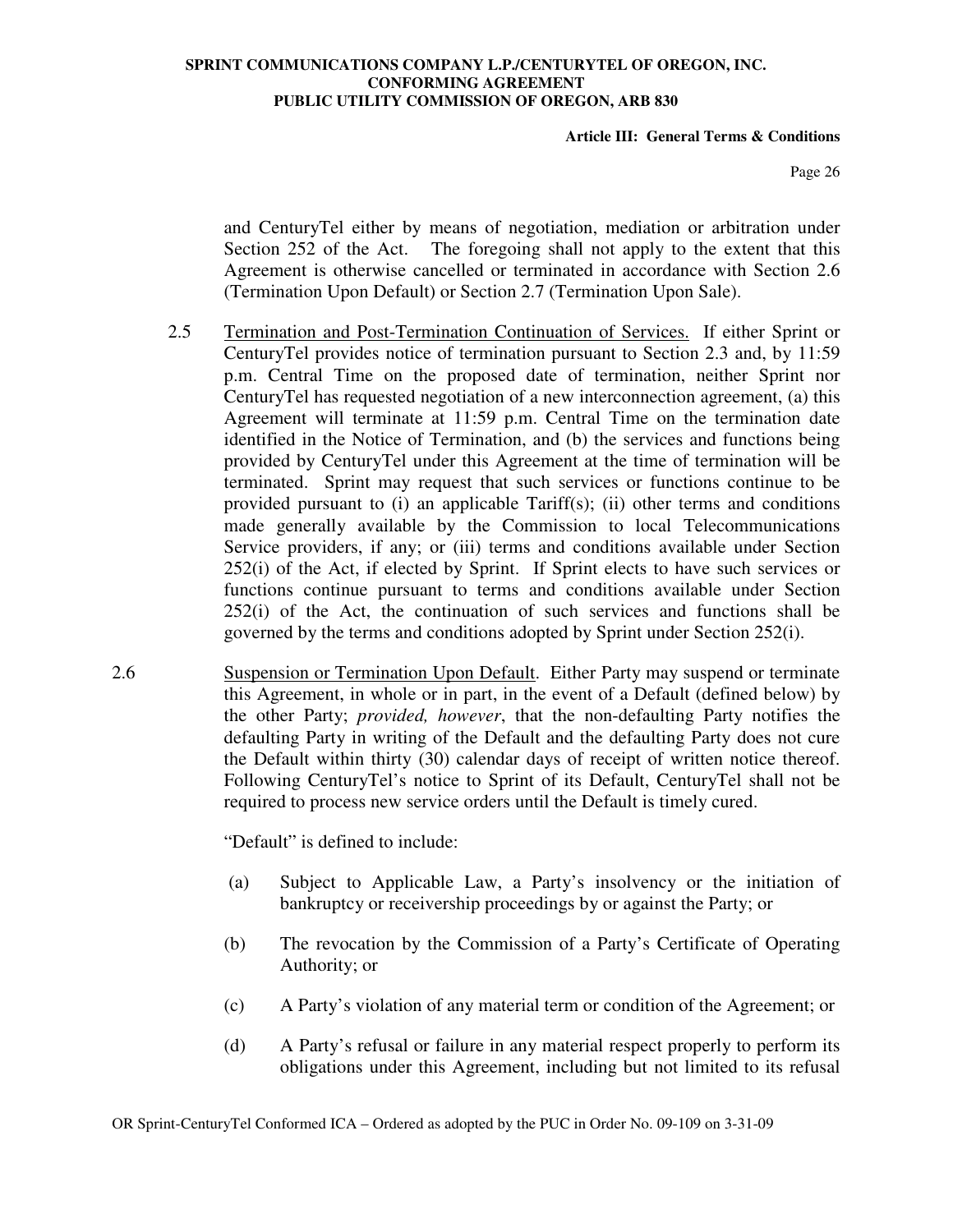and CenturyTel either by means of negotiation, mediation or arbitration under Section 252 of the Act. The foregoing shall not apply to the extent that this Agreement is otherwise cancelled or terminated in accordance with Section 2.6 (Termination Upon Default) or Section 2.7 (Termination Upon Sale).

2.5 Termination and Post-Termination Continuation of Services. If either Sprint or CenturyTel provides notice of termination pursuant to Section 2.3 and, by 11:59 p.m. Central Time on the proposed date of termination, neither Sprint nor CenturyTel has requested negotiation of a new interconnection agreement, (a) this Agreement will terminate at 11:59 p.m. Central Time on the termination date identified in the Notice of Termination, and (b) the services and functions being provided by CenturyTel under this Agreement at the time of termination will be terminated. Sprint may request that such services or functions continue to be provided pursuant to (i) an applicable Tariff(s); (ii) other terms and conditions made generally available by the Commission to local Telecommunications Service providers, if any; or (iii) terms and conditions available under Section 252(i) of the Act, if elected by Sprint. If Sprint elects to have such services or functions continue pursuant to terms and conditions available under Section 252(i) of the Act, the continuation of such services and functions shall be governed by the terms and conditions adopted by Sprint under Section 252(i).

2.6 Suspension or Termination Upon Default. Either Party may suspend or terminate this Agreement, in whole or in part, in the event of a Default (defined below) by the other Party; *provided, however*, that the non-defaulting Party notifies the defaulting Party in writing of the Default and the defaulting Party does not cure the Default within thirty (30) calendar days of receipt of written notice thereof. Following CenturyTel's notice to Sprint of its Default, CenturyTel shall not be required to process new service orders until the Default is timely cured.

"Default" is defined to include:

(a) Subject to Applicable Law, a Party's insolvency or the initiation of bankruptcy or receivership proceedings by or against the Party; or

(b) The revocation by the Commission of a Party's Certificate of Operating Authority; or

(c) A Party's violation of any material term or condition of the Agreement; or

(d) A Party's refusal or failure in any material respect properly to perform its obligations under this Agreement, including but not limited to its refusal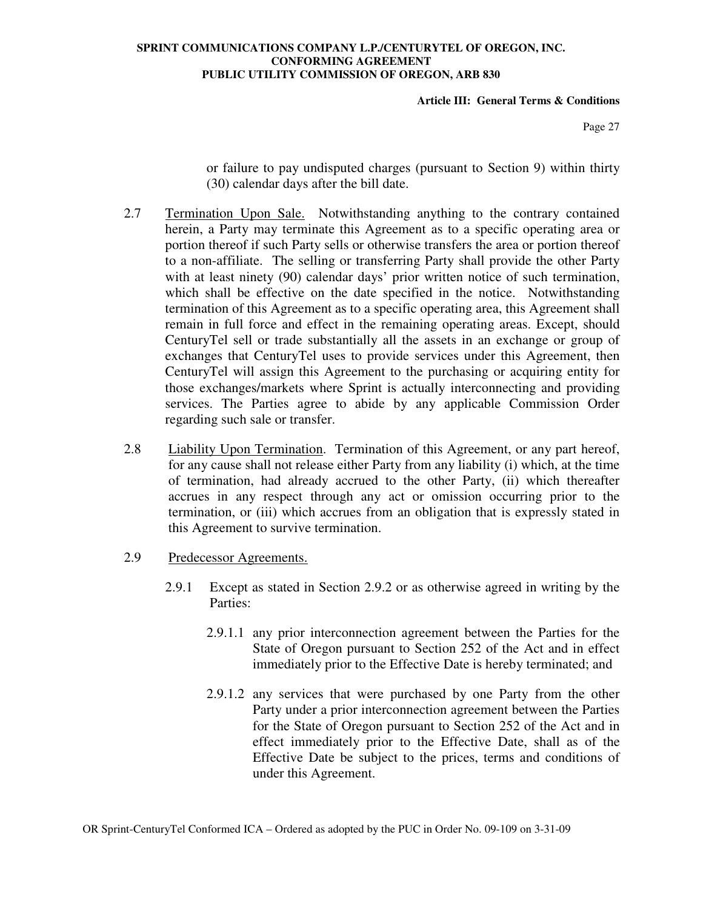or failure to pay undisputed charges (pursuant to Section 9) within thirty (30) calendar days after the bill date.

2.7 Termination Upon Sale. Notwithstanding anything to the contrary contained herein, a Party may terminate this Agreement as to a specific operating area or portion thereof if such Party sells or otherwise transfers the area or portion thereof to a non-affiliate. The selling or transferring Party shall provide the other Party with at least ninety (90) calendar days' prior written notice of such termination, which shall be effective on the date specified in the notice. Notwithstanding termination of this Agreement as to a specific operating area, this Agreement shall remain in full force and effect in the remaining operating areas. Except, should CenturyTel sell or trade substantially all the assets in an exchange or group of exchanges that CenturyTel uses to provide services under this Agreement, then CenturyTel will assign this Agreement to the purchasing or acquiring entity for those exchanges/markets where Sprint is actually interconnecting and providing services. The Parties agree to abide by any applicable Commission Order regarding such sale or transfer.

2.8 Liability Upon Termination. Termination of this Agreement, or any part hereof, for any cause shall not release either Party from any liability (i) which, at the time of termination, had already accrued to the other Party, (ii) which thereafter accrues in any respect through any act or omission occurring prior to the termination, or (iii) which accrues from an obligation that is expressly stated in this Agreement to survive termination.

2.9 Predecessor Agreements.

2.9.1 Except as stated in Section 2.9.2 or as otherwise agreed in writing by the Parties:

2.9.1.1 any prior interconnection agreement between the Parties for the State of Oregon pursuant to Section 252 of the Act and in effect immediately prior to the Effective Date is hereby terminated; and

2.9.1.2 any services that were purchased by one Party from the other Party under a prior interconnection agreement between the Parties for the State of Oregon pursuant to Section 252 of the Act and in effect immediately prior to the Effective Date, shall as of the Effective Date be subject to the prices, terms and conditions of under this Agreement.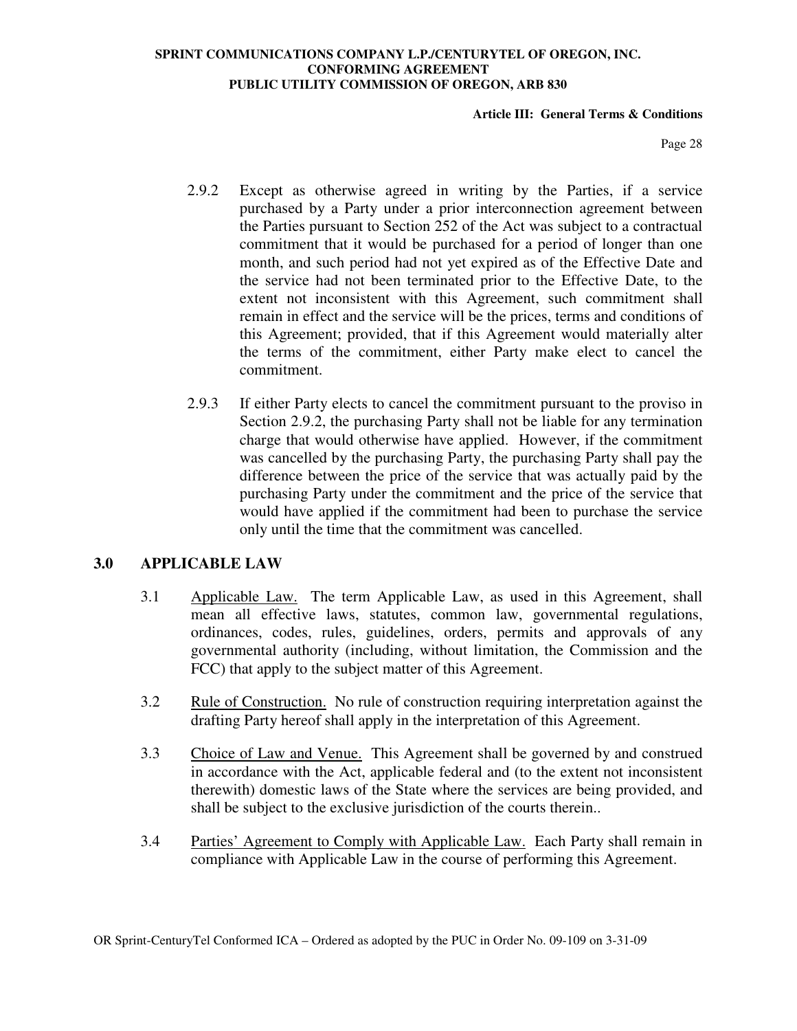2.9.2 Except as otherwise agreed in writing by the Parties, if a service purchased by a Party under a prior interconnection agreement between the Parties pursuant to Section 252 of the Act was subject to a contractual commitment that it would be purchased for a period of longer than one month, and such period had not yet expired as of the Effective Date and the service had not been terminated prior to the Effective Date, to the extent not inconsistent with this Agreement, such commitment shall remain in effect and the service will be the prices, terms and conditions of this Agreement; provided, that if this Agreement would materially alter the terms of the commitment, either Party make elect to cancel the commitment.

2.9.3 If either Party elects to cancel the commitment pursuant to the proviso in Section 2.9.2, the purchasing Party shall not be liable for any termination charge that would otherwise have applied. However, if the commitment was cancelled by the purchasing Party, the purchasing Party shall pay the difference between the price of the service that was actually paid by the purchasing Party under the commitment and the price of the service that would have applied if the commitment had been to purchase the service only until the time that the commitment was cancelled.

## 3.0 APPLICABLE LAW

3.1 Applicable Law. The term Applicable Law, as used in this Agreement, shall mean all effective laws, statutes, common law, governmental regulations, ordinances, codes, rules, guidelines, orders, permits and approvals of any governmental authority (including, without limitation, the Commission and the FCC) that apply to the subject matter of this Agreement.

3.2 Rule of Construction. No rule of construction requiring interpretation against the drafting Party hereof shall apply in the interpretation of this Agreement.

3.3 Choice of Law and Venue. This Agreement shall be governed by and construed in accordance with the Act, applicable federal and (to the extent not inconsistent therewith) domestic laws of the State where the services are being provided, and shall be subject to the exclusive jurisdiction of the courts therein..

3.4 Parties' Agreement to Comply with Applicable Law. Each Party shall remain in compliance with Applicable Law in the course of performing this Agreement.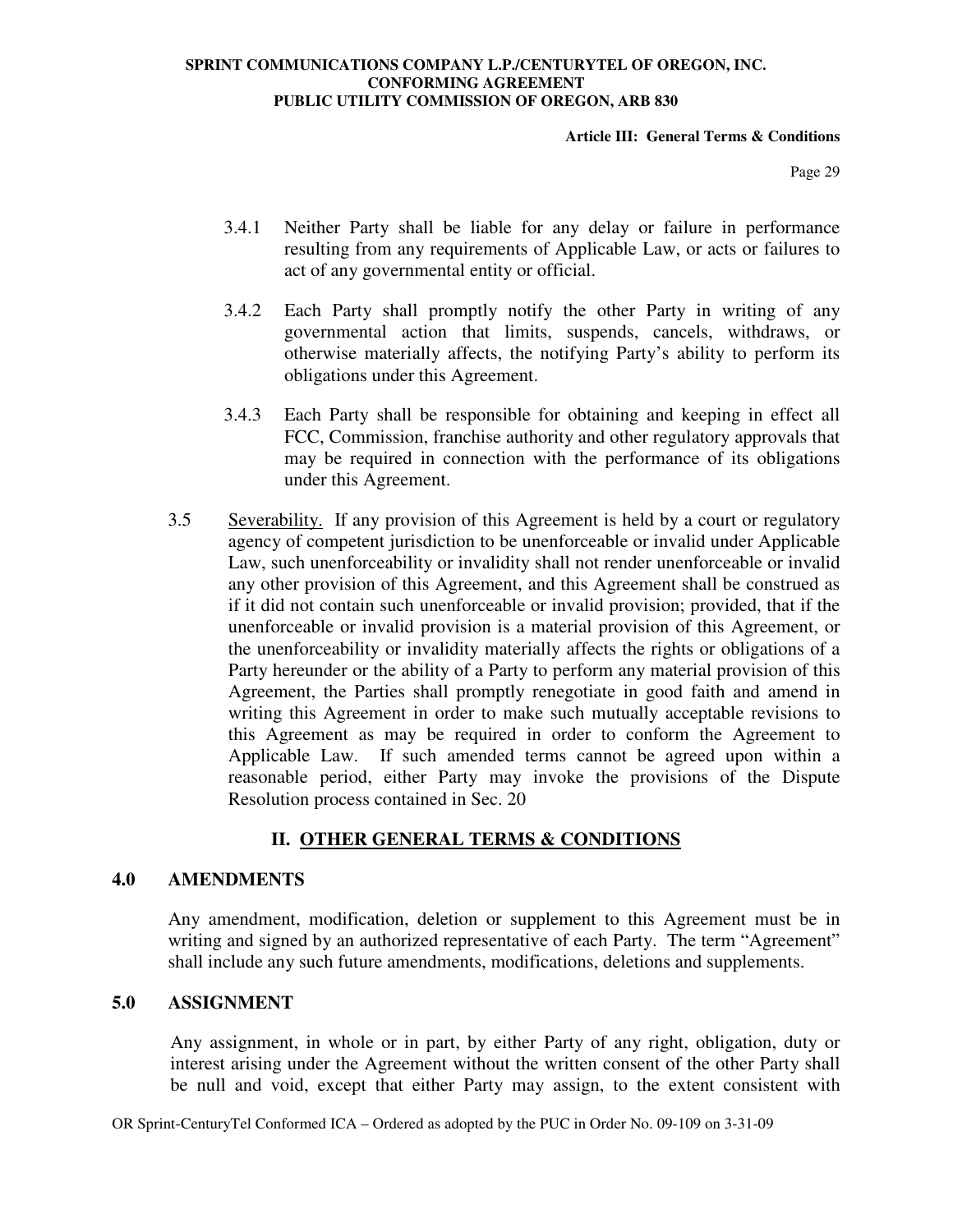3.4.1 Neither Party shall be liable for any delay or failure in performance resulting from any requirements of Applicable Law, or acts or failures to act of any governmental entity or official.

3.4.2 Each Party shall promptly notify the other Party in writing of any governmental action that limits, suspends, cancels, withdraws, or otherwise materially affects, the notifying Party's ability to perform its obligations under this Agreement.

3.4.3 Each Party shall be responsible for obtaining and keeping in effect all FCC, Commission, franchise authority and other regulatory approvals that may be required in connection with the performance of its obligations under this Agreement.

3.5 Severability. If any provision of this Agreement is held by a court or regulatory agency of competent jurisdiction to be unenforceable or invalid under Applicable Law, such unenforceability or invalidity shall not render unenforceable or invalid any other provision of this Agreement, and this Agreement shall be construed as if it did not contain such unenforceable or invalid provision; provided, that if the unenforceable or invalid provision is a material provision of this Agreement, or the unenforceability or invalidity materially affects the rights or obligations of a Party hereunder or the ability of a Party to perform any material provision of this Agreement, the Parties shall promptly renegotiate in good faith and amend in writing this Agreement in order to make such mutually acceptable revisions to this Agreement as may be required in order to conform the Agreement to Applicable Law. If such amended terms cannot be agreed upon within a reasonable period, either Party may invoke the provisions of the Dispute Resolution process contained in Sec. 20

## II. OTHER GENERAL TERMS & CONDITIONS

### 4.0 AMENDMENTS

Any amendment, modification, deletion or supplement to this Agreement must be in writing and signed by an authorized representative of each Party. The term "Agreement" shall include any such future amendments, modifications, deletions and supplements.

### 5.0 ASSIGNMENT

Any assignment, in whole or in part, by either Party of any right, obligation, duty or interest arising under the Agreement without the written consent of the other Party shall be null and void, except that either Party may assign, to the extent consistent with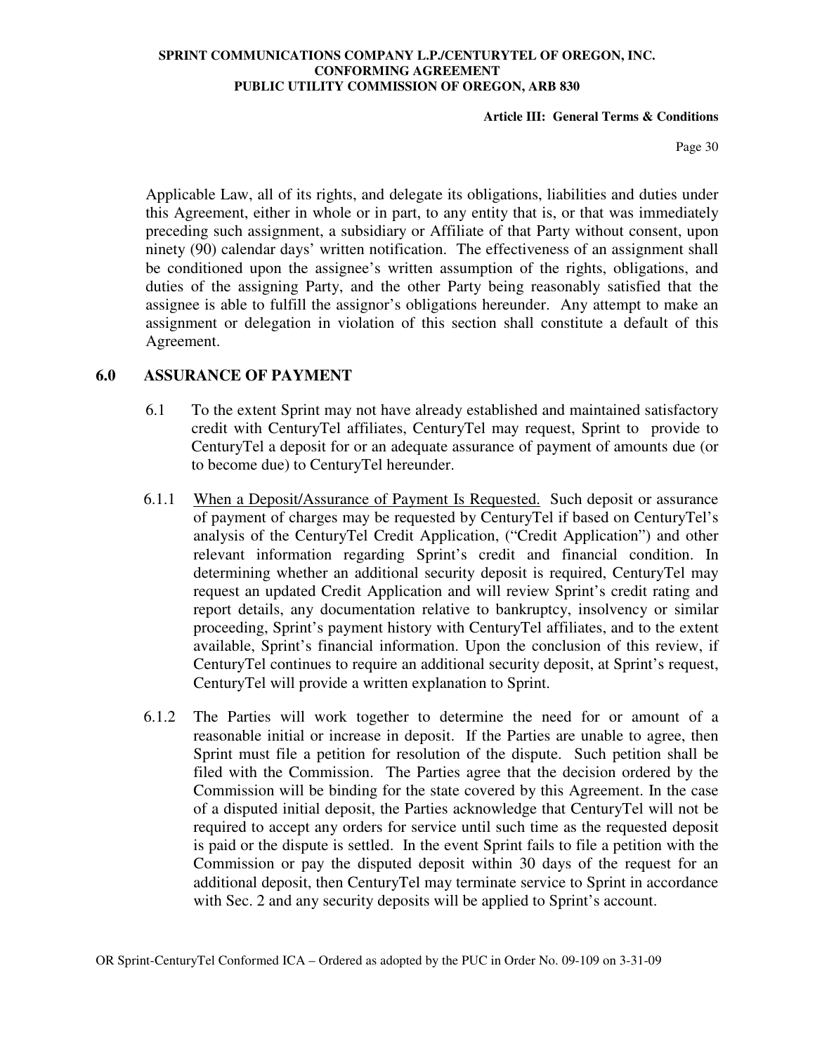Applicable Law, all of its rights, and delegate its obligations, liabilities and duties under this Agreement, either in whole or in part, to any entity that is, or that was immediately preceding such assignment, a subsidiary or Affiliate of that Party without consent, upon ninety (90) calendar days' written notification. The effectiveness of an assignment shall be conditioned upon the assignee's written assumption of the rights, obligations, and duties of the assigning Party, and the other Party being reasonably satisfied that the assignee is able to fulfill the assignor's obligations hereunder. Any attempt to make an assignment or delegation in violation of this section shall constitute a default of this Agreement.

## 6.0 ASSURANCE OF PAYMENT

6.1 To the extent Sprint may not have already established and maintained satisfactory credit with CenturyTel affiliates, CenturyTel may request, Sprint to provide to CenturyTel a deposit for or an adequate assurance of payment of amounts due (or to become due) to CenturyTel hereunder.

6.1.1 When a Deposit/Assurance of Payment Is Requested. Such deposit or assurance of payment of charges may be requested by CenturyTel if based on CenturyTel's analysis of the CenturyTel Credit Application, ("Credit Application") and other relevant information regarding Sprint's credit and financial condition. In determining whether an additional security deposit is required, CenturyTel may request an updated Credit Application and will review Sprint's credit rating and report details, any documentation relative to bankruptcy, insolvency or similar proceeding, Sprint's payment history with CenturyTel affiliates, and to the extent available, Sprint's financial information. Upon the conclusion of this review, if CenturyTel continues to require an additional security deposit, at Sprint's request, CenturyTel will provide a written explanation to Sprint.

6.1.2 The Parties will work together to determine the need for or amount of a reasonable initial or increase in deposit. If the Parties are unable to agree, then Sprint must file a petition for resolution of the dispute. Such petition shall be filed with the Commission. The Parties agree that the decision ordered by the Commission will be binding for the state covered by this Agreement. In the case of a disputed initial deposit, the Parties acknowledge that CenturyTel will not be required to accept any orders for service until such time as the requested deposit is paid or the dispute is settled. In the event Sprint fails to file a petition with the Commission or pay the disputed deposit within 30 days of the request for an additional deposit, then CenturyTel may terminate service to Sprint in accordance with Sec. 2 and any security deposits will be applied to Sprint's account.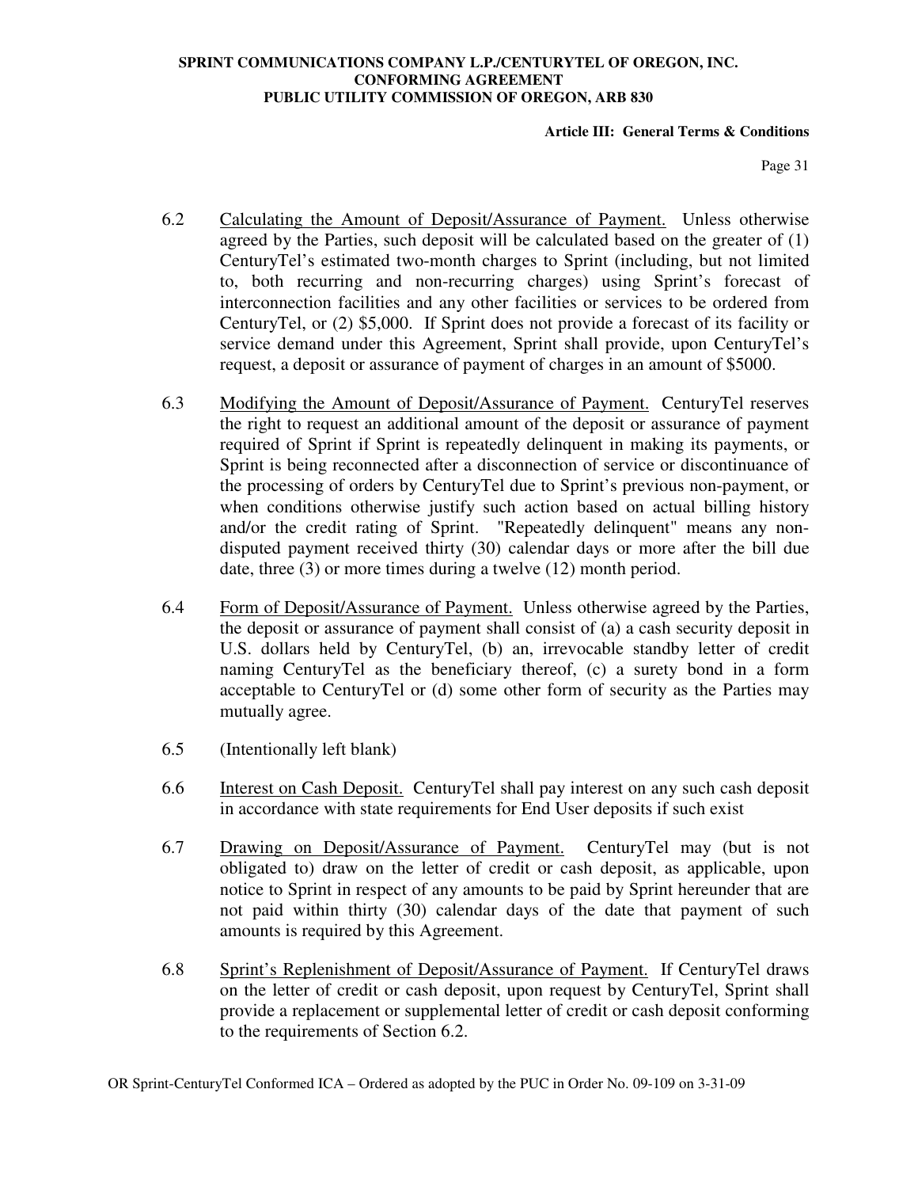6.2 Calculating the Amount of Deposit/Assurance of Payment. Unless otherwise agreed by the Parties, such deposit will be calculated based on the greater of (1) CenturyTel's estimated two-month charges to Sprint (including, but not limited to, both recurring and non-recurring charges) using Sprint's forecast of interconnection facilities and any other facilities or services to be ordered from CenturyTel, or (2) $5,000. If Sprint does not provide a forecast of its facility or service demand under this Agreement, Sprint shall provide, upon CenturyTel's request, a deposit or assurance of payment of charges in an amount of $5000.

6.3 Modifying the Amount of Deposit/Assurance of Payment. CenturyTel reserves the right to request an additional amount of the deposit or assurance of payment required of Sprint if Sprint is repeatedly delinquent in making its payments, or Sprint is being reconnected after a disconnection of service or discontinuance of the processing of orders by CenturyTel due to Sprint's previous non-payment, or when conditions otherwise justify such action based on actual billing history and/or the credit rating of Sprint. "Repeatedly delinquent" means any non-disputed payment received thirty (30) calendar days or more after the bill due date, three (3) or more times during a twelve (12) month period.

6.4 Form of Deposit/Assurance of Payment. Unless otherwise agreed by the Parties, the deposit or assurance of payment shall consist of (a) a cash security deposit in U.S. dollars held by CenturyTel, (b) an, irrevocable standby letter of credit naming CenturyTel as the beneficiary thereof, (c) a surety bond in a form acceptable to CenturyTel or (d) some other form of security as the Parties may mutually agree.

6.5 (Intentionally left blank)

6.6 Interest on Cash Deposit. CenturyTel shall pay interest on any such cash deposit in accordance with state requirements for End User deposits if such exist

6.7 Drawing on Deposit/Assurance of Payment. CenturyTel may (but is not obligated to) draw on the letter of credit or cash deposit, as applicable, upon notice to Sprint in respect of any amounts to be paid by Sprint hereunder that are not paid within thirty (30) calendar days of the date that payment of such amounts is required by this Agreement.

6.8 Sprint's Replenishment of Deposit/Assurance of Payment. If CenturyTel draws on the letter of credit or cash deposit, upon request by CenturyTel, Sprint shall provide a replacement or supplemental letter of credit or cash deposit conforming to the requirements of Section 6.2.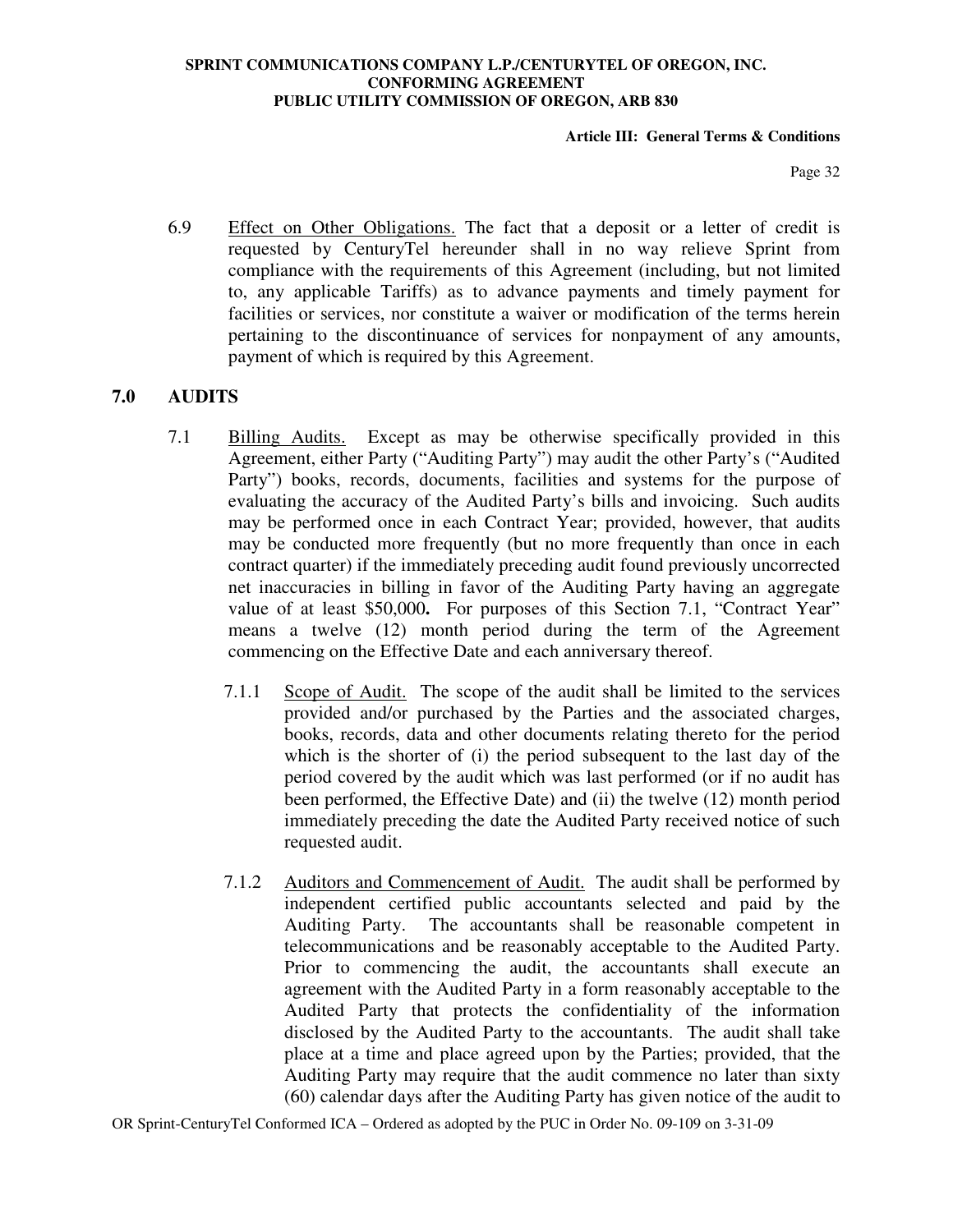6.9 Effect on Other Obligations. The fact that a deposit or a letter of credit is requested by CenturyTel hereunder shall in no way relieve Sprint from compliance with the requirements of this Agreement (including, but not limited to, any applicable Tariffs) as to advance payments and timely payment for facilities or services, nor constitute a waiver or modification of the terms herein pertaining to the discontinuance of services for nonpayment of any amounts, payment of which is required by this Agreement.

## 7.0 AUDITS

7.1 Billing Audits. Except as may be otherwise specifically provided in this Agreement, either Party ("Auditing Party") may audit the other Party's ("Audited Party") books, records, documents, facilities and systems for the purpose of evaluating the accuracy of the Audited Party's bills and invoicing. Such audits may be performed once in each Contract Year; provided, however, that audits may be conducted more frequently (but no more frequently than once in each contract quarter) if the immediately preceding audit found previously uncorrected net inaccuracies in billing in favor of the Auditing Party having an aggregate value of at least $50,000**.** For purposes of this Section 7.1, "Contract Year" means a twelve (12) month period during the term of the Agreement commencing on the Effective Date and each anniversary thereof.

7.1.1 Scope of Audit. The scope of the audit shall be limited to the services provided and/or purchased by the Parties and the associated charges, books, records, data and other documents relating thereto for the period which is the shorter of (i) the period subsequent to the last day of the period covered by the audit which was last performed (or if no audit has been performed, the Effective Date) and (ii) the twelve (12) month period immediately preceding the date the Audited Party received notice of such requested audit.

7.1.2 Auditors and Commencement of Audit. The audit shall be performed by independent certified public accountants selected and paid by the Auditing Party. The accountants shall be reasonable competent in telecommunications and be reasonably acceptable to the Audited Party. Prior to commencing the audit, the accountants shall execute an agreement with the Audited Party in a form reasonably acceptable to the Audited Party that protects the confidentiality of the information disclosed by the Audited Party to the accountants. The audit shall take place at a time and place agreed upon by the Parties; provided, that the Auditing Party may require that the audit commence no later than sixty (60) calendar days after the Auditing Party has given notice of the audit to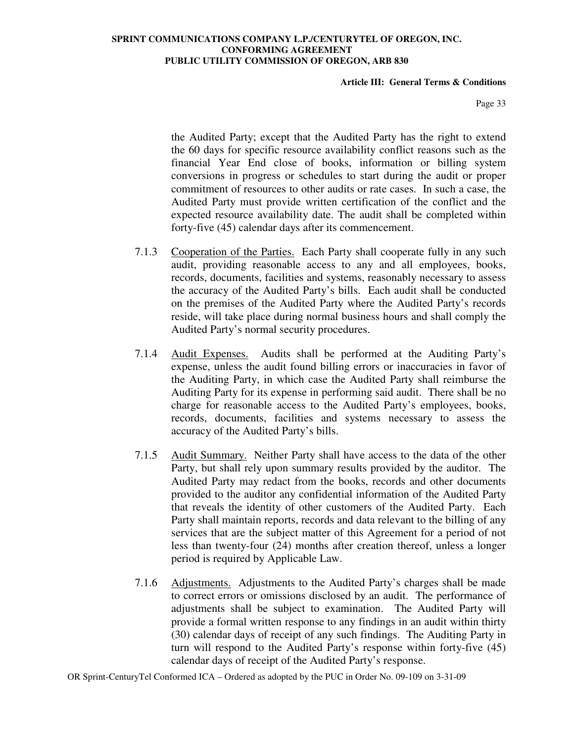the Audited Party; except that the Audited Party has the right to extend the 60 days for specific resource availability conflict reasons such as the financial Year End close of books, information or billing system conversions in progress or schedules to start during the audit or proper commitment of resources to other audits or rate cases. In such a case, the Audited Party must provide written certification of the conflict and the expected resource availability date. The audit shall be completed within forty-five (45) calendar days after its commencement.

7.1.3 Cooperation of the Parties. Each Party shall cooperate fully in any such audit, providing reasonable access to any and all employees, books, records, documents, facilities and systems, reasonably necessary to assess the accuracy of the Audited Party's bills. Each audit shall be conducted on the premises of the Audited Party where the Audited Party's records reside, will take place during normal business hours and shall comply the Audited Party's normal security procedures.

7.1.4 Audit Expenses. Audits shall be performed at the Auditing Party's expense, unless the audit found billing errors or inaccuracies in favor of the Auditing Party, in which case the Audited Party shall reimburse the Auditing Party for its expense in performing said audit. There shall be no charge for reasonable access to the Audited Party's employees, books, records, documents, facilities and systems necessary to assess the accuracy of the Audited Party's bills.

7.1.5 Audit Summary. Neither Party shall have access to the data of the other Party, but shall rely upon summary results provided by the auditor. The Audited Party may redact from the books, records and other documents provided to the auditor any confidential information of the Audited Party that reveals the identity of other customers of the Audited Party. Each Party shall maintain reports, records and data relevant to the billing of any services that are the subject matter of this Agreement for a period of not less than twenty-four (24) months after creation thereof, unless a longer period is required by Applicable Law.

7.1.6 Adjustments. Adjustments to the Audited Party's charges shall be made to correct errors or omissions disclosed by an audit. The performance of adjustments shall be subject to examination. The Audited Party will provide a formal written response to any findings in an audit within thirty (30) calendar days of receipt of any such findings. The Auditing Party in turn will respond to the Audited Party's response within forty-five (45) calendar days of receipt of the Audited Party's response.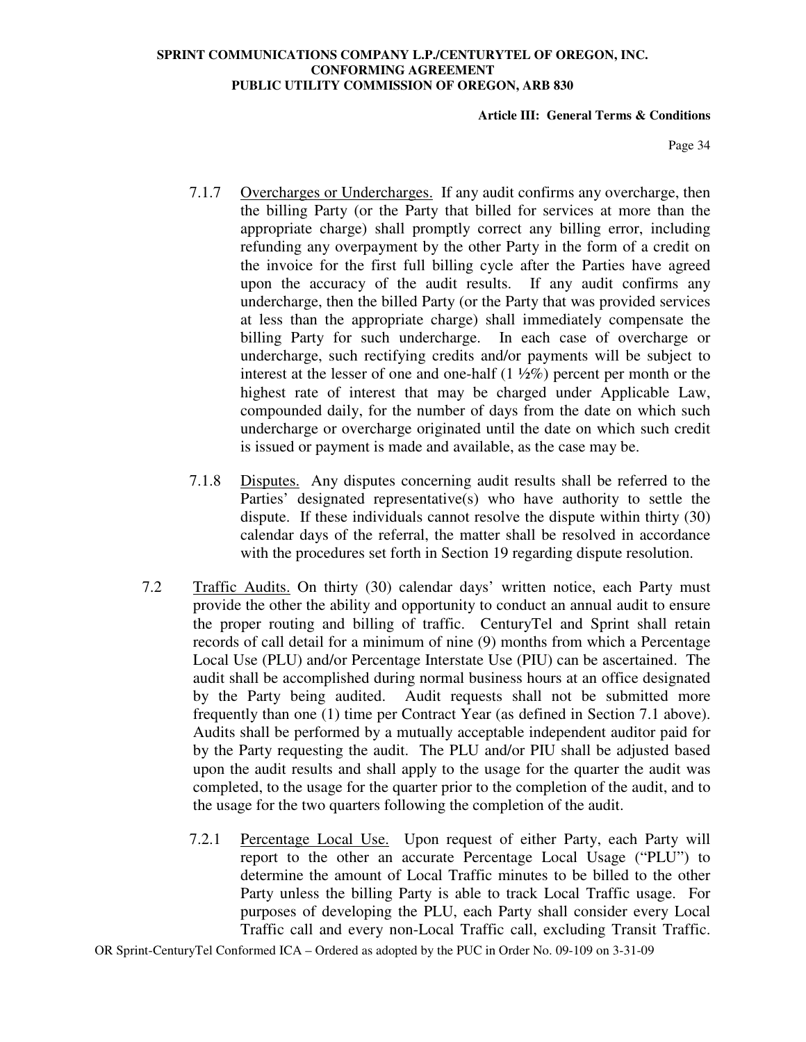7.1.7 Overcharges or Undercharges. If any audit confirms any overcharge, then the billing Party (or the Party that billed for services at more than the appropriate charge) shall promptly correct any billing error, including refunding any overpayment by the other Party in the form of a credit on the invoice for the first full billing cycle after the Parties have agreed upon the accuracy of the audit results. If any audit confirms any undercharge, then the billed Party (or the Party that was provided services at less than the appropriate charge) shall immediately compensate the billing Party for such undercharge. In each case of overcharge or undercharge, such rectifying credits and/or payments will be subject to interest at the lesser of one and one-half (1 ½%) percent per month or the highest rate of interest that may be charged under Applicable Law, compounded daily, for the number of days from the date on which such undercharge or overcharge originated until the date on which such credit is issued or payment is made and available, as the case may be.

7.1.8 Disputes. Any disputes concerning audit results shall be referred to the Parties' designated representative(s) who have authority to settle the dispute. If these individuals cannot resolve the dispute within thirty (30) calendar days of the referral, the matter shall be resolved in accordance with the procedures set forth in Section 19 regarding dispute resolution.

7.2 Traffic Audits. On thirty (30) calendar days' written notice, each Party must provide the other the ability and opportunity to conduct an annual audit to ensure the proper routing and billing of traffic. CenturyTel and Sprint shall retain records of call detail for a minimum of nine (9) months from which a Percentage Local Use (PLU) and/or Percentage Interstate Use (PIU) can be ascertained. The audit shall be accomplished during normal business hours at an office designated by the Party being audited. Audit requests shall not be submitted more frequently than one (1) time per Contract Year (as defined in Section 7.1 above). Audits shall be performed by a mutually acceptable independent auditor paid for by the Party requesting the audit. The PLU and/or PIU shall be adjusted based upon the audit results and shall apply to the usage for the quarter the audit was completed, to the usage for the quarter prior to the completion of the audit, and to the usage for the two quarters following the completion of the audit.

7.2.1 Percentage Local Use. Upon request of either Party, each Party will report to the other an accurate Percentage Local Usage ("PLU") to determine the amount of Local Traffic minutes to be billed to the other Party unless the billing Party is able to track Local Traffic usage. For purposes of developing the PLU, each Party shall consider every Local Traffic call and every non-Local Traffic call, excluding Transit Traffic.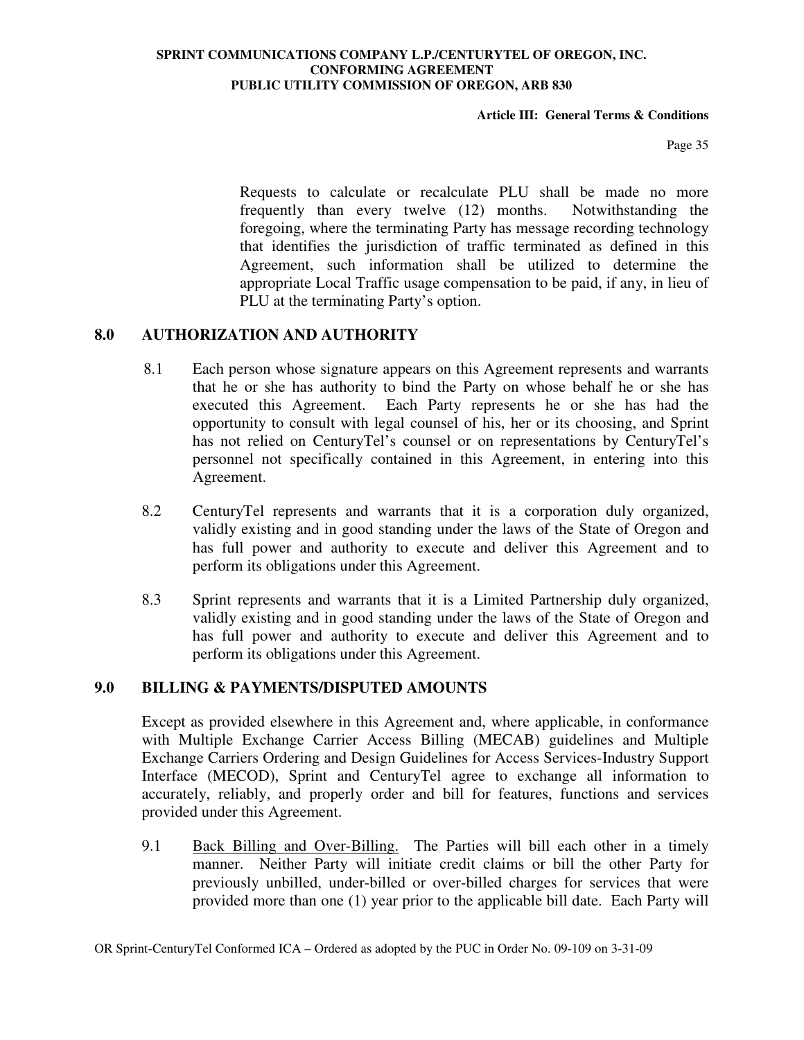Requests to calculate or recalculate PLU shall be made no more frequently than every twelve (12) months. Notwithstanding the foregoing, where the terminating Party has message recording technology that identifies the jurisdiction of traffic terminated as defined in this Agreement, such information shall be utilized to determine the appropriate Local Traffic usage compensation to be paid, if any, in lieu of PLU at the terminating Party's option.

## 8.0 AUTHORIZATION AND AUTHORITY

8.1 Each person whose signature appears on this Agreement represents and warrants that he or she has authority to bind the Party on whose behalf he or she has executed this Agreement. Each Party represents he or she has had the opportunity to consult with legal counsel of his, her or its choosing, and Sprint has not relied on CenturyTel's counsel or on representations by CenturyTel's personnel not specifically contained in this Agreement, in entering into this Agreement.

8.2 CenturyTel represents and warrants that it is a corporation duly organized, validly existing and in good standing under the laws of the State of Oregon and has full power and authority to execute and deliver this Agreement and to perform its obligations under this Agreement.

8.3 Sprint represents and warrants that it is a Limited Partnership duly organized, validly existing and in good standing under the laws of the State of Oregon and has full power and authority to execute and deliver this Agreement and to perform its obligations under this Agreement.

## 9.0 BILLING & PAYMENTS/DISPUTED AMOUNTS

Except as provided elsewhere in this Agreement and, where applicable, in conformance with Multiple Exchange Carrier Access Billing (MECAB) guidelines and Multiple Exchange Carriers Ordering and Design Guidelines for Access Services-Industry Support Interface (MECOD), Sprint and CenturyTel agree to exchange all information to accurately, reliably, and properly order and bill for features, functions and services provided under this Agreement.

9.1 <u>Back Billing and Over-Billing.</u> The Parties will bill each other in a timely manner. Neither Party will initiate credit claims or bill the other Party for previously unbilled, under-billed or over-billed charges for services that were provided more than one (1) year prior to the applicable bill date. Each Party will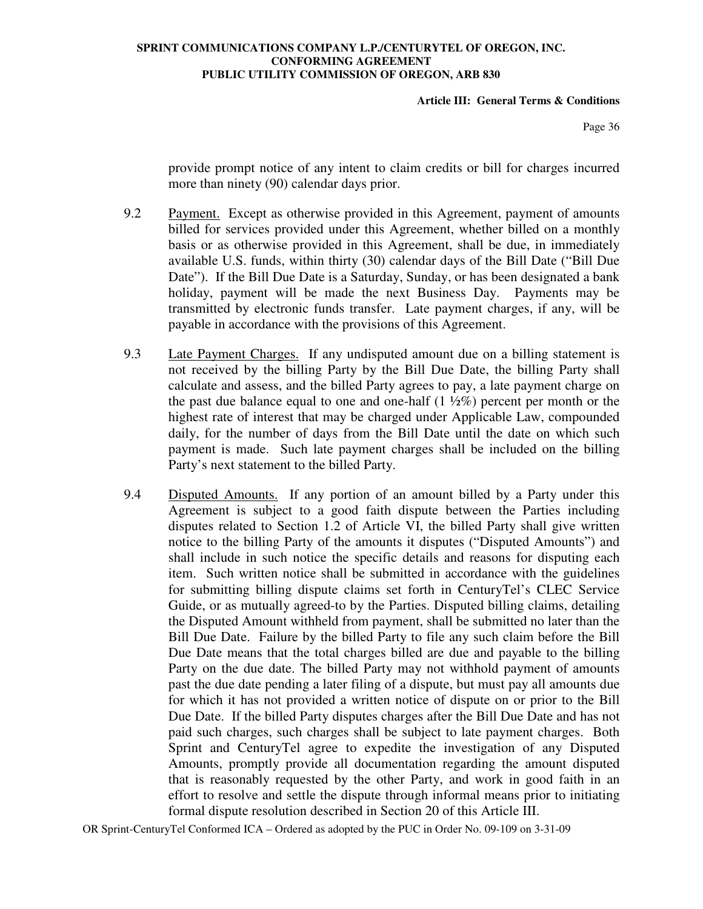provide prompt notice of any intent to claim credits or bill for charges incurred more than ninety (90) calendar days prior.

9.2 Payment. Except as otherwise provided in this Agreement, payment of amounts billed for services provided under this Agreement, whether billed on a monthly basis or as otherwise provided in this Agreement, shall be due, in immediately available U.S. funds, within thirty (30) calendar days of the Bill Date ("Bill Due Date"). If the Bill Due Date is a Saturday, Sunday, or has been designated a bank holiday, payment will be made the next Business Day. Payments may be transmitted by electronic funds transfer. Late payment charges, if any, will be payable in accordance with the provisions of this Agreement.

9.3 Late Payment Charges. If any undisputed amount due on a billing statement is not received by the billing Party by the Bill Due Date, the billing Party shall calculate and assess, and the billed Party agrees to pay, a late payment charge on the past due balance equal to one and one-half (1 ½%) percent per month or the highest rate of interest that may be charged under Applicable Law, compounded daily, for the number of days from the Bill Date until the date on which such payment is made. Such late payment charges shall be included on the billing Party's next statement to the billed Party.

9.4 Disputed Amounts. If any portion of an amount billed by a Party under this Agreement is subject to a good faith dispute between the Parties including disputes related to Section 1.2 of Article VI, the billed Party shall give written notice to the billing Party of the amounts it disputes ("Disputed Amounts") and shall include in such notice the specific details and reasons for disputing each item. Such written notice shall be submitted in accordance with the guidelines for submitting billing dispute claims set forth in CenturyTel's CLEC Service Guide, or as mutually agreed-to by the Parties. Disputed billing claims, detailing the Disputed Amount withheld from payment, shall be submitted no later than the Bill Due Date. Failure by the billed Party to file any such claim before the Bill Due Date means that the total charges billed are due and payable to the billing Party on the due date. The billed Party may not withhold payment of amounts past the due date pending a later filing of a dispute, but must pay all amounts due for which it has not provided a written notice of dispute on or prior to the Bill Due Date. If the billed Party disputes charges after the Bill Due Date and has not paid such charges, such charges shall be subject to late payment charges. Both Sprint and CenturyTel agree to expedite the investigation of any Disputed Amounts, promptly provide all documentation regarding the amount disputed that is reasonably requested by the other Party, and work in good faith in an effort to resolve and settle the dispute through informal means prior to initiating formal dispute resolution described in Section 20 of this Article III.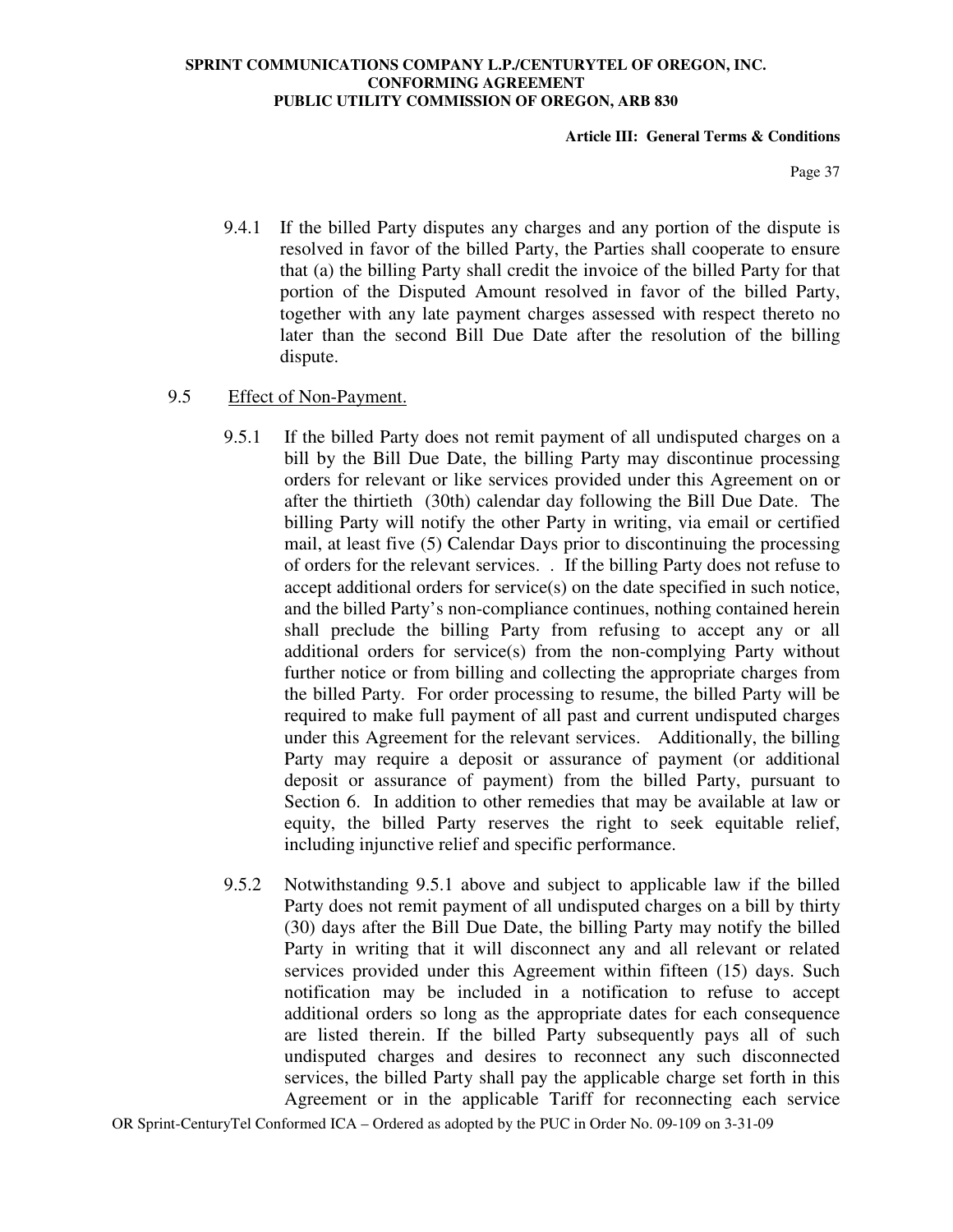9.4.1 If the billed Party disputes any charges and any portion of the dispute is resolved in favor of the billed Party, the Parties shall cooperate to ensure that (a) the billing Party shall credit the invoice of the billed Party for that portion of the Disputed Amount resolved in favor of the billed Party, together with any late payment charges assessed with respect thereto no later than the second Bill Due Date after the resolution of the billing dispute.

9.5 Effect of Non-Payment.

9.5.1 If the billed Party does not remit payment of all undisputed charges on a bill by the Bill Due Date, the billing Party may discontinue processing orders for relevant or like services provided under this Agreement on or after the thirtieth (30th) calendar day following the Bill Due Date. The billing Party will notify the other Party in writing, via email or certified mail, at least five (5) Calendar Days prior to discontinuing the processing of orders for the relevant services. . If the billing Party does not refuse to accept additional orders for service(s) on the date specified in such notice, and the billed Party's non-compliance continues, nothing contained herein shall preclude the billing Party from refusing to accept any or all additional orders for service(s) from the non-complying Party without further notice or from billing and collecting the appropriate charges from the billed Party. For order processing to resume, the billed Party will be required to make full payment of all past and current undisputed charges under this Agreement for the relevant services. Additionally, the billing Party may require a deposit or assurance of payment (or additional deposit or assurance of payment) from the billed Party, pursuant to Section 6. In addition to other remedies that may be available at law or equity, the billed Party reserves the right to seek equitable relief, including injunctive relief and specific performance.

9.5.2 Notwithstanding 9.5.1 above and subject to applicable law if the billed Party does not remit payment of all undisputed charges on a bill by thirty (30) days after the Bill Due Date, the billing Party may notify the billed Party in writing that it will disconnect any and all relevant or related services provided under this Agreement within fifteen (15) days. Such notification may be included in a notification to refuse to accept additional orders so long as the appropriate dates for each consequence are listed therein. If the billed Party subsequently pays all of such undisputed charges and desires to reconnect any such disconnected services, the billed Party shall pay the applicable charge set forth in this Agreement or in the applicable Tariff for reconnecting each service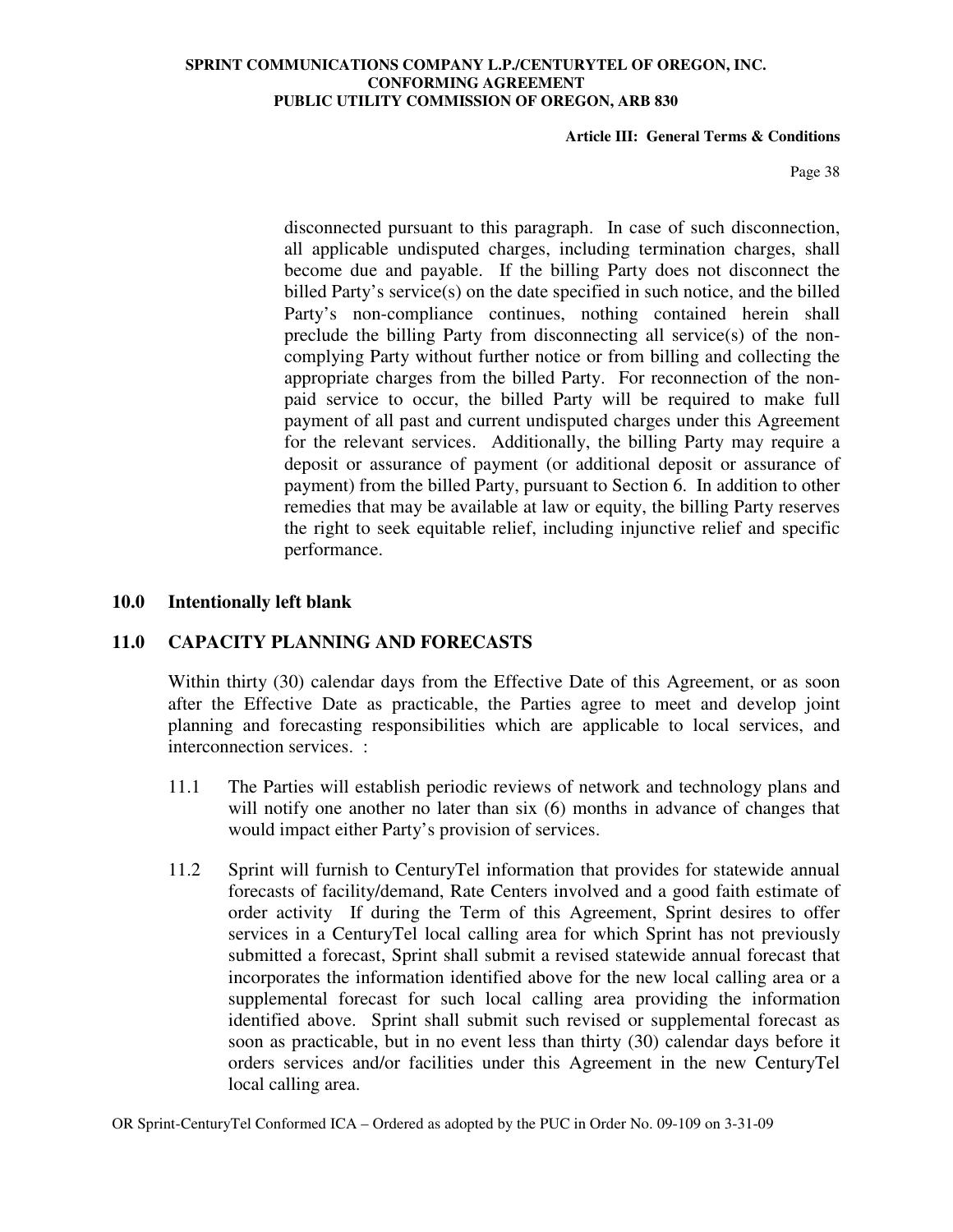disconnected pursuant to this paragraph. In case of such disconnection, all applicable undisputed charges, including termination charges, shall become due and payable. If the billing Party does not disconnect the billed Party's service(s) on the date specified in such notice, and the billed Party's non-compliance continues, nothing contained herein shall preclude the billing Party from disconnecting all service(s) of the non-complying Party without further notice or from billing and collecting the appropriate charges from the billed Party. For reconnection of the non-paid service to occur, the billed Party will be required to make full payment of all past and current undisputed charges under this Agreement for the relevant services. Additionally, the billing Party may require a deposit or assurance of payment (or additional deposit or assurance of payment) from the billed Party, pursuant to Section 6. In addition to other remedies that may be available at law or equity, the billing Party reserves the right to seek equitable relief, including injunctive relief and specific performance.

## 10.0 Intentionally left blank

## 11.0 CAPACITY PLANNING AND FORECASTS

Within thirty (30) calendar days from the Effective Date of this Agreement, or as soon after the Effective Date as practicable, the Parties agree to meet and develop joint planning and forecasting responsibilities which are applicable to local services, and interconnection services. :

11.1 The Parties will establish periodic reviews of network and technology plans and will notify one another no later than six (6) months in advance of changes that would impact either Party's provision of services.

11.2 Sprint will furnish to CenturyTel information that provides for statewide annual forecasts of facility/demand, Rate Centers involved and a good faith estimate of order activity If during the Term of this Agreement, Sprint desires to offer services in a CenturyTel local calling area for which Sprint has not previously submitted a forecast, Sprint shall submit a revised statewide annual forecast that incorporates the information identified above for the new local calling area or a supplemental forecast for such local calling area providing the information identified above. Sprint shall submit such revised or supplemental forecast as soon as practicable, but in no event less than thirty (30) calendar days before it orders services and/or facilities under this Agreement in the new CenturyTel local calling area.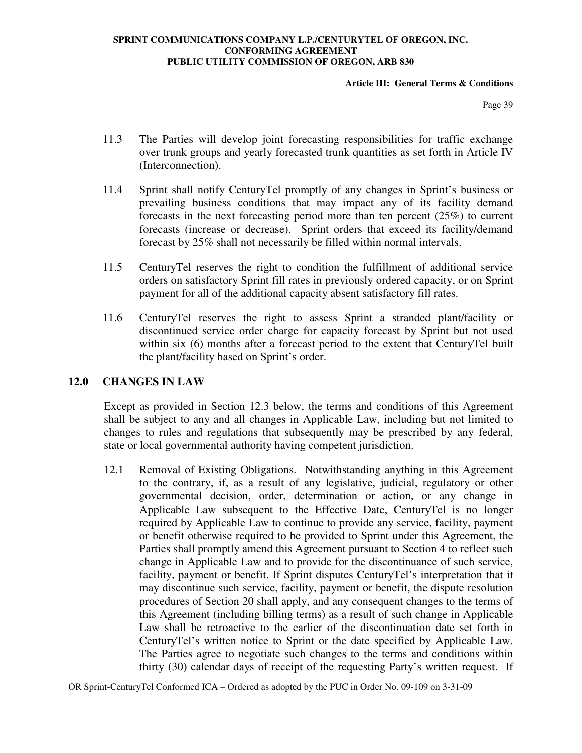11.3 The Parties will develop joint forecasting responsibilities for traffic exchange over trunk groups and yearly forecasted trunk quantities as set forth in Article IV (Interconnection).

11.4 Sprint shall notify CenturyTel promptly of any changes in Sprint's business or prevailing business conditions that may impact any of its facility demand forecasts in the next forecasting period more than ten percent (25%) to current forecasts (increase or decrease). Sprint orders that exceed its facility/demand forecast by 25% shall not necessarily be filled within normal intervals.

11.5 CenturyTel reserves the right to condition the fulfillment of additional service orders on satisfactory Sprint fill rates in previously ordered capacity, or on Sprint payment for all of the additional capacity absent satisfactory fill rates.

11.6 CenturyTel reserves the right to assess Sprint a stranded plant/facility or discontinued service order charge for capacity forecast by Sprint but not used within six (6) months after a forecast period to the extent that CenturyTel built the plant/facility based on Sprint's order.

## 12.0 CHANGES IN LAW

Except as provided in Section 12.3 below, the terms and conditions of this Agreement shall be subject to any and all changes in Applicable Law, including but not limited to changes to rules and regulations that subsequently may be prescribed by any federal, state or local governmental authority having competent jurisdiction.

12.1 Removal of Existing Obligations. Notwithstanding anything in this Agreement to the contrary, if, as a result of any legislative, judicial, regulatory or other governmental decision, order, determination or action, or any change in Applicable Law subsequent to the Effective Date, CenturyTel is no longer required by Applicable Law to continue to provide any service, facility, payment or benefit otherwise required to be provided to Sprint under this Agreement, the Parties shall promptly amend this Agreement pursuant to Section 4 to reflect such change in Applicable Law and to provide for the discontinuance of such service, facility, payment or benefit. If Sprint disputes CenturyTel's interpretation that it may discontinue such service, facility, payment or benefit, the dispute resolution procedures of Section 20 shall apply, and any consequent changes to the terms of this Agreement (including billing terms) as a result of such change in Applicable Law shall be retroactive to the earlier of the discontinuation date set forth in CenturyTel's written notice to Sprint or the date specified by Applicable Law. The Parties agree to negotiate such changes to the terms and conditions within thirty (30) calendar days of receipt of the requesting Party's written request. If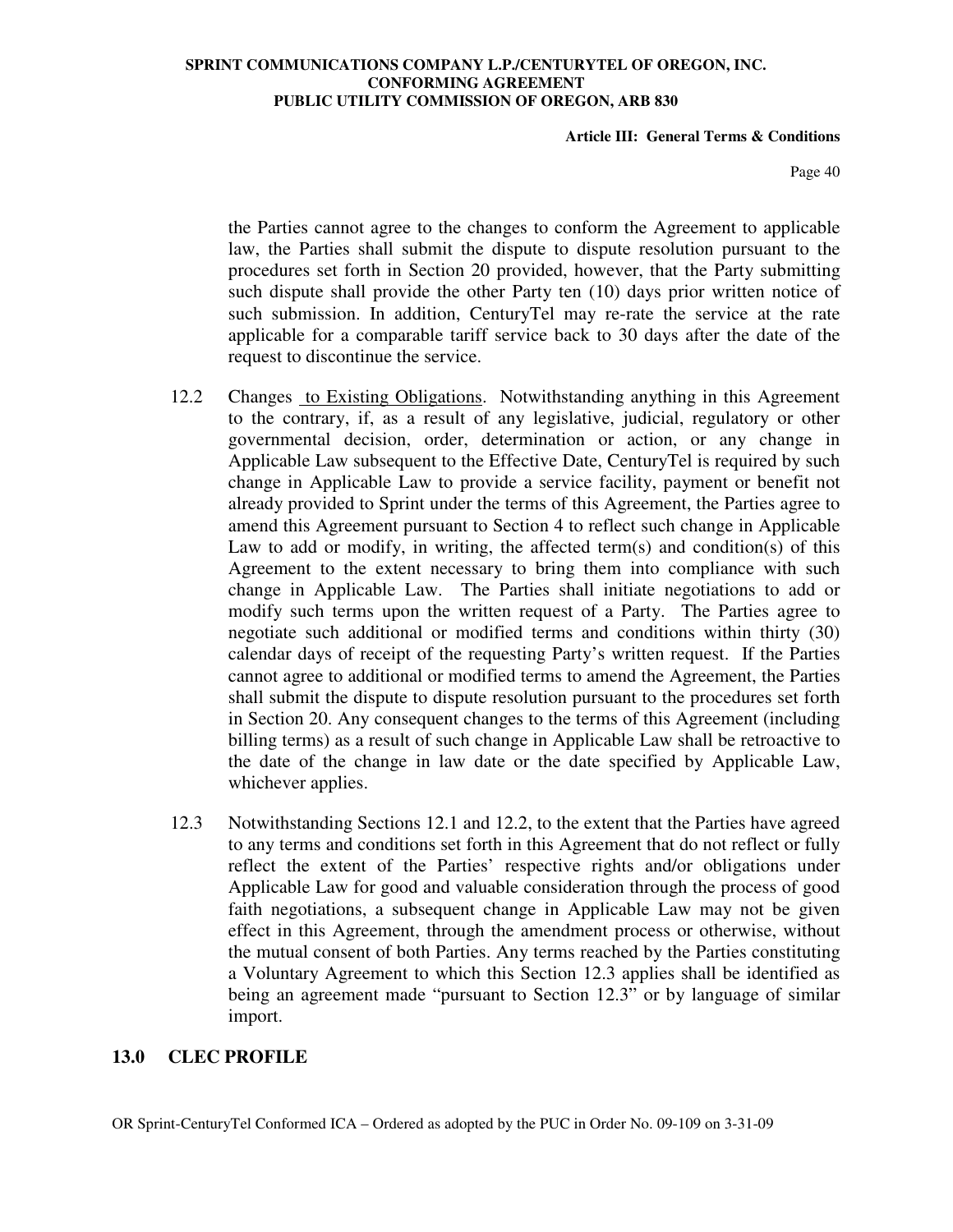the Parties cannot agree to the changes to conform the Agreement to applicable law, the Parties shall submit the dispute to dispute resolution pursuant to the procedures set forth in Section 20 provided, however, that the Party submitting such dispute shall provide the other Party ten (10) days prior written notice of such submission. In addition, CenturyTel may re-rate the service at the rate applicable for a comparable tariff service back to 30 days after the date of the request to discontinue the service.

12.2 Changes to Existing Obligations. Notwithstanding anything in this Agreement to the contrary, if, as a result of any legislative, judicial, regulatory or other governmental decision, order, determination or action, or any change in Applicable Law subsequent to the Effective Date, CenturyTel is required by such change in Applicable Law to provide a service facility, payment or benefit not already provided to Sprint under the terms of this Agreement, the Parties agree to amend this Agreement pursuant to Section 4 to reflect such change in Applicable Law to add or modify, in writing, the affected term(s) and condition(s) of this Agreement to the extent necessary to bring them into compliance with such change in Applicable Law. The Parties shall initiate negotiations to add or modify such terms upon the written request of a Party. The Parties agree to negotiate such additional or modified terms and conditions within thirty (30) calendar days of receipt of the requesting Party's written request. If the Parties cannot agree to additional or modified terms to amend the Agreement, the Parties shall submit the dispute to dispute resolution pursuant to the procedures set forth in Section 20. Any consequent changes to the terms of this Agreement (including billing terms) as a result of such change in Applicable Law shall be retroactive to the date of the change in law date or the date specified by Applicable Law, whichever applies.

12.3 Notwithstanding Sections 12.1 and 12.2, to the extent that the Parties have agreed to any terms and conditions set forth in this Agreement that do not reflect or fully reflect the extent of the Parties' respective rights and/or obligations under Applicable Law for good and valuable consideration through the process of good faith negotiations, a subsequent change in Applicable Law may not be given effect in this Agreement, through the amendment process or otherwise, without the mutual consent of both Parties. Any terms reached by the Parties constituting a Voluntary Agreement to which this Section 12.3 applies shall be identified as being an agreement made "pursuant to Section 12.3" or by language of similar import.

## 13.0 CLEC PROFILE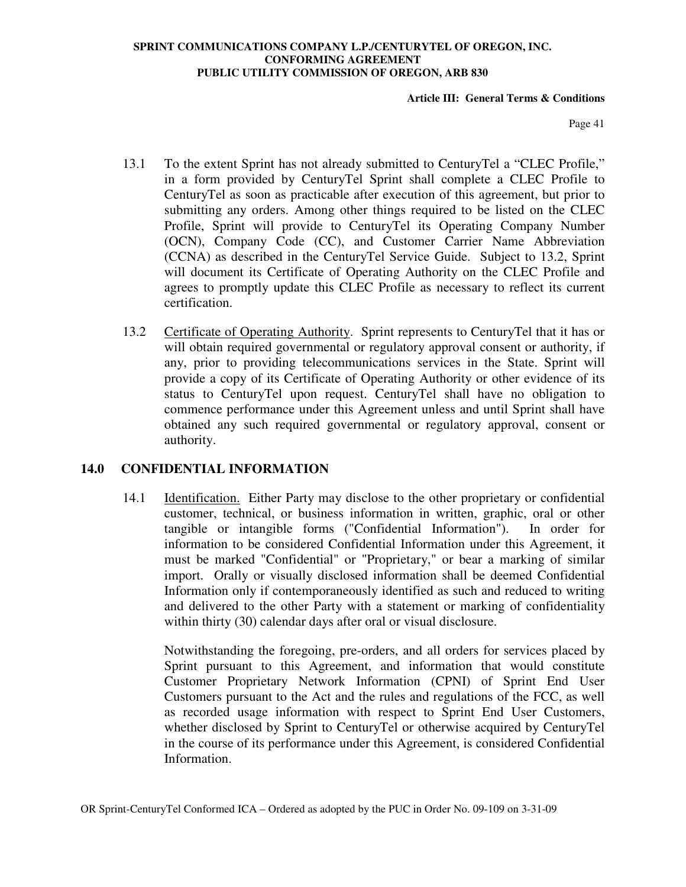13.1 To the extent Sprint has not already submitted to CenturyTel a "CLEC Profile," in a form provided by CenturyTel Sprint shall complete a CLEC Profile to CenturyTel as soon as practicable after execution of this agreement, but prior to submitting any orders. Among other things required to be listed on the CLEC Profile, Sprint will provide to CenturyTel its Operating Company Number (OCN), Company Code (CC), and Customer Carrier Name Abbreviation (CCNA) as described in the CenturyTel Service Guide. Subject to 13.2, Sprint will document its Certificate of Operating Authority on the CLEC Profile and agrees to promptly update this CLEC Profile as necessary to reflect its current certification.

13.2 Certificate of Operating Authority. Sprint represents to CenturyTel that it has or will obtain required governmental or regulatory approval consent or authority, if any, prior to providing telecommunications services in the State. Sprint will provide a copy of its Certificate of Operating Authority or other evidence of its status to CenturyTel upon request. CenturyTel shall have no obligation to commence performance under this Agreement unless and until Sprint shall have obtained any such required governmental or regulatory approval, consent or authority.

## 14.0 CONFIDENTIAL INFORMATION

14.1 Identification. Either Party may disclose to the other proprietary or confidential customer, technical, or business information in written, graphic, oral or other tangible or intangible forms ("Confidential Information"). In order for information to be considered Confidential Information under this Agreement, it must be marked "Confidential" or "Proprietary," or bear a marking of similar import. Orally or visually disclosed information shall be deemed Confidential Information only if contemporaneously identified as such and reduced to writing and delivered to the other Party with a statement or marking of confidentiality within thirty (30) calendar days after oral or visual disclosure.

Notwithstanding the foregoing, pre-orders, and all orders for services placed by Sprint pursuant to this Agreement, and information that would constitute Customer Proprietary Network Information (CPNI) of Sprint End User Customers pursuant to the Act and the rules and regulations of the FCC, as well as recorded usage information with respect to Sprint End User Customers, whether disclosed by Sprint to CenturyTel or otherwise acquired by CenturyTel in the course of its performance under this Agreement, is considered Confidential Information.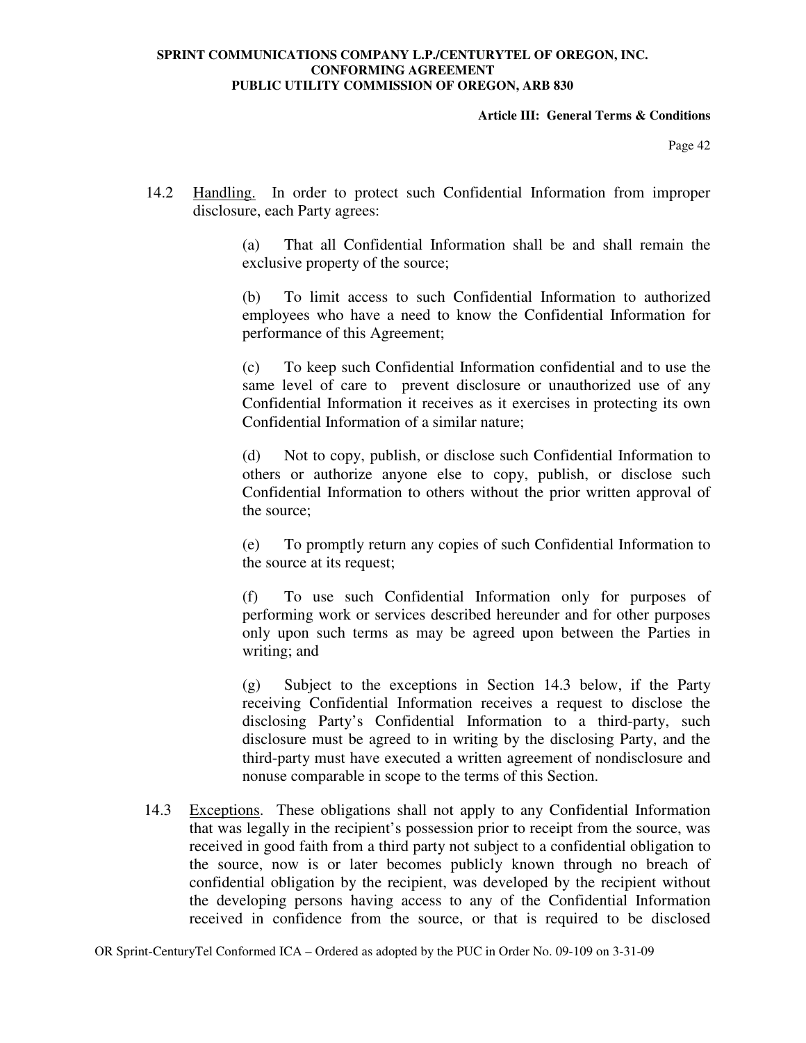14.2 Handling. In order to protect such Confidential Information from improper disclosure, each Party agrees:

(a) That all Confidential Information shall be and shall remain the exclusive property of the source;

(b) To limit access to such Confidential Information to authorized employees who have a need to know the Confidential Information for performance of this Agreement;

(c) To keep such Confidential Information confidential and to use the same level of care to prevent disclosure or unauthorized use of any Confidential Information it receives as it exercises in protecting its own Confidential Information of a similar nature;

(d) Not to copy, publish, or disclose such Confidential Information to others or authorize anyone else to copy, publish, or disclose such Confidential Information to others without the prior written approval of the source;

(e) To promptly return any copies of such Confidential Information to the source at its request;

(f) To use such Confidential Information only for purposes of performing work or services described hereunder and for other purposes only upon such terms as may be agreed upon between the Parties in writing; and

(g) Subject to the exceptions in Section 14.3 below, if the Party receiving Confidential Information receives a request to disclose the disclosing Party's Confidential Information to a third-party, such disclosure must be agreed to in writing by the disclosing Party, and the third-party must have executed a written agreement of nondisclosure and nonuse comparable in scope to the terms of this Section.

14.3 Exceptions. These obligations shall not apply to any Confidential Information that was legally in the recipient's possession prior to receipt from the source, was received in good faith from a third party not subject to a confidential obligation to the source, now is or later becomes publicly known through no breach of confidential obligation by the recipient, was developed by the recipient without the developing persons having access to any of the Confidential Information received in confidence from the source, or that is required to be disclosed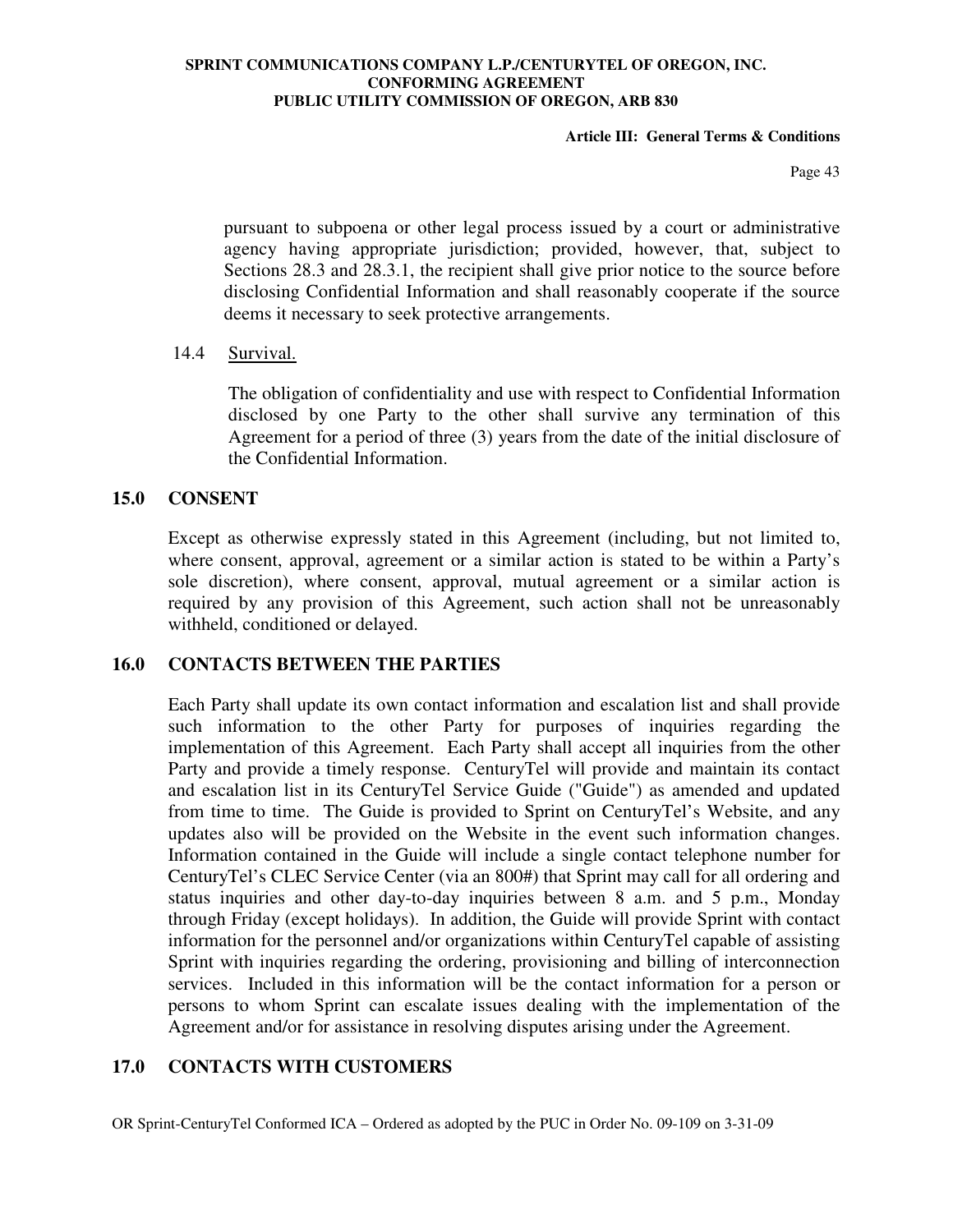pursuant to subpoena or other legal process issued by a court or administrative agency having appropriate jurisdiction; provided, however, that, subject to Sections 28.3 and 28.3.1, the recipient shall give prior notice to the source before disclosing Confidential Information and shall reasonably cooperate if the source deems it necessary to seek protective arrangements.

14.4 Survival.

The obligation of confidentiality and use with respect to Confidential Information disclosed by one Party to the other shall survive any termination of this Agreement for a period of three (3) years from the date of the initial disclosure of the Confidential Information.

## 15.0 CONSENT

Except as otherwise expressly stated in this Agreement (including, but not limited to, where consent, approval, agreement or a similar action is stated to be within a Party's sole discretion), where consent, approval, mutual agreement or a similar action is required by any provision of this Agreement, such action shall not be unreasonably withheld, conditioned or delayed.

## 16.0 CONTACTS BETWEEN THE PARTIES

Each Party shall update its own contact information and escalation list and shall provide such information to the other Party for purposes of inquiries regarding the implementation of this Agreement. Each Party shall accept all inquiries from the other Party and provide a timely response. CenturyTel will provide and maintain its contact and escalation list in its CenturyTel Service Guide ("Guide") as amended and updated from time to time. The Guide is provided to Sprint on CenturyTel's Website, and any updates also will be provided on the Website in the event such information changes. Information contained in the Guide will include a single contact telephone number for CenturyTel's CLEC Service Center (via an 800#) that Sprint may call for all ordering and status inquiries and other day-to-day inquiries between 8 a.m. and 5 p.m., Monday through Friday (except holidays). In addition, the Guide will provide Sprint with contact information for the personnel and/or organizations within CenturyTel capable of assisting Sprint with inquiries regarding the ordering, provisioning and billing of interconnection services. Included in this information will be the contact information for a person or persons to whom Sprint can escalate issues dealing with the implementation of the Agreement and/or for assistance in resolving disputes arising under the Agreement.

## 17.0 CONTACTS WITH CUSTOMERS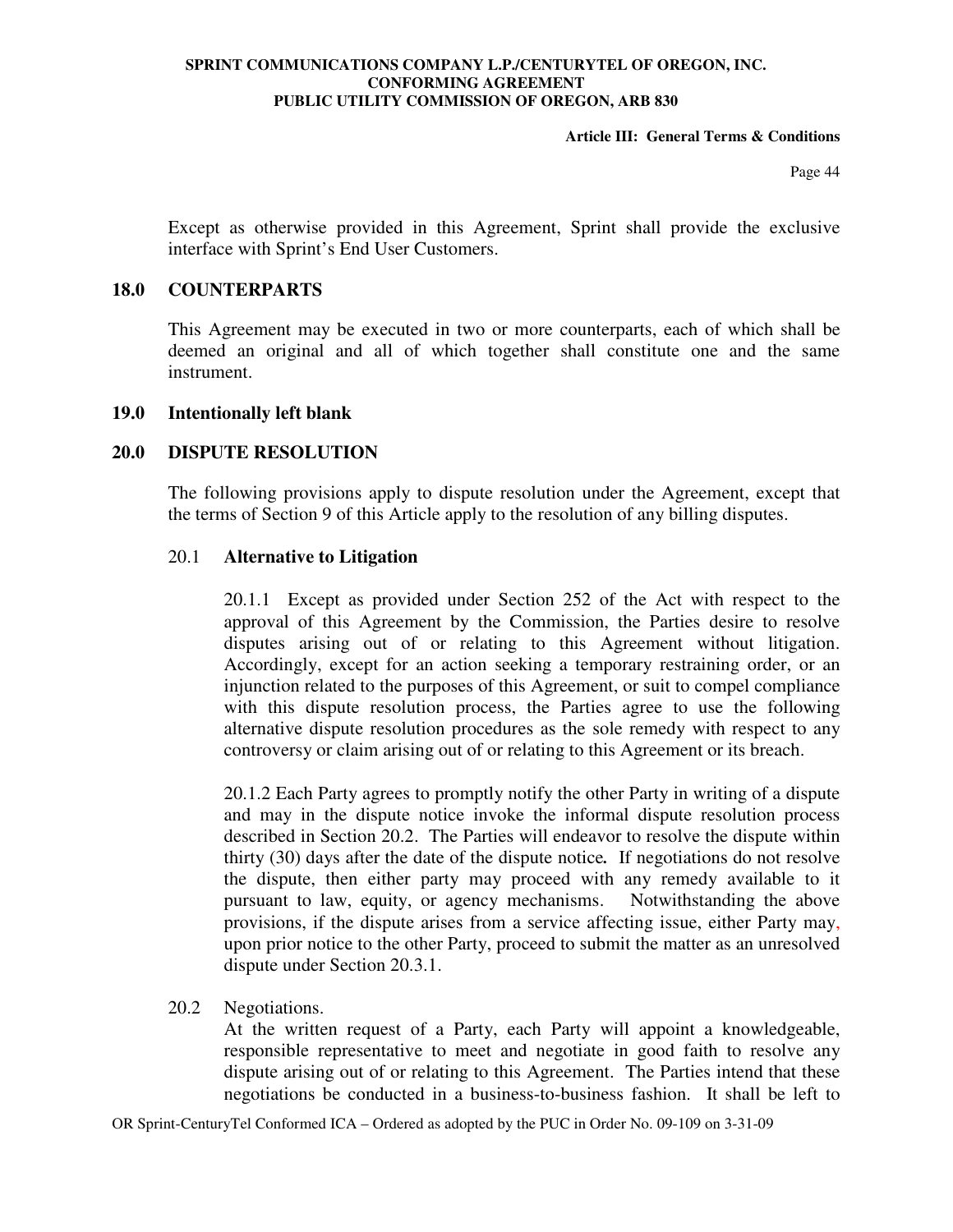Except as otherwise provided in this Agreement, Sprint shall provide the exclusive interface with Sprint's End User Customers.

## 18.0 COUNTERPARTS

This Agreement may be executed in two or more counterparts, each of which shall be deemed an original and all of which together shall constitute one and the same instrument.

## 19.0 Intentionally left blank

## 20.0 DISPUTE RESOLUTION

The following provisions apply to dispute resolution under the Agreement, except that the terms of Section 9 of this Article apply to the resolution of any billing disputes.

### 20.1 Alternative to Litigation

20.1.1 Except as provided under Section 252 of the Act with respect to the approval of this Agreement by the Commission, the Parties desire to resolve disputes arising out of or relating to this Agreement without litigation. Accordingly, except for an action seeking a temporary restraining order, or an injunction related to the purposes of this Agreement, or suit to compel compliance with this dispute resolution process, the Parties agree to use the following alternative dispute resolution procedures as the sole remedy with respect to any controversy or claim arising out of or relating to this Agreement or its breach.

20.1.2 Each Party agrees to promptly notify the other Party in writing of a dispute and may in the dispute notice invoke the informal dispute resolution process described in Section 20.2. The Parties will endeavor to resolve the dispute within thirty (30) days after the date of the dispute notice**.** If negotiations do not resolve the dispute, then either party may proceed with any remedy available to it pursuant to law, equity, or agency mechanisms. Notwithstanding the above provisions, if the dispute arises from a service affecting issue, either Party may, upon prior notice to the other Party, proceed to submit the matter as an unresolved dispute under Section 20.3.1.

20.2 Negotiations.

At the written request of a Party, each Party will appoint a knowledgeable, responsible representative to meet and negotiate in good faith to resolve any dispute arising out of or relating to this Agreement. The Parties intend that these negotiations be conducted in a business-to-business fashion. It shall be left to

OR Sprint-CenturyTel Conformed ICA – Ordered as adopted by the PUC in Order No. 09-109 on 3-31-09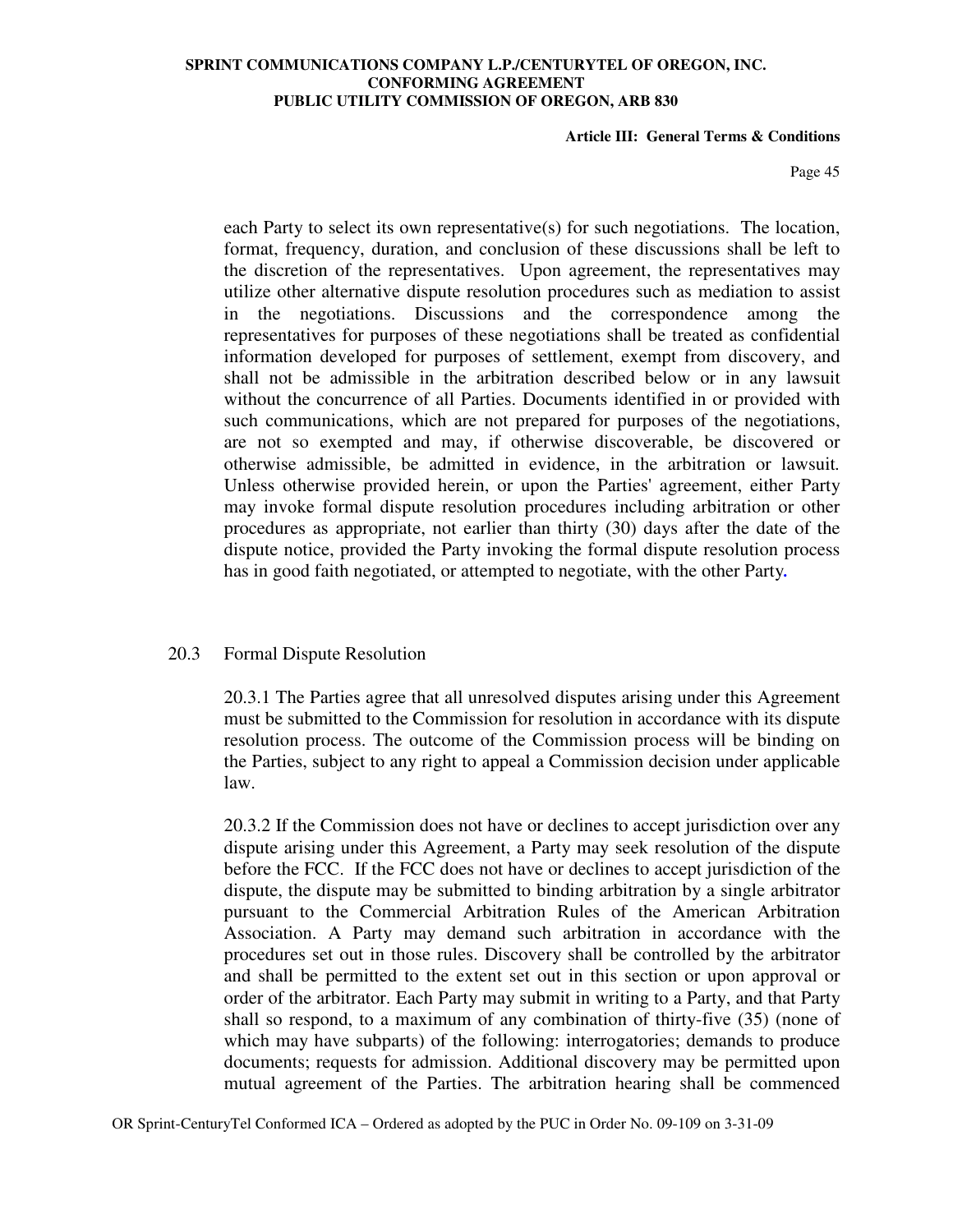each Party to select its own representative(s) for such negotiations. The location, format, frequency, duration, and conclusion of these discussions shall be left to the discretion of the representatives. Upon agreement, the representatives may utilize other alternative dispute resolution procedures such as mediation to assist in the negotiations. Discussions and the correspondence among the representatives for purposes of these negotiations shall be treated as confidential information developed for purposes of settlement, exempt from discovery, and shall not be admissible in the arbitration described below or in any lawsuit without the concurrence of all Parties. Documents identified in or provided with such communications, which are not prepared for purposes of the negotiations, are not so exempted and may, if otherwise discoverable, be discovered or otherwise admissible, be admitted in evidence, in the arbitration or lawsuit. Unless otherwise provided herein, or upon the Parties' agreement, either Party may invoke formal dispute resolution procedures including arbitration or other procedures as appropriate, not earlier than thirty (30) days after the date of the dispute notice, provided the Party invoking the formal dispute resolution process has in good faith negotiated, or attempted to negotiate, with the other Party.

20.3 Formal Dispute Resolution

20.3.1 The Parties agree that all unresolved disputes arising under this Agreement must be submitted to the Commission for resolution in accordance with its dispute resolution process. The outcome of the Commission process will be binding on the Parties, subject to any right to appeal a Commission decision under applicable law.

20.3.2 If the Commission does not have or declines to accept jurisdiction over any dispute arising under this Agreement, a Party may seek resolution of the dispute before the FCC. If the FCC does not have or declines to accept jurisdiction of the dispute, the dispute may be submitted to binding arbitration by a single arbitrator pursuant to the Commercial Arbitration Rules of the American Arbitration Association. A Party may demand such arbitration in accordance with the procedures set out in those rules. Discovery shall be controlled by the arbitrator and shall be permitted to the extent set out in this section or upon approval or order of the arbitrator. Each Party may submit in writing to a Party, and that Party shall so respond, to a maximum of any combination of thirty-five (35) (none of which may have subparts) of the following: interrogatories; demands to produce documents; requests for admission. Additional discovery may be permitted upon mutual agreement of the Parties. The arbitration hearing shall be commenced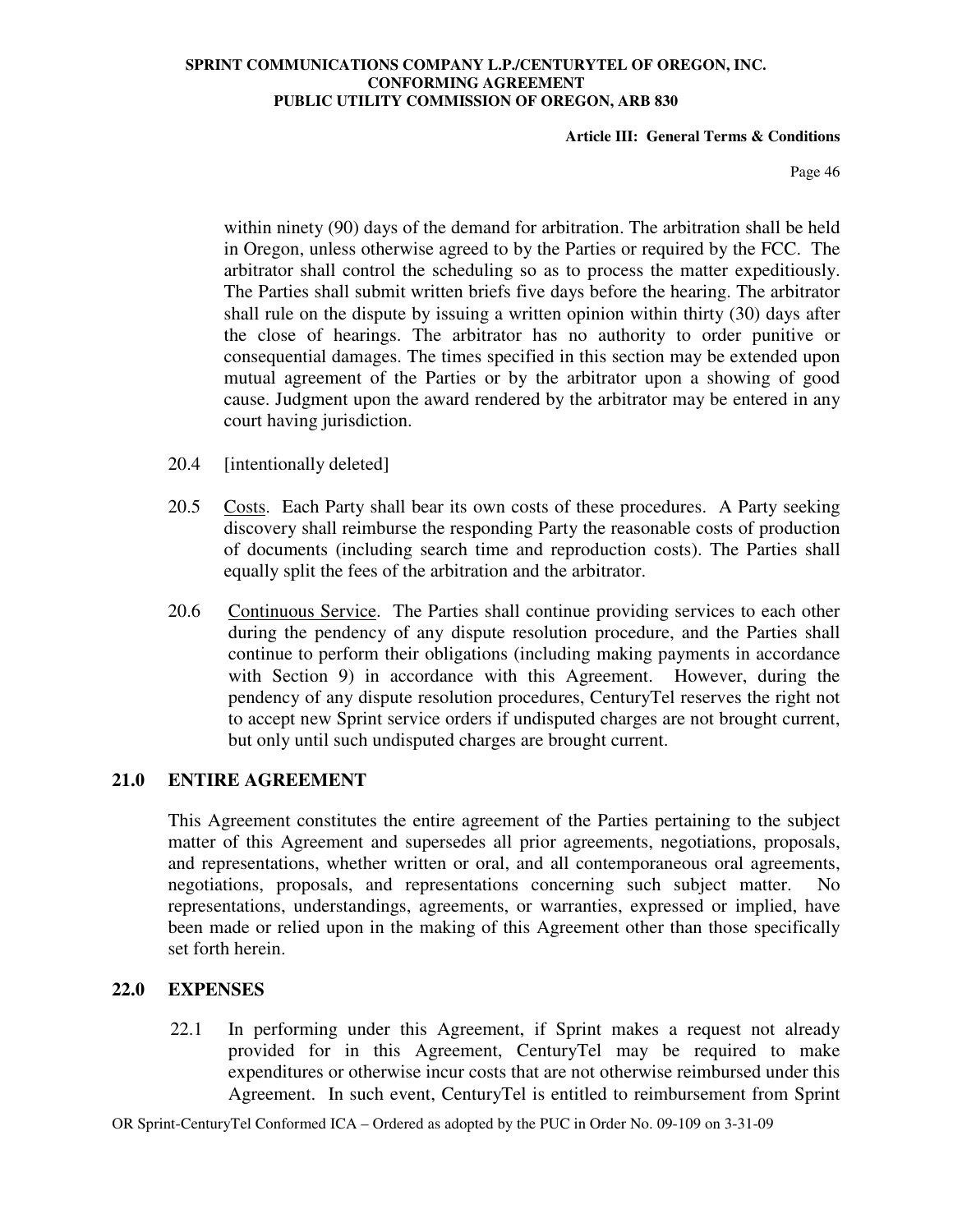within ninety (90) days of the demand for arbitration. The arbitration shall be held in Oregon, unless otherwise agreed to by the Parties or required by the FCC. The arbitrator shall control the scheduling so as to process the matter expeditiously. The Parties shall submit written briefs five days before the hearing. The arbitrator shall rule on the dispute by issuing a written opinion within thirty (30) days after the close of hearings. The arbitrator has no authority to order punitive or consequential damages. The times specified in this section may be extended upon mutual agreement of the Parties or by the arbitrator upon a showing of good cause. Judgment upon the award rendered by the arbitrator may be entered in any court having jurisdiction.

20.4 [intentionally deleted]

20.5 Costs. Each Party shall bear its own costs of these procedures. A Party seeking discovery shall reimburse the responding Party the reasonable costs of production of documents (including search time and reproduction costs). The Parties shall equally split the fees of the arbitration and the arbitrator.

20.6 Continuous Service. The Parties shall continue providing services to each other during the pendency of any dispute resolution procedure, and the Parties shall continue to perform their obligations (including making payments in accordance with Section 9) in accordance with this Agreement. However, during the pendency of any dispute resolution procedures, CenturyTel reserves the right not to accept new Sprint service orders if undisputed charges are not brought current, but only until such undisputed charges are brought current.

## 21.0 ENTIRE AGREEMENT

This Agreement constitutes the entire agreement of the Parties pertaining to the subject matter of this Agreement and supersedes all prior agreements, negotiations, proposals, and representations, whether written or oral, and all contemporaneous oral agreements, negotiations, proposals, and representations concerning such subject matter. No representations, understandings, agreements, or warranties, expressed or implied, have been made or relied upon in the making of this Agreement other than those specifically set forth herein.

## 22.0 EXPENSES

22.1 In performing under this Agreement, if Sprint makes a request not already provided for in this Agreement, CenturyTel may be required to make expenditures or otherwise incur costs that are not otherwise reimbursed under this Agreement. In such event, CenturyTel is entitled to reimbursement from Sprint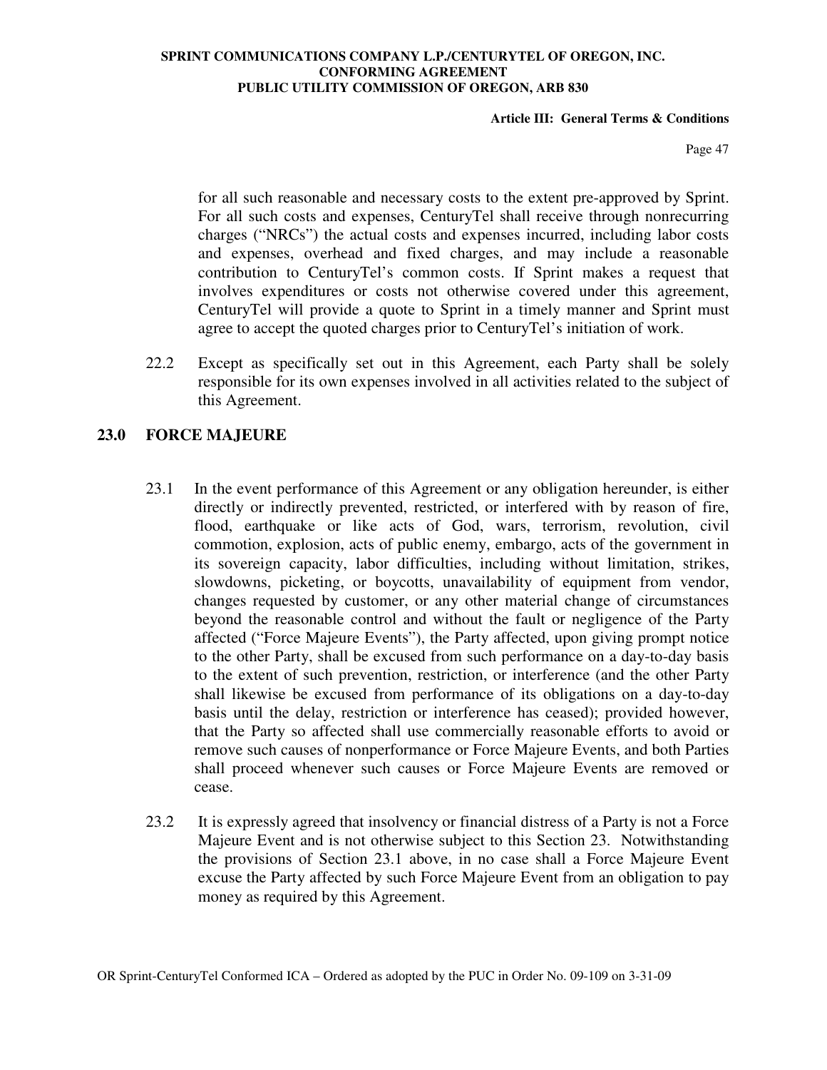for all such reasonable and necessary costs to the extent pre-approved by Sprint. For all such costs and expenses, CenturyTel shall receive through nonrecurring charges ("NRCs") the actual costs and expenses incurred, including labor costs and expenses, overhead and fixed charges, and may include a reasonable contribution to CenturyTel's common costs. If Sprint makes a request that involves expenditures or costs not otherwise covered under this agreement, CenturyTel will provide a quote to Sprint in a timely manner and Sprint must agree to accept the quoted charges prior to CenturyTel's initiation of work.

22.2 Except as specifically set out in this Agreement, each Party shall be solely responsible for its own expenses involved in all activities related to the subject of this Agreement.

## 23.0 FORCE MAJEURE

23.1 In the event performance of this Agreement or any obligation hereunder, is either directly or indirectly prevented, restricted, or interfered with by reason of fire, flood, earthquake or like acts of God, wars, terrorism, revolution, civil commotion, explosion, acts of public enemy, embargo, acts of the government in its sovereign capacity, labor difficulties, including without limitation, strikes, slowdowns, picketing, or boycotts, unavailability of equipment from vendor, changes requested by customer, or any other material change of circumstances beyond the reasonable control and without the fault or negligence of the Party affected ("Force Majeure Events"), the Party affected, upon giving prompt notice to the other Party, shall be excused from such performance on a day-to-day basis to the extent of such prevention, restriction, or interference (and the other Party shall likewise be excused from performance of its obligations on a day-to-day basis until the delay, restriction or interference has ceased); provided however, that the Party so affected shall use commercially reasonable efforts to avoid or remove such causes of nonperformance or Force Majeure Events, and both Parties shall proceed whenever such causes or Force Majeure Events are removed or cease.

23.2 It is expressly agreed that insolvency or financial distress of a Party is not a Force Majeure Event and is not otherwise subject to this Section 23. Notwithstanding the provisions of Section 23.1 above, in no case shall a Force Majeure Event excuse the Party affected by such Force Majeure Event from an obligation to pay money as required by this Agreement.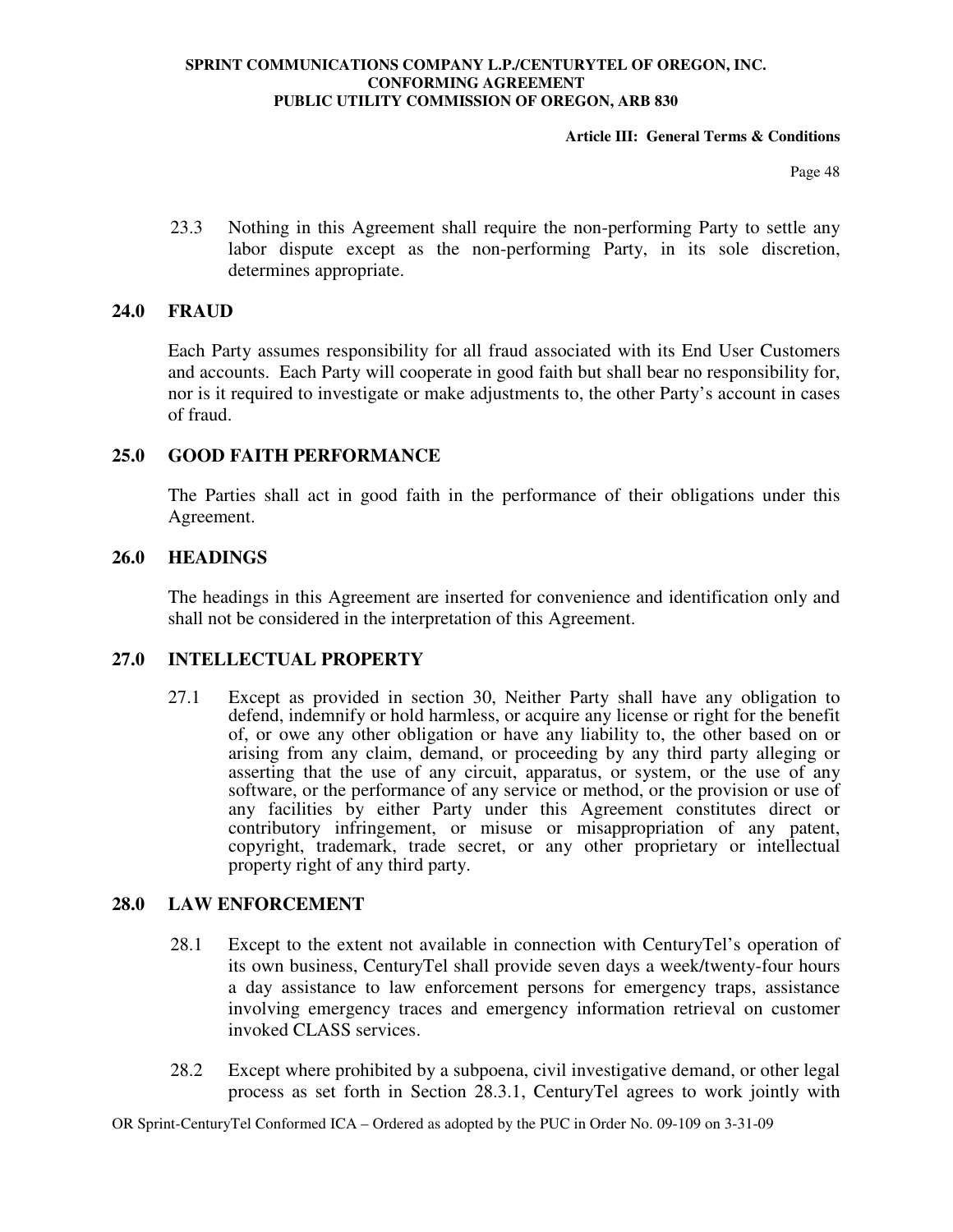23.3 Nothing in this Agreement shall require the non-performing Party to settle any labor dispute except as the non-performing Party, in its sole discretion, determines appropriate.

## 24.0 FRAUD

Each Party assumes responsibility for all fraud associated with its End User Customers and accounts. Each Party will cooperate in good faith but shall bear no responsibility for, nor is it required to investigate or make adjustments to, the other Party's account in cases of fraud.

## 25.0 GOOD FAITH PERFORMANCE

The Parties shall act in good faith in the performance of their obligations under this Agreement.

## 26.0 HEADINGS

The headings in this Agreement are inserted for convenience and identification only and shall not be considered in the interpretation of this Agreement.

## 27.0 INTELLECTUAL PROPERTY

27.1 Except as provided in section 30, Neither Party shall have any obligation to defend, indemnify or hold harmless, or acquire any license or right for the benefit of, or owe any other obligation or have any liability to, the other based on or arising from any claim, demand, or proceeding by any third party alleging or asserting that the use of any circuit, apparatus, or system, or the use of any software, or the performance of any service or method, or the provision or use of any facilities by either Party under this Agreement constitutes direct or contributory infringement, or misuse or misappropriation of any patent, copyright, trademark, trade secret, or any other proprietary or intellectual property right of any third party.

## 28.0 LAW ENFORCEMENT

28.1 Except to the extent not available in connection with CenturyTel's operation of its own business, CenturyTel shall provide seven days a week/twenty-four hours a day assistance to law enforcement persons for emergency traps, assistance involving emergency traces and emergency information retrieval on customer invoked CLASS services.

28.2 Except where prohibited by a subpoena, civil investigative demand, or other legal process as set forth in Section 28.3.1, CenturyTel agrees to work jointly with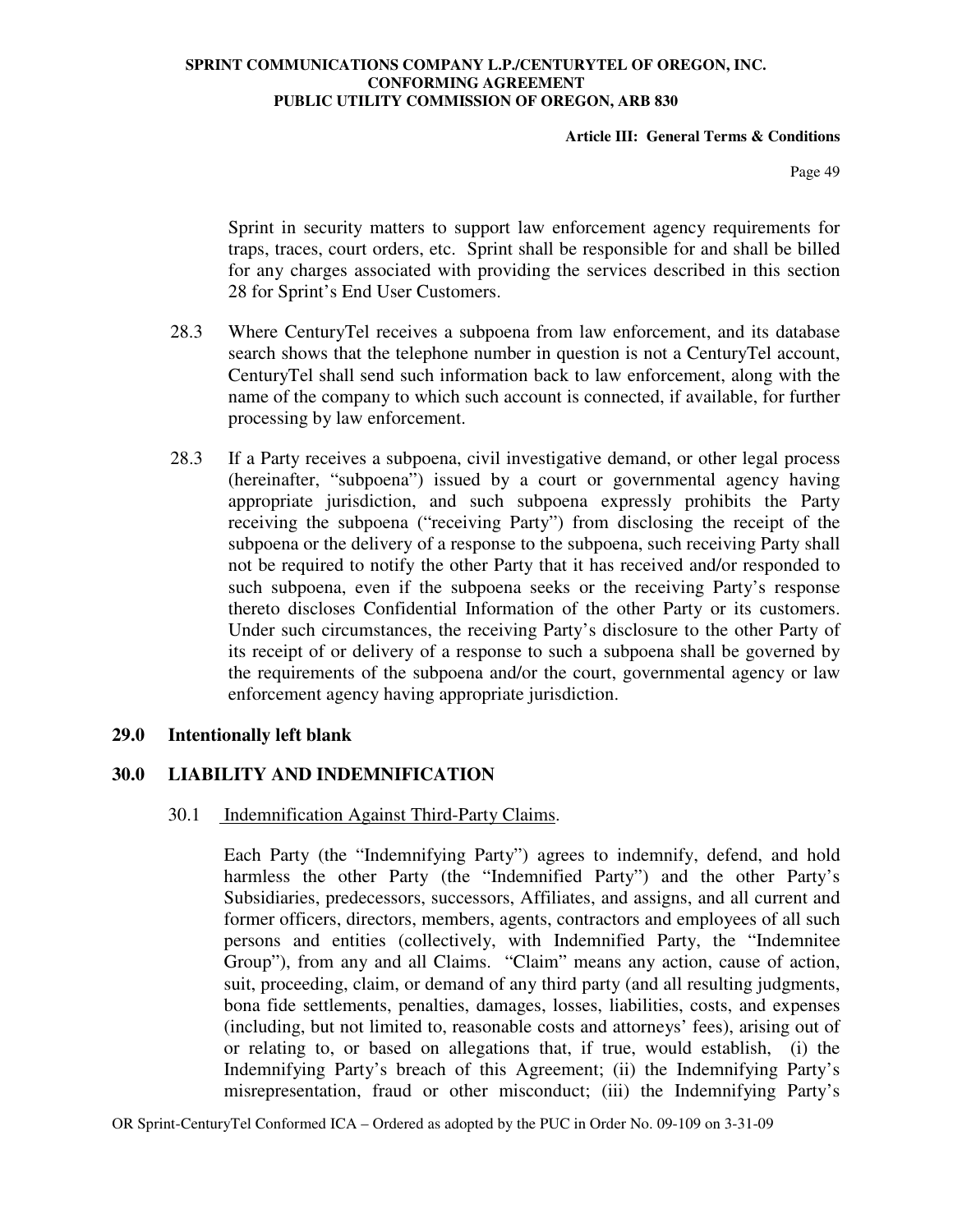Sprint in security matters to support law enforcement agency requirements for traps, traces, court orders, etc. Sprint shall be responsible for and shall be billed for any charges associated with providing the services described in this section 28 for Sprint's End User Customers.

28.3 Where CenturyTel receives a subpoena from law enforcement, and its database search shows that the telephone number in question is not a CenturyTel account, CenturyTel shall send such information back to law enforcement, along with the name of the company to which such account is connected, if available, for further processing by law enforcement.

28.3 If a Party receives a subpoena, civil investigative demand, or other legal process (hereinafter, "subpoena") issued by a court or governmental agency having appropriate jurisdiction, and such subpoena expressly prohibits the Party receiving the subpoena ("receiving Party") from disclosing the receipt of the subpoena or the delivery of a response to the subpoena, such receiving Party shall not be required to notify the other Party that it has received and/or responded to such subpoena, even if the subpoena seeks or the receiving Party's response thereto discloses Confidential Information of the other Party or its customers. Under such circumstances, the receiving Party's disclosure to the other Party of its receipt of or delivery of a response to such a subpoena shall be governed by the requirements of the subpoena and/or the court, governmental agency or law enforcement agency having appropriate jurisdiction.

## 29.0 Intentionally left blank

## 30.0 LIABILITY AND INDEMNIFICATION

30.1 Indemnification Against Third-Party Claims.

Each Party (the "Indemnifying Party") agrees to indemnify, defend, and hold harmless the other Party (the "Indemnified Party") and the other Party's Subsidiaries, predecessors, successors, Affiliates, and assigns, and all current and former officers, directors, members, agents, contractors and employees of all such persons and entities (collectively, with Indemnified Party, the "Indemnitee Group"), from any and all Claims. "Claim" means any action, cause of action, suit, proceeding, claim, or demand of any third party (and all resulting judgments, bona fide settlements, penalties, damages, losses, liabilities, costs, and expenses (including, but not limited to, reasonable costs and attorneys' fees), arising out of or relating to, or based on allegations that, if true, would establish, (i) the Indemnifying Party's breach of this Agreement; (ii) the Indemnifying Party's misrepresentation, fraud or other misconduct; (iii) the Indemnifying Party's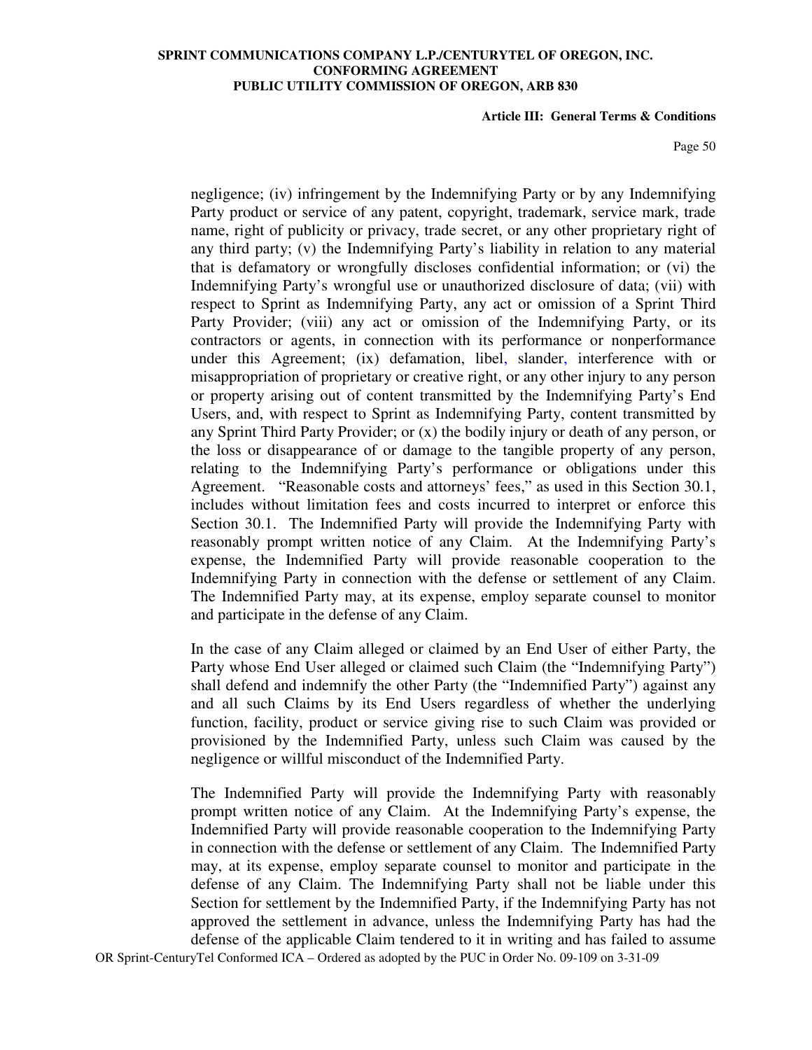negligence; (iv) infringement by the Indemnifying Party or by any Indemnifying Party product or service of any patent, copyright, trademark, service mark, trade name, right of publicity or privacy, trade secret, or any other proprietary right of any third party; (v) the Indemnifying Party's liability in relation to any material that is defamatory or wrongfully discloses confidential information; or (vi) the Indemnifying Party's wrongful use or unauthorized disclosure of data; (vii) with respect to Sprint as Indemnifying Party, any act or omission of a Sprint Third Party Provider; (viii) any act or omission of the Indemnifying Party, or its contractors or agents, in connection with its performance or nonperformance under this Agreement; (ix) defamation, libel, slander, interference with or misappropriation of proprietary or creative right, or any other injury to any person or property arising out of content transmitted by the Indemnifying Party's End Users, and, with respect to Sprint as Indemnifying Party, content transmitted by any Sprint Third Party Provider; or (x) the bodily injury or death of any person, or the loss or disappearance of or damage to the tangible property of any person, relating to the Indemnifying Party's performance or obligations under this Agreement. "Reasonable costs and attorneys' fees," as used in this Section 30.1, includes without limitation fees and costs incurred to interpret or enforce this Section 30.1. The Indemnified Party will provide the Indemnifying Party with reasonably prompt written notice of any Claim. At the Indemnifying Party's expense, the Indemnified Party will provide reasonable cooperation to the Indemnifying Party in connection with the defense or settlement of any Claim. The Indemnified Party may, at its expense, employ separate counsel to monitor and participate in the defense of any Claim.

In the case of any Claim alleged or claimed by an End User of either Party, the Party whose End User alleged or claimed such Claim (the "Indemnifying Party") shall defend and indemnify the other Party (the "Indemnified Party") against any and all such Claims by its End Users regardless of whether the underlying function, facility, product or service giving rise to such Claim was provided or provisioned by the Indemnified Party, unless such Claim was caused by the negligence or willful misconduct of the Indemnified Party.

The Indemnified Party will provide the Indemnifying Party with reasonably prompt written notice of any Claim. At the Indemnifying Party's expense, the Indemnified Party will provide reasonable cooperation to the Indemnifying Party in connection with the defense or settlement of any Claim. The Indemnified Party may, at its expense, employ separate counsel to monitor and participate in the defense of any Claim. The Indemnifying Party shall not be liable under this Section for settlement by the Indemnified Party, if the Indemnifying Party has not approved the settlement in advance, unless the Indemnifying Party has had the defense of the applicable Claim tendered to it in writing and has failed to assume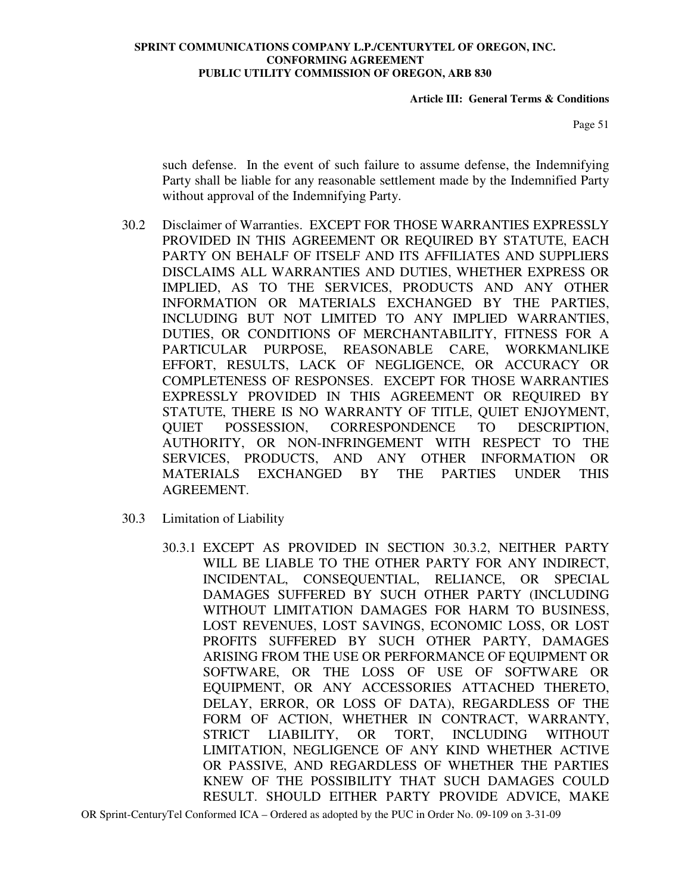such defense. In the event of such failure to assume defense, the Indemnifying Party shall be liable for any reasonable settlement made by the Indemnified Party without approval of the Indemnifying Party.

30.2 Disclaimer of Warranties. EXCEPT FOR THOSE WARRANTIES EXPRESSLY PROVIDED IN THIS AGREEMENT OR REQUIRED BY STATUTE, EACH PARTY ON BEHALF OF ITSELF AND ITS AFFILIATES AND SUPPLIERS DISCLAIMS ALL WARRANTIES AND DUTIES, WHETHER EXPRESS OR IMPLIED, AS TO THE SERVICES, PRODUCTS AND ANY OTHER INFORMATION OR MATERIALS EXCHANGED BY THE PARTIES, INCLUDING BUT NOT LIMITED TO ANY IMPLIED WARRANTIES, DUTIES, OR CONDITIONS OF MERCHANTABILITY, FITNESS FOR A PARTICULAR PURPOSE, REASONABLE CARE, WORKMANLIKE EFFORT, RESULTS, LACK OF NEGLIGENCE, OR ACCURACY OR COMPLETENESS OF RESPONSES. EXCEPT FOR THOSE WARRANTIES EXPRESSLY PROVIDED IN THIS AGREEMENT OR REQUIRED BY STATUTE, THERE IS NO WARRANTY OF TITLE, QUIET ENJOYMENT, QUIET POSSESSION, CORRESPONDENCE TO DESCRIPTION, AUTHORITY, OR NON-INFRINGEMENT WITH RESPECT TO THE SERVICES, PRODUCTS, AND ANY OTHER INFORMATION OR MATERIALS EXCHANGED BY THE PARTIES UNDER THIS AGREEMENT.

30.3 Limitation of Liability

30.3.1 EXCEPT AS PROVIDED IN SECTION 30.3.2, NEITHER PARTY WILL BE LIABLE TO THE OTHER PARTY FOR ANY INDIRECT, INCIDENTAL, CONSEQUENTIAL, RELIANCE, OR SPECIAL DAMAGES SUFFERED BY SUCH OTHER PARTY (INCLUDING WITHOUT LIMITATION DAMAGES FOR HARM TO BUSINESS, LOST REVENUES, LOST SAVINGS, ECONOMIC LOSS, OR LOST PROFITS SUFFERED BY SUCH OTHER PARTY, DAMAGES ARISING FROM THE USE OR PERFORMANCE OF EQUIPMENT OR SOFTWARE, OR THE LOSS OF USE OF SOFTWARE OR EQUIPMENT, OR ANY ACCESSORIES ATTACHED THERETO, DELAY, ERROR, OR LOSS OF DATA), REGARDLESS OF THE FORM OF ACTION, WHETHER IN CONTRACT, WARRANTY, STRICT LIABILITY, OR TORT, INCLUDING WITHOUT LIMITATION, NEGLIGENCE OF ANY KIND WHETHER ACTIVE OR PASSIVE, AND REGARDLESS OF WHETHER THE PARTIES KNEW OF THE POSSIBILITY THAT SUCH DAMAGES COULD RESULT. SHOULD EITHER PARTY PROVIDE ADVICE, MAKE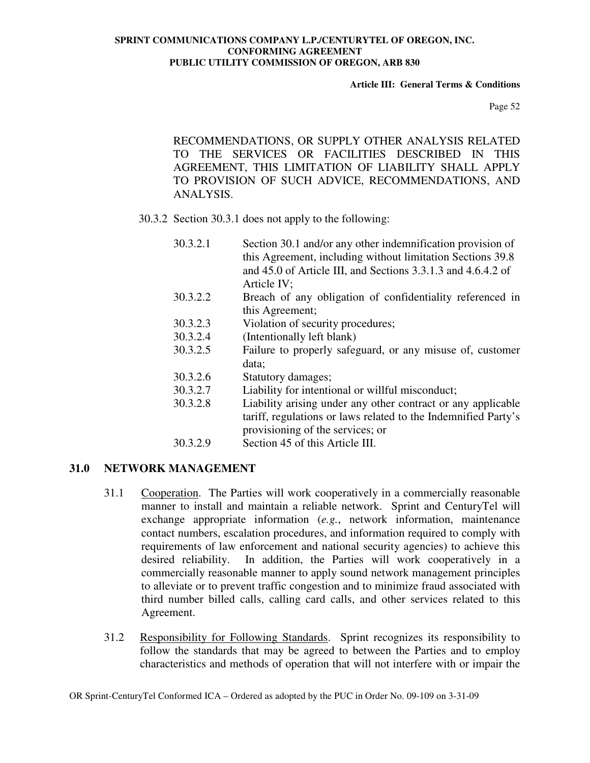RECOMMENDATIONS, OR SUPPLY OTHER ANALYSIS RELATED TO THE SERVICES OR FACILITIES DESCRIBED IN THIS AGREEMENT, THIS LIMITATION OF LIABILITY SHALL APPLY TO PROVISION OF SUCH ADVICE, RECOMMENDATIONS, AND ANALYSIS.

30.3.2 Section 30.3.1 does not apply to the following:

30.3.2.1 Section 30.1 and/or any other indemnification provision of this Agreement, including without limitation Sections 39.8 and 45.0 of Article III, and Sections 3.3.1.3 and 4.6.4.2 of Article IV;

30.3.2.2 Breach of any obligation of confidentiality referenced in this Agreement;

30.3.2.3 Violation of security procedures;

30.3.2.4 (Intentionally left blank)

30.3.2.5 Failure to properly safeguard, or any misuse of, customer data;

30.3.2.6 Statutory damages;

30.3.2.7 Liability for intentional or willful misconduct;

30.3.2.8 Liability arising under any other contract or any applicable tariff, regulations or laws related to the Indemnified Party's provisioning of the services; or

30.3.2.9 Section 45 of this Article III.

## 31.0 NETWORK MANAGEMENT

31.1 Cooperation. The Parties will work cooperatively in a commercially reasonable manner to install and maintain a reliable network. Sprint and CenturyTel will exchange appropriate information (*e.g.*, network information, maintenance contact numbers, escalation procedures, and information required to comply with requirements of law enforcement and national security agencies) to achieve this desired reliability. In addition, the Parties will work cooperatively in a commercially reasonable manner to apply sound network management principles to alleviate or to prevent traffic congestion and to minimize fraud associated with third number billed calls, calling card calls, and other services related to this Agreement.

31.2 Responsibility for Following Standards. Sprint recognizes its responsibility to follow the standards that may be agreed to between the Parties and to employ characteristics and methods of operation that will not interfere with or impair the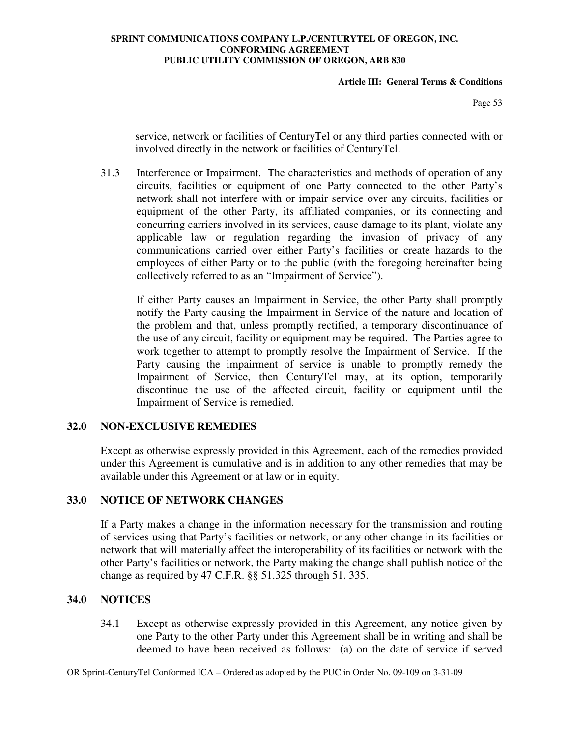service, network or facilities of CenturyTel or any third parties connected with or involved directly in the network or facilities of CenturyTel.

31.3 Interference or Impairment. The characteristics and methods of operation of any circuits, facilities or equipment of one Party connected to the other Party's network shall not interfere with or impair service over any circuits, facilities or equipment of the other Party, its affiliated companies, or its connecting and concurring carriers involved in its services, cause damage to its plant, violate any applicable law or regulation regarding the invasion of privacy of any communications carried over either Party's facilities or create hazards to the employees of either Party or to the public (with the foregoing hereinafter being collectively referred to as an "Impairment of Service").

If either Party causes an Impairment in Service, the other Party shall promptly notify the Party causing the Impairment in Service of the nature and location of the problem and that, unless promptly rectified, a temporary discontinuance of the use of any circuit, facility or equipment may be required. The Parties agree to work together to attempt to promptly resolve the Impairment of Service. If the Party causing the impairment of service is unable to promptly remedy the Impairment of Service, then CenturyTel may, at its option, temporarily discontinue the use of the affected circuit, facility or equipment until the Impairment of Service is remedied.

## 32.0 NON-EXCLUSIVE REMEDIES

Except as otherwise expressly provided in this Agreement, each of the remedies provided under this Agreement is cumulative and is in addition to any other remedies that may be available under this Agreement or at law or in equity.

## 33.0 NOTICE OF NETWORK CHANGES

If a Party makes a change in the information necessary for the transmission and routing of services using that Party's facilities or network, or any other change in its facilities or network that will materially affect the interoperability of its facilities or network with the other Party's facilities or network, the Party making the change shall publish notice of the change as required by 47 C.F.R. §§ 51.325 through 51. 335.

## 34.0 NOTICES

34.1 Except as otherwise expressly provided in this Agreement, any notice given by one Party to the other Party under this Agreement shall be in writing and shall be deemed to have been received as follows: (a) on the date of service if served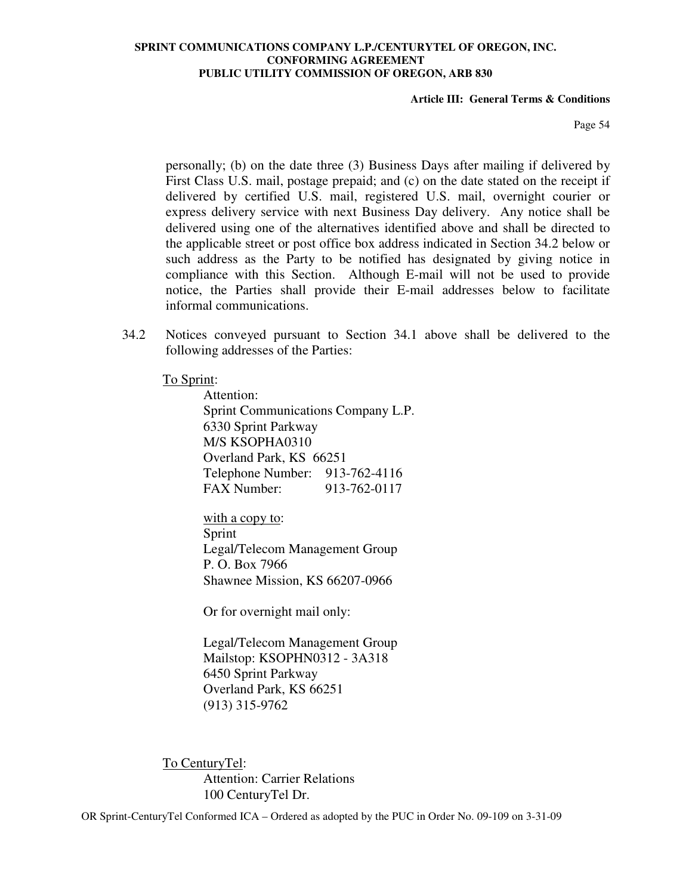personally; (b) on the date three (3) Business Days after mailing if delivered by First Class U.S. mail, postage prepaid; and (c) on the date stated on the receipt if delivered by certified U.S. mail, registered U.S. mail, overnight courier or express delivery service with next Business Day delivery. Any notice shall be delivered using one of the alternatives identified above and shall be directed to the applicable street or post office box address indicated in Section 34.2 below or such address as the Party to be notified has designated by giving notice in compliance with this Section. Although E-mail will not be used to provide notice, the Parties shall provide their E-mail addresses below to facilitate informal communications.

34.2 Notices conveyed pursuant to Section 34.1 above shall be delivered to the following addresses of the Parties:

To Sprint:

Attention:
Sprint Communications Company L.P.
6330 Sprint Parkway
M/S KSOPHA0310
Overland Park, KS 66251
Telephone Number: 913-762-4116
FAX Number: 913-762-0117

with a copy to:
Sprint
Legal/Telecom Management Group
P. O. Box 7966
Shawnee Mission, KS 66207-0966

Or for overnight mail only:

Legal/Telecom Management Group
Mailstop: KSOPHN0312 - 3A318
6450 Sprint Parkway
Overland Park, KS 66251
(913) 315-9762

To CenturyTel:

Attention: Carrier Relations
100 CenturyTel Dr.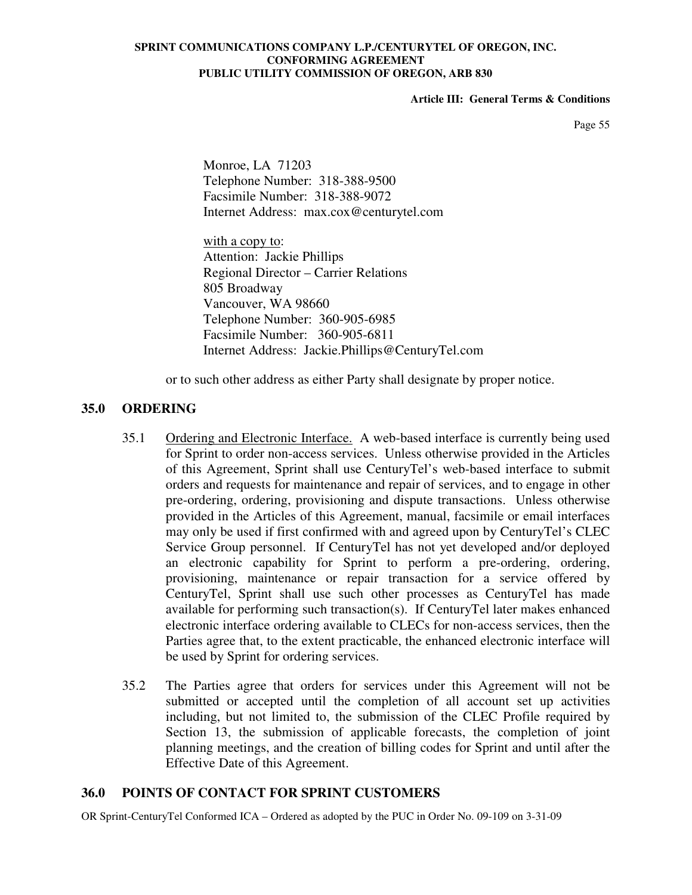Monroe, LA 71203
Telephone Number: 318-388-9500
Facsimile Number: 318-388-9072
Internet Address: max.cox@centurytel.com

with a copy to:
Attention: Jackie Phillips
Regional Director – Carrier Relations
805 Broadway
Vancouver, WA 98660
Telephone Number: 360-905-6985
Facsimile Number: 360-905-6811
Internet Address: Jackie.Phillips@CenturyTel.com

or to such other address as either Party shall designate by proper notice.

## 35.0 ORDERING

35.1 Ordering and Electronic Interface. A web-based interface is currently being used for Sprint to order non-access services. Unless otherwise provided in the Articles of this Agreement, Sprint shall use CenturyTel's web-based interface to submit orders and requests for maintenance and repair of services, and to engage in other pre-ordering, ordering, provisioning and dispute transactions. Unless otherwise provided in the Articles of this Agreement, manual, facsimile or email interfaces may only be used if first confirmed with and agreed upon by CenturyTel's CLEC Service Group personnel. If CenturyTel has not yet developed and/or deployed an electronic capability for Sprint to perform a pre-ordering, ordering, provisioning, maintenance or repair transaction for a service offered by CenturyTel, Sprint shall use such other processes as CenturyTel has made available for performing such transaction(s). If CenturyTel later makes enhanced electronic interface ordering available to CLECs for non-access services, then the Parties agree that, to the extent practicable, the enhanced electronic interface will be used by Sprint for ordering services.

35.2 The Parties agree that orders for services under this Agreement will not be submitted or accepted until the completion of all account set up activities including, but not limited to, the submission of the CLEC Profile required by Section 13, the submission of applicable forecasts, the completion of joint planning meetings, and the creation of billing codes for Sprint and until after the Effective Date of this Agreement.

## 36.0 POINTS OF CONTACT FOR SPRINT CUSTOMERS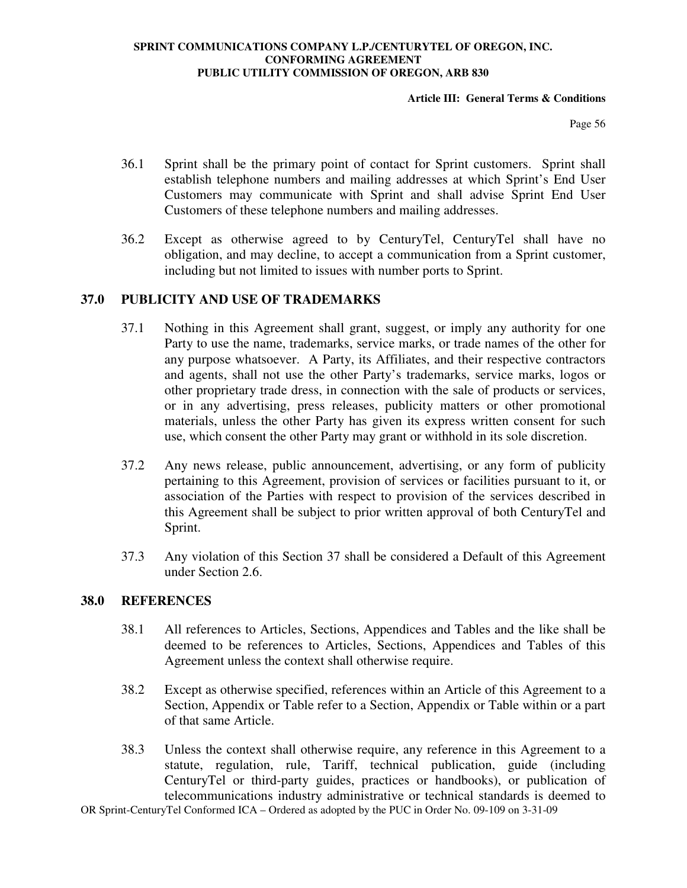36.1 Sprint shall be the primary point of contact for Sprint customers. Sprint shall establish telephone numbers and mailing addresses at which Sprint's End User Customers may communicate with Sprint and shall advise Sprint End User Customers of these telephone numbers and mailing addresses.

36.2 Except as otherwise agreed to by CenturyTel, CenturyTel shall have no obligation, and may decline, to accept a communication from a Sprint customer, including but not limited to issues with number ports to Sprint.

## 37.0 PUBLICITY AND USE OF TRADEMARKS

37.1 Nothing in this Agreement shall grant, suggest, or imply any authority for one Party to use the name, trademarks, service marks, or trade names of the other for any purpose whatsoever. A Party, its Affiliates, and their respective contractors and agents, shall not use the other Party's trademarks, service marks, logos or other proprietary trade dress, in connection with the sale of products or services, or in any advertising, press releases, publicity matters or other promotional materials, unless the other Party has given its express written consent for such use, which consent the other Party may grant or withhold in its sole discretion.

37.2 Any news release, public announcement, advertising, or any form of publicity pertaining to this Agreement, provision of services or facilities pursuant to it, or association of the Parties with respect to provision of the services described in this Agreement shall be subject to prior written approval of both CenturyTel and Sprint.

37.3 Any violation of this Section 37 shall be considered a Default of this Agreement under Section 2.6.

## 38.0 REFERENCES

38.1 All references to Articles, Sections, Appendices and Tables and the like shall be deemed to be references to Articles, Sections, Appendices and Tables of this Agreement unless the context shall otherwise require.

38.2 Except as otherwise specified, references within an Article of this Agreement to a Section, Appendix or Table refer to a Section, Appendix or Table within or a part of that same Article.

38.3 Unless the context shall otherwise require, any reference in this Agreement to a statute, regulation, rule, Tariff, technical publication, guide (including CenturyTel or third-party guides, practices or handbooks), or publication of telecommunications industry administrative or technical standards is deemed to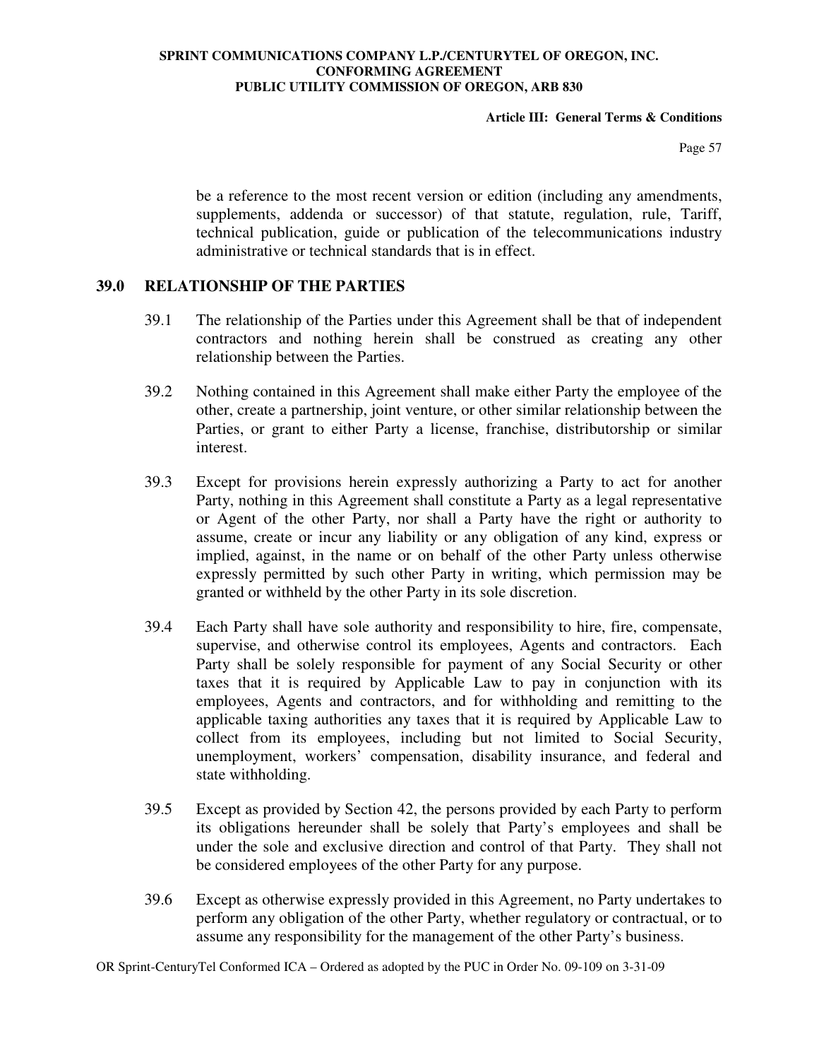be a reference to the most recent version or edition (including any amendments, supplements, addenda or successor) of that statute, regulation, rule, Tariff, technical publication, guide or publication of the telecommunications industry administrative or technical standards that is in effect.

## 39.0 RELATIONSHIP OF THE PARTIES

39.1 The relationship of the Parties under this Agreement shall be that of independent contractors and nothing herein shall be construed as creating any other relationship between the Parties.

39.2 Nothing contained in this Agreement shall make either Party the employee of the other, create a partnership, joint venture, or other similar relationship between the Parties, or grant to either Party a license, franchise, distributorship or similar interest.

39.3 Except for provisions herein expressly authorizing a Party to act for another Party, nothing in this Agreement shall constitute a Party as a legal representative or Agent of the other Party, nor shall a Party have the right or authority to assume, create or incur any liability or any obligation of any kind, express or implied, against, in the name or on behalf of the other Party unless otherwise expressly permitted by such other Party in writing, which permission may be granted or withheld by the other Party in its sole discretion.

39.4 Each Party shall have sole authority and responsibility to hire, fire, compensate, supervise, and otherwise control its employees, Agents and contractors. Each Party shall be solely responsible for payment of any Social Security or other taxes that it is required by Applicable Law to pay in conjunction with its employees, Agents and contractors, and for withholding and remitting to the applicable taxing authorities any taxes that it is required by Applicable Law to collect from its employees, including but not limited to Social Security, unemployment, workers' compensation, disability insurance, and federal and state withholding.

39.5 Except as provided by Section 42, the persons provided by each Party to perform its obligations hereunder shall be solely that Party's employees and shall be under the sole and exclusive direction and control of that Party. They shall not be considered employees of the other Party for any purpose.

39.6 Except as otherwise expressly provided in this Agreement, no Party undertakes to perform any obligation of the other Party, whether regulatory or contractual, or to assume any responsibility for the management of the other Party's business.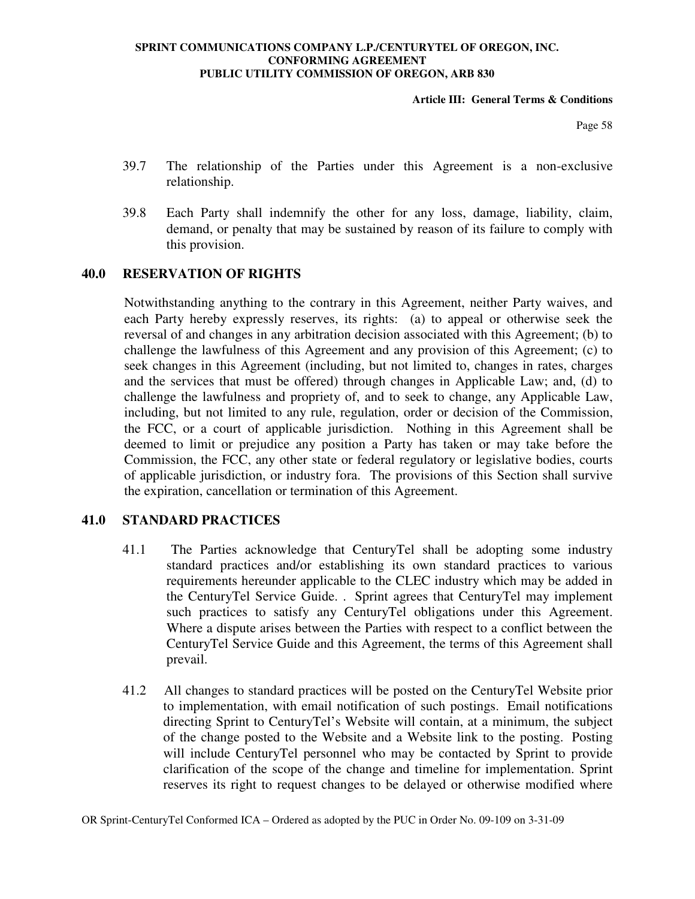39.7 The relationship of the Parties under this Agreement is a non-exclusive relationship.

39.8 Each Party shall indemnify the other for any loss, damage, liability, claim, demand, or penalty that may be sustained by reason of its failure to comply with this provision.

## 40.0 RESERVATION OF RIGHTS

Notwithstanding anything to the contrary in this Agreement, neither Party waives, and each Party hereby expressly reserves, its rights: (a) to appeal or otherwise seek the reversal of and changes in any arbitration decision associated with this Agreement; (b) to challenge the lawfulness of this Agreement and any provision of this Agreement; (c) to seek changes in this Agreement (including, but not limited to, changes in rates, charges and the services that must be offered) through changes in Applicable Law; and, (d) to challenge the lawfulness and propriety of, and to seek to change, any Applicable Law, including, but not limited to any rule, regulation, order or decision of the Commission, the FCC, or a court of applicable jurisdiction. Nothing in this Agreement shall be deemed to limit or prejudice any position a Party has taken or may take before the Commission, the FCC, any other state or federal regulatory or legislative bodies, courts of applicable jurisdiction, or industry fora. The provisions of this Section shall survive the expiration, cancellation or termination of this Agreement.

## 41.0 STANDARD PRACTICES

41.1 The Parties acknowledge that CenturyTel shall be adopting some industry standard practices and/or establishing its own standard practices to various requirements hereunder applicable to the CLEC industry which may be added in the CenturyTel Service Guide. . Sprint agrees that CenturyTel may implement such practices to satisfy any CenturyTel obligations under this Agreement. Where a dispute arises between the Parties with respect to a conflict between the CenturyTel Service Guide and this Agreement, the terms of this Agreement shall prevail.

41.2 All changes to standard practices will be posted on the CenturyTel Website prior to implementation, with email notification of such postings. Email notifications directing Sprint to CenturyTel's Website will contain, at a minimum, the subject of the change posted to the Website and a Website link to the posting. Posting will include CenturyTel personnel who may be contacted by Sprint to provide clarification of the scope of the change and timeline for implementation. Sprint reserves its right to request changes to be delayed or otherwise modified where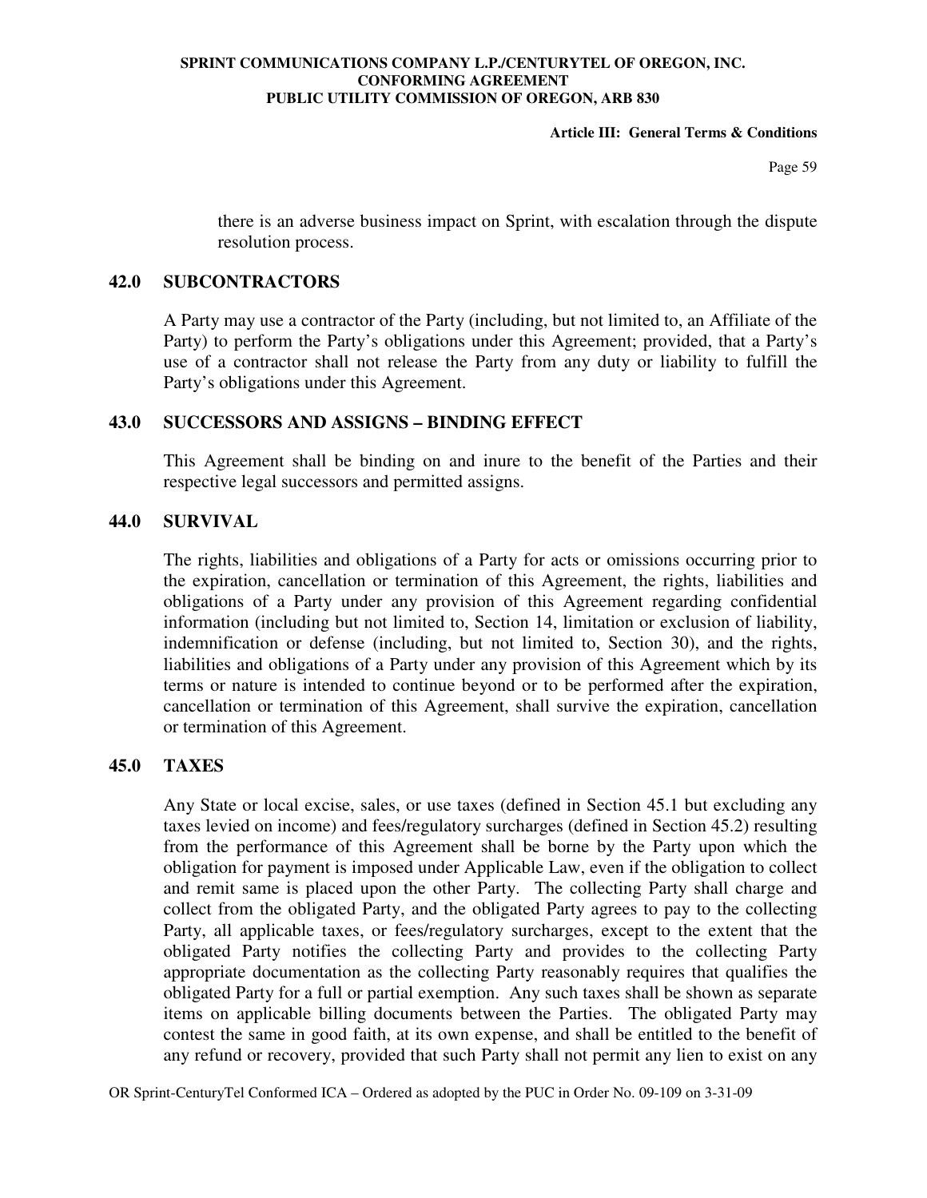there is an adverse business impact on Sprint, with escalation through the dispute resolution process.

## 42.0 SUBCONTRACTORS

A Party may use a contractor of the Party (including, but not limited to, an Affiliate of the Party) to perform the Party's obligations under this Agreement; provided, that a Party's use of a contractor shall not release the Party from any duty or liability to fulfill the Party's obligations under this Agreement.

## 43.0 SUCCESSORS AND ASSIGNS – BINDING EFFECT

This Agreement shall be binding on and inure to the benefit of the Parties and their respective legal successors and permitted assigns.

## 44.0 SURVIVAL

The rights, liabilities and obligations of a Party for acts or omissions occurring prior to the expiration, cancellation or termination of this Agreement, the rights, liabilities and obligations of a Party under any provision of this Agreement regarding confidential information (including but not limited to, Section 14, limitation or exclusion of liability, indemnification or defense (including, but not limited to, Section 30), and the rights, liabilities and obligations of a Party under any provision of this Agreement which by its terms or nature is intended to continue beyond or to be performed after the expiration, cancellation or termination of this Agreement, shall survive the expiration, cancellation or termination of this Agreement.

## 45.0 TAXES

Any State or local excise, sales, or use taxes (defined in Section 45.1 but excluding any taxes levied on income) and fees/regulatory surcharges (defined in Section 45.2) resulting from the performance of this Agreement shall be borne by the Party upon which the obligation for payment is imposed under Applicable Law, even if the obligation to collect and remit same is placed upon the other Party. The collecting Party shall charge and collect from the obligated Party, and the obligated Party agrees to pay to the collecting Party, all applicable taxes, or fees/regulatory surcharges, except to the extent that the obligated Party notifies the collecting Party and provides to the collecting Party appropriate documentation as the collecting Party reasonably requires that qualifies the obligated Party for a full or partial exemption. Any such taxes shall be shown as separate items on applicable billing documents between the Parties. The obligated Party may contest the same in good faith, at its own expense, and shall be entitled to the benefit of any refund or recovery, provided that such Party shall not permit any lien to exist on any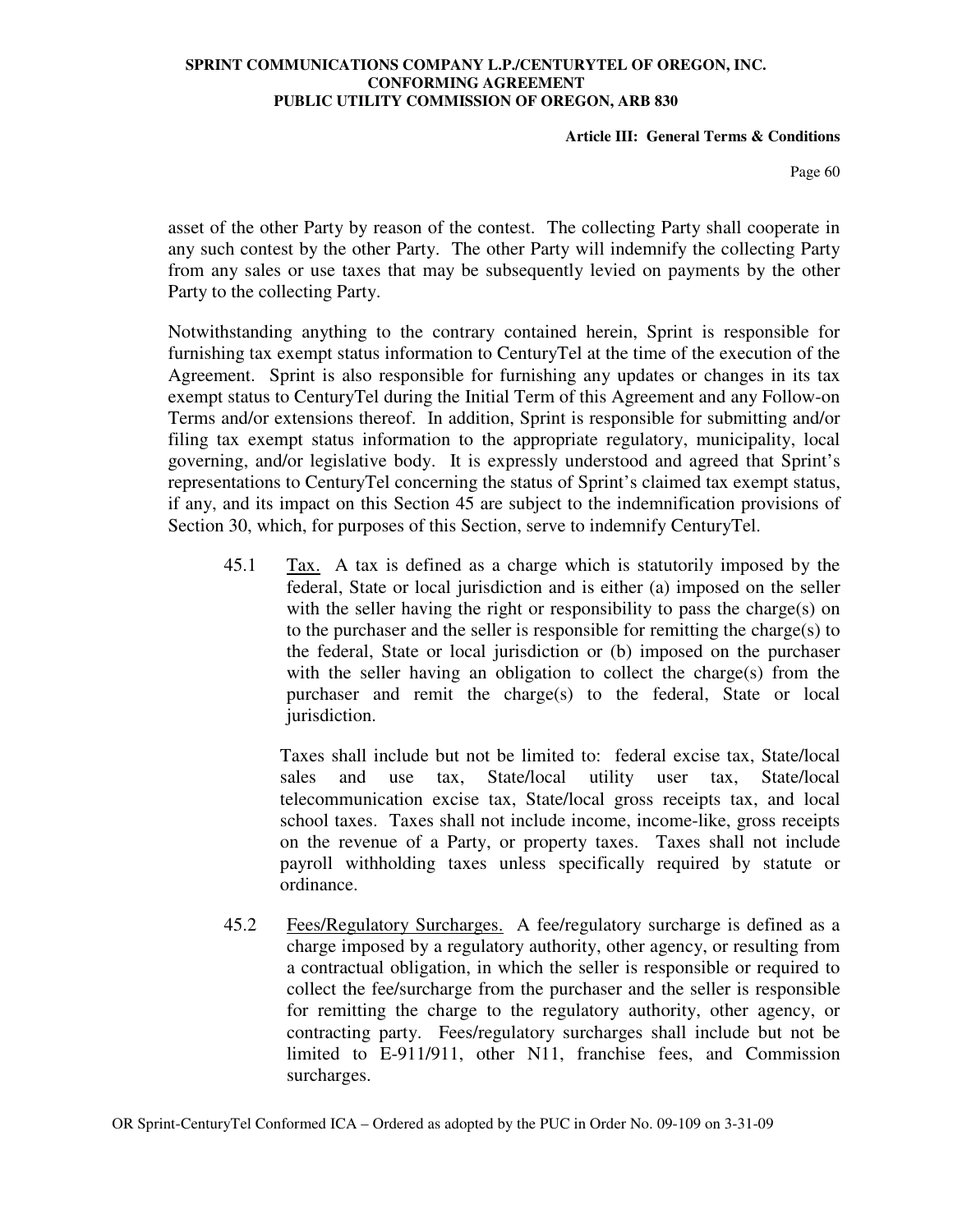asset of the other Party by reason of the contest. The collecting Party shall cooperate in any such contest by the other Party. The other Party will indemnify the collecting Party from any sales or use taxes that may be subsequently levied on payments by the other Party to the collecting Party.

Notwithstanding anything to the contrary contained herein, Sprint is responsible for furnishing tax exempt status information to CenturyTel at the time of the execution of the Agreement. Sprint is also responsible for furnishing any updates or changes in its tax exempt status to CenturyTel during the Initial Term of this Agreement and any Follow-on Terms and/or extensions thereof. In addition, Sprint is responsible for submitting and/or filing tax exempt status information to the appropriate regulatory, municipality, local governing, and/or legislative body. It is expressly understood and agreed that Sprint's representations to CenturyTel concerning the status of Sprint's claimed tax exempt status, if any, and its impact on this Section 45 are subject to the indemnification provisions of Section 30, which, for purposes of this Section, serve to indemnify CenturyTel.

45.1 Tax. A tax is defined as a charge which is statutorily imposed by the federal, State or local jurisdiction and is either (a) imposed on the seller with the seller having the right or responsibility to pass the charge(s) on to the purchaser and the seller is responsible for remitting the charge(s) to the federal, State or local jurisdiction or (b) imposed on the purchaser with the seller having an obligation to collect the charge(s) from the purchaser and remit the charge(s) to the federal, State or local jurisdiction.

Taxes shall include but not be limited to: federal excise tax, State/local sales and use tax, State/local utility user tax, State/local telecommunication excise tax, State/local gross receipts tax, and local school taxes. Taxes shall not include income, income-like, gross receipts on the revenue of a Party, or property taxes. Taxes shall not include payroll withholding taxes unless specifically required by statute or ordinance.

45.2 Fees/Regulatory Surcharges. A fee/regulatory surcharge is defined as a charge imposed by a regulatory authority, other agency, or resulting from a contractual obligation, in which the seller is responsible or required to collect the fee/surcharge from the purchaser and the seller is responsible for remitting the charge to the regulatory authority, other agency, or contracting party. Fees/regulatory surcharges shall include but not be limited to E-911/911, other N11, franchise fees, and Commission surcharges.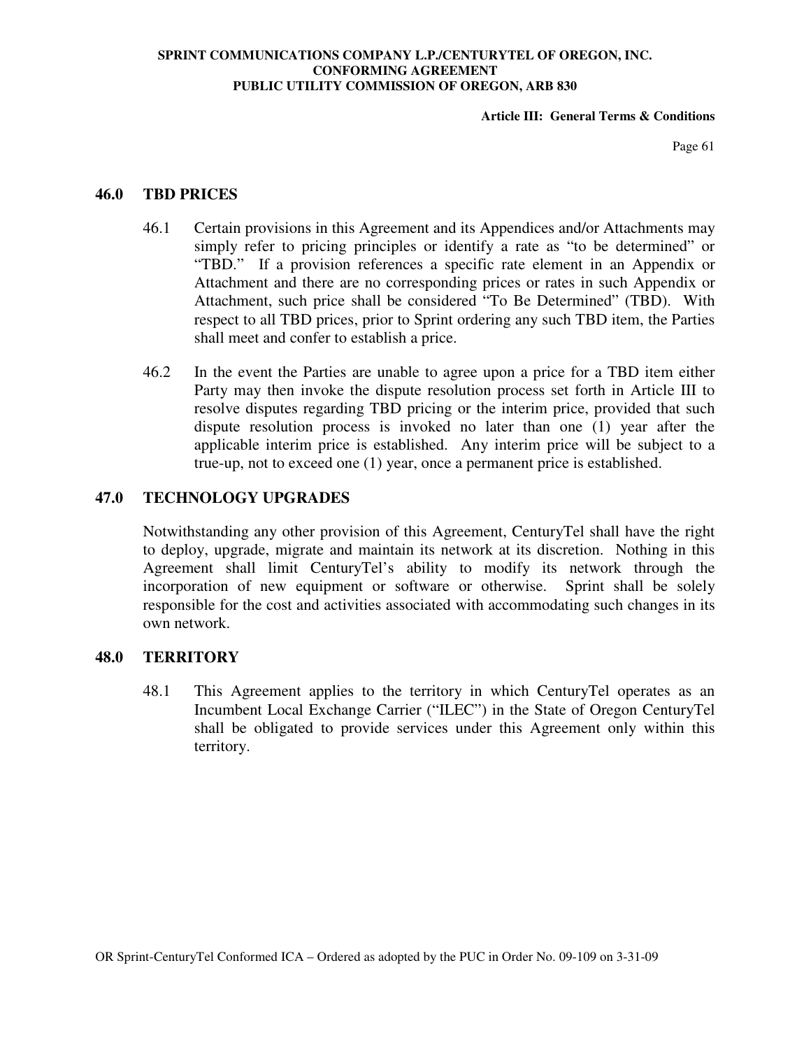## 46.0 TBD PRICES

46.1 Certain provisions in this Agreement and its Appendices and/or Attachments may simply refer to pricing principles or identify a rate as "to be determined" or "TBD." If a provision references a specific rate element in an Appendix or Attachment and there are no corresponding prices or rates in such Appendix or Attachment, such price shall be considered "To Be Determined" (TBD). With respect to all TBD prices, prior to Sprint ordering any such TBD item, the Parties shall meet and confer to establish a price.

46.2 In the event the Parties are unable to agree upon a price for a TBD item either Party may then invoke the dispute resolution process set forth in Article III to resolve disputes regarding TBD pricing or the interim price, provided that such dispute resolution process is invoked no later than one (1) year after the applicable interim price is established. Any interim price will be subject to a true-up, not to exceed one (1) year, once a permanent price is established.

## 47.0 TECHNOLOGY UPGRADES

Notwithstanding any other provision of this Agreement, CenturyTel shall have the right to deploy, upgrade, migrate and maintain its network at its discretion. Nothing in this Agreement shall limit CenturyTel's ability to modify its network through the incorporation of new equipment or software or otherwise. Sprint shall be solely responsible for the cost and activities associated with accommodating such changes in its own network.

## 48.0 TERRITORY

48.1 This Agreement applies to the territory in which CenturyTel operates as an Incumbent Local Exchange Carrier ("ILEC") in the State of Oregon CenturyTel shall be obligated to provide services under this Agreement only within this territory.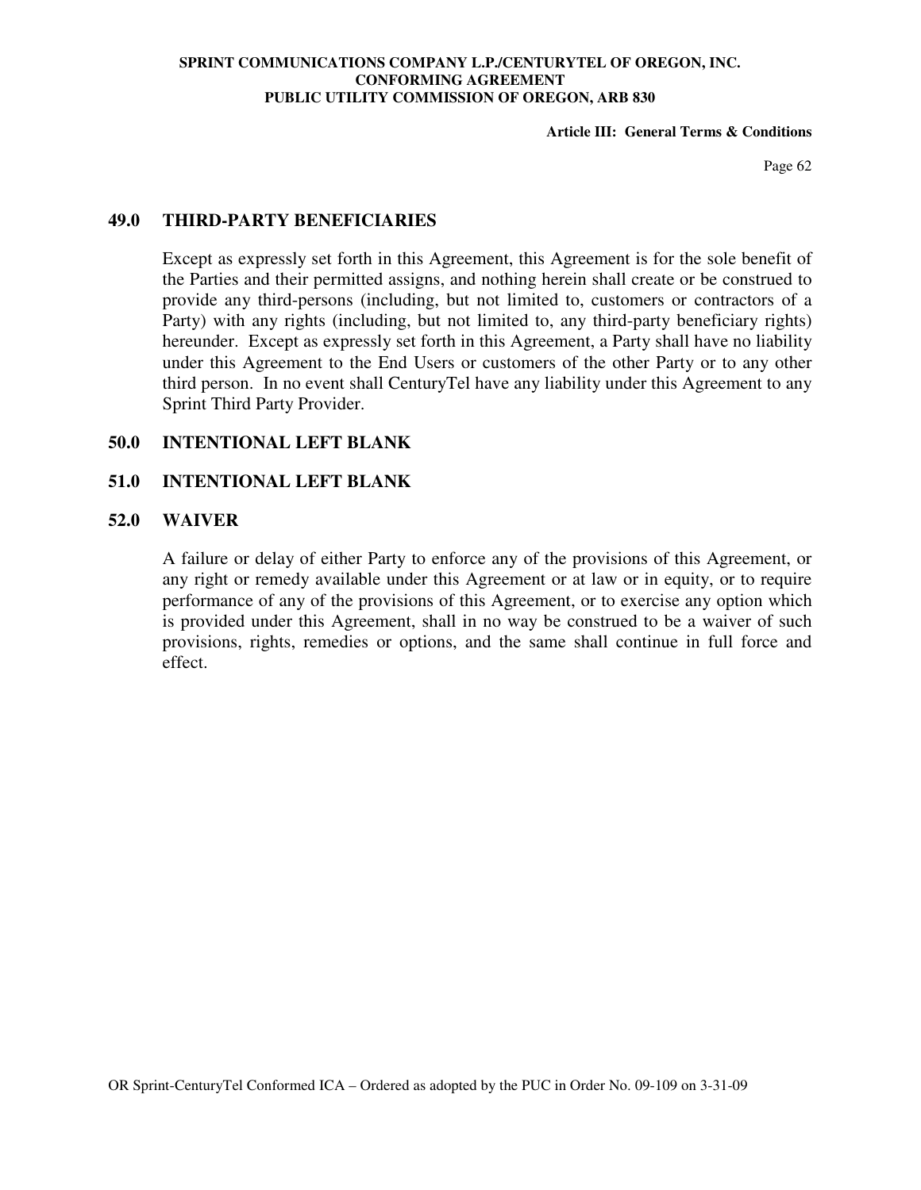## 49.0 THIRD-PARTY BENEFICIARIES

Except as expressly set forth in this Agreement, this Agreement is for the sole benefit of the Parties and their permitted assigns, and nothing herein shall create or be construed to provide any third-persons (including, but not limited to, customers or contractors of a Party) with any rights (including, but not limited to, any third-party beneficiary rights) hereunder. Except as expressly set forth in this Agreement, a Party shall have no liability under this Agreement to the End Users or customers of the other Party or to any other third person. In no event shall CenturyTel have any liability under this Agreement to any Sprint Third Party Provider.

## 50.0 INTENTIONAL LEFT BLANK

## 51.0 INTENTIONAL LEFT BLANK

## 52.0 WAIVER

A failure or delay of either Party to enforce any of the provisions of this Agreement, or any right or remedy available under this Agreement or at law or in equity, or to require performance of any of the provisions of this Agreement, or to exercise any option which is provided under this Agreement, shall in no way be construed to be a waiver of such provisions, rights, remedies or options, and the same shall continue in full force and effect.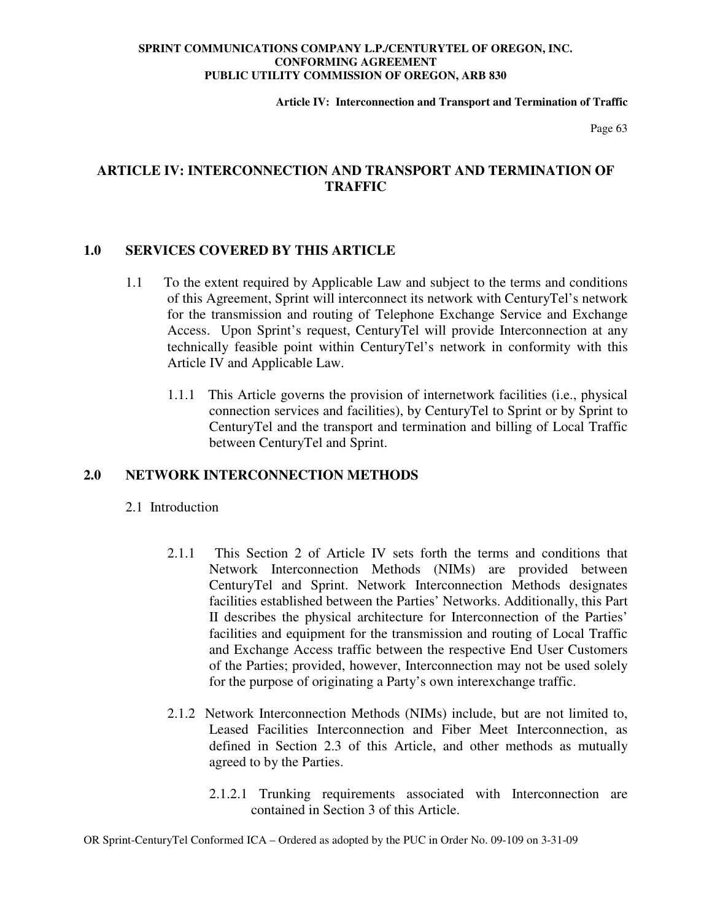# ARTICLE IV: INTERCONNECTION AND TRANSPORT AND TERMINATION OF TRAFFIC

## 1.0 SERVICES COVERED BY THIS ARTICLE

1.1 To the extent required by Applicable Law and subject to the terms and conditions of this Agreement, Sprint will interconnect its network with CenturyTel's network for the transmission and routing of Telephone Exchange Service and Exchange Access. Upon Sprint's request, CenturyTel will provide Interconnection at any technically feasible point within CenturyTel's network in conformity with this Article IV and Applicable Law.

1.1.1 This Article governs the provision of internetwork facilities (i.e., physical connection services and facilities), by CenturyTel to Sprint or by Sprint to CenturyTel and the transport and termination and billing of Local Traffic between CenturyTel and Sprint.

## 2.0 NETWORK INTERCONNECTION METHODS

2.1 Introduction

2.1.1 This Section 2 of Article IV sets forth the terms and conditions that Network Interconnection Methods (NIMs) are provided between CenturyTel and Sprint. Network Interconnection Methods designates facilities established between the Parties' Networks. Additionally, this Part II describes the physical architecture for Interconnection of the Parties' facilities and equipment for the transmission and routing of Local Traffic and Exchange Access traffic between the respective End User Customers of the Parties; provided, however, Interconnection may not be used solely for the purpose of originating a Party's own interexchange traffic.

2.1.2 Network Interconnection Methods (NIMs) include, but are not limited to, Leased Facilities Interconnection and Fiber Meet Interconnection, as defined in Section 2.3 of this Article, and other methods as mutually agreed to by the Parties.

2.1.2.1 Trunking requirements associated with Interconnection are contained in Section 3 of this Article.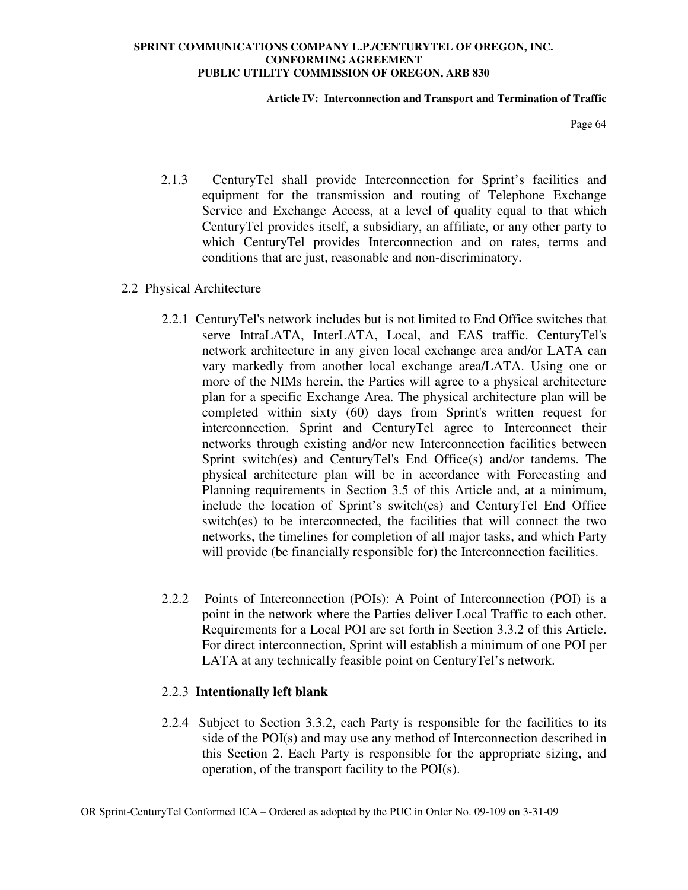2.1.3 CenturyTel shall provide Interconnection for Sprint's facilities and equipment for the transmission and routing of Telephone Exchange Service and Exchange Access, at a level of quality equal to that which CenturyTel provides itself, a subsidiary, an affiliate, or any other party to which CenturyTel provides Interconnection and on rates, terms and conditions that are just, reasonable and non-discriminatory.

2.2 Physical Architecture

2.2.1 CenturyTel's network includes but is not limited to End Office switches that serve IntraLATA, InterLATA, Local, and EAS traffic. CenturyTel's network architecture in any given local exchange area and/or LATA can vary markedly from another local exchange area/LATA. Using one or more of the NIMs herein, the Parties will agree to a physical architecture plan for a specific Exchange Area. The physical architecture plan will be completed within sixty (60) days from Sprint's written request for interconnection. Sprint and CenturyTel agree to Interconnect their networks through existing and/or new Interconnection facilities between Sprint switch(es) and CenturyTel's End Office(s) and/or tandems. The physical architecture plan will be in accordance with Forecasting and Planning requirements in Section 3.5 of this Article and, at a minimum, include the location of Sprint's switch(es) and CenturyTel End Office switch(es) to be interconnected, the facilities that will connect the two networks, the timelines for completion of all major tasks, and which Party will provide (be financially responsible for) the Interconnection facilities.

2.2.2 <u>Points of Interconnection (POIs):</u> A Point of Interconnection (POI) is a point in the network where the Parties deliver Local Traffic to each other. Requirements for a Local POI are set forth in Section 3.3.2 of this Article. For direct interconnection, Sprint will establish a minimum of one POI per LATA at any technically feasible point on CenturyTel's network.

2.2.3 **Intentionally left blank**

2.2.4 Subject to Section 3.3.2, each Party is responsible for the facilities to its side of the POI(s) and may use any method of Interconnection described in this Section 2. Each Party is responsible for the appropriate sizing, and operation, of the transport facility to the POI(s).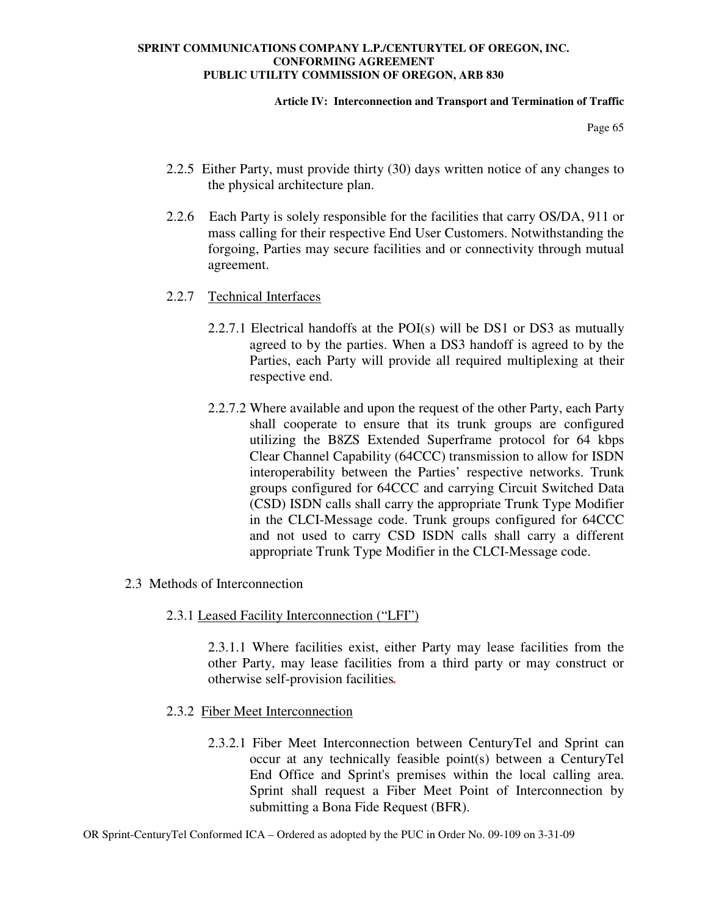2.2.5 Either Party, must provide thirty (30) days written notice of any changes to the physical architecture plan.

2.2.6 Each Party is solely responsible for the facilities that carry OS/DA, 911 or mass calling for their respective End User Customers. Notwithstanding the forgoing, Parties may secure facilities and or connectivity through mutual agreement.

2.2.7 Technical Interfaces

2.2.7.1 Electrical handoffs at the POI(s) will be DS1 or DS3 as mutually agreed to by the parties. When a DS3 handoff is agreed to by the Parties, each Party will provide all required multiplexing at their respective end.

2.2.7.2 Where available and upon the request of the other Party, each Party shall cooperate to ensure that its trunk groups are configured utilizing the B8ZS Extended Superframe protocol for 64 kbps Clear Channel Capability (64CCC) transmission to allow for ISDN interoperability between the Parties' respective networks. Trunk groups configured for 64CCC and carrying Circuit Switched Data (CSD) ISDN calls shall carry the appropriate Trunk Type Modifier in the CLCI-Message code. Trunk groups configured for 64CCC and not used to carry CSD ISDN calls shall carry a different appropriate Trunk Type Modifier in the CLCI-Message code.

2.3 Methods of Interconnection

2.3.1 Leased Facility Interconnection ("LFI")

2.3.1.1 Where facilities exist, either Party may lease facilities from the other Party, may lease facilities from a third party or may construct or otherwise self-provision facilities.

2.3.2 Fiber Meet Interconnection

2.3.2.1 Fiber Meet Interconnection between CenturyTel and Sprint can occur at any technically feasible point(s) between a CenturyTel End Office and Sprint's premises within the local calling area. Sprint shall request a Fiber Meet Point of Interconnection by submitting a Bona Fide Request (BFR).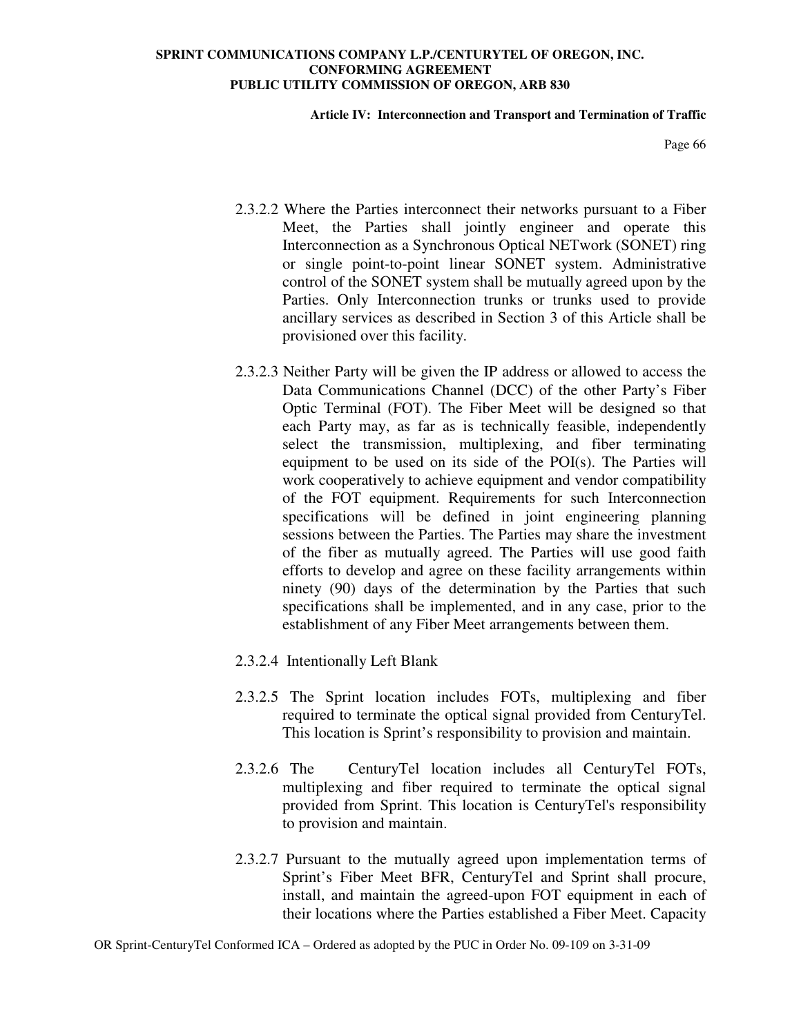2.3.2.2 Where the Parties interconnect their networks pursuant to a Fiber Meet, the Parties shall jointly engineer and operate this Interconnection as a Synchronous Optical NETwork (SONET) ring or single point-to-point linear SONET system. Administrative control of the SONET system shall be mutually agreed upon by the Parties. Only Interconnection trunks or trunks used to provide ancillary services as described in Section 3 of this Article shall be provisioned over this facility.

2.3.2.3 Neither Party will be given the IP address or allowed to access the Data Communications Channel (DCC) of the other Party's Fiber Optic Terminal (FOT). The Fiber Meet will be designed so that each Party may, as far as is technically feasible, independently select the transmission, multiplexing, and fiber terminating equipment to be used on its side of the POI(s). The Parties will work cooperatively to achieve equipment and vendor compatibility of the FOT equipment. Requirements for such Interconnection specifications will be defined in joint engineering planning sessions between the Parties. The Parties may share the investment of the fiber as mutually agreed. The Parties will use good faith efforts to develop and agree on these facility arrangements within ninety (90) days of the determination by the Parties that such specifications shall be implemented, and in any case, prior to the establishment of any Fiber Meet arrangements between them.

2.3.2.4 Intentionally Left Blank

2.3.2.5 The Sprint location includes FOTs, multiplexing and fiber required to terminate the optical signal provided from CenturyTel. This location is Sprint's responsibility to provision and maintain.

2.3.2.6 The CenturyTel location includes all CenturyTel FOTs, multiplexing and fiber required to terminate the optical signal provided from Sprint. This location is CenturyTel's responsibility to provision and maintain.

2.3.2.7 Pursuant to the mutually agreed upon implementation terms of Sprint's Fiber Meet BFR, CenturyTel and Sprint shall procure, install, and maintain the agreed-upon FOT equipment in each of their locations where the Parties established a Fiber Meet. Capacity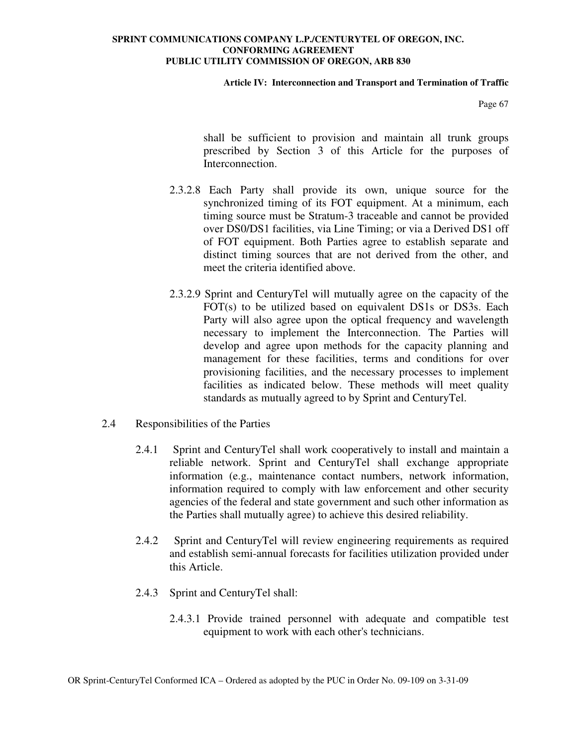shall be sufficient to provision and maintain all trunk groups prescribed by Section 3 of this Article for the purposes of Interconnection.

2.3.2.8 Each Party shall provide its own, unique source for the synchronized timing of its FOT equipment. At a minimum, each timing source must be Stratum-3 traceable and cannot be provided over DS0/DS1 facilities, via Line Timing; or via a Derived DS1 off of FOT equipment. Both Parties agree to establish separate and distinct timing sources that are not derived from the other, and meet the criteria identified above.

2.3.2.9 Sprint and CenturyTel will mutually agree on the capacity of the FOT(s) to be utilized based on equivalent DS1s or DS3s. Each Party will also agree upon the optical frequency and wavelength necessary to implement the Interconnection. The Parties will develop and agree upon methods for the capacity planning and management for these facilities, terms and conditions for over provisioning facilities, and the necessary processes to implement facilities as indicated below. These methods will meet quality standards as mutually agreed to by Sprint and CenturyTel.

2.4 Responsibilities of the Parties

2.4.1 Sprint and CenturyTel shall work cooperatively to install and maintain a reliable network. Sprint and CenturyTel shall exchange appropriate information (e.g., maintenance contact numbers, network information, information required to comply with law enforcement and other security agencies of the federal and state government and such other information as the Parties shall mutually agree) to achieve this desired reliability.

2.4.2 Sprint and CenturyTel will review engineering requirements as required and establish semi-annual forecasts for facilities utilization provided under this Article.

2.4.3 Sprint and CenturyTel shall:

2.4.3.1 Provide trained personnel with adequate and compatible test equipment to work with each other's technicians.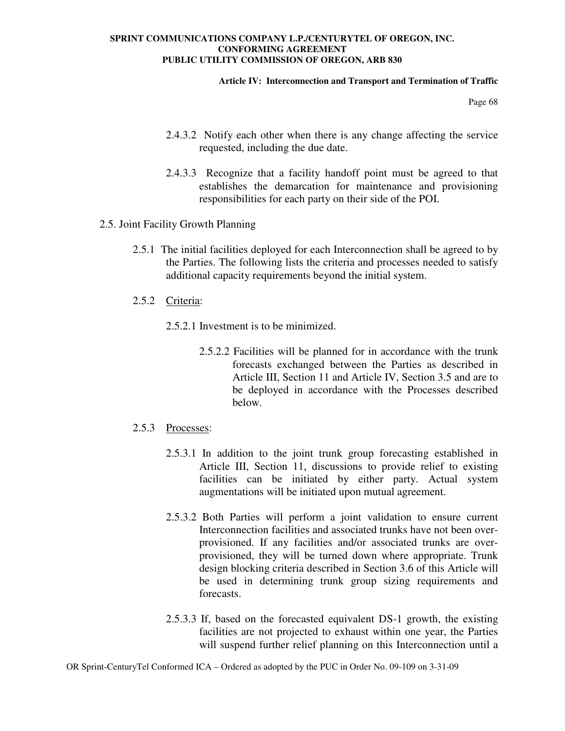2.4.3.2 Notify each other when there is any change affecting the service requested, including the due date.

2.4.3.3 Recognize that a facility handoff point must be agreed to that establishes the demarcation for maintenance and provisioning responsibilities for each party on their side of the POI.

2.5. Joint Facility Growth Planning

2.5.1 The initial facilities deployed for each Interconnection shall be agreed to by the Parties. The following lists the criteria and processes needed to satisfy additional capacity requirements beyond the initial system.

2.5.2 Criteria:

2.5.2.1 Investment is to be minimized.

2.5.2.2 Facilities will be planned for in accordance with the trunk forecasts exchanged between the Parties as described in Article III, Section 11 and Article IV, Section 3.5 and are to be deployed in accordance with the Processes described below.

2.5.3 Processes:

2.5.3.1 In addition to the joint trunk group forecasting established in Article III, Section 11, discussions to provide relief to existing facilities can be initiated by either party. Actual system augmentations will be initiated upon mutual agreement.

2.5.3.2 Both Parties will perform a joint validation to ensure current Interconnection facilities and associated trunks have not been over-provisioned. If any facilities and/or associated trunks are over-provisioned, they will be turned down where appropriate. Trunk design blocking criteria described in Section 3.6 of this Article will be used in determining trunk group sizing requirements and forecasts.

2.5.3.3 If, based on the forecasted equivalent DS-1 growth, the existing facilities are not projected to exhaust within one year, the Parties will suspend further relief planning on this Interconnection until a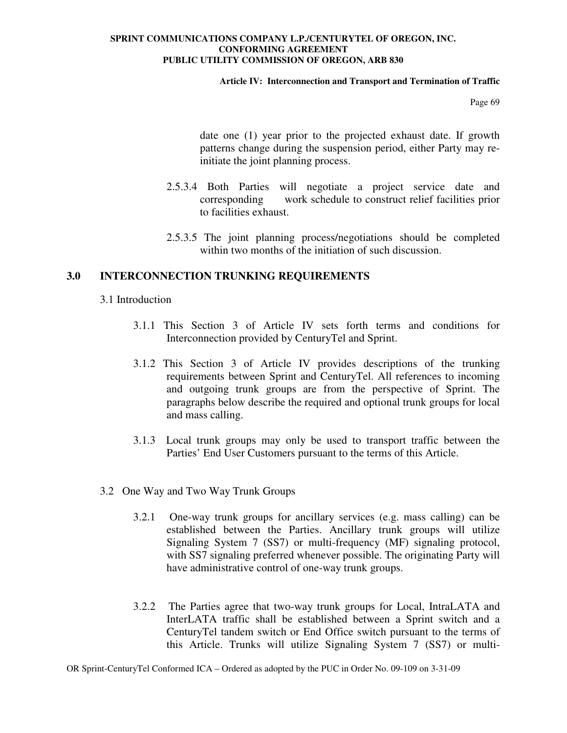date one (1) year prior to the projected exhaust date. If growth patterns change during the suspension period, either Party may re-initiate the joint planning process.

2.5.3.4 Both Parties will negotiate a project service date and corresponding work schedule to construct relief facilities prior to facilities exhaust.

2.5.3.5 The joint planning process/negotiations should be completed within two months of the initiation of such discussion.

## 3.0 INTERCONNECTION TRUNKING REQUIREMENTS

3.1 Introduction

3.1.1 This Section 3 of Article IV sets forth terms and conditions for Interconnection provided by CenturyTel and Sprint.

3.1.2 This Section 3 of Article IV provides descriptions of the trunking requirements between Sprint and CenturyTel. All references to incoming and outgoing trunk groups are from the perspective of Sprint. The paragraphs below describe the required and optional trunk groups for local and mass calling.

3.1.3 Local trunk groups may only be used to transport traffic between the Parties' End User Customers pursuant to the terms of this Article.

3.2 One Way and Two Way Trunk Groups

3.2.1 One-way trunk groups for ancillary services (e.g. mass calling) can be established between the Parties. Ancillary trunk groups will utilize Signaling System 7 (SS7) or multi-frequency (MF) signaling protocol, with SS7 signaling preferred whenever possible. The originating Party will have administrative control of one-way trunk groups.

3.2.2 The Parties agree that two-way trunk groups for Local, IntraLATA and InterLATA traffic shall be established between a Sprint switch and a CenturyTel tandem switch or End Office switch pursuant to the terms of this Article. Trunks will utilize Signaling System 7 (SS7) or multi-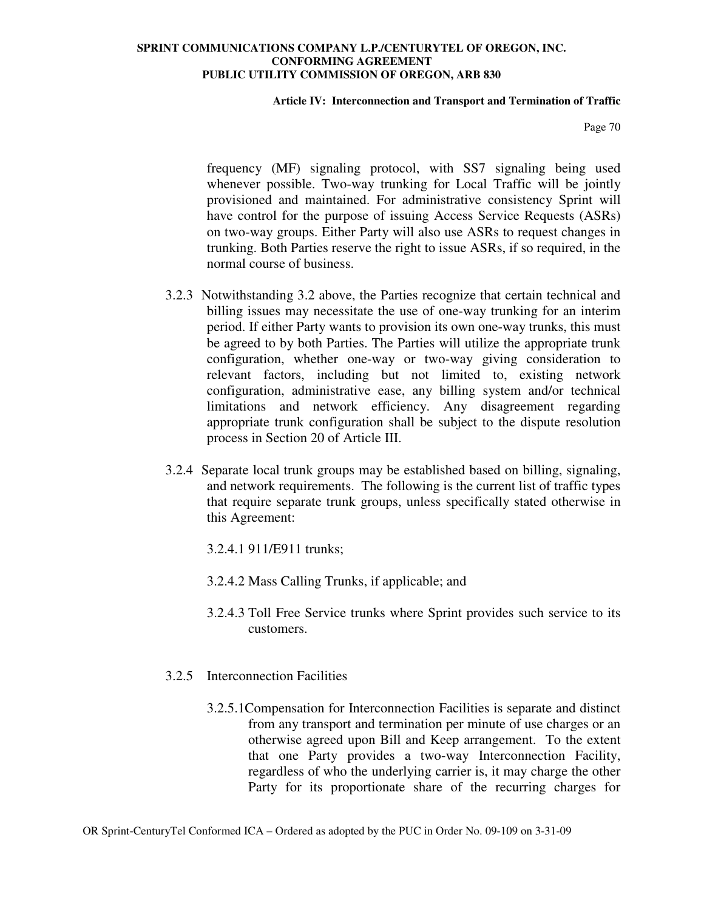frequency (MF) signaling protocol, with SS7 signaling being used whenever possible. Two-way trunking for Local Traffic will be jointly provisioned and maintained. For administrative consistency Sprint will have control for the purpose of issuing Access Service Requests (ASRs) on two-way groups. Either Party will also use ASRs to request changes in trunking. Both Parties reserve the right to issue ASRs, if so required, in the normal course of business.

3.2.3 Notwithstanding 3.2 above, the Parties recognize that certain technical and billing issues may necessitate the use of one-way trunking for an interim period. If either Party wants to provision its own one-way trunks, this must be agreed to by both Parties. The Parties will utilize the appropriate trunk configuration, whether one-way or two-way giving consideration to relevant factors, including but not limited to, existing network configuration, administrative ease, any billing system and/or technical limitations and network efficiency. Any disagreement regarding appropriate trunk configuration shall be subject to the dispute resolution process in Section 20 of Article III.

3.2.4 Separate local trunk groups may be established based on billing, signaling, and network requirements. The following is the current list of traffic types that require separate trunk groups, unless specifically stated otherwise in this Agreement:

3.2.4.1 911/E911 trunks;

3.2.4.2 Mass Calling Trunks, if applicable; and

3.2.4.3 Toll Free Service trunks where Sprint provides such service to its customers.

3.2.5 Interconnection Facilities

3.2.5.1 Compensation for Interconnection Facilities is separate and distinct from any transport and termination per minute of use charges or an otherwise agreed upon Bill and Keep arrangement. To the extent that one Party provides a two-way Interconnection Facility, regardless of who the underlying carrier is, it may charge the other Party for its proportionate share of the recurring charges for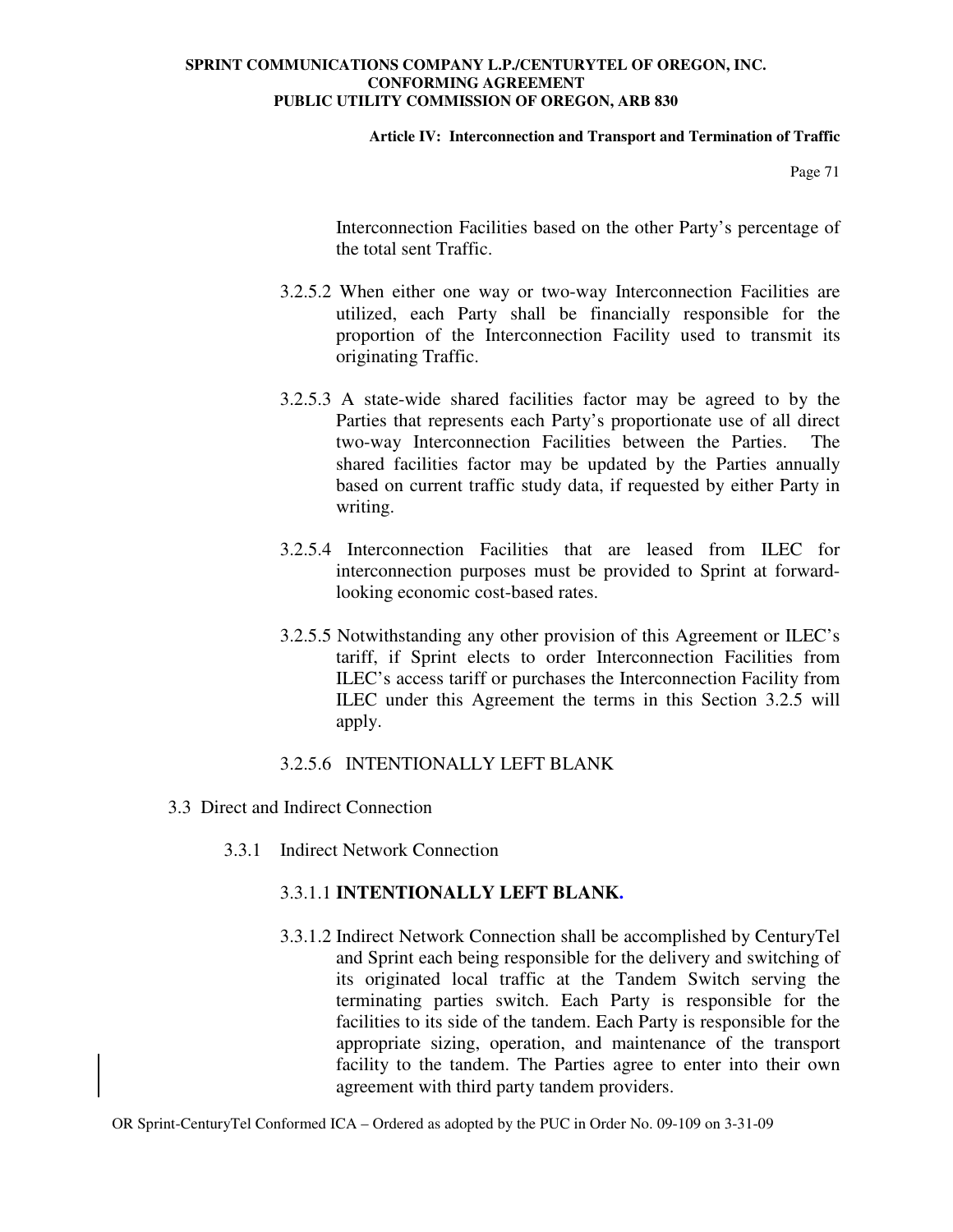Interconnection Facilities based on the other Party's percentage of the total sent Traffic.

3.2.5.2 When either one way or two-way Interconnection Facilities are utilized, each Party shall be financially responsible for the proportion of the Interconnection Facility used to transmit its originating Traffic.

3.2.5.3 A state-wide shared facilities factor may be agreed to by the Parties that represents each Party's proportionate use of all direct two-way Interconnection Facilities between the Parties. The shared facilities factor may be updated by the Parties annually based on current traffic study data, if requested by either Party in writing.

3.2.5.4 Interconnection Facilities that are leased from ILEC for interconnection purposes must be provided to Sprint at forward-looking economic cost-based rates.

3.2.5.5 Notwithstanding any other provision of this Agreement or ILEC's tariff, if Sprint elects to order Interconnection Facilities from ILEC's access tariff or purchases the Interconnection Facility from ILEC under this Agreement the terms in this Section 3.2.5 will apply.

3.2.5.6 INTENTIONALLY LEFT BLANK

3.3 Direct and Indirect Connection

3.3.1 Indirect Network Connection

3.3.1.1 **INTENTIONALLY LEFT BLANK.**

3.3.1.2 Indirect Network Connection shall be accomplished by CenturyTel and Sprint each being responsible for the delivery and switching of its originated local traffic at the Tandem Switch serving the terminating parties switch. Each Party is responsible for the facilities to its side of the tandem. Each Party is responsible for the appropriate sizing, operation, and maintenance of the transport facility to the tandem. The Parties agree to enter into their own agreement with third party tandem providers.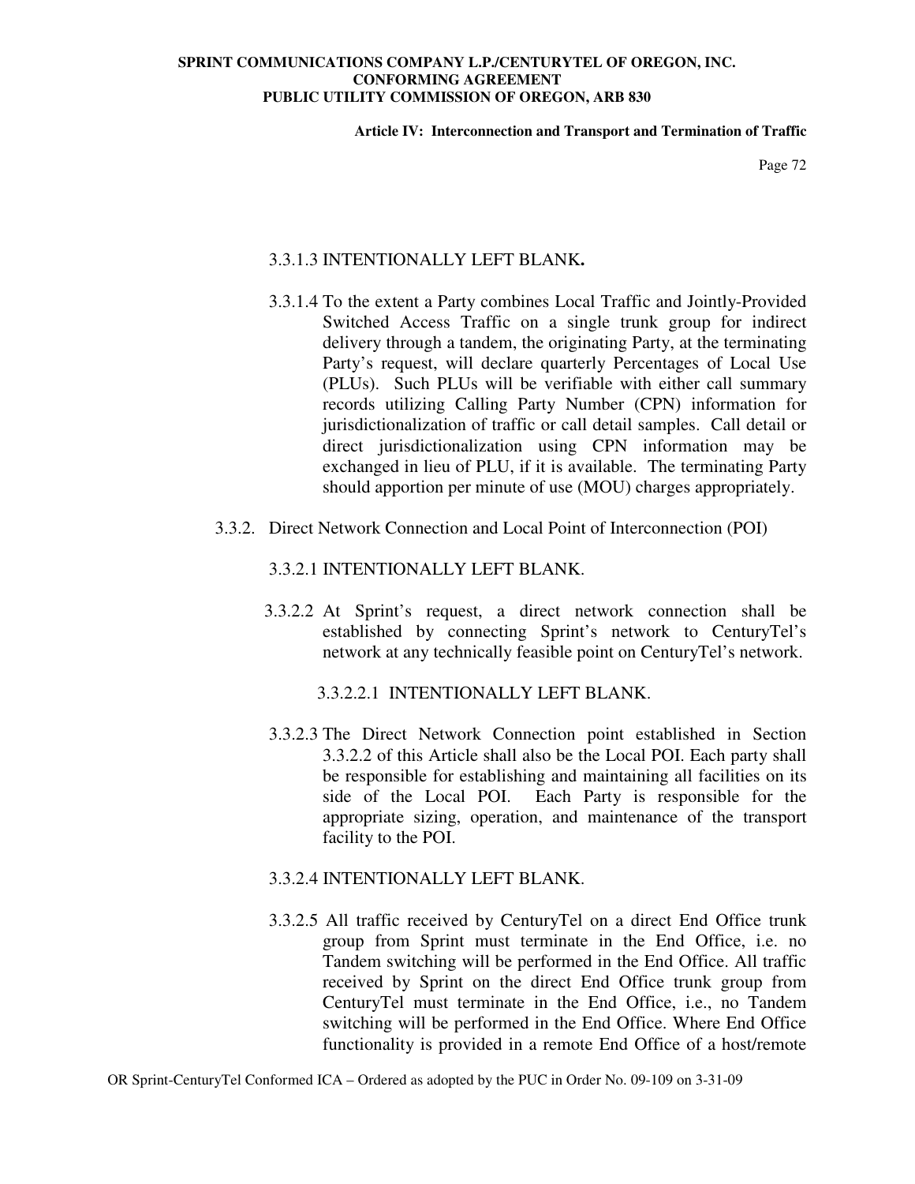3.3.1.3 INTENTIONALLY LEFT BLANK**.**

3.3.1.4 To the extent a Party combines Local Traffic and Jointly-Provided Switched Access Traffic on a single trunk group for indirect delivery through a tandem, the originating Party, at the terminating Party's request, will declare quarterly Percentages of Local Use (PLUs). Such PLUs will be verifiable with either call summary records utilizing Calling Party Number (CPN) information for jurisdictionalization of traffic or call detail samples. Call detail or direct jurisdictionalization using CPN information may be exchanged in lieu of PLU, if it is available. The terminating Party should apportion per minute of use (MOU) charges appropriately.

3.3.2. Direct Network Connection and Local Point of Interconnection (POI)

3.3.2.1 INTENTIONALLY LEFT BLANK.

3.3.2.2 At Sprint's request, a direct network connection shall be established by connecting Sprint's network to CenturyTel's network at any technically feasible point on CenturyTel's network.

3.3.2.2.1 INTENTIONALLY LEFT BLANK.

3.3.2.3 The Direct Network Connection point established in Section 3.3.2.2 of this Article shall also be the Local POI. Each party shall be responsible for establishing and maintaining all facilities on its side of the Local POI. Each Party is responsible for the appropriate sizing, operation, and maintenance of the transport facility to the POI.

3.3.2.4 INTENTIONALLY LEFT BLANK.

3.3.2.5 All traffic received by CenturyTel on a direct End Office trunk group from Sprint must terminate in the End Office, i.e. no Tandem switching will be performed in the End Office. All traffic received by Sprint on the direct End Office trunk group from CenturyTel must terminate in the End Office, i.e., no Tandem switching will be performed in the End Office. Where End Office functionality is provided in a remote End Office of a host/remote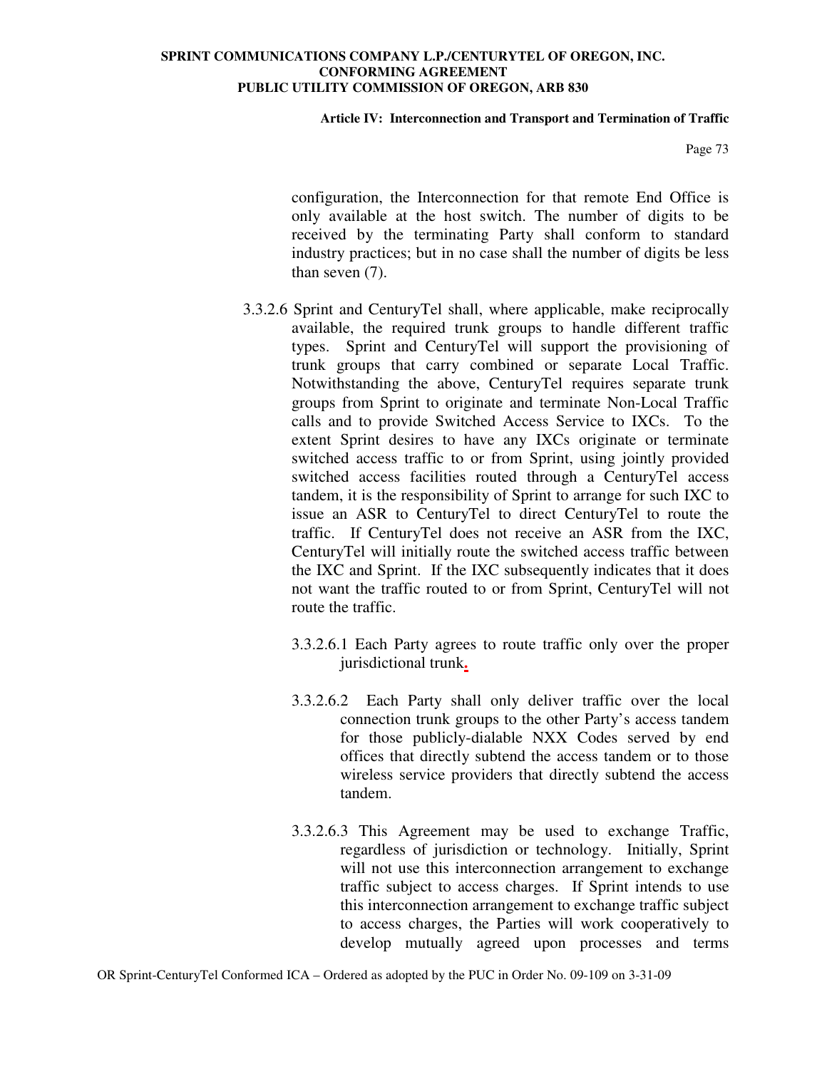configuration, the Interconnection for that remote End Office is only available at the host switch. The number of digits to be received by the terminating Party shall conform to standard industry practices; but in no case shall the number of digits be less than seven (7).

3.3.2.6 Sprint and CenturyTel shall, where applicable, make reciprocally available, the required trunk groups to handle different traffic types. Sprint and CenturyTel will support the provisioning of trunk groups that carry combined or separate Local Traffic. Notwithstanding the above, CenturyTel requires separate trunk groups from Sprint to originate and terminate Non-Local Traffic calls and to provide Switched Access Service to IXCs. To the extent Sprint desires to have any IXCs originate or terminate switched access traffic to or from Sprint, using jointly provided switched access facilities routed through a CenturyTel access tandem, it is the responsibility of Sprint to arrange for such IXC to issue an ASR to CenturyTel to direct CenturyTel to route the traffic. If CenturyTel does not receive an ASR from the IXC, CenturyTel will initially route the switched access traffic between the IXC and Sprint. If the IXC subsequently indicates that it does not want the traffic routed to or from Sprint, CenturyTel will not route the traffic.

3.3.2.6.1 Each Party agrees to route traffic only over the proper jurisdictional trunk.

3.3.2.6.2 Each Party shall only deliver traffic over the local connection trunk groups to the other Party's access tandem for those publicly-dialable NXX Codes served by end offices that directly subtend the access tandem or to those wireless service providers that directly subtend the access tandem.

3.3.2.6.3 This Agreement may be used to exchange Traffic, regardless of jurisdiction or technology. Initially, Sprint will not use this interconnection arrangement to exchange traffic subject to access charges. If Sprint intends to use this interconnection arrangement to exchange traffic subject to access charges, the Parties will work cooperatively to develop mutually agreed upon processes and terms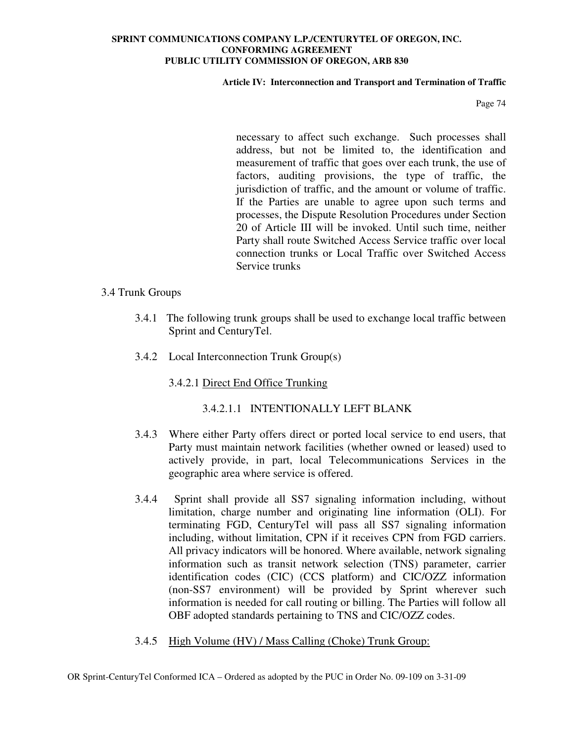necessary to affect such exchange. Such processes shall address, but not be limited to, the identification and measurement of traffic that goes over each trunk, the use of factors, auditing provisions, the type of traffic, the jurisdiction of traffic, and the amount or volume of traffic. If the Parties are unable to agree upon such terms and processes, the Dispute Resolution Procedures under Section 20 of Article III will be invoked. Until such time, neither Party shall route Switched Access Service traffic over local connection trunks or Local Traffic over Switched Access Service trunks

3.4 Trunk Groups

3.4.1 The following trunk groups shall be used to exchange local traffic between Sprint and CenturyTel.

3.4.2 Local Interconnection Trunk Group(s)

3.4.2.1 Direct End Office Trunking

3.4.2.1.1 INTENTIONALLY LEFT BLANK

3.4.3 Where either Party offers direct or ported local service to end users, that Party must maintain network facilities (whether owned or leased) used to actively provide, in part, local Telecommunications Services in the geographic area where service is offered.

3.4.4 Sprint shall provide all SS7 signaling information including, without limitation, charge number and originating line information (OLI). For terminating FGD, CenturyTel will pass all SS7 signaling information including, without limitation, CPN if it receives CPN from FGD carriers. All privacy indicators will be honored. Where available, network signaling information such as transit network selection (TNS) parameter, carrier identification codes (CIC) (CCS platform) and CIC/OZZ information (non-SS7 environment) will be provided by Sprint wherever such information is needed for call routing or billing. The Parties will follow all OBF adopted standards pertaining to TNS and CIC/OZZ codes.

3.4.5 High Volume (HV) / Mass Calling (Choke) Trunk Group: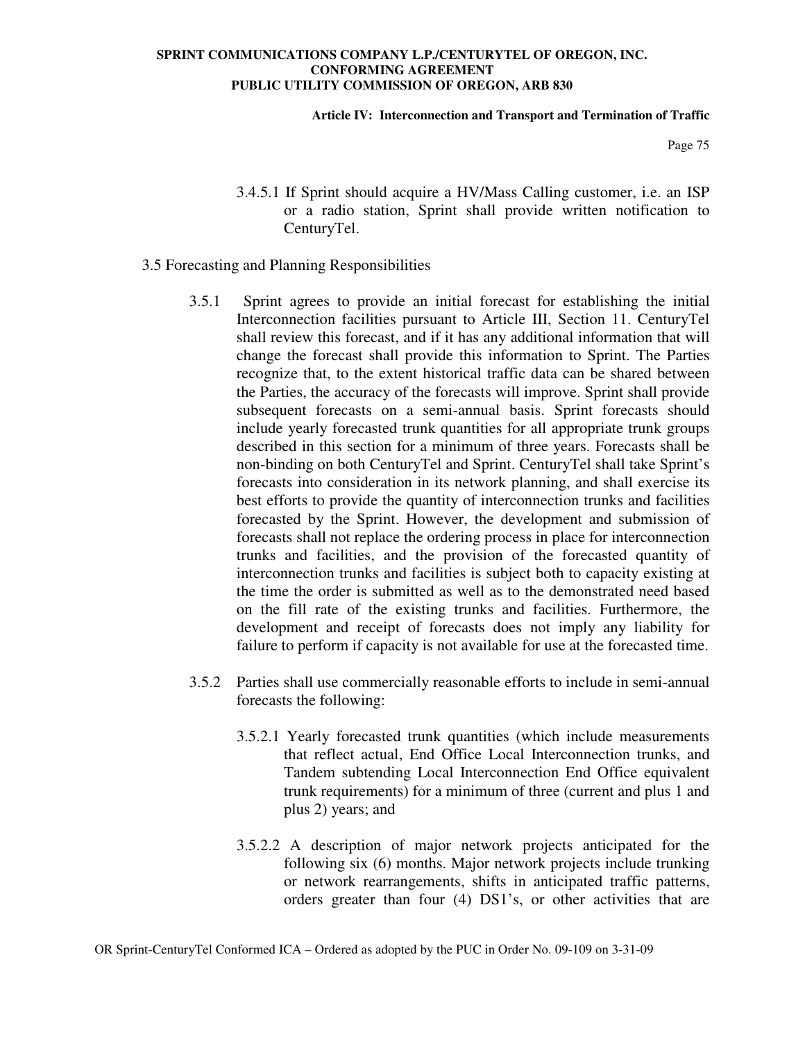3.4.5.1 If Sprint should acquire a HV/Mass Calling customer, i.e. an ISP or a radio station, Sprint shall provide written notification to CenturyTel.

3.5 Forecasting and Planning Responsibilities

3.5.1 Sprint agrees to provide an initial forecast for establishing the initial Interconnection facilities pursuant to Article III, Section 11. CenturyTel shall review this forecast, and if it has any additional information that will change the forecast shall provide this information to Sprint. The Parties recognize that, to the extent historical traffic data can be shared between the Parties, the accuracy of the forecasts will improve. Sprint shall provide subsequent forecasts on a semi-annual basis. Sprint forecasts should include yearly forecasted trunk quantities for all appropriate trunk groups described in this section for a minimum of three years. Forecasts shall be non-binding on both CenturyTel and Sprint. CenturyTel shall take Sprint's forecasts into consideration in its network planning, and shall exercise its best efforts to provide the quantity of interconnection trunks and facilities forecasted by the Sprint. However, the development and submission of forecasts shall not replace the ordering process in place for interconnection trunks and facilities, and the provision of the forecasted quantity of interconnection trunks and facilities is subject both to capacity existing at the time the order is submitted as well as to the demonstrated need based on the fill rate of the existing trunks and facilities. Furthermore, the development and receipt of forecasts does not imply any liability for failure to perform if capacity is not available for use at the forecasted time.

3.5.2 Parties shall use commercially reasonable efforts to include in semi-annual forecasts the following:

3.5.2.1 Yearly forecasted trunk quantities (which include measurements that reflect actual, End Office Local Interconnection trunks, and Tandem subtending Local Interconnection End Office equivalent trunk requirements) for a minimum of three (current and plus 1 and plus 2) years; and

3.5.2.2 A description of major network projects anticipated for the following six (6) months. Major network projects include trunking or network rearrangements, shifts in anticipated traffic patterns, orders greater than four (4) DS1's, or other activities that are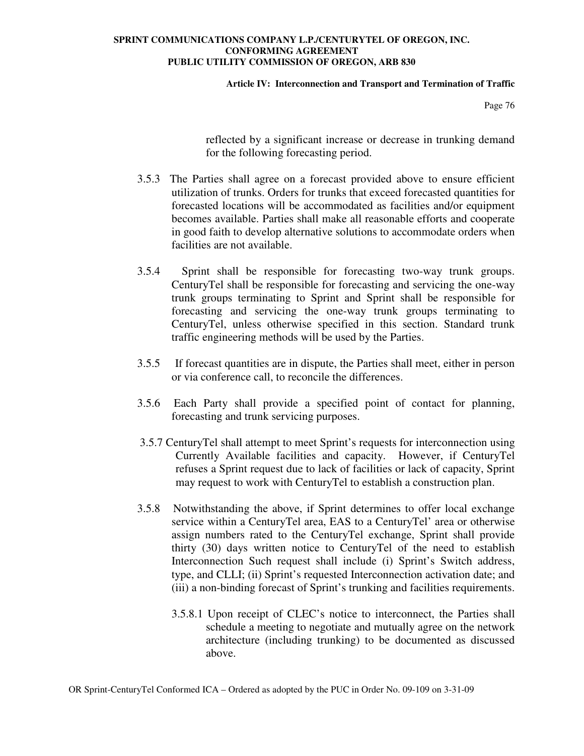reflected by a significant increase or decrease in trunking demand for the following forecasting period.

3.5.3 The Parties shall agree on a forecast provided above to ensure efficient utilization of trunks. Orders for trunks that exceed forecasted quantities for forecasted locations will be accommodated as facilities and/or equipment becomes available. Parties shall make all reasonable efforts and cooperate in good faith to develop alternative solutions to accommodate orders when facilities are not available.

3.5.4 Sprint shall be responsible for forecasting two-way trunk groups. CenturyTel shall be responsible for forecasting and servicing the one-way trunk groups terminating to Sprint and Sprint shall be responsible for forecasting and servicing the one-way trunk groups terminating to CenturyTel, unless otherwise specified in this section. Standard trunk traffic engineering methods will be used by the Parties.

3.5.5 If forecast quantities are in dispute, the Parties shall meet, either in person or via conference call, to reconcile the differences.

3.5.6 Each Party shall provide a specified point of contact for planning, forecasting and trunk servicing purposes.

3.5.7 CenturyTel shall attempt to meet Sprint's requests for interconnection using Currently Available facilities and capacity. However, if CenturyTel refuses a Sprint request due to lack of facilities or lack of capacity, Sprint may request to work with CenturyTel to establish a construction plan.

3.5.8 Notwithstanding the above, if Sprint determines to offer local exchange service within a CenturyTel area, EAS to a CenturyTel' area or otherwise assign numbers rated to the CenturyTel exchange, Sprint shall provide thirty (30) days written notice to CenturyTel of the need to establish Interconnection Such request shall include (i) Sprint's Switch address, type, and CLLI; (ii) Sprint's requested Interconnection activation date; and (iii) a non-binding forecast of Sprint's trunking and facilities requirements.

3.5.8.1 Upon receipt of CLEC's notice to interconnect, the Parties shall schedule a meeting to negotiate and mutually agree on the network architecture (including trunking) to be documented as discussed above.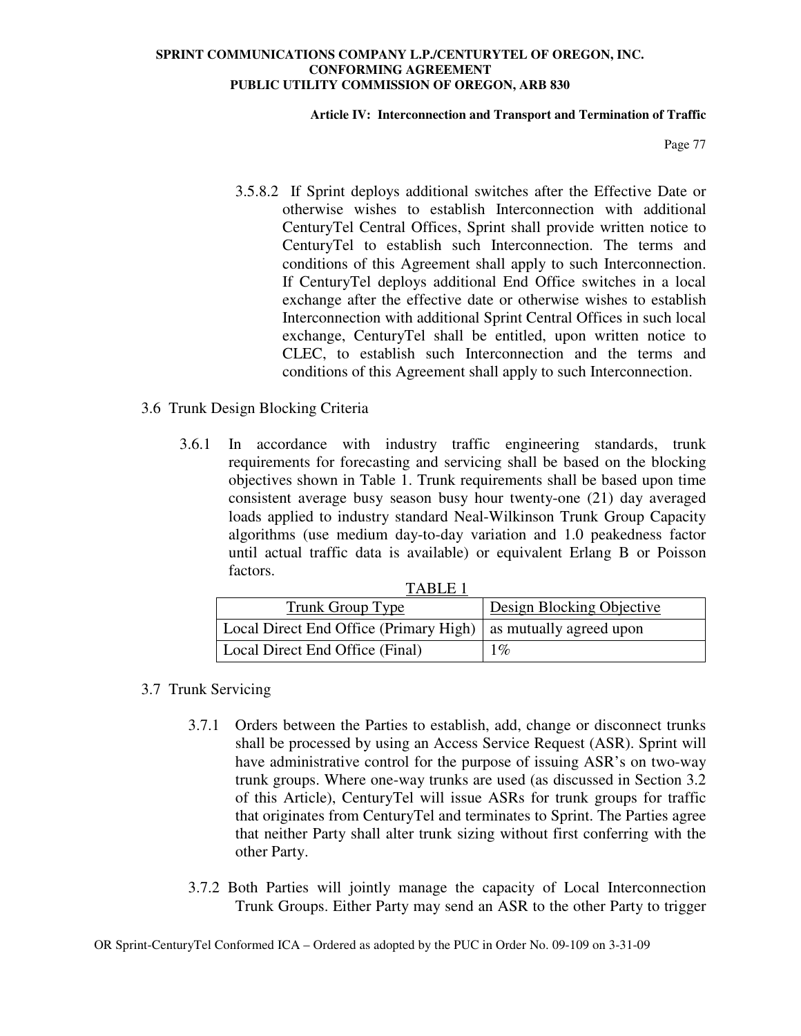3.5.8.2 If Sprint deploys additional switches after the Effective Date or otherwise wishes to establish Interconnection with additional CenturyTel Central Offices, Sprint shall provide written notice to CenturyTel to establish such Interconnection. The terms and conditions of this Agreement shall apply to such Interconnection. If CenturyTel deploys additional End Office switches in a local exchange after the effective date or otherwise wishes to establish Interconnection with additional Sprint Central Offices in such local exchange, CenturyTel shall be entitled, upon written notice to CLEC, to establish such Interconnection and the terms and conditions of this Agreement shall apply to such Interconnection.

3.6 Trunk Design Blocking Criteria

3.6.1 In accordance with industry traffic engineering standards, trunk requirements for forecasting and servicing shall be based on the blocking objectives shown in Table 1. Trunk requirements shall be based upon time consistent average busy season busy hour twenty-one (21) day averaged loads applied to industry standard Neal-Wilkinson Trunk Group Capacity algorithms (use medium day-to-day variation and 1.0 peakedness factor until actual traffic data is available) or equivalent Erlang B or Poisson factors.

TABLE 1

| Trunk Group Type | Design Blocking Objective |
|---|---|
| Local Direct End Office (Primary High) | as mutually agreed upon |
| Local Direct End Office (Final) | 1% |

3.7 Trunk Servicing

3.7.1 Orders between the Parties to establish, add, change or disconnect trunks shall be processed by using an Access Service Request (ASR). Sprint will have administrative control for the purpose of issuing ASR's on two-way trunk groups. Where one-way trunks are used (as discussed in Section 3.2 of this Article), CenturyTel will issue ASRs for trunk groups for traffic that originates from CenturyTel and terminates to Sprint. The Parties agree that neither Party shall alter trunk sizing without first conferring with the other Party.

3.7.2 Both Parties will jointly manage the capacity of Local Interconnection Trunk Groups. Either Party may send an ASR to the other Party to trigger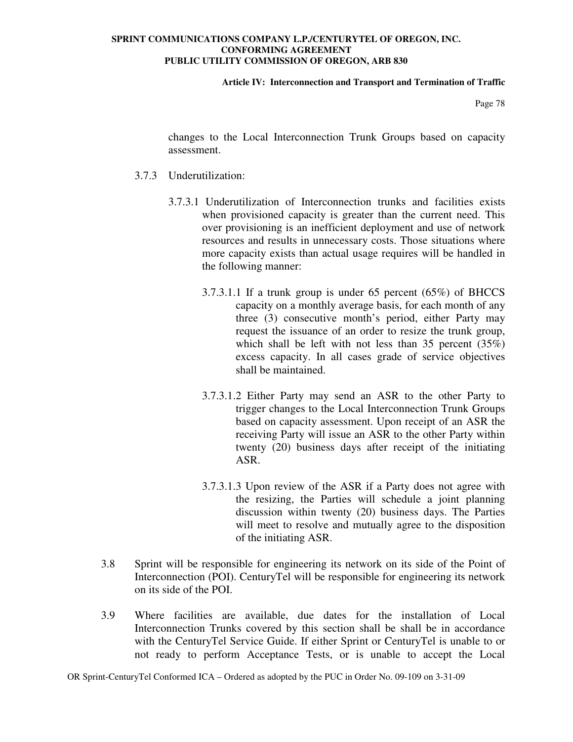changes to the Local Interconnection Trunk Groups based on capacity assessment.

3.7.3 Underutilization:

3.7.3.1 Underutilization of Interconnection trunks and facilities exists when provisioned capacity is greater than the current need. This over provisioning is an inefficient deployment and use of network resources and results in unnecessary costs. Those situations where more capacity exists than actual usage requires will be handled in the following manner:

3.7.3.1.1 If a trunk group is under 65 percent (65%) of BHCCS capacity on a monthly average basis, for each month of any three (3) consecutive month's period, either Party may request the issuance of an order to resize the trunk group, which shall be left with not less than 35 percent (35%) excess capacity. In all cases grade of service objectives shall be maintained.

3.7.3.1.2 Either Party may send an ASR to the other Party to trigger changes to the Local Interconnection Trunk Groups based on capacity assessment. Upon receipt of an ASR the receiving Party will issue an ASR to the other Party within twenty (20) business days after receipt of the initiating ASR.

3.7.3.1.3 Upon review of the ASR if a Party does not agree with the resizing, the Parties will schedule a joint planning discussion within twenty (20) business days. The Parties will meet to resolve and mutually agree to the disposition of the initiating ASR.

3.8 Sprint will be responsible for engineering its network on its side of the Point of Interconnection (POI). CenturyTel will be responsible for engineering its network on its side of the POI.

3.9 Where facilities are available, due dates for the installation of Local Interconnection Trunks covered by this section shall be shall be in accordance with the CenturyTel Service Guide. If either Sprint or CenturyTel is unable to or not ready to perform Acceptance Tests, or is unable to accept the Local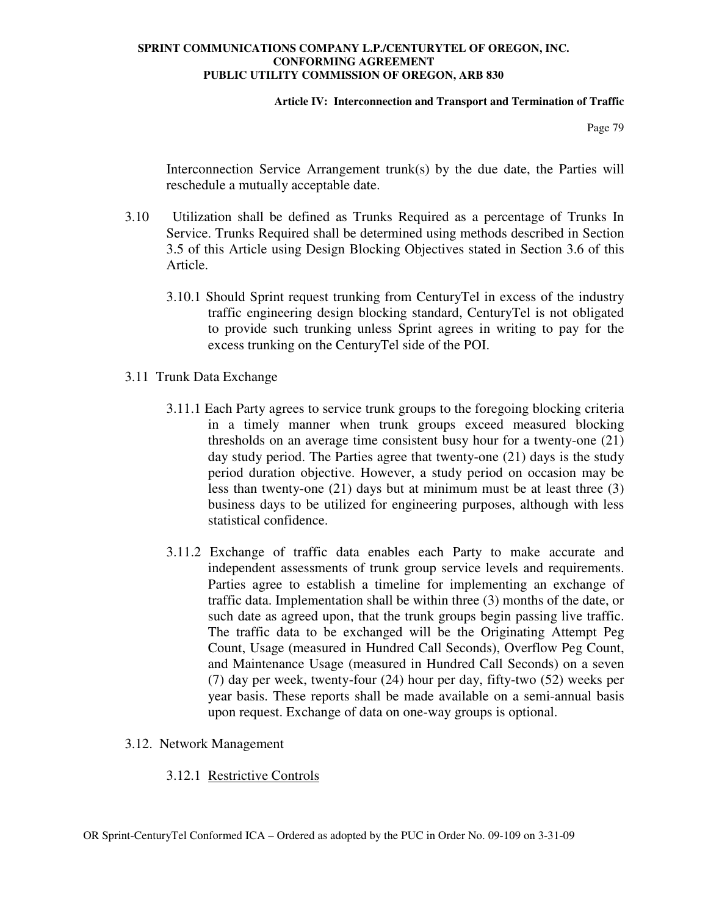Interconnection Service Arrangement trunk(s) by the due date, the Parties will reschedule a mutually acceptable date.

3.10 Utilization shall be defined as Trunks Required as a percentage of Trunks In Service. Trunks Required shall be determined using methods described in Section 3.5 of this Article using Design Blocking Objectives stated in Section 3.6 of this Article.

3.10.1 Should Sprint request trunking from CenturyTel in excess of the industry traffic engineering design blocking standard, CenturyTel is not obligated to provide such trunking unless Sprint agrees in writing to pay for the excess trunking on the CenturyTel side of the POI.

3.11 Trunk Data Exchange

3.11.1 Each Party agrees to service trunk groups to the foregoing blocking criteria in a timely manner when trunk groups exceed measured blocking thresholds on an average time consistent busy hour for a twenty-one (21) day study period. The Parties agree that twenty-one (21) days is the study period duration objective. However, a study period on occasion may be less than twenty-one (21) days but at minimum must be at least three (3) business days to be utilized for engineering purposes, although with less statistical confidence.

3.11.2 Exchange of traffic data enables each Party to make accurate and independent assessments of trunk group service levels and requirements. Parties agree to establish a timeline for implementing an exchange of traffic data. Implementation shall be within three (3) months of the date, or such date as agreed upon, that the trunk groups begin passing live traffic. The traffic data to be exchanged will be the Originating Attempt Peg Count, Usage (measured in Hundred Call Seconds), Overflow Peg Count, and Maintenance Usage (measured in Hundred Call Seconds) on a seven (7) day per week, twenty-four (24) hour per day, fifty-two (52) weeks per year basis. These reports shall be made available on a semi-annual basis upon request. Exchange of data on one-way groups is optional.

3.12. Network Management

3.12.1 Restrictive Controls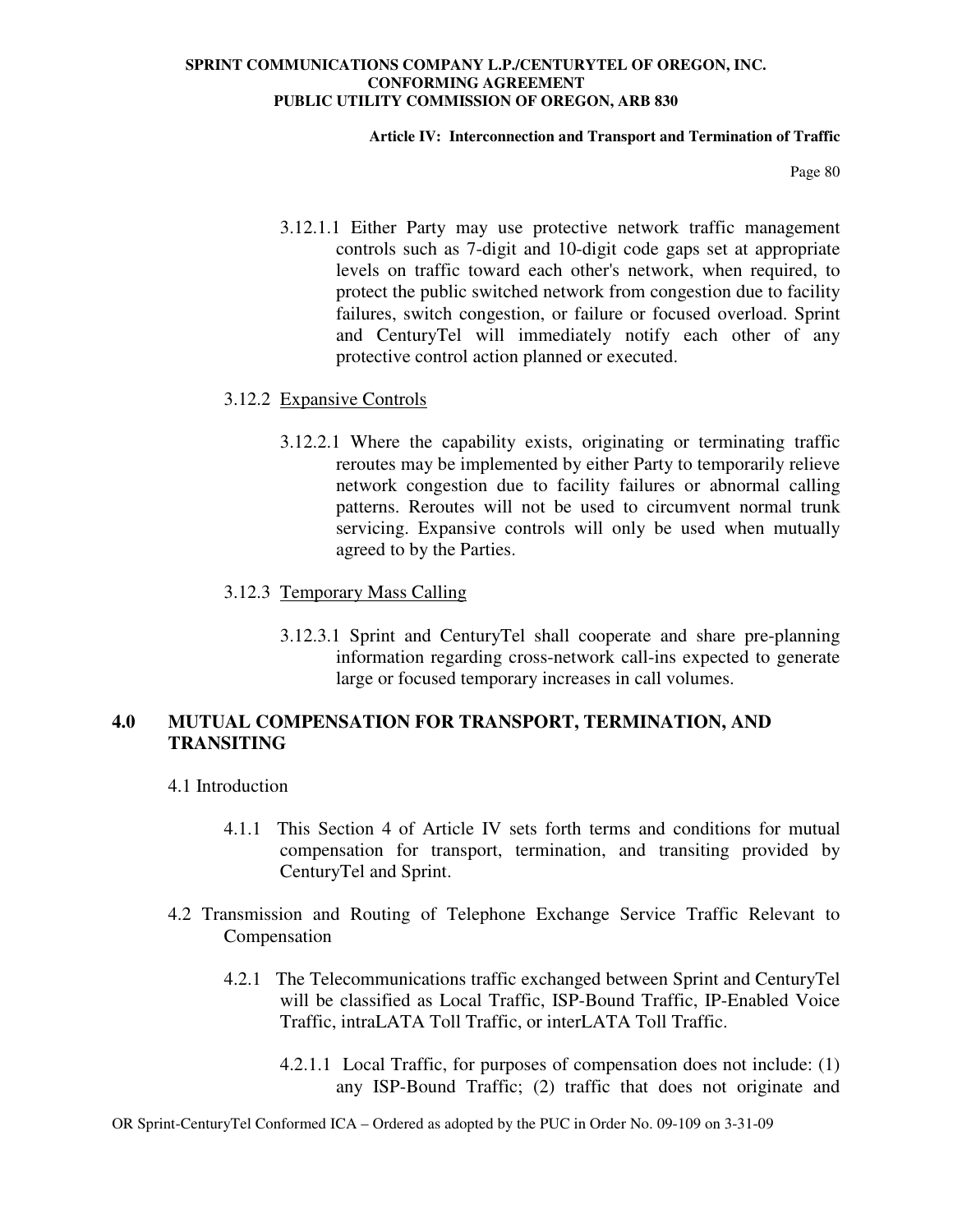3.12.1.1 Either Party may use protective network traffic management controls such as 7-digit and 10-digit code gaps set at appropriate levels on traffic toward each other's network, when required, to protect the public switched network from congestion due to facility failures, switch congestion, or failure or focused overload. Sprint and CenturyTel will immediately notify each other of any protective control action planned or executed.

3.12.2 Expansive Controls

3.12.2.1 Where the capability exists, originating or terminating traffic reroutes may be implemented by either Party to temporarily relieve network congestion due to facility failures or abnormal calling patterns. Reroutes will not be used to circumvent normal trunk servicing. Expansive controls will only be used when mutually agreed to by the Parties.

3.12.3 Temporary Mass Calling

3.12.3.1 Sprint and CenturyTel shall cooperate and share pre-planning information regarding cross-network call-ins expected to generate large or focused temporary increases in call volumes.

## 4.0 MUTUAL COMPENSATION FOR TRANSPORT, TERMINATION, AND TRANSITING

4.1 Introduction

4.1.1 This Section 4 of Article IV sets forth terms and conditions for mutual compensation for transport, termination, and transiting provided by CenturyTel and Sprint.

4.2 Transmission and Routing of Telephone Exchange Service Traffic Relevant to Compensation

4.2.1 The Telecommunications traffic exchanged between Sprint and CenturyTel will be classified as Local Traffic, ISP-Bound Traffic, IP-Enabled Voice Traffic, intraLATA Toll Traffic, or interLATA Toll Traffic.

4.2.1.1 Local Traffic, for purposes of compensation does not include: (1) any ISP-Bound Traffic; (2) traffic that does not originate and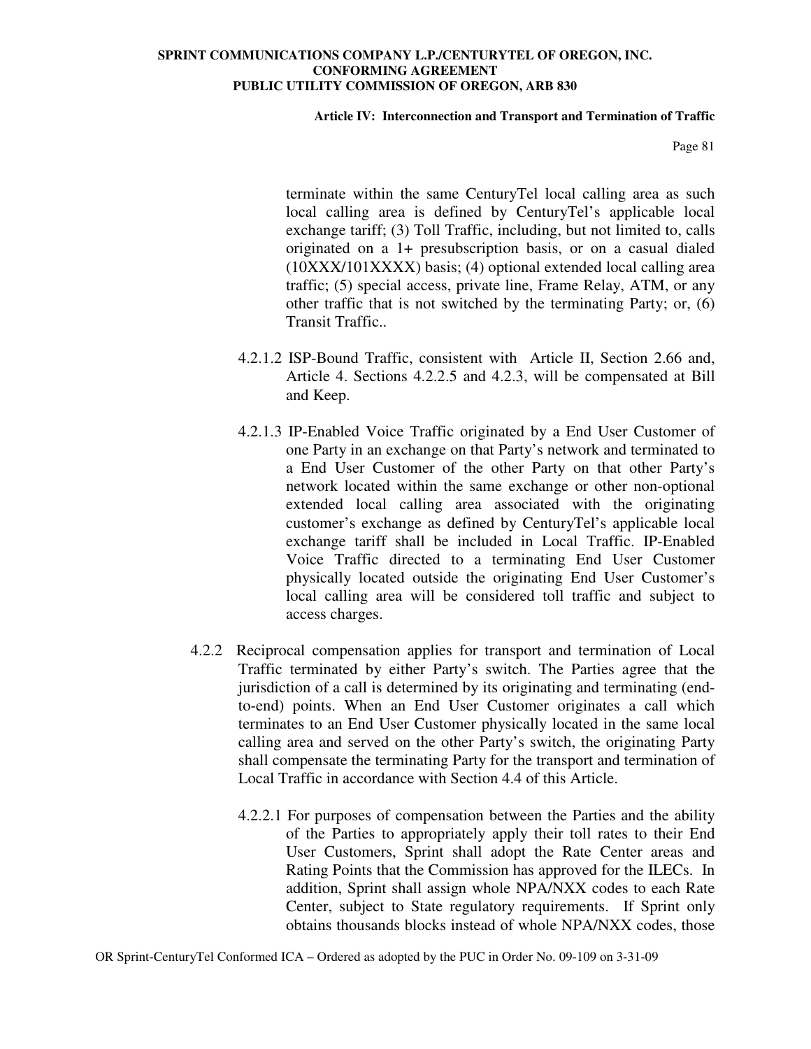terminate within the same CenturyTel local calling area as such local calling area is defined by CenturyTel's applicable local exchange tariff; (3) Toll Traffic, including, but not limited to, calls originated on a 1+ presubscription basis, or on a casual dialed (10XXX/101XXXX) basis; (4) optional extended local calling area traffic; (5) special access, private line, Frame Relay, ATM, or any other traffic that is not switched by the terminating Party; or, (6) Transit Traffic..

4.2.1.2 ISP-Bound Traffic, consistent with Article II, Section 2.66 and, Article 4. Sections 4.2.2.5 and 4.2.3, will be compensated at Bill and Keep.

4.2.1.3 IP-Enabled Voice Traffic originated by a End User Customer of one Party in an exchange on that Party's network and terminated to a End User Customer of the other Party on that other Party's network located within the same exchange or other non-optional extended local calling area associated with the originating customer's exchange as defined by CenturyTel's applicable local exchange tariff shall be included in Local Traffic. IP-Enabled Voice Traffic directed to a terminating End User Customer physically located outside the originating End User Customer's local calling area will be considered toll traffic and subject to access charges.

4.2.2 Reciprocal compensation applies for transport and termination of Local Traffic terminated by either Party's switch. The Parties agree that the jurisdiction of a call is determined by its originating and terminating (end-to-end) points. When an End User Customer originates a call which terminates to an End User Customer physically located in the same local calling area and served on the other Party's switch, the originating Party shall compensate the terminating Party for the transport and termination of Local Traffic in accordance with Section 4.4 of this Article.

4.2.2.1 For purposes of compensation between the Parties and the ability of the Parties to appropriately apply their toll rates to their End User Customers, Sprint shall adopt the Rate Center areas and Rating Points that the Commission has approved for the ILECs. In addition, Sprint shall assign whole NPA/NXX codes to each Rate Center, subject to State regulatory requirements. If Sprint only obtains thousands blocks instead of whole NPA/NXX codes, those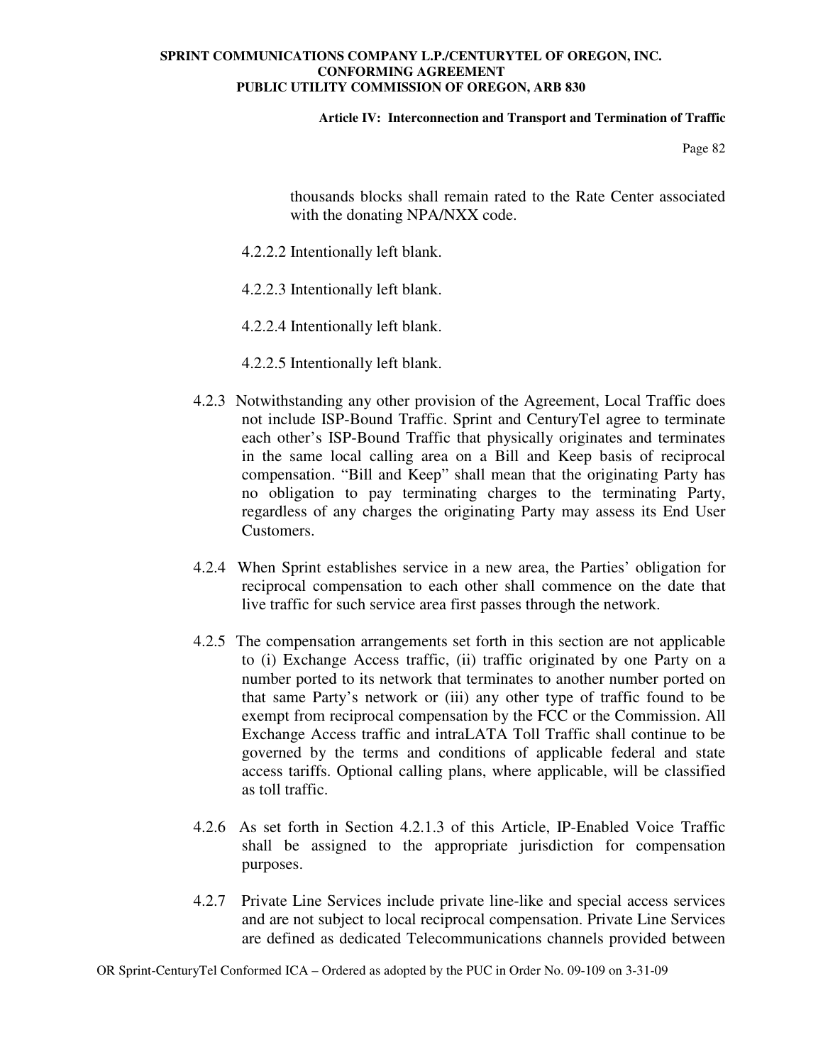thousands blocks shall remain rated to the Rate Center associated with the donating NPA/NXX code.

4.2.2.2 Intentionally left blank.

4.2.2.3 Intentionally left blank.

4.2.2.4 Intentionally left blank.

4.2.2.5 Intentionally left blank.

4.2.3 Notwithstanding any other provision of the Agreement, Local Traffic does not include ISP-Bound Traffic. Sprint and CenturyTel agree to terminate each other's ISP-Bound Traffic that physically originates and terminates in the same local calling area on a Bill and Keep basis of reciprocal compensation. "Bill and Keep" shall mean that the originating Party has no obligation to pay terminating charges to the terminating Party, regardless of any charges the originating Party may assess its End User Customers.

4.2.4 When Sprint establishes service in a new area, the Parties' obligation for reciprocal compensation to each other shall commence on the date that live traffic for such service area first passes through the network.

4.2.5 The compensation arrangements set forth in this section are not applicable to (i) Exchange Access traffic, (ii) traffic originated by one Party on a number ported to its network that terminates to another number ported on that same Party's network or (iii) any other type of traffic found to be exempt from reciprocal compensation by the FCC or the Commission. All Exchange Access traffic and intraLATA Toll Traffic shall continue to be governed by the terms and conditions of applicable federal and state access tariffs. Optional calling plans, where applicable, will be classified as toll traffic.

4.2.6 As set forth in Section 4.2.1.3 of this Article, IP-Enabled Voice Traffic shall be assigned to the appropriate jurisdiction for compensation purposes.

4.2.7 Private Line Services include private line-like and special access services and are not subject to local reciprocal compensation. Private Line Services are defined as dedicated Telecommunications channels provided between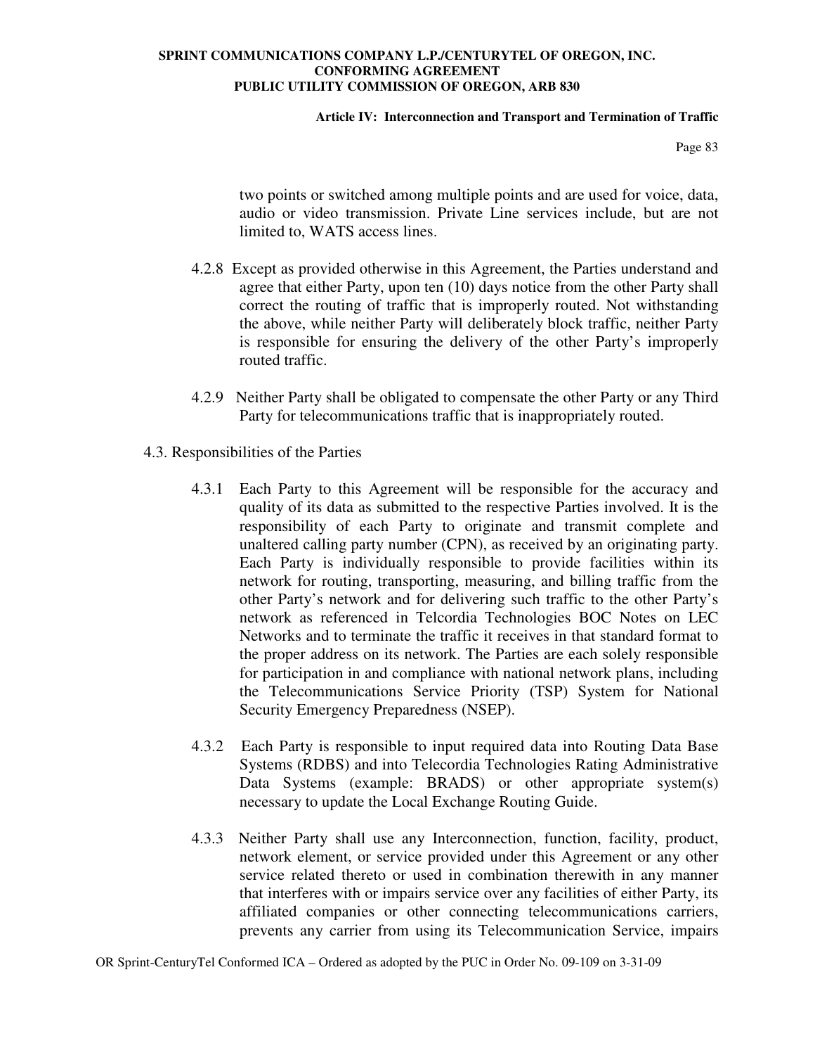two points or switched among multiple points and are used for voice, data, audio or video transmission. Private Line services include, but are not limited to, WATS access lines.

4.2.8 Except as provided otherwise in this Agreement, the Parties understand and agree that either Party, upon ten (10) days notice from the other Party shall correct the routing of traffic that is improperly routed. Not withstanding the above, while neither Party will deliberately block traffic, neither Party is responsible for ensuring the delivery of the other Party's improperly routed traffic.

4.2.9 Neither Party shall be obligated to compensate the other Party or any Third Party for telecommunications traffic that is inappropriately routed.

4.3. Responsibilities of the Parties

4.3.1 Each Party to this Agreement will be responsible for the accuracy and quality of its data as submitted to the respective Parties involved. It is the responsibility of each Party to originate and transmit complete and unaltered calling party number (CPN), as received by an originating party. Each Party is individually responsible to provide facilities within its network for routing, transporting, measuring, and billing traffic from the other Party's network and for delivering such traffic to the other Party's network as referenced in Telcordia Technologies BOC Notes on LEC Networks and to terminate the traffic it receives in that standard format to the proper address on its network. The Parties are each solely responsible for participation in and compliance with national network plans, including the Telecommunications Service Priority (TSP) System for National Security Emergency Preparedness (NSEP).

4.3.2 Each Party is responsible to input required data into Routing Data Base Systems (RDBS) and into Telecordia Technologies Rating Administrative Data Systems (example: BRADS) or other appropriate system(s) necessary to update the Local Exchange Routing Guide.

4.3.3 Neither Party shall use any Interconnection, function, facility, product, network element, or service provided under this Agreement or any other service related thereto or used in combination therewith in any manner that interferes with or impairs service over any facilities of either Party, its affiliated companies or other connecting telecommunications carriers, prevents any carrier from using its Telecommunication Service, impairs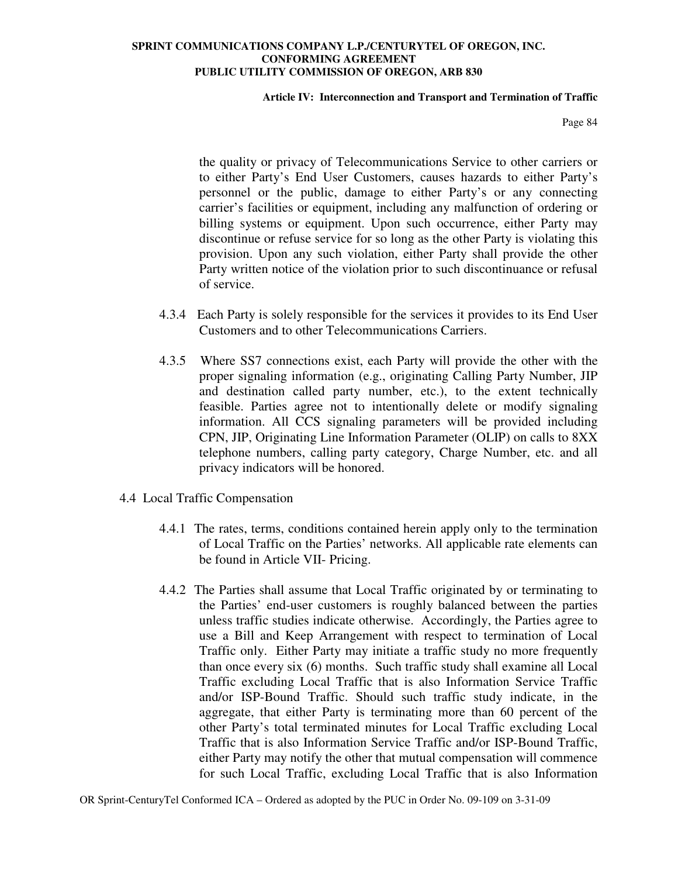the quality or privacy of Telecommunications Service to other carriers or to either Party's End User Customers, causes hazards to either Party's personnel or the public, damage to either Party's or any connecting carrier's facilities or equipment, including any malfunction of ordering or billing systems or equipment. Upon such occurrence, either Party may discontinue or refuse service for so long as the other Party is violating this provision. Upon any such violation, either Party shall provide the other Party written notice of the violation prior to such discontinuance or refusal of service.

4.3.4 Each Party is solely responsible for the services it provides to its End User Customers and to other Telecommunications Carriers.

4.3.5 Where SS7 connections exist, each Party will provide the other with the proper signaling information (e.g., originating Calling Party Number, JIP and destination called party number, etc.), to the extent technically feasible. Parties agree not to intentionally delete or modify signaling information. All CCS signaling parameters will be provided including CPN, JIP, Originating Line Information Parameter (OLIP) on calls to 8XX telephone numbers, calling party category, Charge Number, etc. and all privacy indicators will be honored.

4.4 Local Traffic Compensation

4.4.1 The rates, terms, conditions contained herein apply only to the termination of Local Traffic on the Parties' networks. All applicable rate elements can be found in Article VII- Pricing.

4.4.2 The Parties shall assume that Local Traffic originated by or terminating to the Parties' end-user customers is roughly balanced between the parties unless traffic studies indicate otherwise. Accordingly, the Parties agree to use a Bill and Keep Arrangement with respect to termination of Local Traffic only. Either Party may initiate a traffic study no more frequently than once every six (6) months. Such traffic study shall examine all Local Traffic excluding Local Traffic that is also Information Service Traffic and/or ISP-Bound Traffic. Should such traffic study indicate, in the aggregate, that either Party is terminating more than 60 percent of the other Party's total terminated minutes for Local Traffic excluding Local Traffic that is also Information Service Traffic and/or ISP-Bound Traffic, either Party may notify the other that mutual compensation will commence for such Local Traffic, excluding Local Traffic that is also Information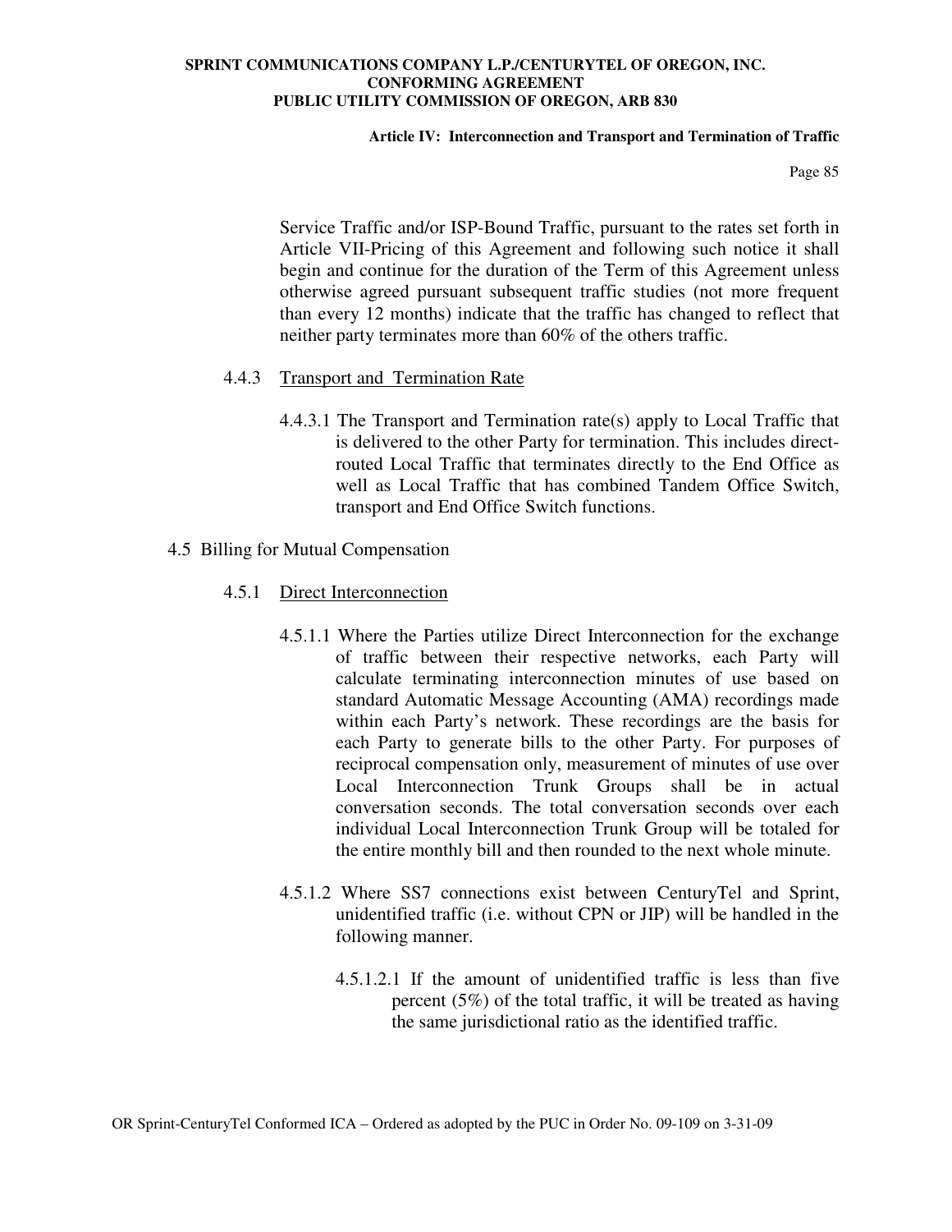Service Traffic and/or ISP-Bound Traffic, pursuant to the rates set forth in Article VII-Pricing of this Agreement and following such notice it shall begin and continue for the duration of the Term of this Agreement unless otherwise agreed pursuant subsequent traffic studies (not more frequent than every 12 months) indicate that the traffic has changed to reflect that neither party terminates more than 60% of the others traffic.

4.4.3 Transport and Termination Rate

4.4.3.1 The Transport and Termination rate(s) apply to Local Traffic that is delivered to the other Party for termination. This includes direct-routed Local Traffic that terminates directly to the End Office as well as Local Traffic that has combined Tandem Office Switch, transport and End Office Switch functions.

4.5 Billing for Mutual Compensation

4.5.1 Direct Interconnection

4.5.1.1 Where the Parties utilize Direct Interconnection for the exchange of traffic between their respective networks, each Party will calculate terminating interconnection minutes of use based on standard Automatic Message Accounting (AMA) recordings made within each Party's network. These recordings are the basis for each Party to generate bills to the other Party. For purposes of reciprocal compensation only, measurement of minutes of use over Local Interconnection Trunk Groups shall be in actual conversation seconds. The total conversation seconds over each individual Local Interconnection Trunk Group will be totaled for the entire monthly bill and then rounded to the next whole minute.

4.5.1.2 Where SS7 connections exist between CenturyTel and Sprint, unidentified traffic (i.e. without CPN or JIP) will be handled in the following manner.

4.5.1.2.1 If the amount of unidentified traffic is less than five percent (5%) of the total traffic, it will be treated as having the same jurisdictional ratio as the identified traffic.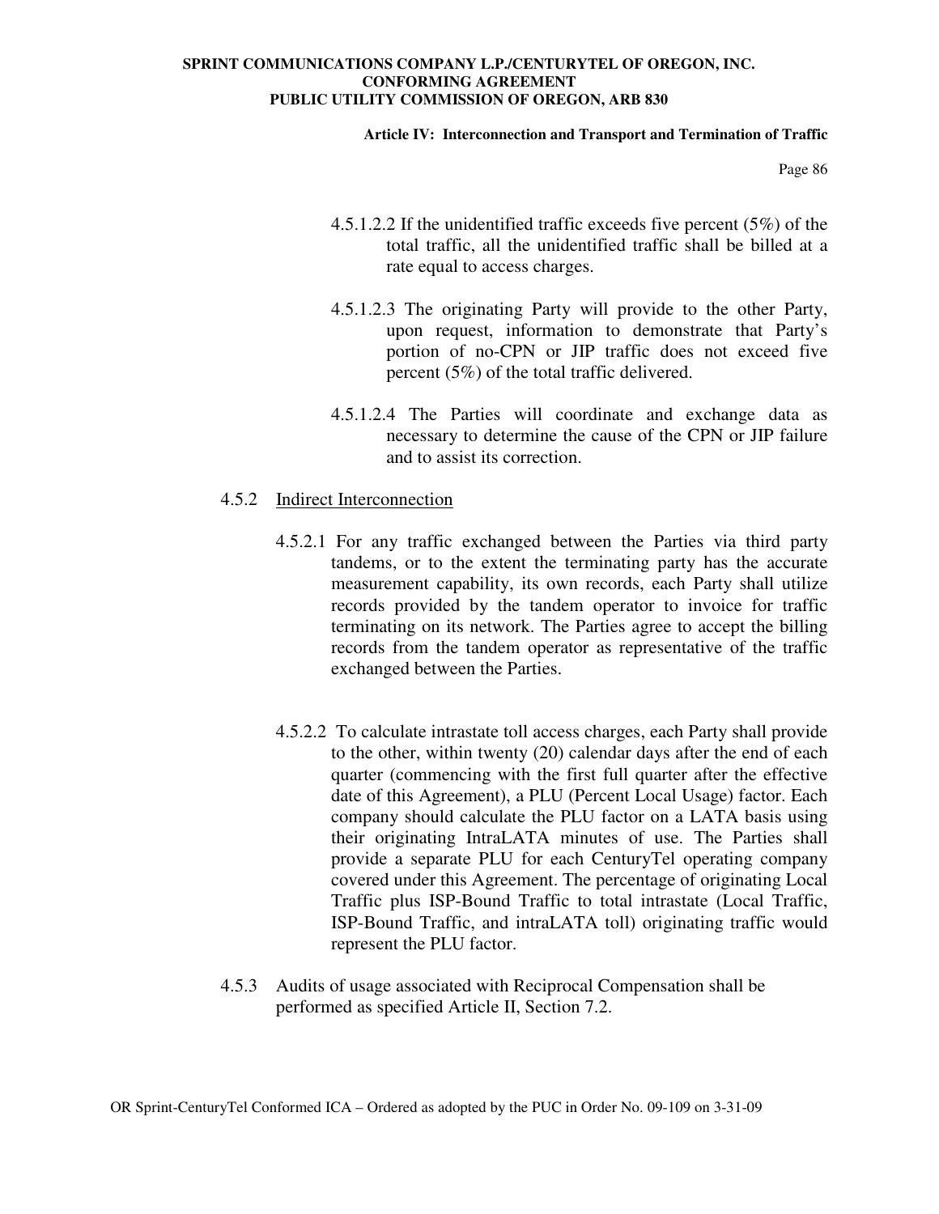4.5.1.2.2 If the unidentified traffic exceeds five percent (5%) of the total traffic, all the unidentified traffic shall be billed at a rate equal to access charges.

4.5.1.2.3 The originating Party will provide to the other Party, upon request, information to demonstrate that Party's portion of no-CPN or JIP traffic does not exceed five percent (5%) of the total traffic delivered.

4.5.1.2.4 The Parties will coordinate and exchange data as necessary to determine the cause of the CPN or JIP failure and to assist its correction.

4.5.2 Indirect Interconnection

4.5.2.1 For any traffic exchanged between the Parties via third party tandems, or to the extent the terminating party has the accurate measurement capability, its own records, each Party shall utilize records provided by the tandem operator to invoice for traffic terminating on its network. The Parties agree to accept the billing records from the tandem operator as representative of the traffic exchanged between the Parties.

4.5.2.2 To calculate intrastate toll access charges, each Party shall provide to the other, within twenty (20) calendar days after the end of each quarter (commencing with the first full quarter after the effective date of this Agreement), a PLU (Percent Local Usage) factor. Each company should calculate the PLU factor on a LATA basis using their originating IntraLATA minutes of use. The Parties shall provide a separate PLU for each CenturyTel operating company covered under this Agreement. The percentage of originating Local Traffic plus ISP-Bound Traffic to total intrastate (Local Traffic, ISP-Bound Traffic, and intraLATA toll) originating traffic would represent the PLU factor.

4.5.3 Audits of usage associated with Reciprocal Compensation shall be performed as specified Article II, Section 7.2.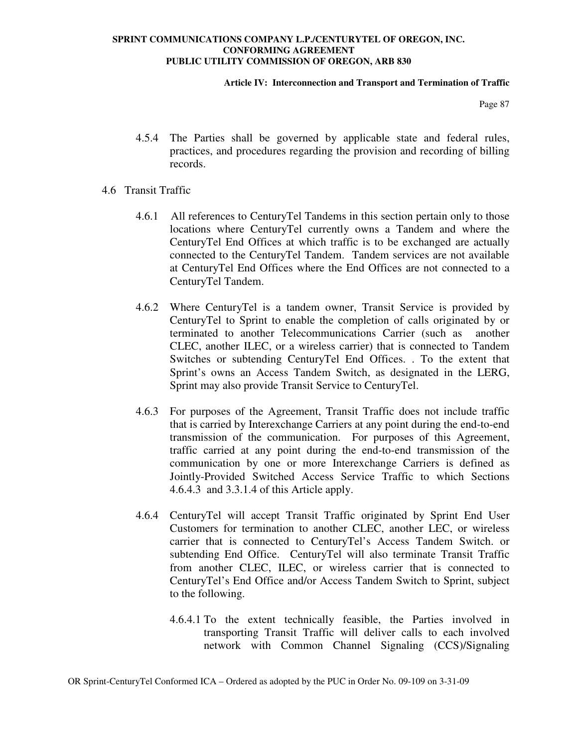4.5.4 The Parties shall be governed by applicable state and federal rules, practices, and procedures regarding the provision and recording of billing records.

4.6 Transit Traffic

4.6.1 All references to CenturyTel Tandems in this section pertain only to those locations where CenturyTel currently owns a Tandem and where the CenturyTel End Offices at which traffic is to be exchanged are actually connected to the CenturyTel Tandem. Tandem services are not available at CenturyTel End Offices where the End Offices are not connected to a CenturyTel Tandem.

4.6.2 Where CenturyTel is a tandem owner, Transit Service is provided by CenturyTel to Sprint to enable the completion of calls originated by or terminated to another Telecommunications Carrier (such as another CLEC, another ILEC, or a wireless carrier) that is connected to Tandem Switches or subtending CenturyTel End Offices. . To the extent that Sprint's owns an Access Tandem Switch, as designated in the LERG, Sprint may also provide Transit Service to CenturyTel.

4.6.3 For purposes of the Agreement, Transit Traffic does not include traffic that is carried by Interexchange Carriers at any point during the end-to-end transmission of the communication. For purposes of this Agreement, traffic carried at any point during the end-to-end transmission of the communication by one or more Interexchange Carriers is defined as Jointly-Provided Switched Access Service Traffic to which Sections 4.6.4.3 and 3.3.1.4 of this Article apply.

4.6.4 CenturyTel will accept Transit Traffic originated by Sprint End User Customers for termination to another CLEC, another LEC, or wireless carrier that is connected to CenturyTel's Access Tandem Switch. or subtending End Office. CenturyTel will also terminate Transit Traffic from another CLEC, ILEC, or wireless carrier that is connected to CenturyTel's End Office and/or Access Tandem Switch to Sprint, subject to the following.

4.6.4.1 To the extent technically feasible, the Parties involved in transporting Transit Traffic will deliver calls to each involved network with Common Channel Signaling (CCS)/Signaling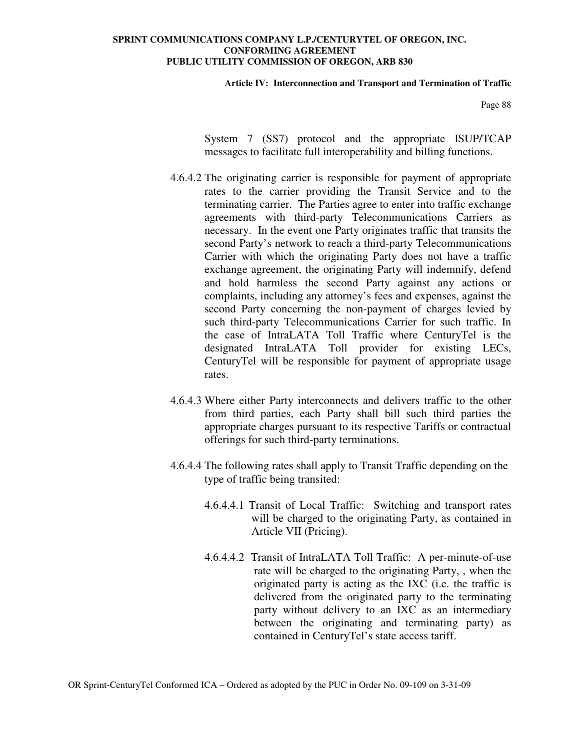System 7 (SS7) protocol and the appropriate ISUP/TCAP messages to facilitate full interoperability and billing functions.

4.6.4.2 The originating carrier is responsible for payment of appropriate rates to the carrier providing the Transit Service and to the terminating carrier. The Parties agree to enter into traffic exchange agreements with third-party Telecommunications Carriers as necessary. In the event one Party originates traffic that transits the second Party's network to reach a third-party Telecommunications Carrier with which the originating Party does not have a traffic exchange agreement, the originating Party will indemnify, defend and hold harmless the second Party against any actions or complaints, including any attorney's fees and expenses, against the second Party concerning the non-payment of charges levied by such third-party Telecommunications Carrier for such traffic. In the case of IntraLATA Toll Traffic where CenturyTel is the designated IntraLATA Toll provider for existing LECs, CenturyTel will be responsible for payment of appropriate usage rates.

4.6.4.3 Where either Party interconnects and delivers traffic to the other from third parties, each Party shall bill such third parties the appropriate charges pursuant to its respective Tariffs or contractual offerings for such third-party terminations.

4.6.4.4 The following rates shall apply to Transit Traffic depending on the type of traffic being transited:

4.6.4.4.1 Transit of Local Traffic: Switching and transport rates will be charged to the originating Party, as contained in Article VII (Pricing).

4.6.4.4.2 Transit of IntraLATA Toll Traffic: A per-minute-of-use rate will be charged to the originating Party, , when the originated party is acting as the IXC (i.e. the traffic is delivered from the originated party to the terminating party without delivery to an IXC as an intermediary between the originating and terminating party) as contained in CenturyTel's state access tariff.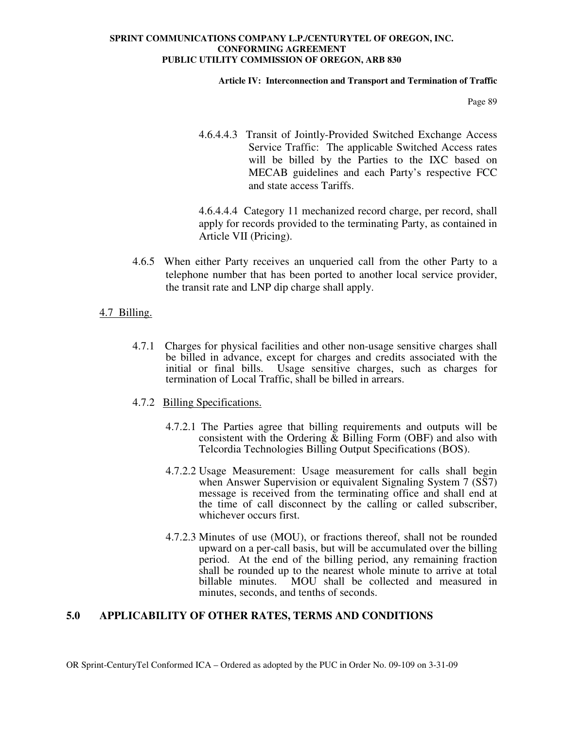4.6.4.4.3 Transit of Jointly-Provided Switched Exchange Access Service Traffic: The applicable Switched Access rates will be billed by the Parties to the IXC based on MECAB guidelines and each Party's respective FCC and state access Tariffs.

4.6.4.4.4 Category 11 mechanized record charge, per record, shall apply for records provided to the terminating Party, as contained in Article VII (Pricing).

4.6.5 When either Party receives an unqueried call from the other Party to a telephone number that has been ported to another local service provider, the transit rate and LNP dip charge shall apply.

4.7 Billing.

4.7.1 Charges for physical facilities and other non-usage sensitive charges shall be billed in advance, except for charges and credits associated with the initial or final bills. Usage sensitive charges, such as charges for termination of Local Traffic, shall be billed in arrears.

4.7.2 Billing Specifications.

4.7.2.1 The Parties agree that billing requirements and outputs will be consistent with the Ordering & Billing Form (OBF) and also with Telcordia Technologies Billing Output Specifications (BOS).

4.7.2.2 Usage Measurement: Usage measurement for calls shall begin when Answer Supervision or equivalent Signaling System 7 (SS7) message is received from the terminating office and shall end at the time of call disconnect by the calling or called subscriber, whichever occurs first.

4.7.2.3 Minutes of use (MOU), or fractions thereof, shall not be rounded upward on a per-call basis, but will be accumulated over the billing period. At the end of the billing period, any remaining fraction shall be rounded up to the nearest whole minute to arrive at total billable minutes. MOU shall be collected and measured in minutes, seconds, and tenths of seconds.

## 5.0 APPLICABILITY OF OTHER RATES, TERMS AND CONDITIONS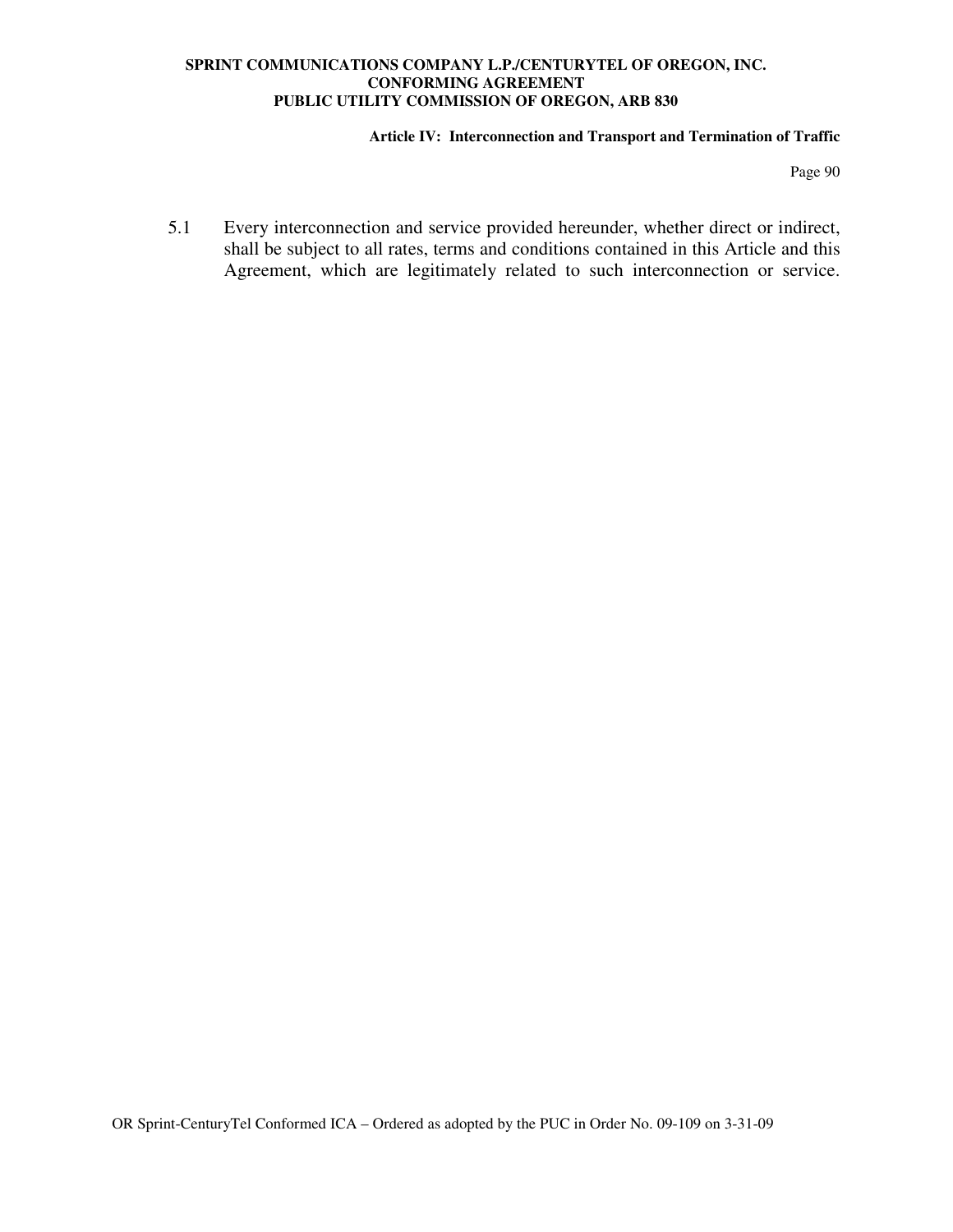5.1 Every interconnection and service provided hereunder, whether direct or indirect, shall be subject to all rates, terms and conditions contained in this Article and this Agreement, which are legitimately related to such interconnection or service.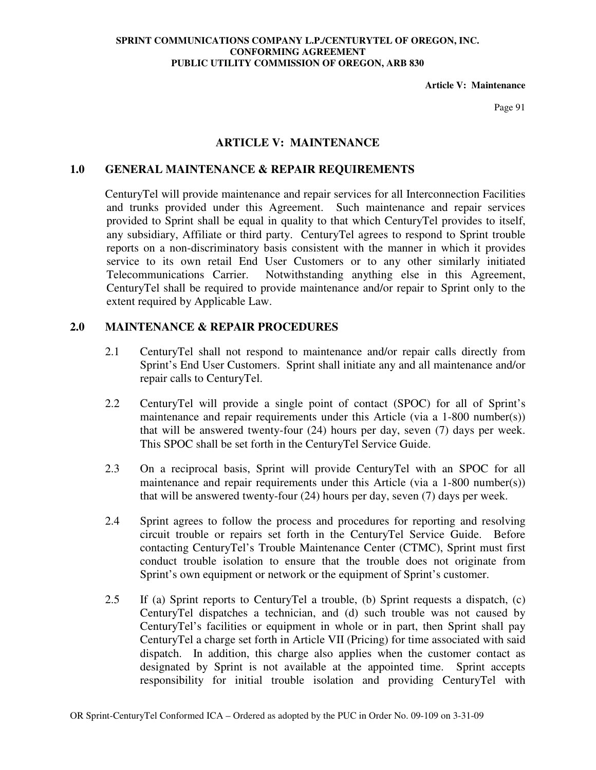# ARTICLE V: MAINTENANCE

## 1.0 GENERAL MAINTENANCE & REPAIR REQUIREMENTS

CenturyTel will provide maintenance and repair services for all Interconnection Facilities and trunks provided under this Agreement. Such maintenance and repair services provided to Sprint shall be equal in quality to that which CenturyTel provides to itself, any subsidiary, Affiliate or third party. CenturyTel agrees to respond to Sprint trouble reports on a non-discriminatory basis consistent with the manner in which it provides service to its own retail End User Customers or to any other similarly initiated Telecommunications Carrier. Notwithstanding anything else in this Agreement, CenturyTel shall be required to provide maintenance and/or repair to Sprint only to the extent required by Applicable Law.

## 2.0 MAINTENANCE & REPAIR PROCEDURES

2.1 CenturyTel shall not respond to maintenance and/or repair calls directly from Sprint's End User Customers. Sprint shall initiate any and all maintenance and/or repair calls to CenturyTel.

2.2 CenturyTel will provide a single point of contact (SPOC) for all of Sprint's maintenance and repair requirements under this Article (via a 1-800 number(s)) that will be answered twenty-four (24) hours per day, seven (7) days per week. This SPOC shall be set forth in the CenturyTel Service Guide.

2.3 On a reciprocal basis, Sprint will provide CenturyTel with an SPOC for all maintenance and repair requirements under this Article (via a 1-800 number(s)) that will be answered twenty-four (24) hours per day, seven (7) days per week.

2.4 Sprint agrees to follow the process and procedures for reporting and resolving circuit trouble or repairs set forth in the CenturyTel Service Guide. Before contacting CenturyTel's Trouble Maintenance Center (CTMC), Sprint must first conduct trouble isolation to ensure that the trouble does not originate from Sprint's own equipment or network or the equipment of Sprint's customer.

2.5 If (a) Sprint reports to CenturyTel a trouble, (b) Sprint requests a dispatch, (c) CenturyTel dispatches a technician, and (d) such trouble was not caused by CenturyTel's facilities or equipment in whole or in part, then Sprint shall pay CenturyTel a charge set forth in Article VII (Pricing) for time associated with said dispatch. In addition, this charge also applies when the customer contact as designated by Sprint is not available at the appointed time. Sprint accepts responsibility for initial trouble isolation and providing CenturyTel with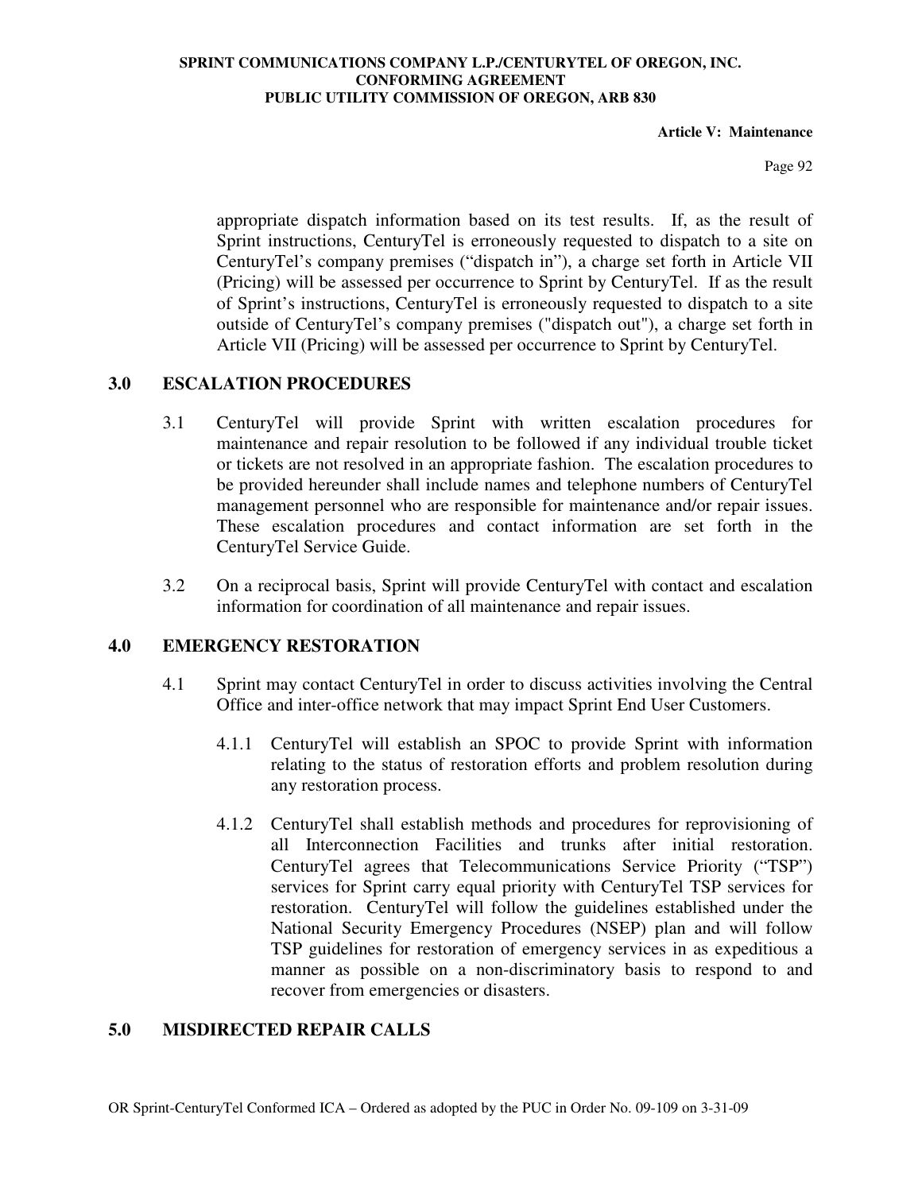appropriate dispatch information based on its test results. If, as the result of Sprint instructions, CenturyTel is erroneously requested to dispatch to a site on CenturyTel's company premises ("dispatch in"), a charge set forth in Article VII (Pricing) will be assessed per occurrence to Sprint by CenturyTel. If as the result of Sprint's instructions, CenturyTel is erroneously requested to dispatch to a site outside of CenturyTel's company premises ("dispatch out"), a charge set forth in Article VII (Pricing) will be assessed per occurrence to Sprint by CenturyTel.

## 3.0 ESCALATION PROCEDURES

3.1 CenturyTel will provide Sprint with written escalation procedures for maintenance and repair resolution to be followed if any individual trouble ticket or tickets are not resolved in an appropriate fashion. The escalation procedures to be provided hereunder shall include names and telephone numbers of CenturyTel management personnel who are responsible for maintenance and/or repair issues. These escalation procedures and contact information are set forth in the CenturyTel Service Guide.

3.2 On a reciprocal basis, Sprint will provide CenturyTel with contact and escalation information for coordination of all maintenance and repair issues.

## 4.0 EMERGENCY RESTORATION

4.1 Sprint may contact CenturyTel in order to discuss activities involving the Central Office and inter-office network that may impact Sprint End User Customers.

4.1.1 CenturyTel will establish an SPOC to provide Sprint with information relating to the status of restoration efforts and problem resolution during any restoration process.

4.1.2 CenturyTel shall establish methods and procedures for reprovisioning of all Interconnection Facilities and trunks after initial restoration. CenturyTel agrees that Telecommunications Service Priority ("TSP") services for Sprint carry equal priority with CenturyTel TSP services for restoration. CenturyTel will follow the guidelines established under the National Security Emergency Procedures (NSEP) plan and will follow TSP guidelines for restoration of emergency services in as expeditious a manner as possible on a non-discriminatory basis to respond to and recover from emergencies or disasters.

## 5.0 MISDIRECTED REPAIR CALLS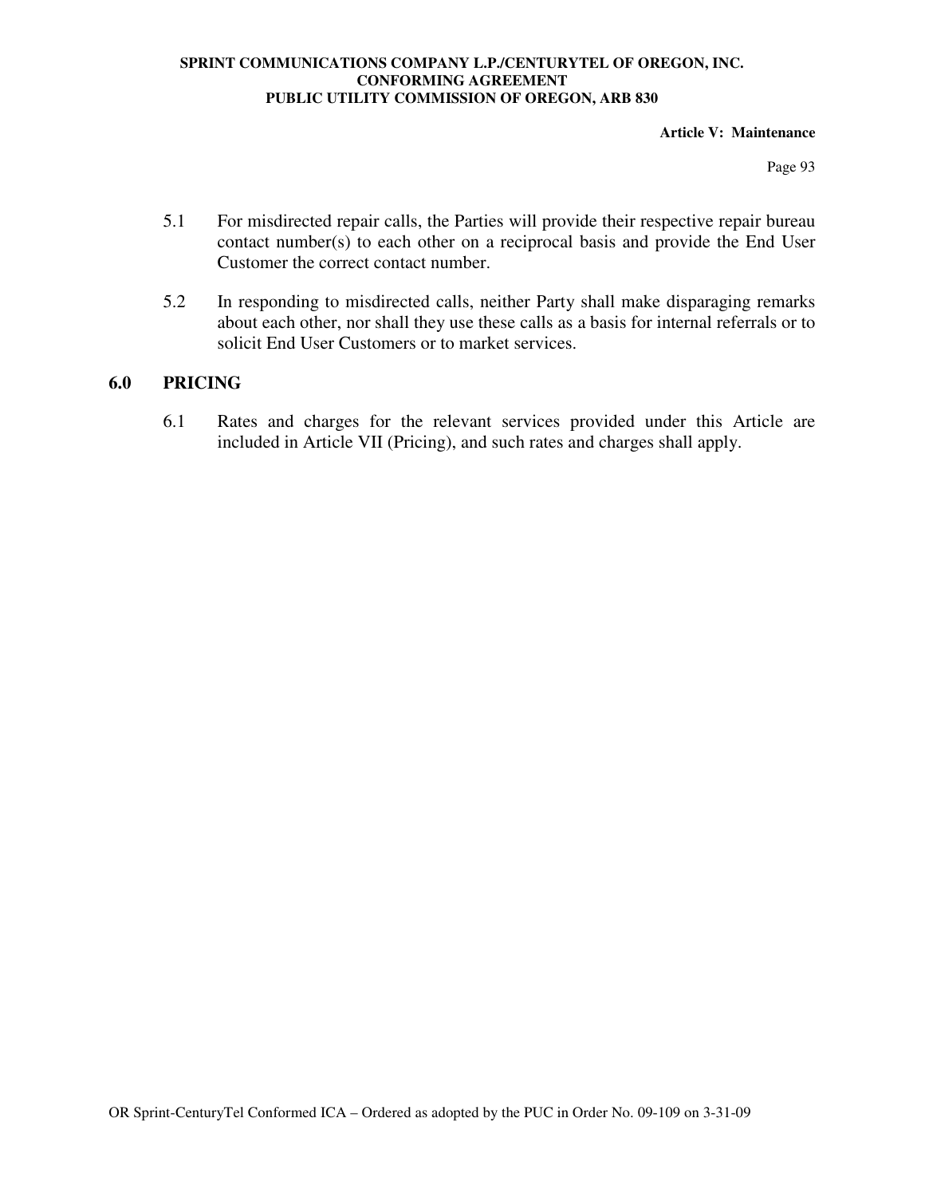5.1 For misdirected repair calls, the Parties will provide their respective repair bureau contact number(s) to each other on a reciprocal basis and provide the End User Customer the correct contact number.

5.2 In responding to misdirected calls, neither Party shall make disparaging remarks about each other, nor shall they use these calls as a basis for internal referrals or to solicit End User Customers or to market services.

## 6.0 PRICING

6.1 Rates and charges for the relevant services provided under this Article are included in Article VII (Pricing), and such rates and charges shall apply.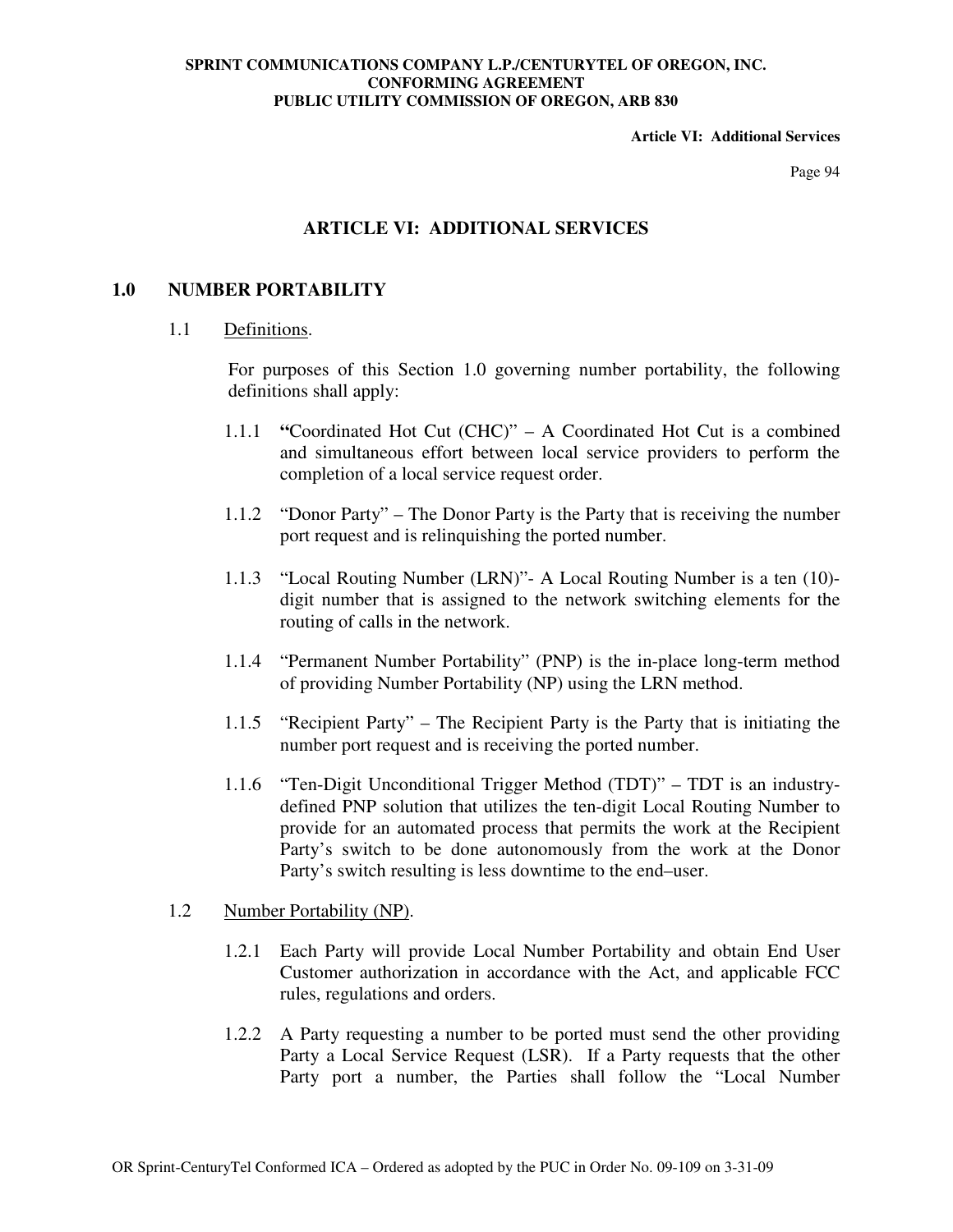# ARTICLE VI: ADDITIONAL SERVICES

## 1.0 NUMBER PORTABILITY

### 1.1 Definitions.

For purposes of this Section 1.0 governing number portability, the following definitions shall apply:

1.1.1 **"**Coordinated Hot Cut (CHC)" – A Coordinated Hot Cut is a combined and simultaneous effort between local service providers to perform the completion of a local service request order.

1.1.2 "Donor Party" – The Donor Party is the Party that is receiving the number port request and is relinquishing the ported number.

1.1.3 "Local Routing Number (LRN)"- A Local Routing Number is a ten (10)-digit number that is assigned to the network switching elements for the routing of calls in the network.

1.1.4 "Permanent Number Portability" (PNP) is the in-place long-term method of providing Number Portability (NP) using the LRN method.

1.1.5 "Recipient Party" – The Recipient Party is the Party that is initiating the number port request and is receiving the ported number.

1.1.6 "Ten-Digit Unconditional Trigger Method (TDT)" – TDT is an industry-defined PNP solution that utilizes the ten-digit Local Routing Number to provide for an automated process that permits the work at the Recipient Party's switch to be done autonomously from the work at the Donor Party's switch resulting is less downtime to the end–user.

### 1.2 Number Portability (NP).

1.2.1 Each Party will provide Local Number Portability and obtain End User Customer authorization in accordance with the Act, and applicable FCC rules, regulations and orders.

1.2.2 A Party requesting a number to be ported must send the other providing Party a Local Service Request (LSR). If a Party requests that the other Party port a number, the Parties shall follow the "Local Number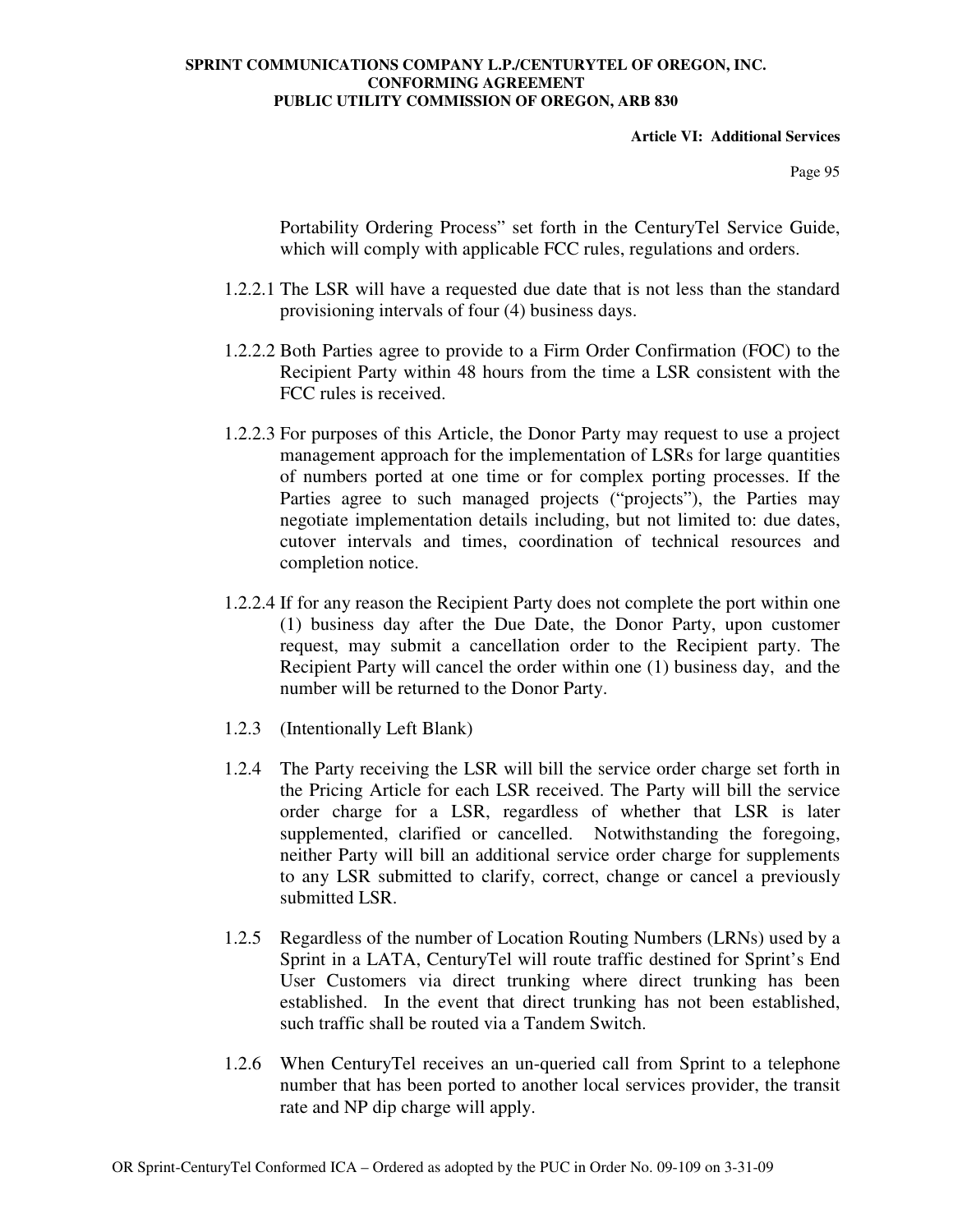Portability Ordering Process" set forth in the CenturyTel Service Guide, which will comply with applicable FCC rules, regulations and orders.

1.2.2.1 The LSR will have a requested due date that is not less than the standard provisioning intervals of four (4) business days.

1.2.2.2 Both Parties agree to provide to a Firm Order Confirmation (FOC) to the Recipient Party within 48 hours from the time a LSR consistent with the FCC rules is received.

1.2.2.3 For purposes of this Article, the Donor Party may request to use a project management approach for the implementation of LSRs for large quantities of numbers ported at one time or for complex porting processes. If the Parties agree to such managed projects ("projects"), the Parties may negotiate implementation details including, but not limited to: due dates, cutover intervals and times, coordination of technical resources and completion notice.

1.2.2.4 If for any reason the Recipient Party does not complete the port within one (1) business day after the Due Date, the Donor Party, upon customer request, may submit a cancellation order to the Recipient party. The Recipient Party will cancel the order within one (1) business day, and the number will be returned to the Donor Party.

1.2.3 (Intentionally Left Blank)

1.2.4 The Party receiving the LSR will bill the service order charge set forth in the Pricing Article for each LSR received. The Party will bill the service order charge for a LSR, regardless of whether that LSR is later supplemented, clarified or cancelled. Notwithstanding the foregoing, neither Party will bill an additional service order charge for supplements to any LSR submitted to clarify, correct, change or cancel a previously submitted LSR.

1.2.5 Regardless of the number of Location Routing Numbers (LRNs) used by a Sprint in a LATA, CenturyTel will route traffic destined for Sprint's End User Customers via direct trunking where direct trunking has been established. In the event that direct trunking has not been established, such traffic shall be routed via a Tandem Switch.

1.2.6 When CenturyTel receives an un-queried call from Sprint to a telephone number that has been ported to another local services provider, the transit rate and NP dip charge will apply.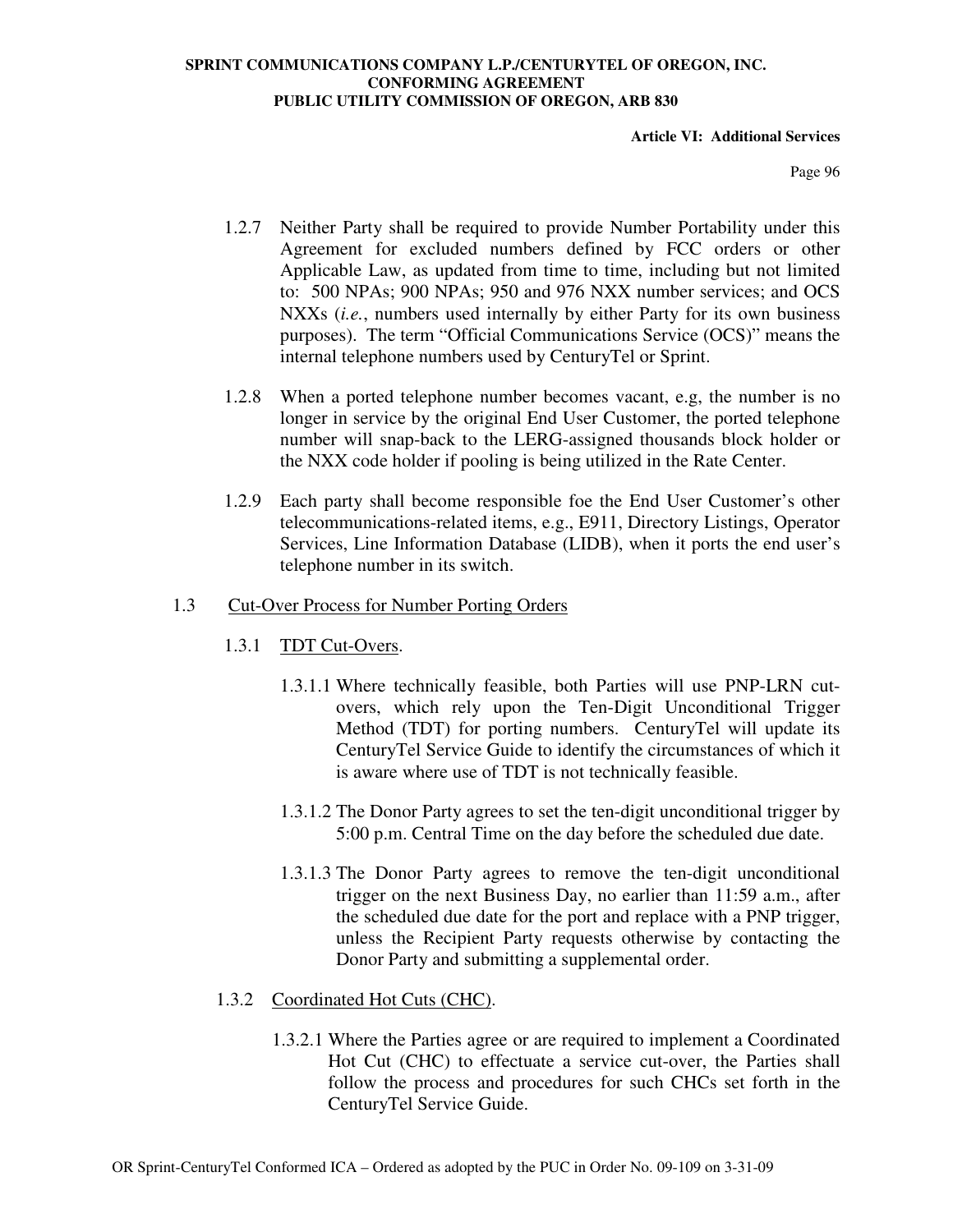1.2.7 Neither Party shall be required to provide Number Portability under this Agreement for excluded numbers defined by FCC orders or other Applicable Law, as updated from time to time, including but not limited to: 500 NPAs; 900 NPAs; 950 and 976 NXX number services; and OCS NXXs (*i.e.*, numbers used internally by either Party for its own business purposes). The term "Official Communications Service (OCS)" means the internal telephone numbers used by CenturyTel or Sprint.

1.2.8 When a ported telephone number becomes vacant, e.g, the number is no longer in service by the original End User Customer, the ported telephone number will snap-back to the LERG-assigned thousands block holder or the NXX code holder if pooling is being utilized in the Rate Center.

1.2.9 Each party shall become responsible foe the End User Customer's other telecommunications-related items, e.g., E911, Directory Listings, Operator Services, Line Information Database (LIDB), when it ports the end user's telephone number in its switch.

1.3 <u>Cut-Over Process for Number Porting Orders</u>

1.3.1 <u>TDT Cut-Overs</u>.

1.3.1.1 Where technically feasible, both Parties will use PNP-LRN cut-overs, which rely upon the Ten-Digit Unconditional Trigger Method (TDT) for porting numbers. CenturyTel will update its CenturyTel Service Guide to identify the circumstances of which it is aware where use of TDT is not technically feasible.

1.3.1.2 The Donor Party agrees to set the ten-digit unconditional trigger by 5:00 p.m. Central Time on the day before the scheduled due date.

1.3.1.3 The Donor Party agrees to remove the ten-digit unconditional trigger on the next Business Day, no earlier than 11:59 a.m., after the scheduled due date for the port and replace with a PNP trigger, unless the Recipient Party requests otherwise by contacting the Donor Party and submitting a supplemental order.

1.3.2 <u>Coordinated Hot Cuts (CHC)</u>.

1.3.2.1 Where the Parties agree or are required to implement a Coordinated Hot Cut (CHC) to effectuate a service cut-over, the Parties shall follow the process and procedures for such CHCs set forth in the CenturyTel Service Guide.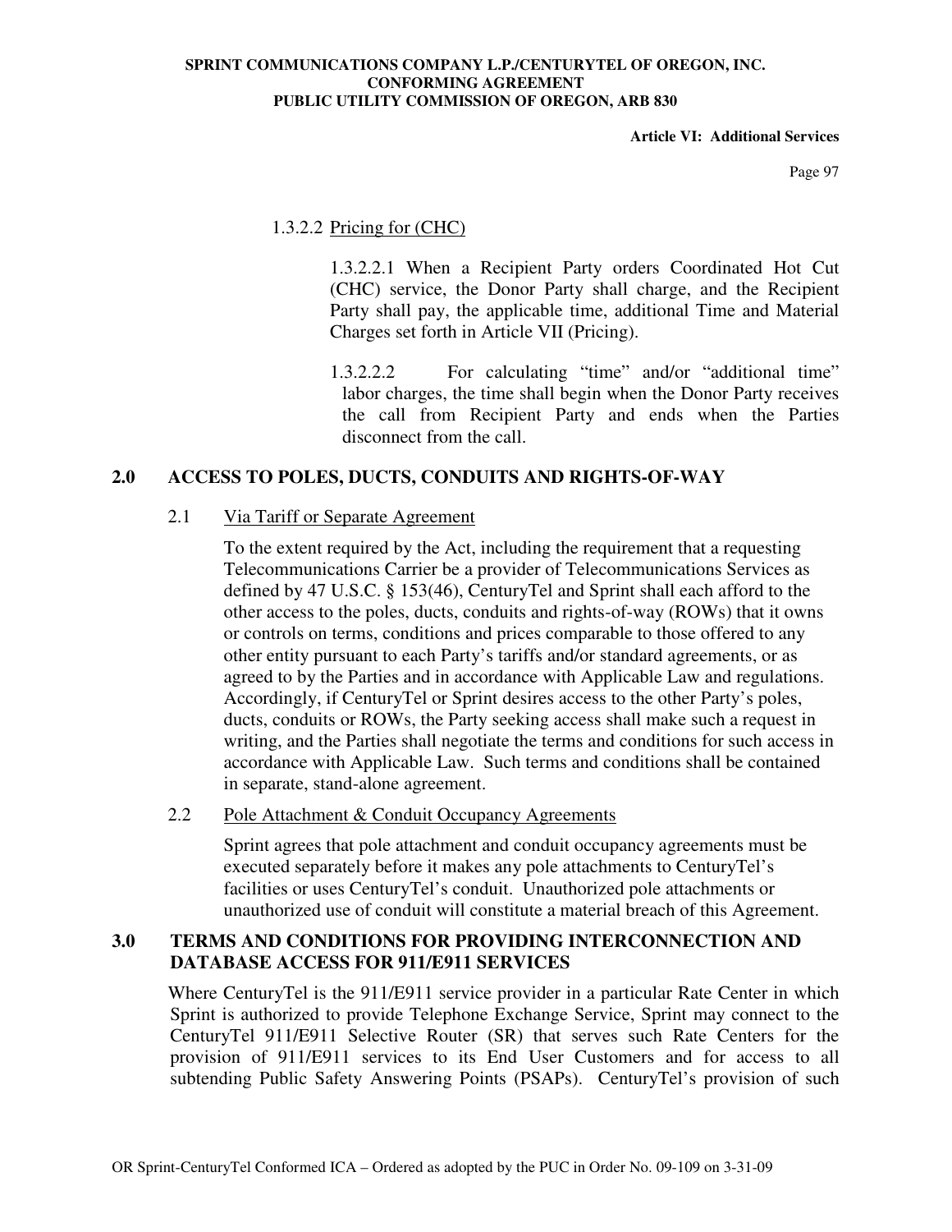1.3.2.2 Pricing for (CHC)

1.3.2.2.1 When a Recipient Party orders Coordinated Hot Cut (CHC) service, the Donor Party shall charge, and the Recipient Party shall pay, the applicable time, additional Time and Material Charges set forth in Article VII (Pricing).

1.3.2.2.2 For calculating "time" and/or "additional time" labor charges, the time shall begin when the Donor Party receives the call from Recipient Party and ends when the Parties disconnect from the call.

## 2.0 ACCESS TO POLES, DUCTS, CONDUITS AND RIGHTS-OF-WAY

2.1 Via Tariff or Separate Agreement

To the extent required by the Act, including the requirement that a requesting Telecommunications Carrier be a provider of Telecommunications Services as defined by 47 U.S.C. § 153(46), CenturyTel and Sprint shall each afford to the other access to the poles, ducts, conduits and rights-of-way (ROWs) that it owns or controls on terms, conditions and prices comparable to those offered to any other entity pursuant to each Party's tariffs and/or standard agreements, or as agreed to by the Parties and in accordance with Applicable Law and regulations. Accordingly, if CenturyTel or Sprint desires access to the other Party's poles, ducts, conduits or ROWs, the Party seeking access shall make such a request in writing, and the Parties shall negotiate the terms and conditions for such access in accordance with Applicable Law. Such terms and conditions shall be contained in separate, stand-alone agreement.

2.2 Pole Attachment & Conduit Occupancy Agreements

Sprint agrees that pole attachment and conduit occupancy agreements must be executed separately before it makes any pole attachments to CenturyTel's facilities or uses CenturyTel's conduit. Unauthorized pole attachments or unauthorized use of conduit will constitute a material breach of this Agreement.

## 3.0 TERMS AND CONDITIONS FOR PROVIDING INTERCONNECTION AND DATABASE ACCESS FOR 911/E911 SERVICES

Where CenturyTel is the 911/E911 service provider in a particular Rate Center in which Sprint is authorized to provide Telephone Exchange Service, Sprint may connect to the CenturyTel 911/E911 Selective Router (SR) that serves such Rate Centers for the provision of 911/E911 services to its End User Customers and for access to all subtending Public Safety Answering Points (PSAPs). CenturyTel's provision of such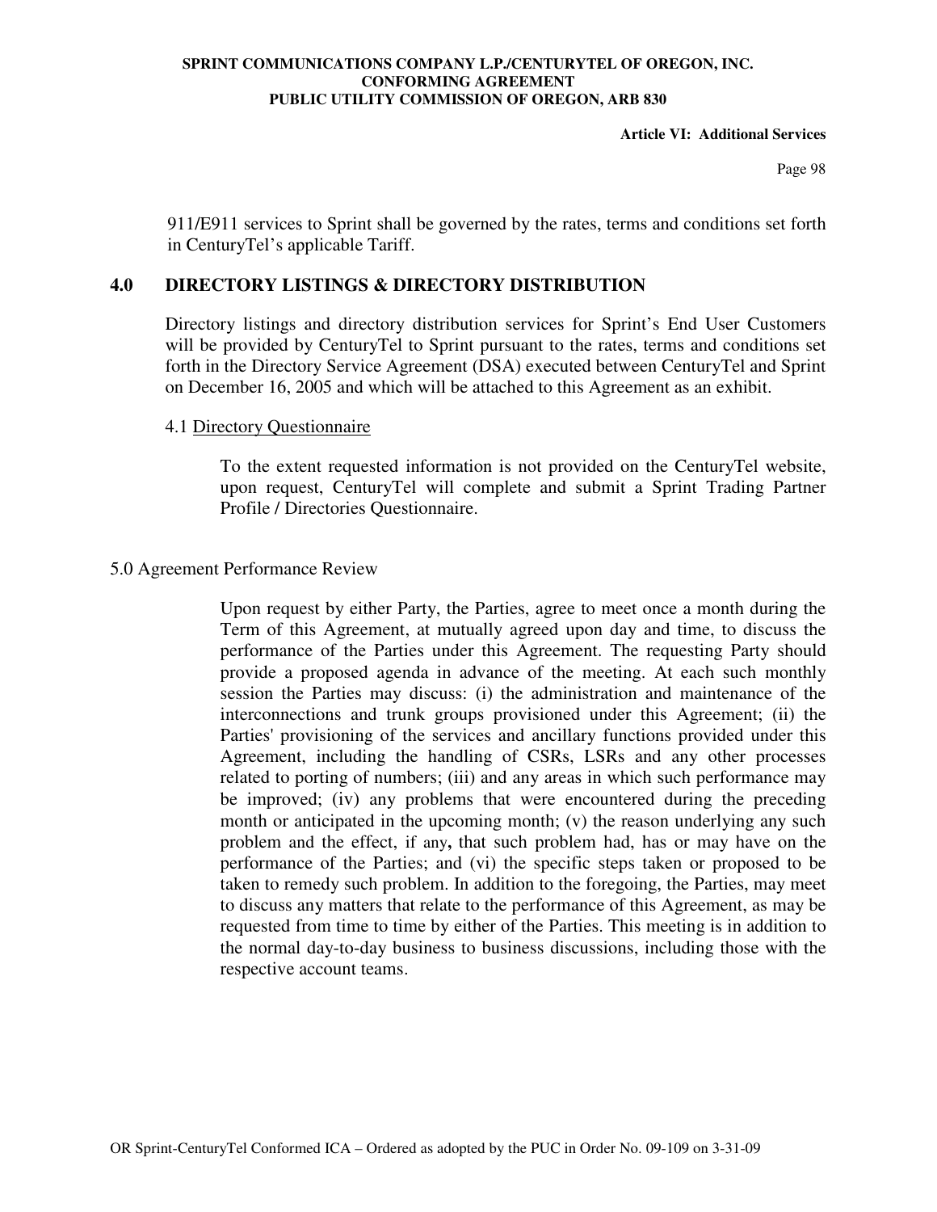911/E911 services to Sprint shall be governed by the rates, terms and conditions set forth in CenturyTel's applicable Tariff.

## 4.0 DIRECTORY LISTINGS & DIRECTORY DISTRIBUTION

Directory listings and directory distribution services for Sprint's End User Customers will be provided by CenturyTel to Sprint pursuant to the rates, terms and conditions set forth in the Directory Service Agreement (DSA) executed between CenturyTel and Sprint on December 16, 2005 and which will be attached to this Agreement as an exhibit.

4.1 Directory Questionnaire

To the extent requested information is not provided on the CenturyTel website, upon request, CenturyTel will complete and submit a Sprint Trading Partner Profile / Directories Questionnaire.

5.0 Agreement Performance Review

Upon request by either Party, the Parties, agree to meet once a month during the Term of this Agreement, at mutually agreed upon day and time, to discuss the performance of the Parties under this Agreement. The requesting Party should provide a proposed agenda in advance of the meeting. At each such monthly session the Parties may discuss: (i) the administration and maintenance of the interconnections and trunk groups provisioned under this Agreement; (ii) the Parties' provisioning of the services and ancillary functions provided under this Agreement, including the handling of CSRs, LSRs and any other processes related to porting of numbers; (iii) and any areas in which such performance may be improved; (iv) any problems that were encountered during the preceding month or anticipated in the upcoming month; (v) the reason underlying any such problem and the effect, if any, that such problem had, has or may have on the performance of the Parties; and (vi) the specific steps taken or proposed to be taken to remedy such problem. In addition to the foregoing, the Parties, may meet to discuss any matters that relate to the performance of this Agreement, as may be requested from time to time by either of the Parties. This meeting is in addition to the normal day-to-day business to business discussions, including those with the respective account teams.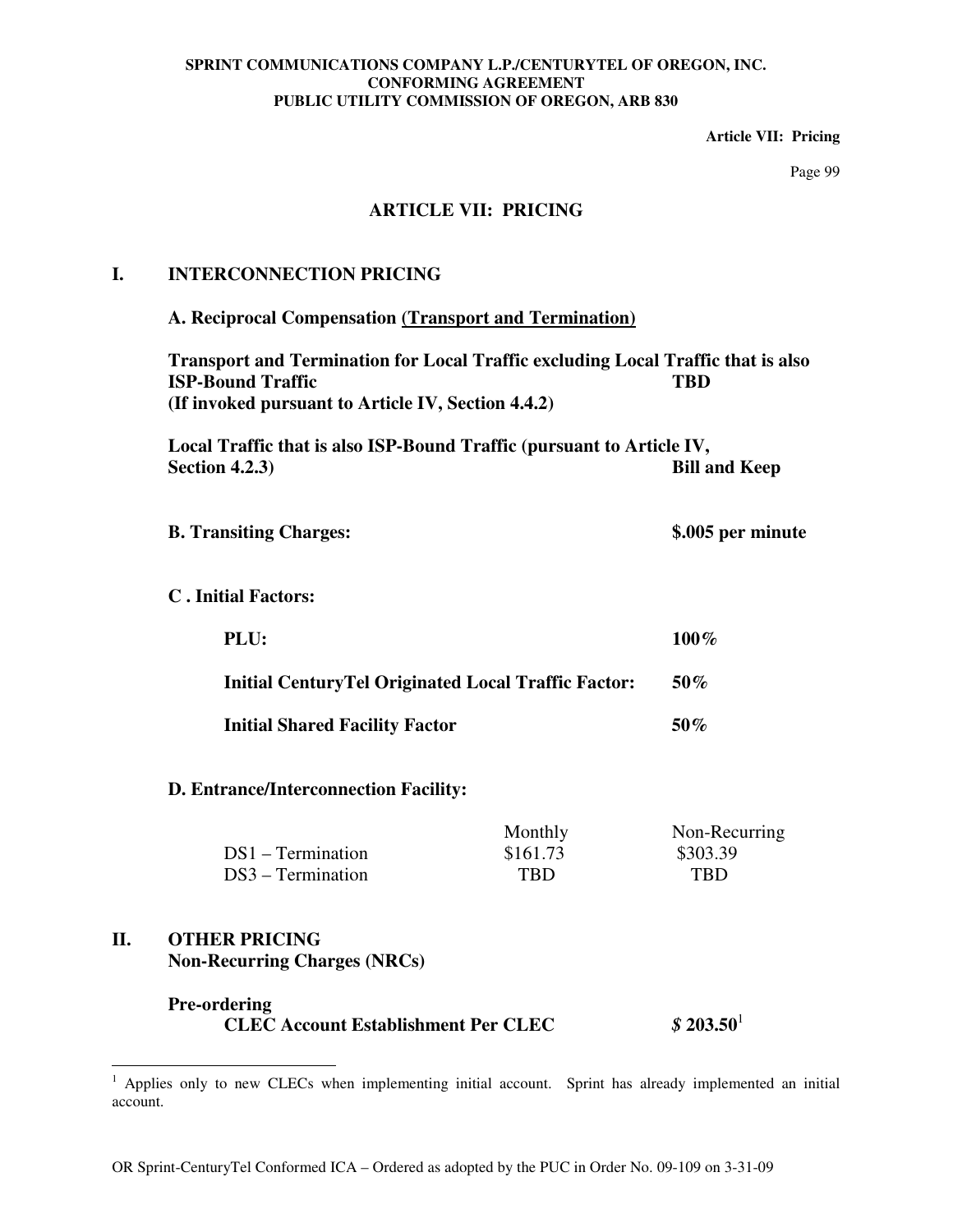# ARTICLE VII: PRICING

## I. INTERCONNECTION PRICING

### A. Reciprocal Compensation <u>(Transport and Termination)</u>

| | |
|---|---|
| **Transport and Termination for Local Traffic excluding Local Traffic that is also ISP-Bound Traffic (If invoked pursuant to Article IV, Section 4.4.2)** | **TBD** |
| **Local Traffic that is also ISP-Bound Traffic (pursuant to Article IV, Section 4.2.3)** | **Bill and Keep** |

### B. Transiting Charges: **\$.005 per minute**

### C. Initial Factors:

| | |
|---|---|
| **PLU:** | **100%** |
| **Initial CenturyTel Originated Local Traffic Factor:** | **50%** |
| **Initial Shared Facility Factor** | **50%** |

### D. Entrance/Interconnection Facility:

| | Monthly | Non-Recurring |
|---|---|---|
| DS1 – Termination | \$161.73 | \$303.39 |
| DS3 – Termination | TBD | TBD |

## II. OTHER PRICING

**Non-Recurring Charges (NRCs)**

**Pre-ordering**

| | |
|---|---|
| **CLEC Account Establishment Per CLEC** | ***\$* 203.50**[1] |

[1] Applies only to new CLECs when implementing initial account. Sprint has already implemented an initial account.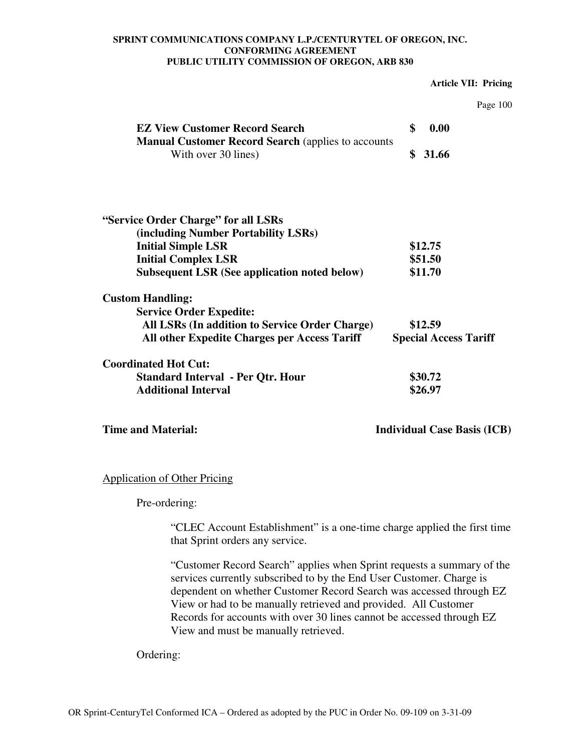| | |
|---|---|
| **EZ View Customer Record Search** | **$ 0.00** |
| **Manual Customer Record Search** (applies to accounts With over 30 lines) | **$ 31.66** |

| | |
|---|---|
| **"Service Order Charge" for all LSRs (including Number Portability LSRs)** | |
| **Initial Simple LSR** | **$12.75** |
| **Initial Complex LSR** | **$51.50** |
| **Subsequent LSR (See application noted below)** | **$11.70** |
| **Custom Handling:** | |
| **Service Order Expedite:** | |
| **All LSRs (In addition to Service Order Charge)** | **$12.59** |
| **All other Expedite Charges per Access Tariff** | **Special Access Tariff** |
| **Coordinated Hot Cut:** | |
| **Standard Interval - Per Qtr. Hour** | **$30.72** |
| **Additional Interval** | **$26.97** |
| **Time and Material:** | **Individual Case Basis (ICB)** |

Application of Other Pricing

Pre-ordering:

"CLEC Account Establishment" is a one-time charge applied the first time that Sprint orders any service.

"Customer Record Search" applies when Sprint requests a summary of the services currently subscribed to by the End User Customer. Charge is dependent on whether Customer Record Search was accessed through EZ View or had to be manually retrieved and provided. All Customer Records for accounts with over 30 lines cannot be accessed through EZ View and must be manually retrieved.

Ordering: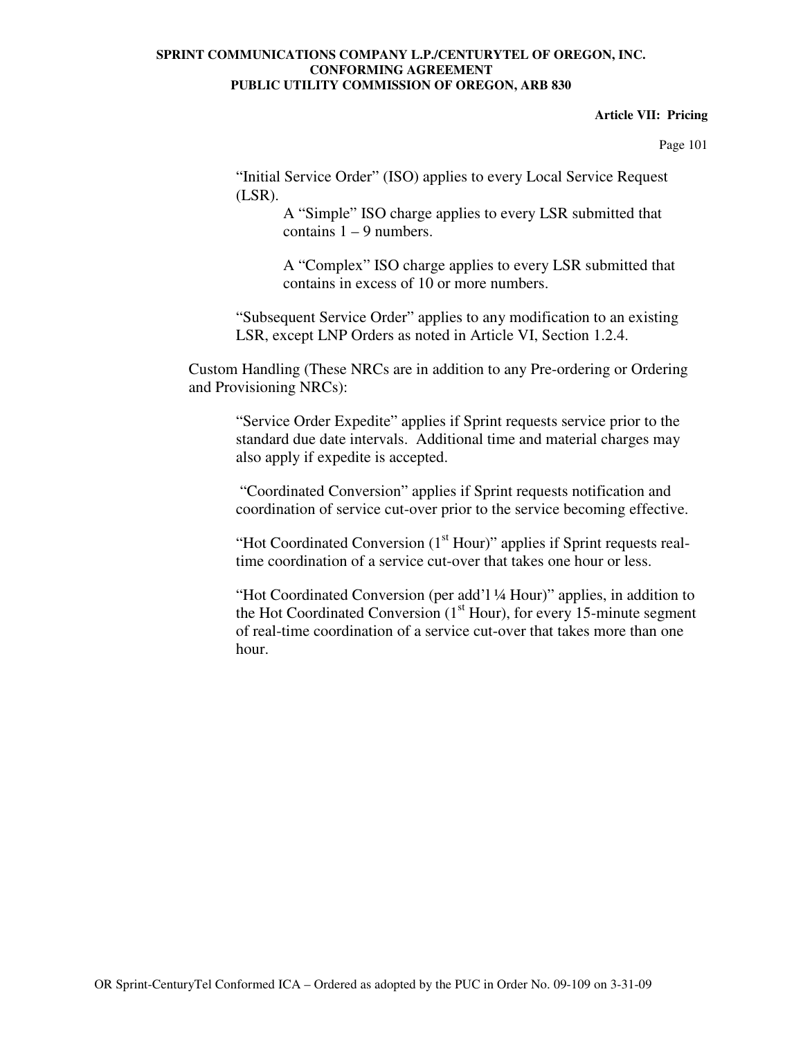"Initial Service Order" (ISO) applies to every Local Service Request (LSR).

> A "Simple" ISO charge applies to every LSR submitted that contains 1 – 9 numbers.
>
> A "Complex" ISO charge applies to every LSR submitted that contains in excess of 10 or more numbers.

"Subsequent Service Order" applies to any modification to an existing LSR, except LNP Orders as noted in Article VI, Section 1.2.4.

Custom Handling (These NRCs are in addition to any Pre-ordering or Ordering and Provisioning NRCs):

"Service Order Expedite" applies if Sprint requests service prior to the standard due date intervals. Additional time and material charges may also apply if expedite is accepted.

"Coordinated Conversion" applies if Sprint requests notification and coordination of service cut-over prior to the service becoming effective.

"Hot Coordinated Conversion (1st Hour)" applies if Sprint requests real-time coordination of a service cut-over that takes one hour or less.

"Hot Coordinated Conversion (per add'l ¼ Hour)" applies, in addition to the Hot Coordinated Conversion (1st Hour), for every 15-minute segment of real-time coordination of a service cut-over that takes more than one hour.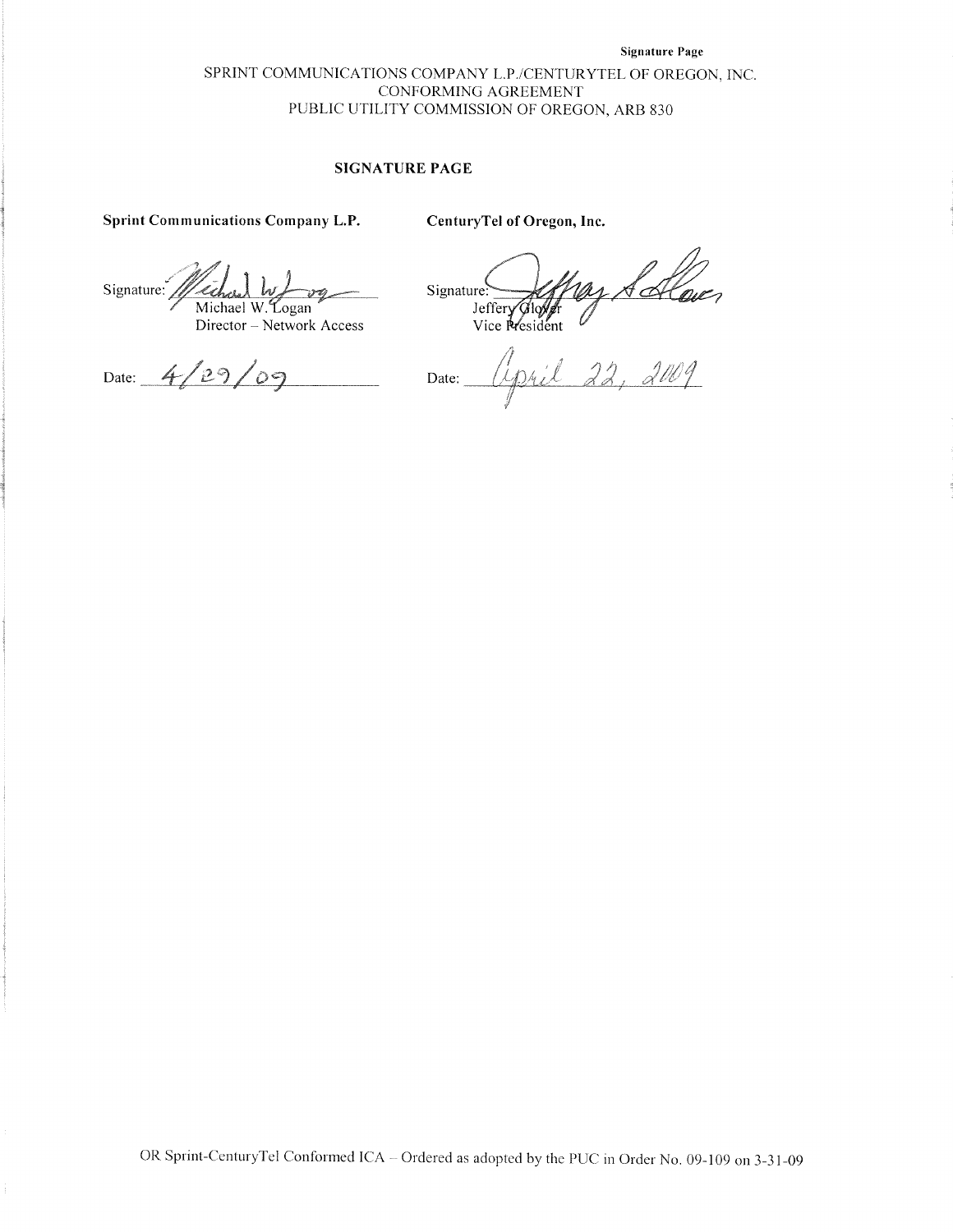SPRINT COMMUNICATIONS COMPANY L.P./CENTURYTEL OF OREGON, INC.
CONFORMING AGREEMENT
PUBLIC UTILITY COMMISSION OF OREGON, ARB 830

## SIGNATURE PAGE

| **Sprint Communications Company L.P.** | **CenturyTel of Oregon, Inc.** |
|---|---|
| Signature: *Michael W. Logan* | Signature: *Jeffery A. Glover* |
| Michael W. Logan | Jeffery Glover |
| Director – Network Access | Vice President |
| Date: 4/29/09 | Date: April 22, 2009 |

OR Sprint-CenturyTel Conformed ICA – Ordered as adopted by the PUC in Order No. 09-109 on 3-31-09